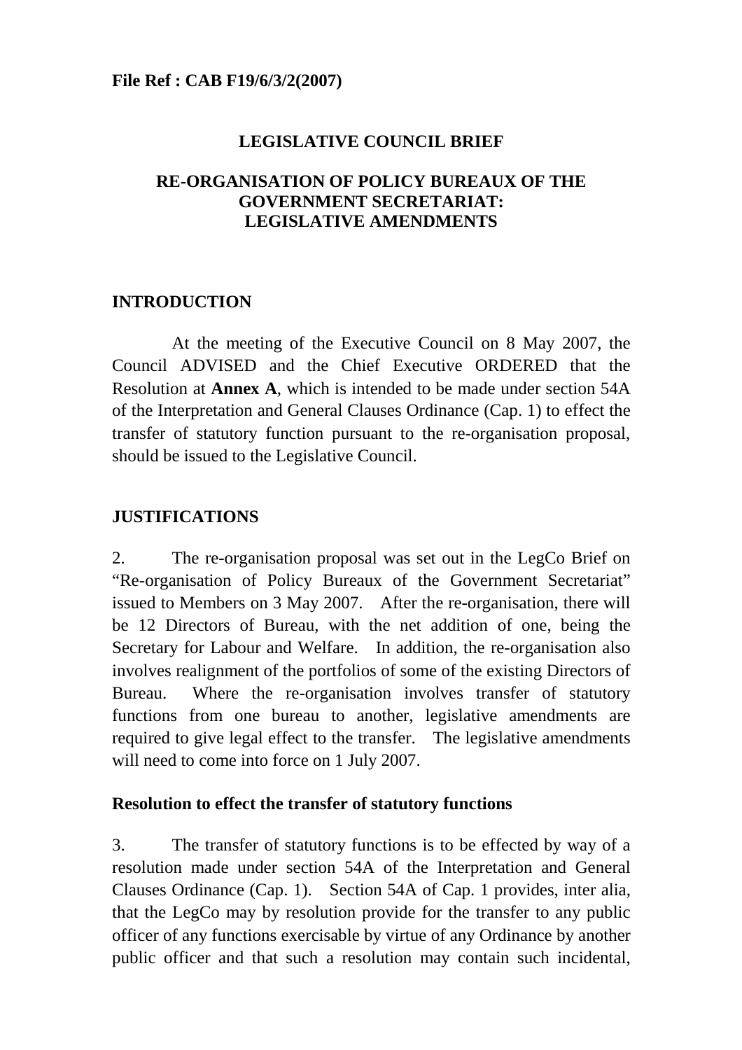**File Ref : CAB F19/6/3/2(2007)**

# LEGISLATIVE COUNCIL BRIEF

## RE-ORGANISATION OF POLICY BUREAUX OF THE GOVERNMENT SECRETARIAT: LEGISLATIVE AMENDMENTS

### INTRODUCTION

At the meeting of the Executive Council on 8 May 2007, the Council ADVISED and the Chief Executive ORDERED that the Resolution at **Annex A**, which is intended to be made under section 54A of the Interpretation and General Clauses Ordinance (Cap. 1) to effect the transfer of statutory function pursuant to the re-organisation proposal, should be issued to the Legislative Council.

### JUSTIFICATIONS

2. The re-organisation proposal was set out in the LegCo Brief on "Re-organisation of Policy Bureaux of the Government Secretariat" issued to Members on 3 May 2007. After the re-organisation, there will be 12 Directors of Bureau, with the net addition of one, being the Secretary for Labour and Welfare. In addition, the re-organisation also involves realignment of the portfolios of some of the existing Directors of Bureau. Where the re-organisation involves transfer of statutory functions from one bureau to another, legislative amendments are required to give legal effect to the transfer. The legislative amendments will need to come into force on 1 July 2007.

**Resolution to effect the transfer of statutory functions**

3. The transfer of statutory functions is to be effected by way of a resolution made under section 54A of the Interpretation and General Clauses Ordinance (Cap. 1). Section 54A of Cap. 1 provides, inter alia, that the LegCo may by resolution provide for the transfer to any public officer of any functions exercisable by virtue of any Ordinance by another public officer and that such a resolution may contain such incidental,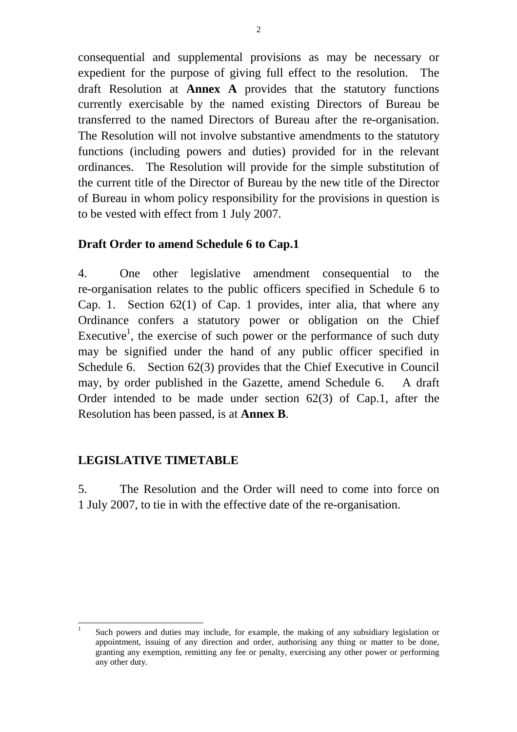consequential and supplemental provisions as may be necessary or expedient for the purpose of giving full effect to the resolution. The draft Resolution at **Annex A** provides that the statutory functions currently exercisable by the named existing Directors of Bureau be transferred to the named Directors of Bureau after the re-organisation. The Resolution will not involve substantive amendments to the statutory functions (including powers and duties) provided for in the relevant ordinances. The Resolution will provide for the simple substitution of the current title of the Director of Bureau by the new title of the Director of Bureau in whom policy responsibility for the provisions in question is to be vested with effect from 1 July 2007.

**Draft Order to amend Schedule 6 to Cap.1**

4. One other legislative amendment consequential to the re-organisation relates to the public officers specified in Schedule 6 to Cap. 1. Section 62(1) of Cap. 1 provides, inter alia, that where any Ordinance confers a statutory power or obligation on the Chief Executive[1], the exercise of such power or the performance of such duty may be signified under the hand of any public officer specified in Schedule 6. Section 62(3) provides that the Chief Executive in Council may, by order published in the Gazette, amend Schedule 6. A draft Order intended to be made under section 62(3) of Cap.1, after the Resolution has been passed, is at **Annex B**.

## LEGISLATIVE TIMETABLE

5. The Resolution and the Order will need to come into force on 1 July 2007, to tie in with the effective date of the re-organisation.

---

[1] Such powers and duties may include, for example, the making of any subsidiary legislation or appointment, issuing of any direction and order, authorising any thing or matter to be done, granting any exemption, remitting any fee or penalty, exercising any other power or performing any other duty.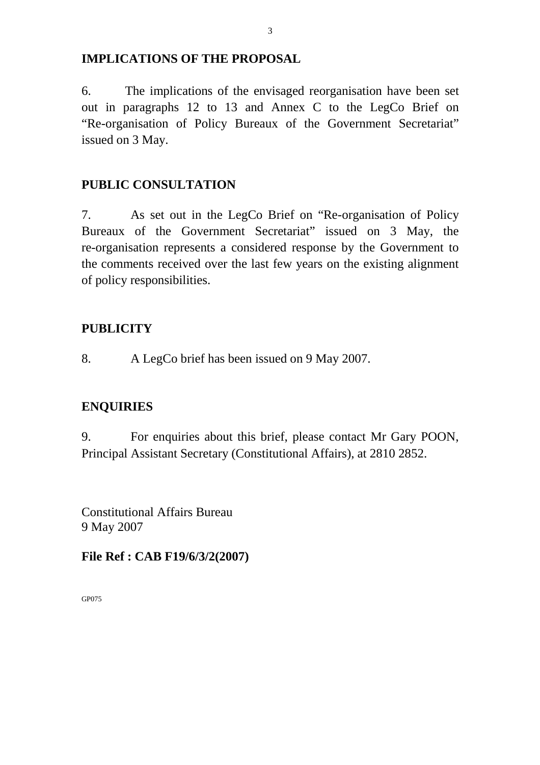## IMPLICATIONS OF THE PROPOSAL

6. The implications of the envisaged reorganisation have been set out in paragraphs 12 to 13 and Annex C to the LegCo Brief on "Re-organisation of Policy Bureaux of the Government Secretariat" issued on 3 May.

## PUBLIC CONSULTATION

7. As set out in the LegCo Brief on "Re-organisation of Policy Bureaux of the Government Secretariat" issued on 3 May, the re-organisation represents a considered response by the Government to the comments received over the last few years on the existing alignment of policy responsibilities.

## PUBLICITY

8. A LegCo brief has been issued on 9 May 2007.

## ENQUIRIES

9. For enquiries about this brief, please contact Mr Gary POON, Principal Assistant Secretary (Constitutional Affairs), at 2810 2852.

Constitutional Affairs Bureau
9 May 2007

**File Ref : CAB F19/6/3/2(2007)**

GP075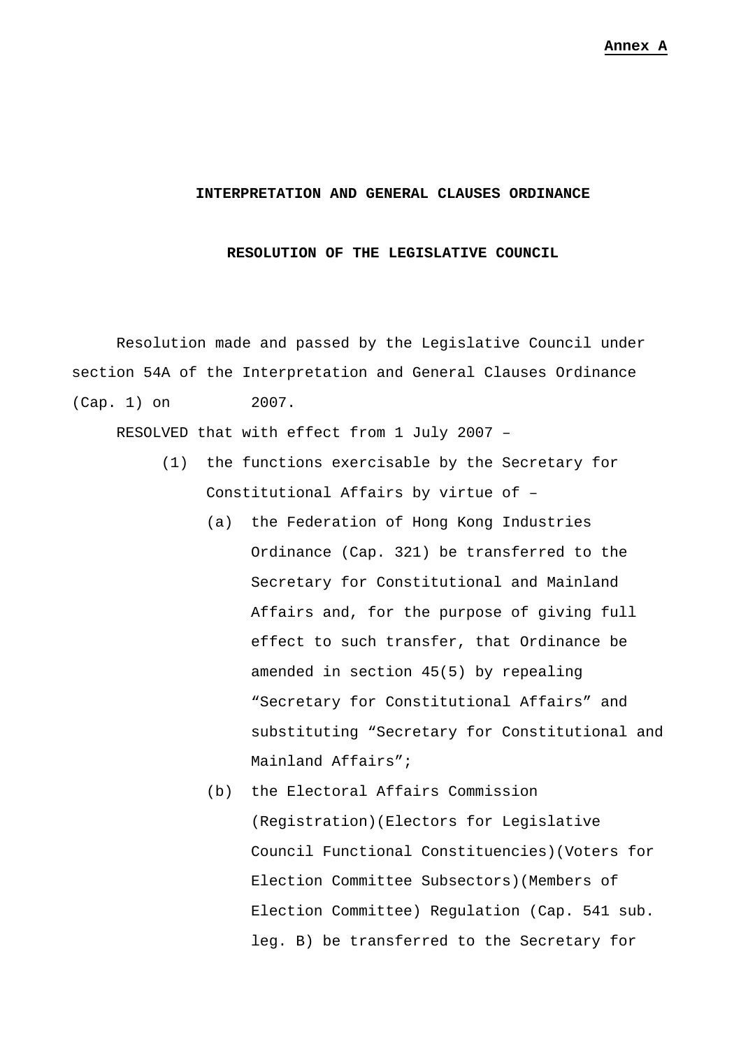**Annex A**

**INTERPRETATION AND GENERAL CLAUSES ORDINANCE**

**RESOLUTION OF THE LEGISLATIVE COUNCIL**

Resolution made and passed by the Legislative Council under section 54A of the Interpretation and General Clauses Ordinance (Cap. 1) on          2007.

RESOLVED that with effect from 1 July 2007 –

(1) the functions exercisable by the Secretary for Constitutional Affairs by virtue of –

(a) the Federation of Hong Kong Industries Ordinance (Cap. 321) be transferred to the Secretary for Constitutional and Mainland Affairs and, for the purpose of giving full effect to such transfer, that Ordinance be amended in section 45(5) by repealing "Secretary for Constitutional Affairs" and substituting "Secretary for Constitutional and Mainland Affairs";

(b) the Electoral Affairs Commission (Registration)(Electors for Legislative Council Functional Constituencies)(Voters for Election Committee Subsectors)(Members of Election Committee) Regulation (Cap. 541 sub. leg. B) be transferred to the Secretary for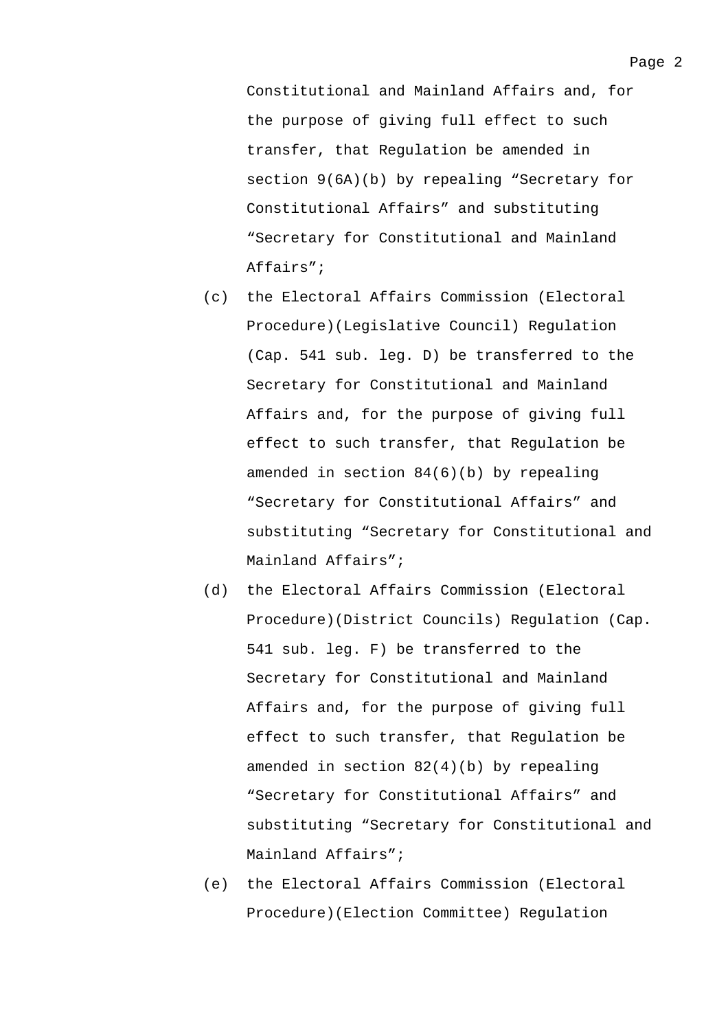Constitutional and Mainland Affairs and, for the purpose of giving full effect to such transfer, that Regulation be amended in section 9(6A)(b) by repealing “Secretary for Constitutional Affairs” and substituting “Secretary for Constitutional and Mainland Affairs”;

(c) the Electoral Affairs Commission (Electoral Procedure)(Legislative Council) Regulation (Cap. 541 sub. leg. D) be transferred to the Secretary for Constitutional and Mainland Affairs and, for the purpose of giving full effect to such transfer, that Regulation be amended in section 84(6)(b) by repealing “Secretary for Constitutional Affairs” and substituting “Secretary for Constitutional and Mainland Affairs”;

(d) the Electoral Affairs Commission (Electoral Procedure)(District Councils) Regulation (Cap. 541 sub. leg. F) be transferred to the Secretary for Constitutional and Mainland Affairs and, for the purpose of giving full effect to such transfer, that Regulation be amended in section 82(4)(b) by repealing “Secretary for Constitutional Affairs” and substituting “Secretary for Constitutional and Mainland Affairs”;

(e) the Electoral Affairs Commission (Electoral Procedure)(Election Committee) Regulation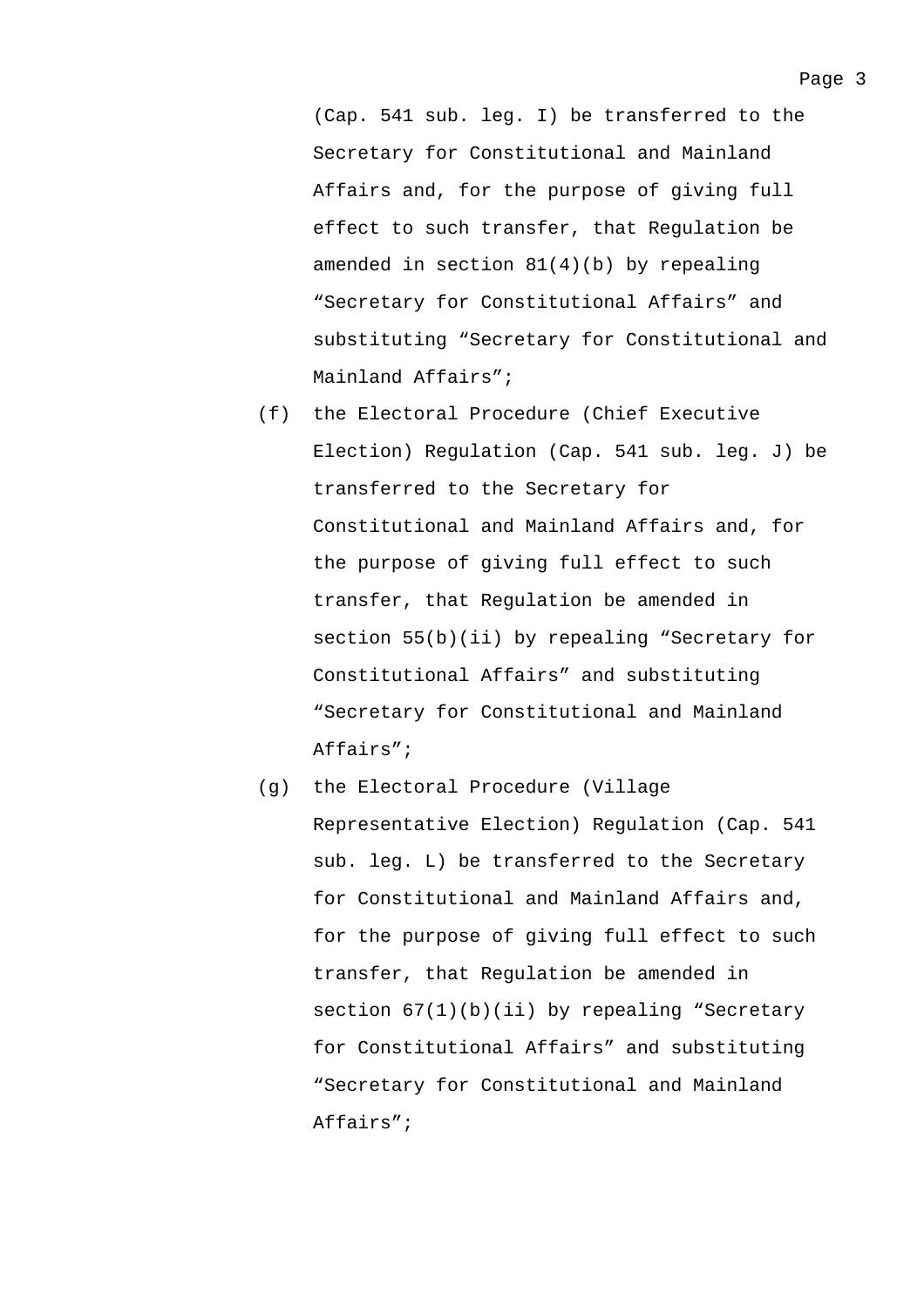(Cap. 541 sub. leg. I) be transferred to the Secretary for Constitutional and Mainland Affairs and, for the purpose of giving full effect to such transfer, that Regulation be amended in section 81(4)(b) by repealing “Secretary for Constitutional Affairs” and substituting “Secretary for Constitutional and Mainland Affairs”;

(f) the Electoral Procedure (Chief Executive Election) Regulation (Cap. 541 sub. leg. J) be transferred to the Secretary for Constitutional and Mainland Affairs and, for the purpose of giving full effect to such transfer, that Regulation be amended in section 55(b)(ii) by repealing “Secretary for Constitutional Affairs” and substituting “Secretary for Constitutional and Mainland Affairs”;

(g) the Electoral Procedure (Village Representative Election) Regulation (Cap. 541 sub. leg. L) be transferred to the Secretary for Constitutional and Mainland Affairs and, for the purpose of giving full effect to such transfer, that Regulation be amended in section 67(1)(b)(ii) by repealing “Secretary for Constitutional Affairs” and substituting “Secretary for Constitutional and Mainland Affairs”;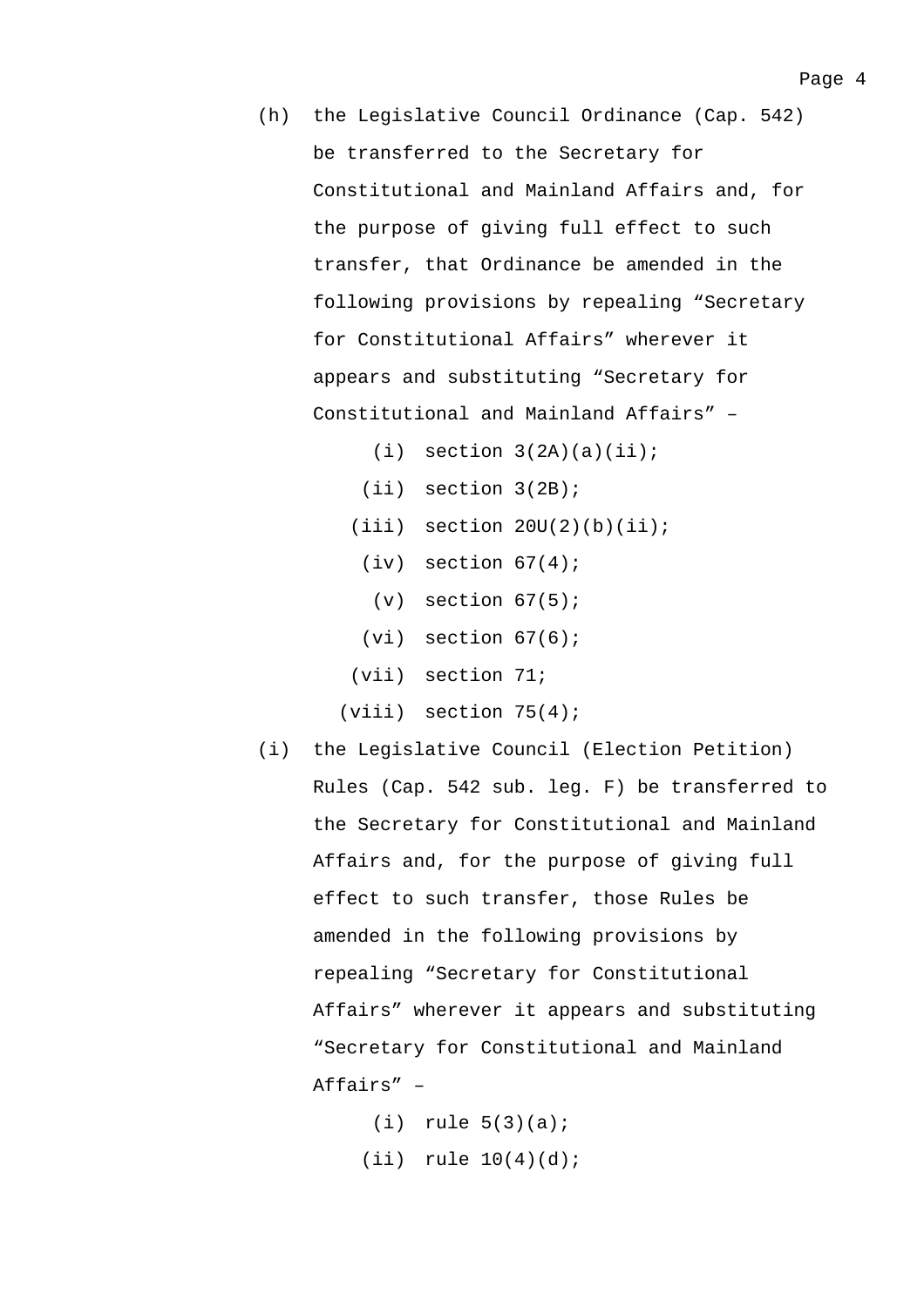(h) the Legislative Council Ordinance (Cap. 542) be transferred to the Secretary for Constitutional and Mainland Affairs and, for the purpose of giving full effect to such transfer, that Ordinance be amended in the following provisions by repealing "Secretary for Constitutional Affairs" wherever it appears and substituting "Secretary for Constitutional and Mainland Affairs" –

   (i) section 3(2A)(a)(ii);

   (ii) section 3(2B);

   (iii) section 20U(2)(b)(ii);

   (iv) section 67(4);

   (v) section 67(5);

   (vi) section 67(6);

   (vii) section 71;

   (viii) section 75(4);

(i) the Legislative Council (Election Petition) Rules (Cap. 542 sub. leg. F) be transferred to the Secretary for Constitutional and Mainland Affairs and, for the purpose of giving full effect to such transfer, those Rules be amended in the following provisions by repealing "Secretary for Constitutional Affairs" wherever it appears and substituting "Secretary for Constitutional and Mainland Affairs" –

   (i) rule 5(3)(a);

   (ii) rule 10(4)(d);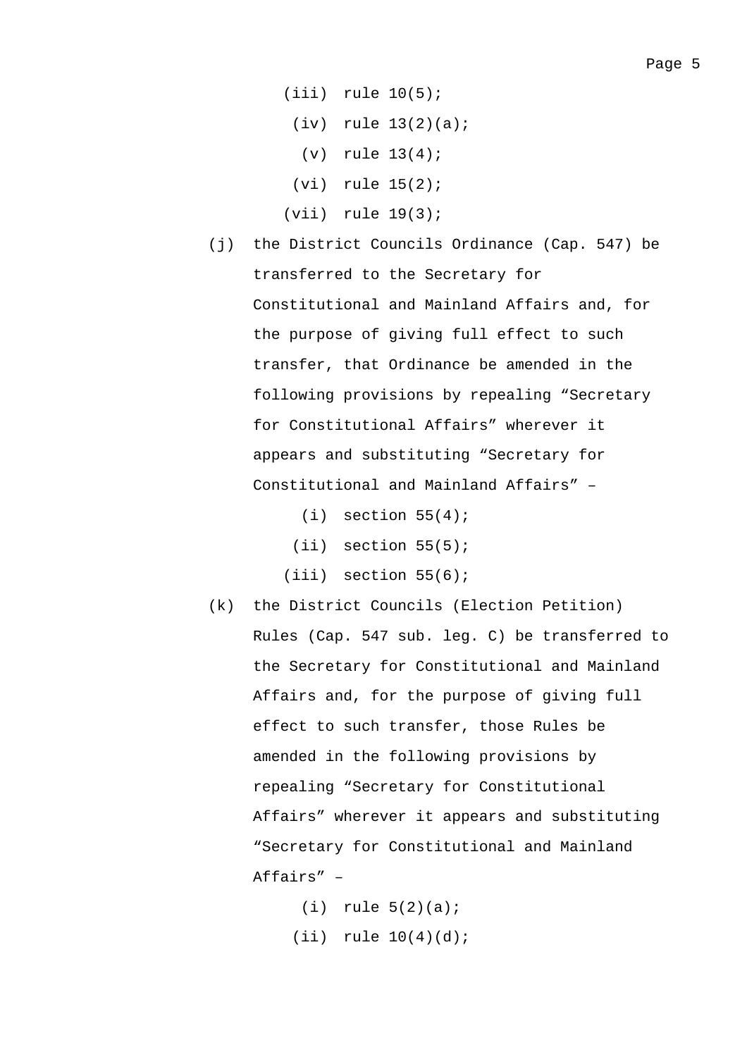(iii) rule 10(5);

(iv) rule 13(2)(a);

(v) rule 13(4);

(vi) rule 15(2);

(vii) rule 19(3);

(j) the District Councils Ordinance (Cap. 547) be transferred to the Secretary for Constitutional and Mainland Affairs and, for the purpose of giving full effect to such transfer, that Ordinance be amended in the following provisions by repealing "Secretary for Constitutional Affairs" wherever it appears and substituting "Secretary for Constitutional and Mainland Affairs" –

(i) section 55(4);

(ii) section 55(5);

(iii) section 55(6);

(k) the District Councils (Election Petition) Rules (Cap. 547 sub. leg. C) be transferred to the Secretary for Constitutional and Mainland Affairs and, for the purpose of giving full effect to such transfer, those Rules be amended in the following provisions by repealing "Secretary for Constitutional Affairs" wherever it appears and substituting "Secretary for Constitutional and Mainland Affairs" –

(i) rule 5(2)(a);

(ii) rule 10(4)(d);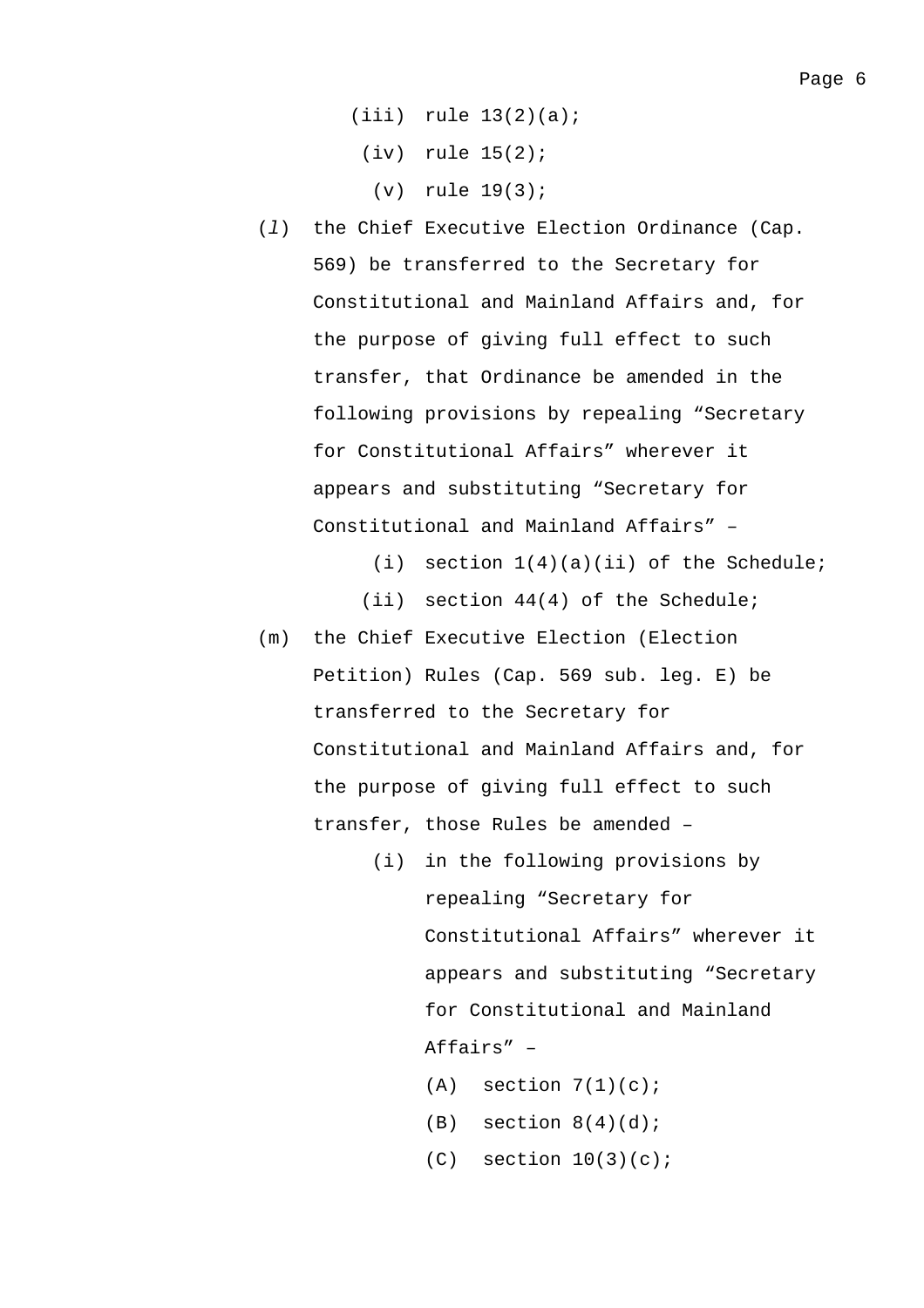(iii) rule 13(2)(a);

(iv) rule 15(2);

(v) rule 19(3);

(*l*) the Chief Executive Election Ordinance (Cap. 569) be transferred to the Secretary for Constitutional and Mainland Affairs and, for the purpose of giving full effect to such transfer, that Ordinance be amended in the following provisions by repealing “Secretary for Constitutional Affairs” wherever it appears and substituting “Secretary for Constitutional and Mainland Affairs” –

(i) section 1(4)(a)(ii) of the Schedule;

(ii) section 44(4) of the Schedule;

(m) the Chief Executive Election (Election Petition) Rules (Cap. 569 sub. leg. E) be transferred to the Secretary for Constitutional and Mainland Affairs and, for the purpose of giving full effect to such transfer, those Rules be amended –

(i) in the following provisions by repealing “Secretary for Constitutional Affairs” wherever it appears and substituting “Secretary for Constitutional and Mainland Affairs” –

(A) section 7(1)(c);

(B) section 8(4)(d);

(C) section 10(3)(c);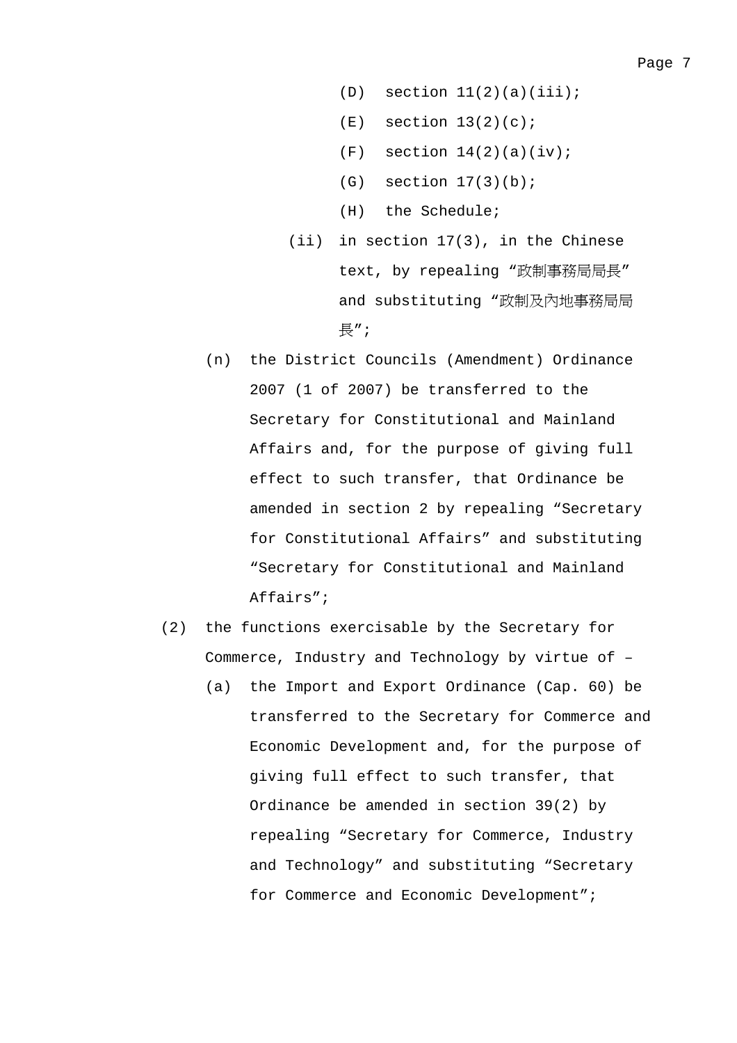(D) section 11(2)(a)(iii);

(E) section 13(2)(c);

(F) section 14(2)(a)(iv);

(G) section 17(3)(b);

(H) the Schedule;

(ii) in section 17(3), in the Chinese text, by repealing “政制事務局局長” and substituting “政制及內地事務局局長”;

(n) the District Councils (Amendment) Ordinance 2007 (1 of 2007) be transferred to the Secretary for Constitutional and Mainland Affairs and, for the purpose of giving full effect to such transfer, that Ordinance be amended in section 2 by repealing “Secretary for Constitutional Affairs” and substituting “Secretary for Constitutional and Mainland Affairs”;

(2) the functions exercisable by the Secretary for Commerce, Industry and Technology by virtue of –

(a) the Import and Export Ordinance (Cap. 60) be transferred to the Secretary for Commerce and Economic Development and, for the purpose of giving full effect to such transfer, that Ordinance be amended in section 39(2) by repealing “Secretary for Commerce, Industry and Technology” and substituting “Secretary for Commerce and Economic Development”;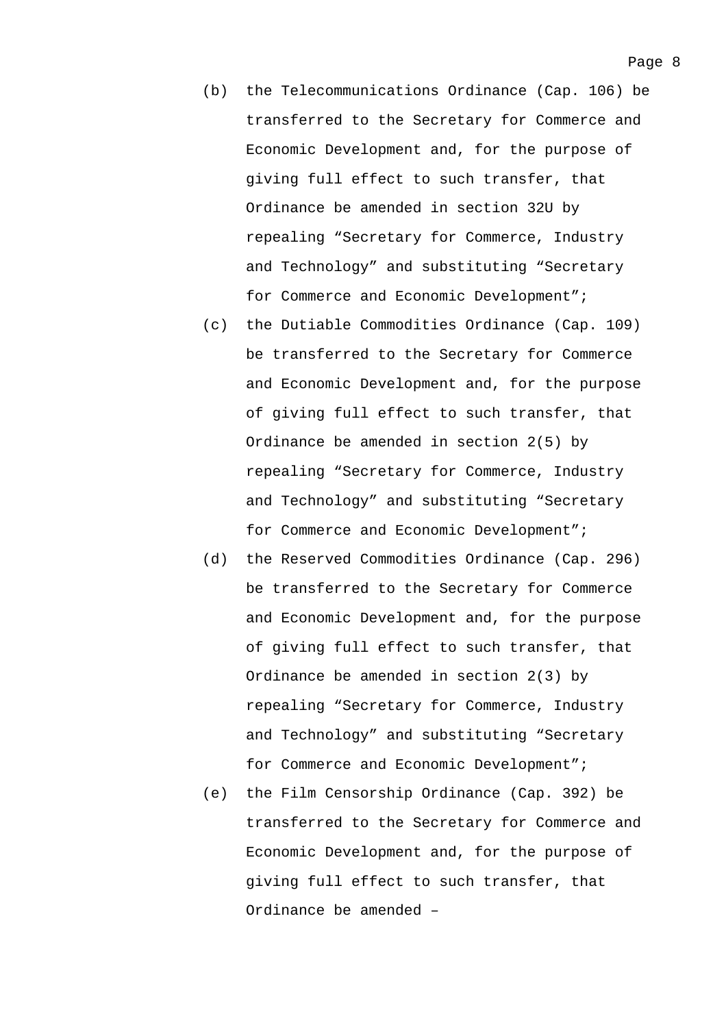(b) the Telecommunications Ordinance (Cap. 106) be transferred to the Secretary for Commerce and Economic Development and, for the purpose of giving full effect to such transfer, that Ordinance be amended in section 32U by repealing "Secretary for Commerce, Industry and Technology" and substituting "Secretary for Commerce and Economic Development";

(c) the Dutiable Commodities Ordinance (Cap. 109) be transferred to the Secretary for Commerce and Economic Development and, for the purpose of giving full effect to such transfer, that Ordinance be amended in section 2(5) by repealing "Secretary for Commerce, Industry and Technology" and substituting "Secretary for Commerce and Economic Development";

(d) the Reserved Commodities Ordinance (Cap. 296) be transferred to the Secretary for Commerce and Economic Development and, for the purpose of giving full effect to such transfer, that Ordinance be amended in section 2(3) by repealing "Secretary for Commerce, Industry and Technology" and substituting "Secretary for Commerce and Economic Development";

(e) the Film Censorship Ordinance (Cap. 392) be transferred to the Secretary for Commerce and Economic Development and, for the purpose of giving full effect to such transfer, that Ordinance be amended –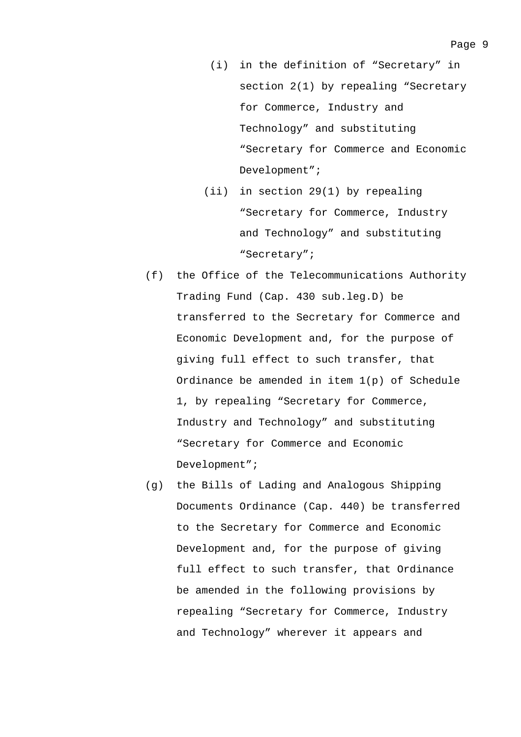(i) in the definition of “Secretary” in section 2(1) by repealing “Secretary for Commerce, Industry and Technology” and substituting “Secretary for Commerce and Economic Development”;

(ii) in section 29(1) by repealing “Secretary for Commerce, Industry and Technology” and substituting “Secretary”;

(f) the Office of the Telecommunications Authority Trading Fund (Cap. 430 sub.leg.D) be transferred to the Secretary for Commerce and Economic Development and, for the purpose of giving full effect to such transfer, that Ordinance be amended in item 1(p) of Schedule 1, by repealing “Secretary for Commerce, Industry and Technology” and substituting “Secretary for Commerce and Economic Development”;

(g) the Bills of Lading and Analogous Shipping Documents Ordinance (Cap. 440) be transferred to the Secretary for Commerce and Economic Development and, for the purpose of giving full effect to such transfer, that Ordinance be amended in the following provisions by repealing “Secretary for Commerce, Industry and Technology” wherever it appears and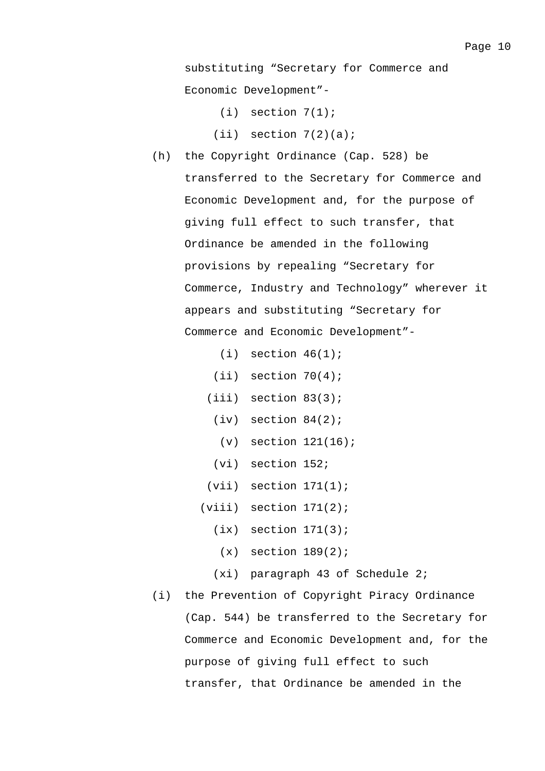substituting “Secretary for Commerce and Economic Development”-

(i) section 7(1);

(ii) section 7(2)(a);

(h) the Copyright Ordinance (Cap. 528) be transferred to the Secretary for Commerce and Economic Development and, for the purpose of giving full effect to such transfer, that Ordinance be amended in the following provisions by repealing “Secretary for Commerce, Industry and Technology” wherever it appears and substituting “Secretary for Commerce and Economic Development”-

(i) section 46(1);

(ii) section 70(4);

(iii) section 83(3);

(iv) section 84(2);

(v) section 121(16);

(vi) section 152;

(vii) section 171(1);

(viii) section 171(2);

(ix) section 171(3);

(x) section 189(2);

(xi) paragraph 43 of Schedule 2;

(i) the Prevention of Copyright Piracy Ordinance (Cap. 544) be transferred to the Secretary for Commerce and Economic Development and, for the purpose of giving full effect to such transfer, that Ordinance be amended in the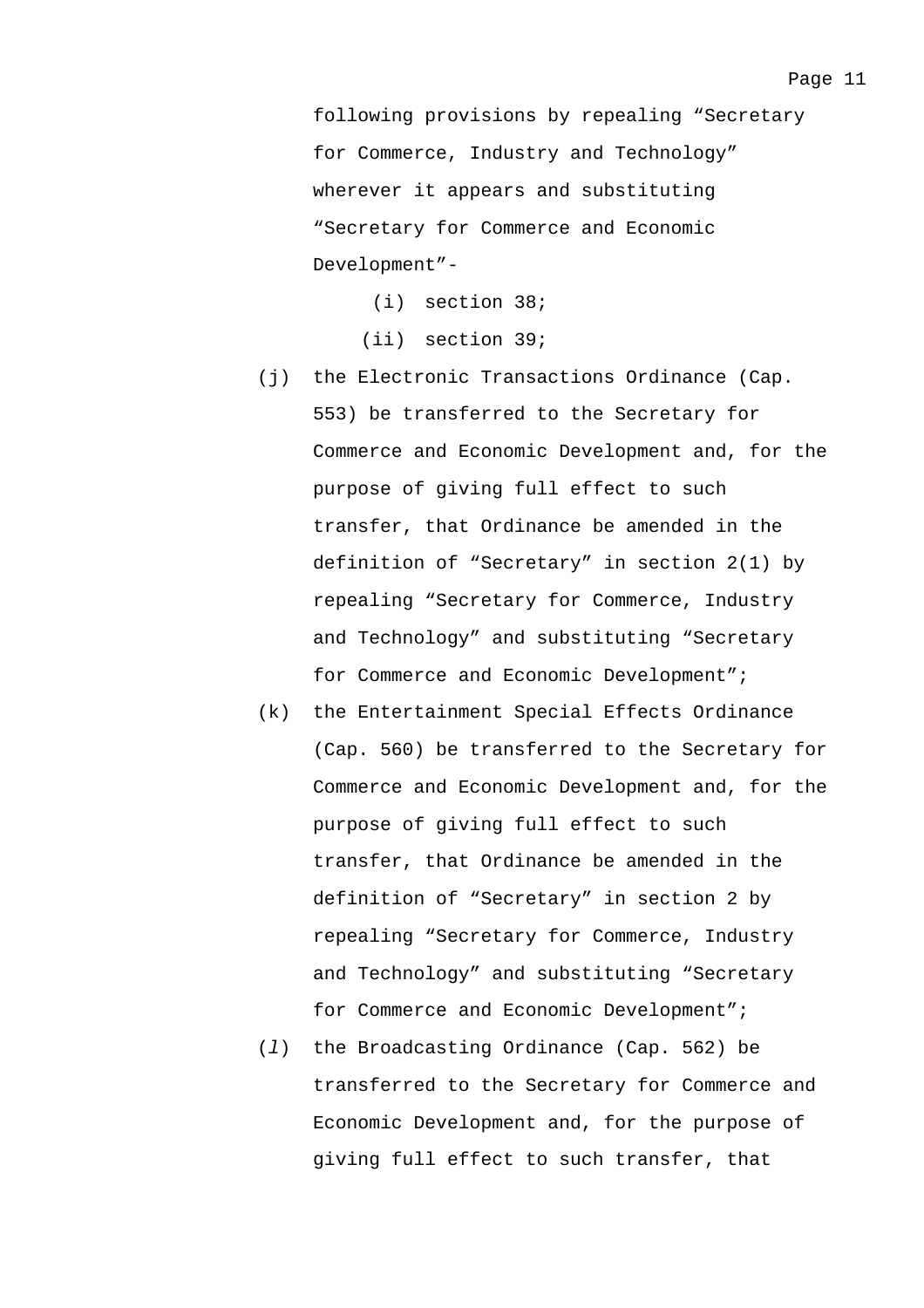following provisions by repealing “Secretary for Commerce, Industry and Technology” wherever it appears and substituting “Secretary for Commerce and Economic Development”-

(i) section 38;

(ii) section 39;

(j) the Electronic Transactions Ordinance (Cap. 553) be transferred to the Secretary for Commerce and Economic Development and, for the purpose of giving full effect to such transfer, that Ordinance be amended in the definition of “Secretary” in section 2(1) by repealing “Secretary for Commerce, Industry and Technology” and substituting “Secretary for Commerce and Economic Development”;

(k) the Entertainment Special Effects Ordinance (Cap. 560) be transferred to the Secretary for Commerce and Economic Development and, for the purpose of giving full effect to such transfer, that Ordinance be amended in the definition of “Secretary” in section 2 by repealing “Secretary for Commerce, Industry and Technology” and substituting “Secretary for Commerce and Economic Development”;

(*l*) the Broadcasting Ordinance (Cap. 562) be transferred to the Secretary for Commerce and Economic Development and, for the purpose of giving full effect to such transfer, that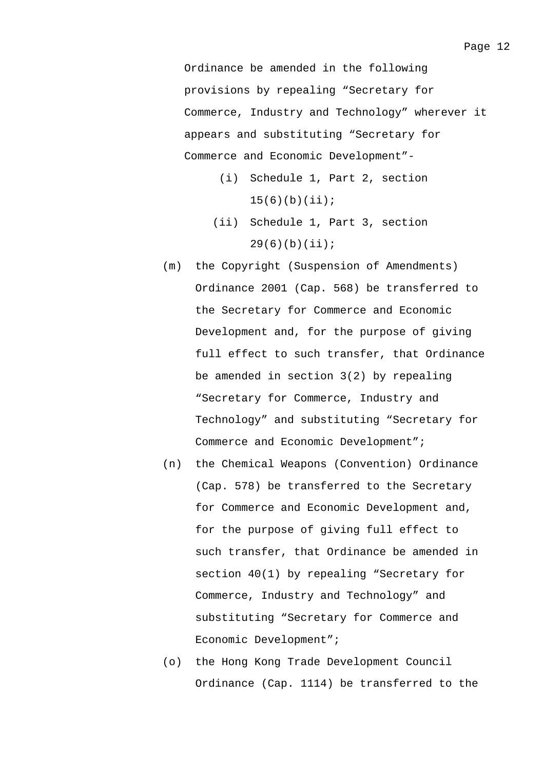Ordinance be amended in the following provisions by repealing "Secretary for Commerce, Industry and Technology" wherever it appears and substituting "Secretary for Commerce and Economic Development"-

  (i) Schedule 1, Part 2, section 15(6)(b)(ii);

  (ii) Schedule 1, Part 3, section 29(6)(b)(ii);

(m) the Copyright (Suspension of Amendments) Ordinance 2001 (Cap. 568) be transferred to the Secretary for Commerce and Economic Development and, for the purpose of giving full effect to such transfer, that Ordinance be amended in section 3(2) by repealing "Secretary for Commerce, Industry and Technology" and substituting "Secretary for Commerce and Economic Development";

(n) the Chemical Weapons (Convention) Ordinance (Cap. 578) be transferred to the Secretary for Commerce and Economic Development and, for the purpose of giving full effect to such transfer, that Ordinance be amended in section 40(1) by repealing "Secretary for Commerce, Industry and Technology" and substituting "Secretary for Commerce and Economic Development";

(o) the Hong Kong Trade Development Council Ordinance (Cap. 1114) be transferred to the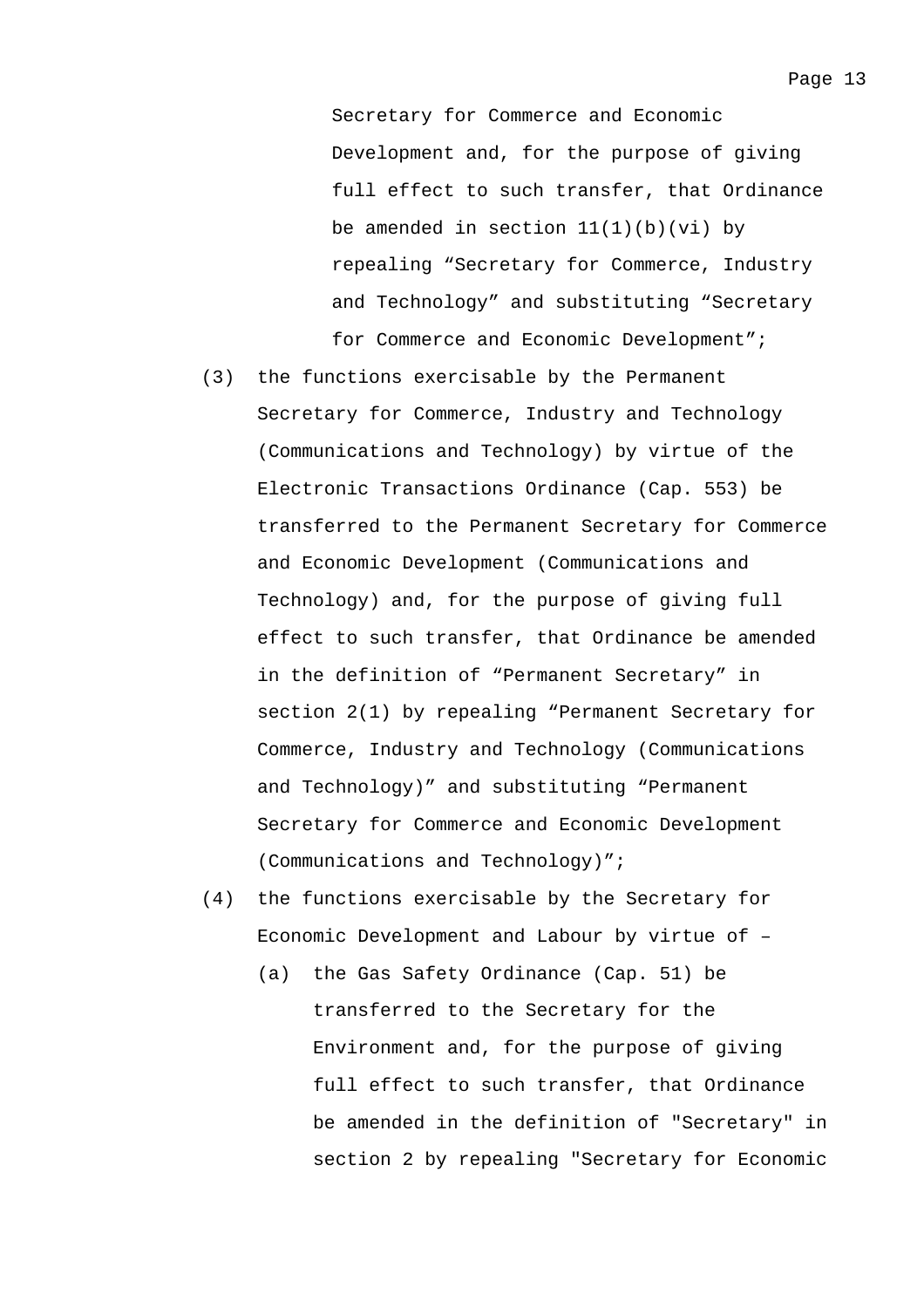Secretary for Commerce and Economic Development and, for the purpose of giving full effect to such transfer, that Ordinance be amended in section 11(1)(b)(vi) by repealing “Secretary for Commerce, Industry and Technology” and substituting “Secretary for Commerce and Economic Development”;

(3) the functions exercisable by the Permanent Secretary for Commerce, Industry and Technology (Communications and Technology) by virtue of the Electronic Transactions Ordinance (Cap. 553) be transferred to the Permanent Secretary for Commerce and Economic Development (Communications and Technology) and, for the purpose of giving full effect to such transfer, that Ordinance be amended in the definition of “Permanent Secretary” in section 2(1) by repealing “Permanent Secretary for Commerce, Industry and Technology (Communications and Technology)” and substituting “Permanent Secretary for Commerce and Economic Development (Communications and Technology)”;

(4) the functions exercisable by the Secretary for Economic Development and Labour by virtue of –

    (a) the Gas Safety Ordinance (Cap. 51) be transferred to the Secretary for the Environment and, for the purpose of giving full effect to such transfer, that Ordinance be amended in the definition of "Secretary" in section 2 by repealing "Secretary for Economic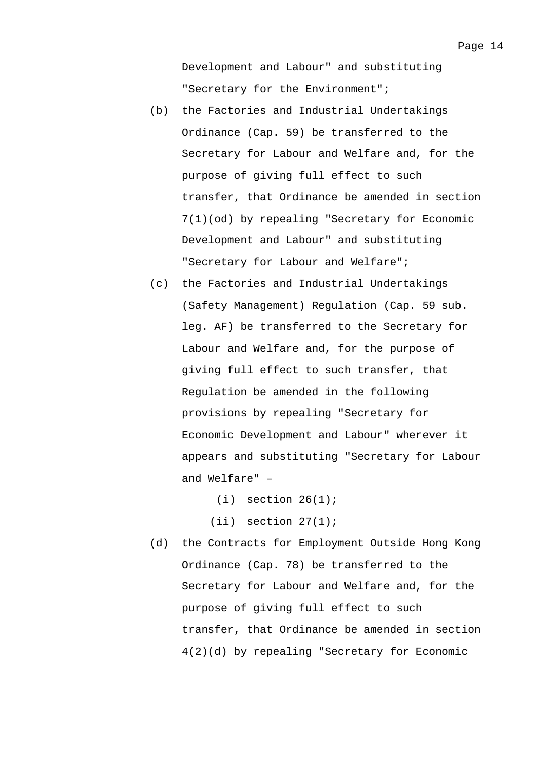Development and Labour" and substituting "Secretary for the Environment";

(b) the Factories and Industrial Undertakings Ordinance (Cap. 59) be transferred to the Secretary for Labour and Welfare and, for the purpose of giving full effect to such transfer, that Ordinance be amended in section 7(1)(od) by repealing "Secretary for Economic Development and Labour" and substituting "Secretary for Labour and Welfare";

(c) the Factories and Industrial Undertakings (Safety Management) Regulation (Cap. 59 sub. leg. AF) be transferred to the Secretary for Labour and Welfare and, for the purpose of giving full effect to such transfer, that Regulation be amended in the following provisions by repealing "Secretary for Economic Development and Labour" wherever it appears and substituting "Secretary for Labour and Welfare" –

    (i) section 26(1);

    (ii) section 27(1);

(d) the Contracts for Employment Outside Hong Kong Ordinance (Cap. 78) be transferred to the Secretary for Labour and Welfare and, for the purpose of giving full effect to such transfer, that Ordinance be amended in section 4(2)(d) by repealing "Secretary for Economic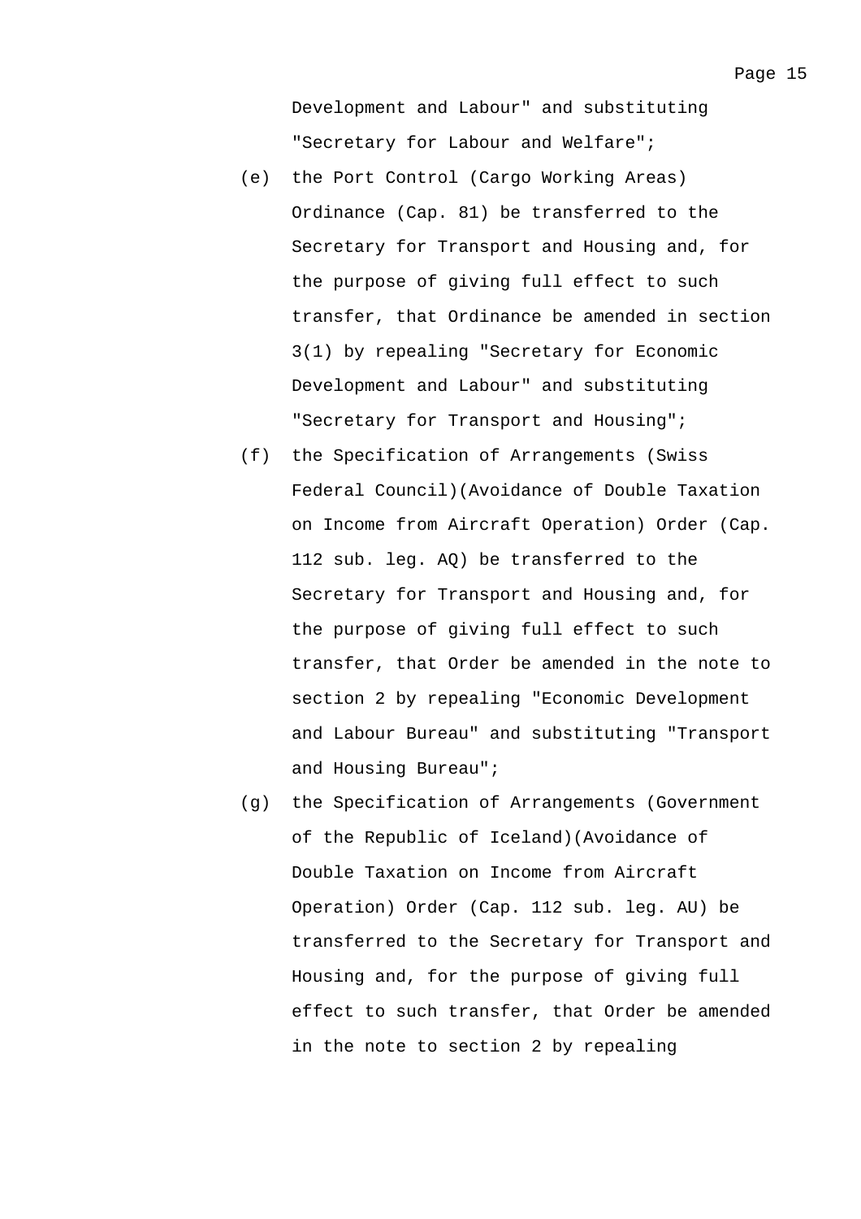Development and Labour" and substituting "Secretary for Labour and Welfare";

(e) the Port Control (Cargo Working Areas) Ordinance (Cap. 81) be transferred to the Secretary for Transport and Housing and, for the purpose of giving full effect to such transfer, that Ordinance be amended in section 3(1) by repealing "Secretary for Economic Development and Labour" and substituting "Secretary for Transport and Housing";

(f) the Specification of Arrangements (Swiss Federal Council)(Avoidance of Double Taxation on Income from Aircraft Operation) Order (Cap. 112 sub. leg. AQ) be transferred to the Secretary for Transport and Housing and, for the purpose of giving full effect to such transfer, that Order be amended in the note to section 2 by repealing "Economic Development and Labour Bureau" and substituting "Transport and Housing Bureau";

(g) the Specification of Arrangements (Government of the Republic of Iceland)(Avoidance of Double Taxation on Income from Aircraft Operation) Order (Cap. 112 sub. leg. AU) be transferred to the Secretary for Transport and Housing and, for the purpose of giving full effect to such transfer, that Order be amended in the note to section 2 by repealing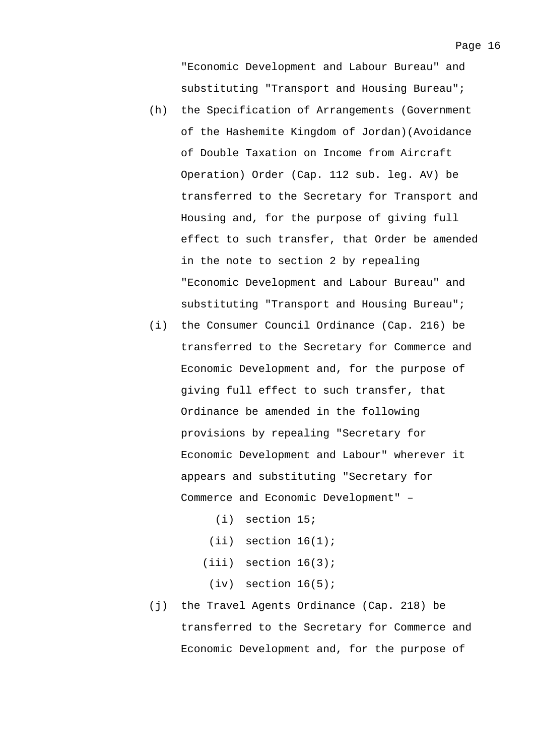"Economic Development and Labour Bureau" and substituting "Transport and Housing Bureau";

(h) the Specification of Arrangements (Government of the Hashemite Kingdom of Jordan)(Avoidance of Double Taxation on Income from Aircraft Operation) Order (Cap. 112 sub. leg. AV) be transferred to the Secretary for Transport and Housing and, for the purpose of giving full effect to such transfer, that Order be amended in the note to section 2 by repealing "Economic Development and Labour Bureau" and substituting "Transport and Housing Bureau";

(i) the Consumer Council Ordinance (Cap. 216) be transferred to the Secretary for Commerce and Economic Development and, for the purpose of giving full effect to such transfer, that Ordinance be amended in the following provisions by repealing "Secretary for Economic Development and Labour" wherever it appears and substituting "Secretary for Commerce and Economic Development" –

  (i) section 15;

  (ii) section 16(1);

  (iii) section 16(3);

  (iv) section 16(5);

(j) the Travel Agents Ordinance (Cap. 218) be transferred to the Secretary for Commerce and Economic Development and, for the purpose of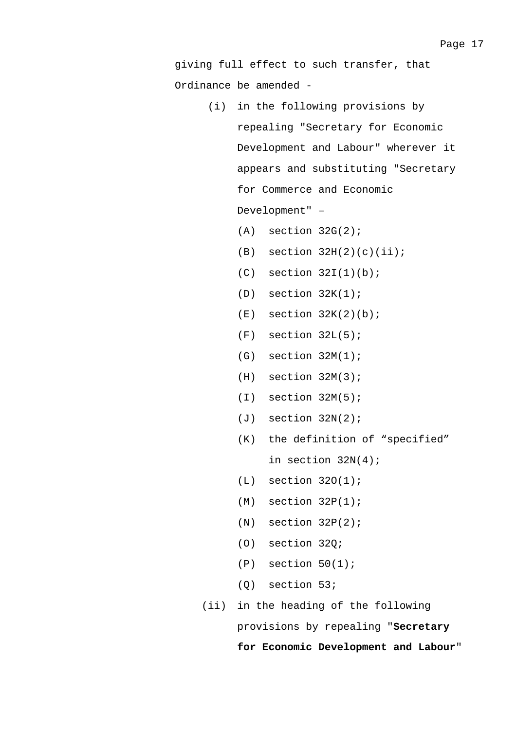giving full effect to such transfer, that Ordinance be amended -

(i) in the following provisions by repealing "Secretary for Economic Development and Labour" wherever it appears and substituting "Secretary for Commerce and Economic Development" –

(A) section 32G(2);

(B) section 32H(2)(c)(ii);

(C) section 32I(1)(b);

(D) section 32K(1);

(E) section 32K(2)(b);

(F) section 32L(5);

(G) section 32M(1);

(H) section 32M(3);

(I) section 32M(5);

(J) section 32N(2);

(K) the definition of “specified” in section 32N(4);

(L) section 32O(1);

(M) section 32P(1);

(N) section 32P(2);

(O) section 32Q;

(P) section 50(1);

(Q) section 53;

(ii) in the heading of the following provisions by repealing "**Secretary for Economic Development and Labour**"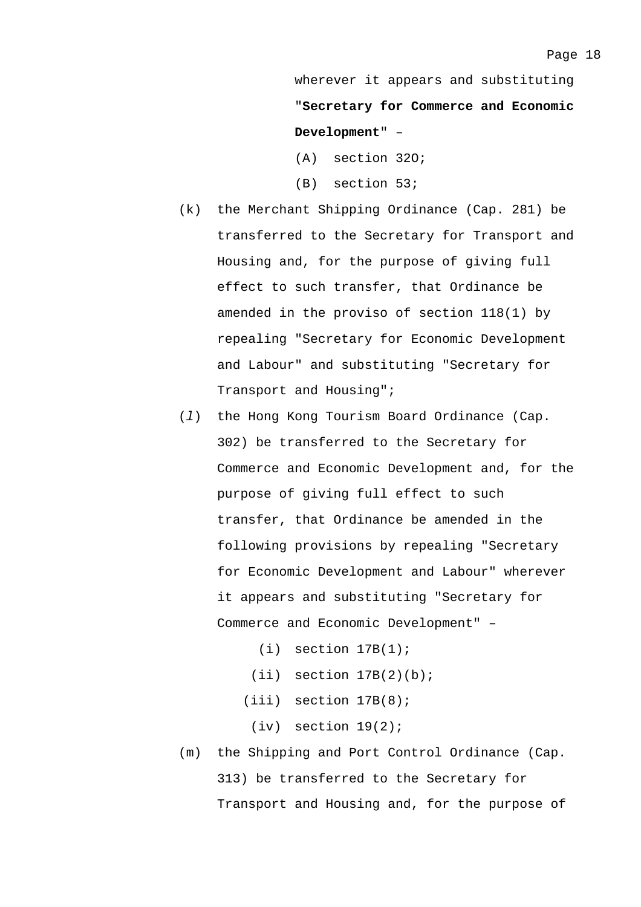wherever it appears and substituting "**Secretary for Commerce and Economic Development**" –

(A) section 32O;

(B) section 53;

(k) the Merchant Shipping Ordinance (Cap. 281) be transferred to the Secretary for Transport and Housing and, for the purpose of giving full effect to such transfer, that Ordinance be amended in the proviso of section 118(1) by repealing "Secretary for Economic Development and Labour" and substituting "Secretary for Transport and Housing";

(*l*) the Hong Kong Tourism Board Ordinance (Cap. 302) be transferred to the Secretary for Commerce and Economic Development and, for the purpose of giving full effect to such transfer, that Ordinance be amended in the following provisions by repealing "Secretary for Economic Development and Labour" wherever it appears and substituting "Secretary for Commerce and Economic Development" –

(i) section 17B(1);

(ii) section 17B(2)(b);

(iii) section 17B(8);

(iv) section 19(2);

(m) the Shipping and Port Control Ordinance (Cap. 313) be transferred to the Secretary for Transport and Housing and, for the purpose of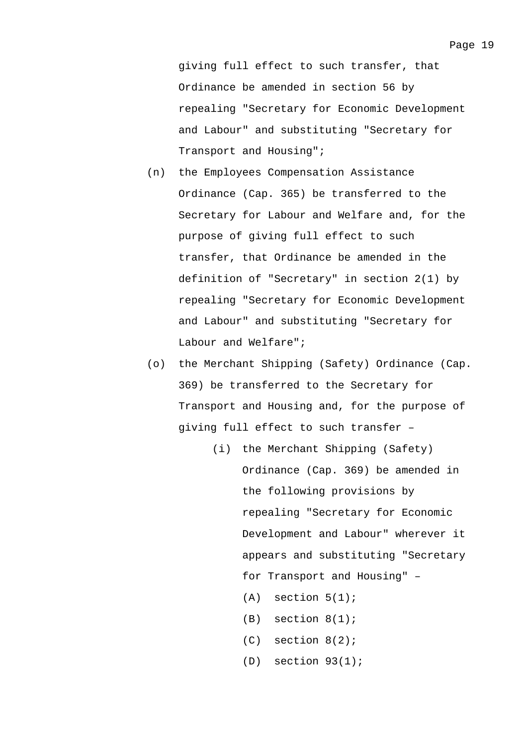giving full effect to such transfer, that Ordinance be amended in section 56 by repealing "Secretary for Economic Development and Labour" and substituting "Secretary for Transport and Housing";

(n) the Employees Compensation Assistance Ordinance (Cap. 365) be transferred to the Secretary for Labour and Welfare and, for the purpose of giving full effect to such transfer, that Ordinance be amended in the definition of "Secretary" in section 2(1) by repealing "Secretary for Economic Development and Labour" and substituting "Secretary for Labour and Welfare";

(o) the Merchant Shipping (Safety) Ordinance (Cap. 369) be transferred to the Secretary for Transport and Housing and, for the purpose of giving full effect to such transfer –

   (i) the Merchant Shipping (Safety) Ordinance (Cap. 369) be amended in the following provisions by repealing "Secretary for Economic Development and Labour" wherever it appears and substituting "Secretary for Transport and Housing" –

      (A) section 5(1);

      (B) section 8(1);

      (C) section 8(2);

      (D) section 93(1);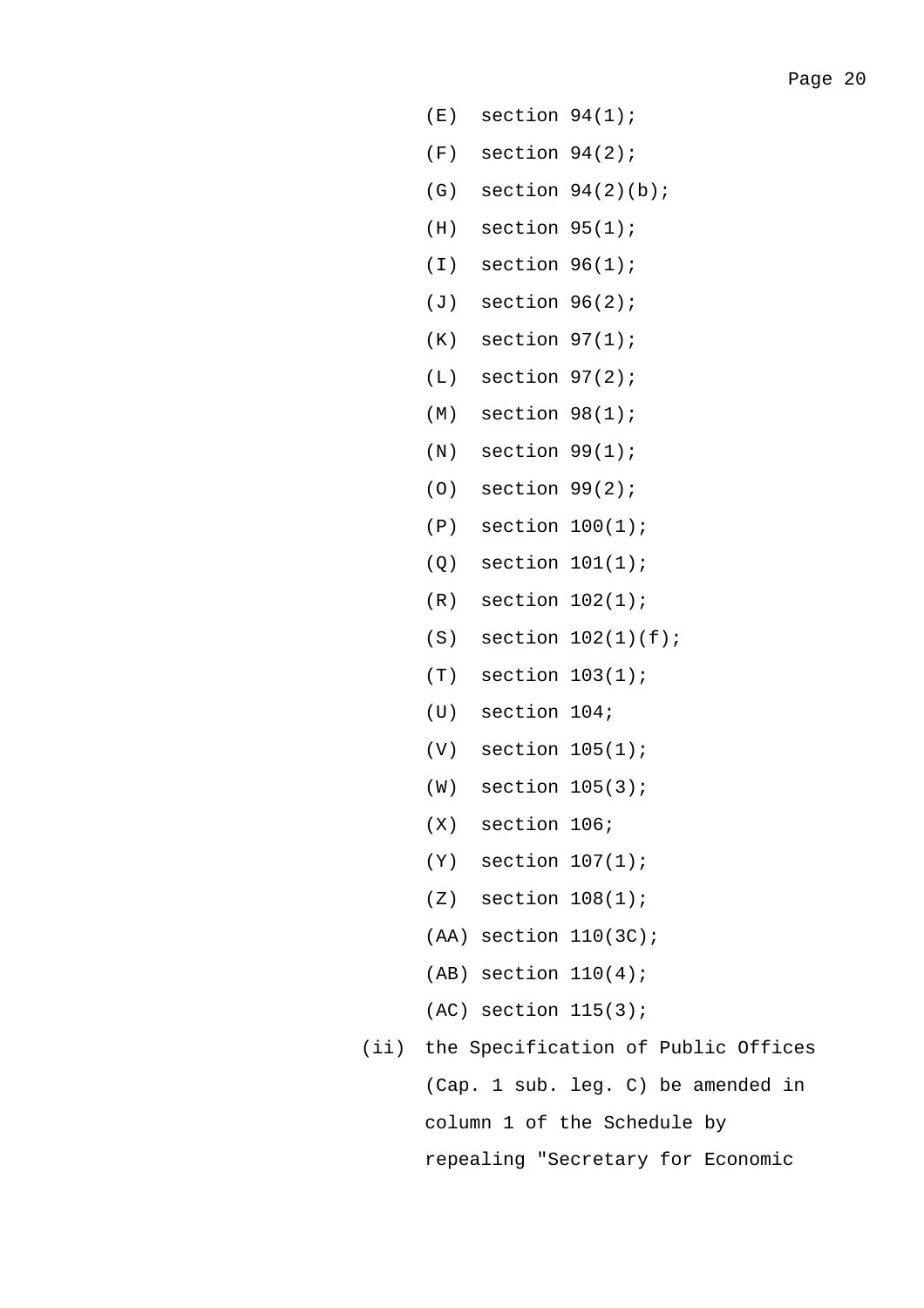(E) section 94(1);

(F) section 94(2);

(G) section 94(2)(b);

(H) section 95(1);

(I) section 96(1);

(J) section 96(2);

(K) section 97(1);

(L) section 97(2);

(M) section 98(1);

(N) section 99(1);

(O) section 99(2);

(P) section 100(1);

(Q) section 101(1);

(R) section 102(1);

(S) section 102(1)(f);

(T) section 103(1);

(U) section 104;

(V) section 105(1);

(W) section 105(3);

(X) section 106;

(Y) section 107(1);

(Z) section 108(1);

(AA) section 110(3C);

(AB) section 110(4);

(AC) section 115(3);

(ii) the Specification of Public Offices (Cap. 1 sub. leg. C) be amended in column 1 of the Schedule by repealing "Secretary for Economic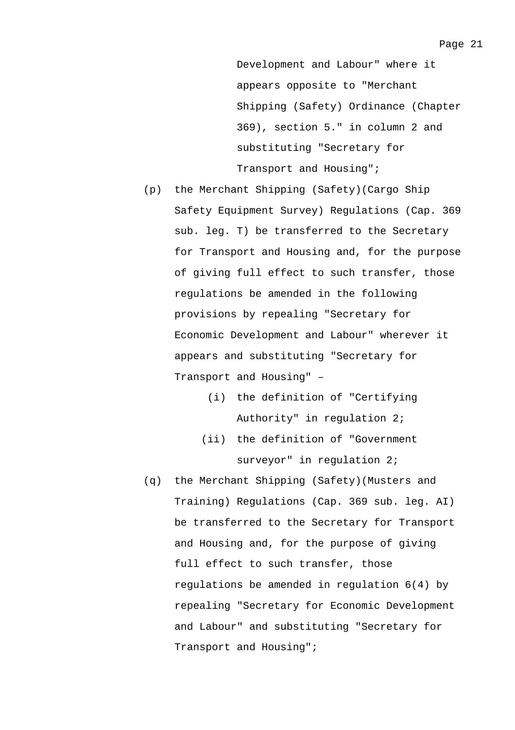Development and Labour" where it appears opposite to "Merchant Shipping (Safety) Ordinance (Chapter 369), section 5." in column 2 and substituting "Secretary for Transport and Housing";

(p) the Merchant Shipping (Safety)(Cargo Ship Safety Equipment Survey) Regulations (Cap. 369 sub. leg. T) be transferred to the Secretary for Transport and Housing and, for the purpose of giving full effect to such transfer, those regulations be amended in the following provisions by repealing "Secretary for Economic Development and Labour" wherever it appears and substituting "Secretary for Transport and Housing" –

   (i) the definition of "Certifying Authority" in regulation 2;

   (ii) the definition of "Government surveyor" in regulation 2;

(q) the Merchant Shipping (Safety)(Musters and Training) Regulations (Cap. 369 sub. leg. AI) be transferred to the Secretary for Transport and Housing and, for the purpose of giving full effect to such transfer, those regulations be amended in regulation 6(4) by repealing "Secretary for Economic Development and Labour" and substituting "Secretary for Transport and Housing";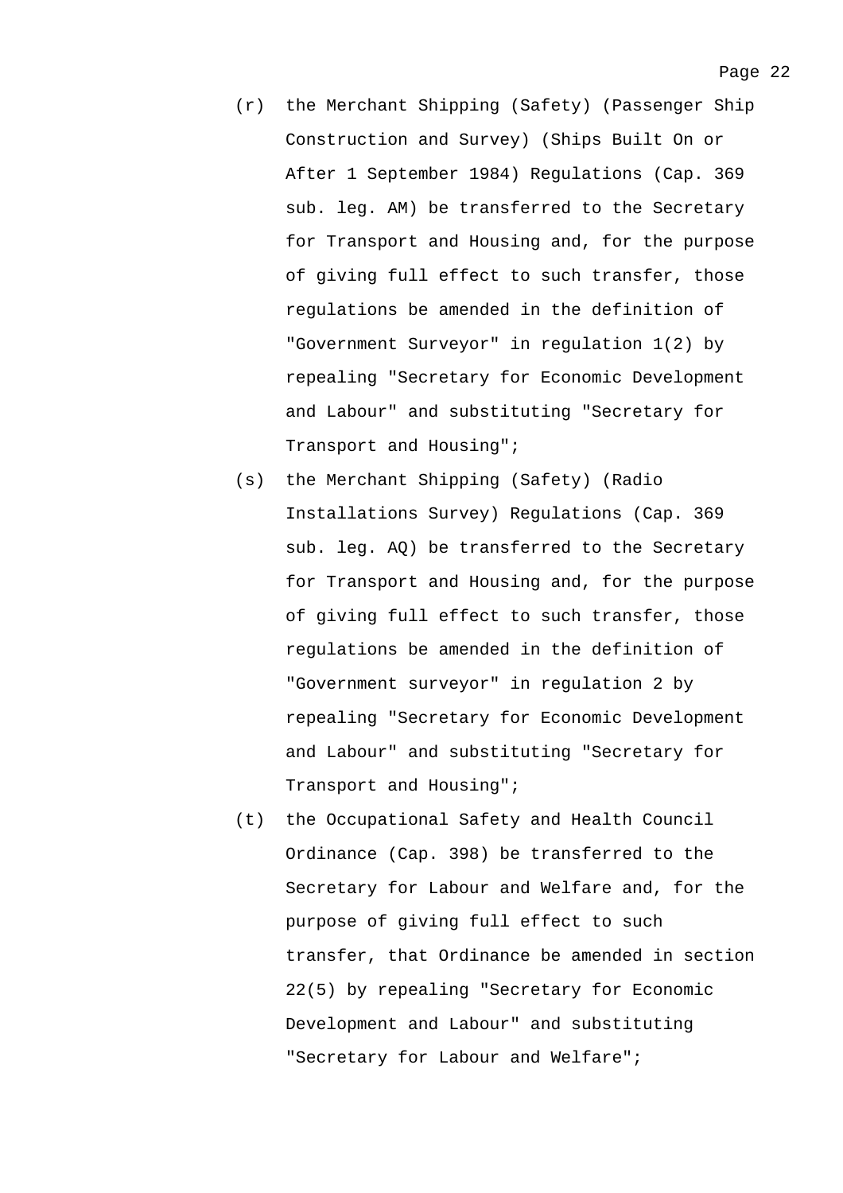(r) the Merchant Shipping (Safety) (Passenger Ship Construction and Survey) (Ships Built On or After 1 September 1984) Regulations (Cap. 369 sub. leg. AM) be transferred to the Secretary for Transport and Housing and, for the purpose of giving full effect to such transfer, those regulations be amended in the definition of "Government Surveyor" in regulation 1(2) by repealing "Secretary for Economic Development and Labour" and substituting "Secretary for Transport and Housing";

(s) the Merchant Shipping (Safety) (Radio Installations Survey) Regulations (Cap. 369 sub. leg. AQ) be transferred to the Secretary for Transport and Housing and, for the purpose of giving full effect to such transfer, those regulations be amended in the definition of "Government surveyor" in regulation 2 by repealing "Secretary for Economic Development and Labour" and substituting "Secretary for Transport and Housing";

(t) the Occupational Safety and Health Council Ordinance (Cap. 398) be transferred to the Secretary for Labour and Welfare and, for the purpose of giving full effect to such transfer, that Ordinance be amended in section 22(5) by repealing "Secretary for Economic Development and Labour" and substituting "Secretary for Labour and Welfare";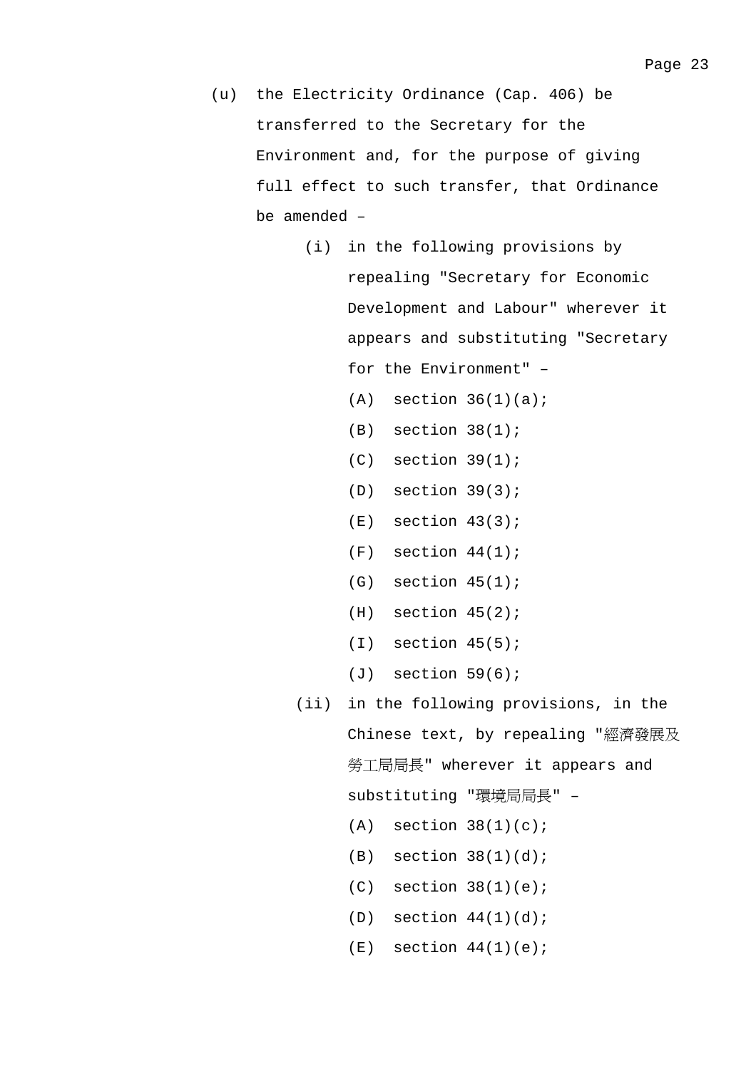(u) the Electricity Ordinance (Cap. 406) be transferred to the Secretary for the Environment and, for the purpose of giving full effect to such transfer, that Ordinance be amended –

   (i) in the following provisions by repealing "Secretary for Economic Development and Labour" wherever it appears and substituting "Secretary for the Environment" –

      (A) section 36(1)(a);

      (B) section 38(1);

      (C) section 39(1);

      (D) section 39(3);

      (E) section 43(3);

      (F) section 44(1);

      (G) section 45(1);

      (H) section 45(2);

      (I) section 45(5);

      (J) section 59(6);

   (ii) in the following provisions, in the Chinese text, by repealing "經濟發展及勞工局局長" wherever it appears and substituting "環境局局長" –

      (A) section 38(1)(c);

      (B) section 38(1)(d);

      (C) section 38(1)(e);

      (D) section 44(1)(d);

      (E) section 44(1)(e);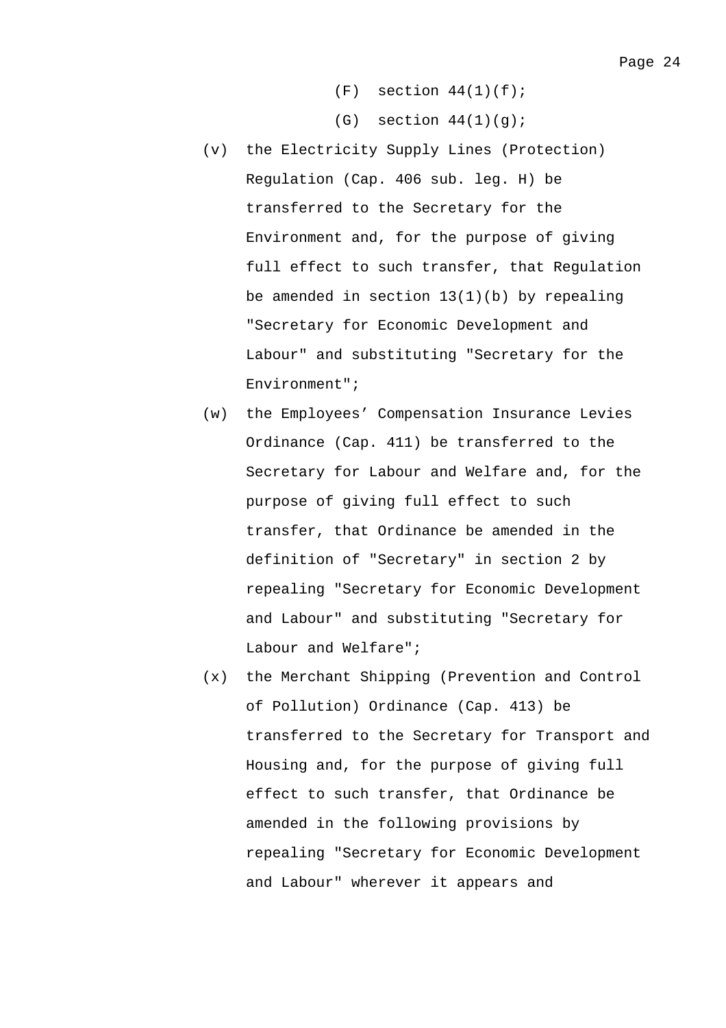(F) section 44(1)(f);

(G) section 44(1)(g);

(v) the Electricity Supply Lines (Protection) Regulation (Cap. 406 sub. leg. H) be transferred to the Secretary for the Environment and, for the purpose of giving full effect to such transfer, that Regulation be amended in section 13(1)(b) by repealing "Secretary for Economic Development and Labour" and substituting "Secretary for the Environment";

(w) the Employees’ Compensation Insurance Levies Ordinance (Cap. 411) be transferred to the Secretary for Labour and Welfare and, for the purpose of giving full effect to such transfer, that Ordinance be amended in the definition of "Secretary" in section 2 by repealing "Secretary for Economic Development and Labour" and substituting "Secretary for Labour and Welfare";

(x) the Merchant Shipping (Prevention and Control of Pollution) Ordinance (Cap. 413) be transferred to the Secretary for Transport and Housing and, for the purpose of giving full effect to such transfer, that Ordinance be amended in the following provisions by repealing "Secretary for Economic Development and Labour" wherever it appears and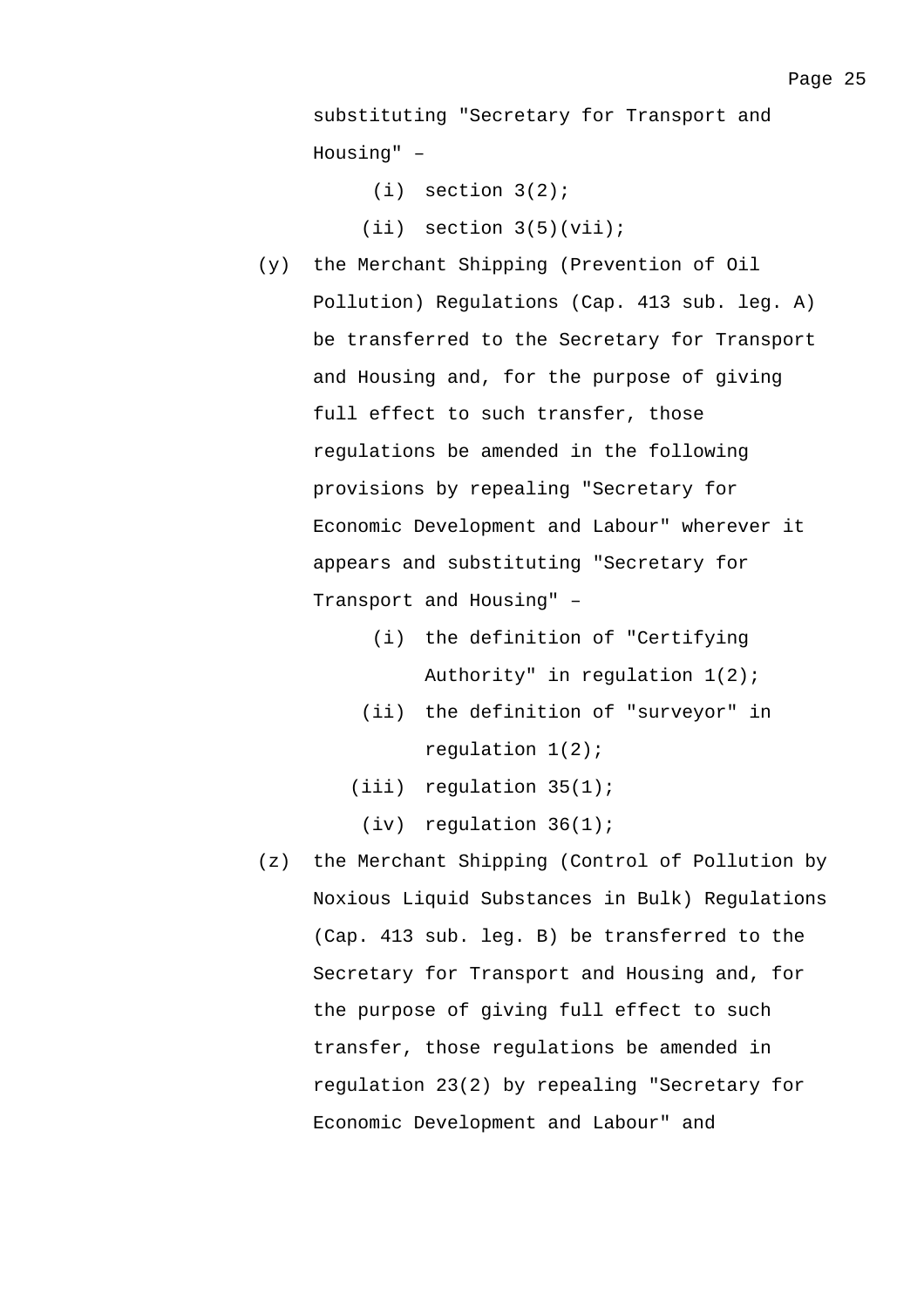substituting "Secretary for Transport and Housing" –

(i) section 3(2);

(ii) section 3(5)(vii);

(y) the Merchant Shipping (Prevention of Oil Pollution) Regulations (Cap. 413 sub. leg. A) be transferred to the Secretary for Transport and Housing and, for the purpose of giving full effect to such transfer, those regulations be amended in the following provisions by repealing "Secretary for Economic Development and Labour" wherever it appears and substituting "Secretary for Transport and Housing" –

(i) the definition of "Certifying Authority" in regulation 1(2);

(ii) the definition of "surveyor" in regulation 1(2);

(iii) regulation 35(1);

(iv) regulation 36(1);

(z) the Merchant Shipping (Control of Pollution by Noxious Liquid Substances in Bulk) Regulations (Cap. 413 sub. leg. B) be transferred to the Secretary for Transport and Housing and, for the purpose of giving full effect to such transfer, those regulations be amended in regulation 23(2) by repealing "Secretary for Economic Development and Labour" and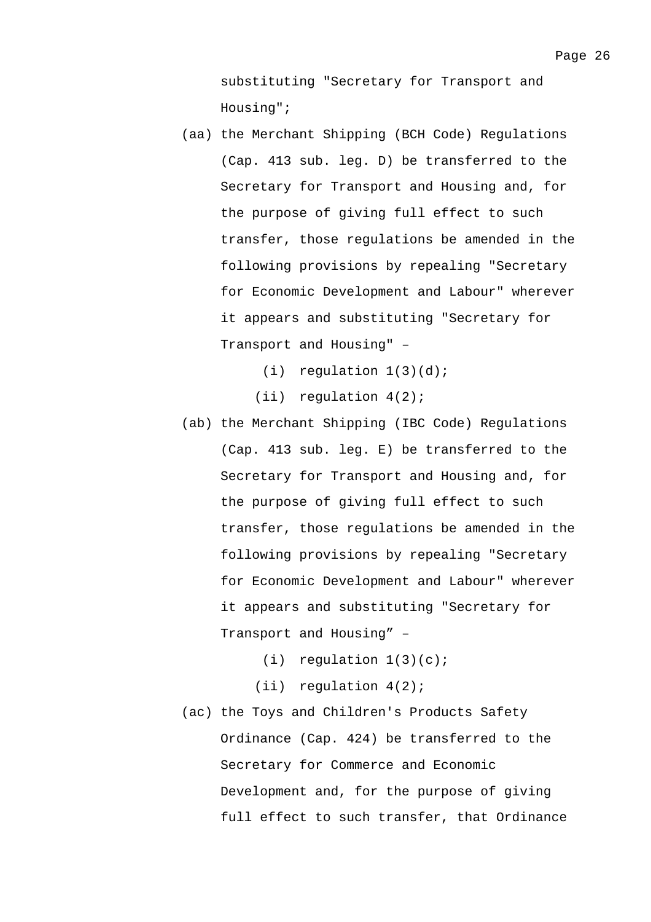substituting "Secretary for Transport and Housing";

(aa) the Merchant Shipping (BCH Code) Regulations (Cap. 413 sub. leg. D) be transferred to the Secretary for Transport and Housing and, for the purpose of giving full effect to such transfer, those regulations be amended in the following provisions by repealing "Secretary for Economic Development and Labour" wherever it appears and substituting "Secretary for Transport and Housing" –

  (i) regulation 1(3)(d);

  (ii) regulation 4(2);

(ab) the Merchant Shipping (IBC Code) Regulations (Cap. 413 sub. leg. E) be transferred to the Secretary for Transport and Housing and, for the purpose of giving full effect to such transfer, those regulations be amended in the following provisions by repealing "Secretary for Economic Development and Labour" wherever it appears and substituting "Secretary for Transport and Housing" –

  (i) regulation 1(3)(c);

  (ii) regulation 4(2);

(ac) the Toys and Children's Products Safety Ordinance (Cap. 424) be transferred to the Secretary for Commerce and Economic Development and, for the purpose of giving full effect to such transfer, that Ordinance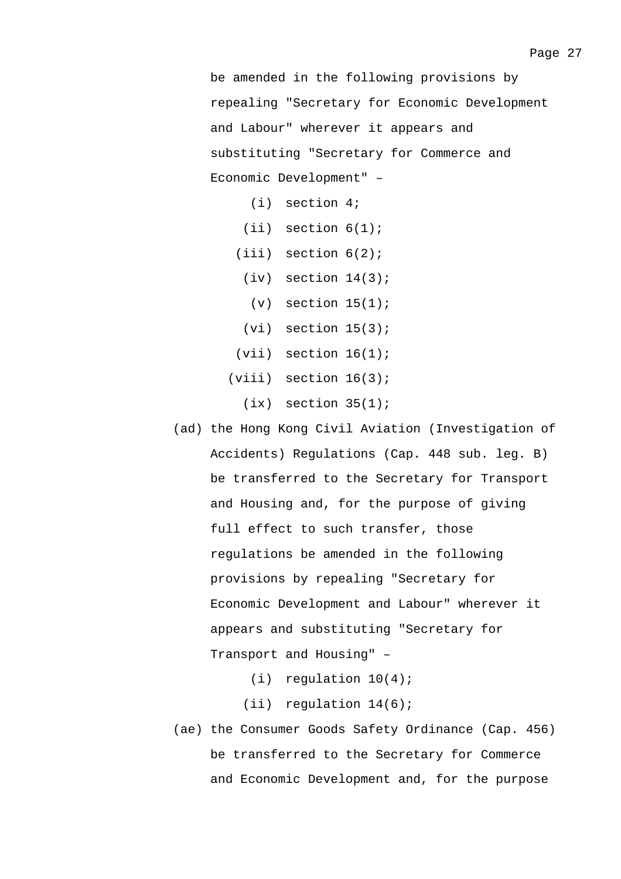be amended in the following provisions by repealing "Secretary for Economic Development and Labour" wherever it appears and substituting "Secretary for Commerce and Economic Development" –

- (i) section 4;
- (ii) section 6(1);
- (iii) section 6(2);
- (iv) section 14(3);
- (v) section 15(1);
- (vi) section 15(3);
- (vii) section 16(1);
- (viii) section 16(3);
- (ix) section 35(1);

(ad) the Hong Kong Civil Aviation (Investigation of Accidents) Regulations (Cap. 448 sub. leg. B) be transferred to the Secretary for Transport and Housing and, for the purpose of giving full effect to such transfer, those regulations be amended in the following provisions by repealing "Secretary for Economic Development and Labour" wherever it appears and substituting "Secretary for Transport and Housing" –

- (i) regulation 10(4);
- (ii) regulation 14(6);

(ae) the Consumer Goods Safety Ordinance (Cap. 456) be transferred to the Secretary for Commerce and Economic Development and, for the purpose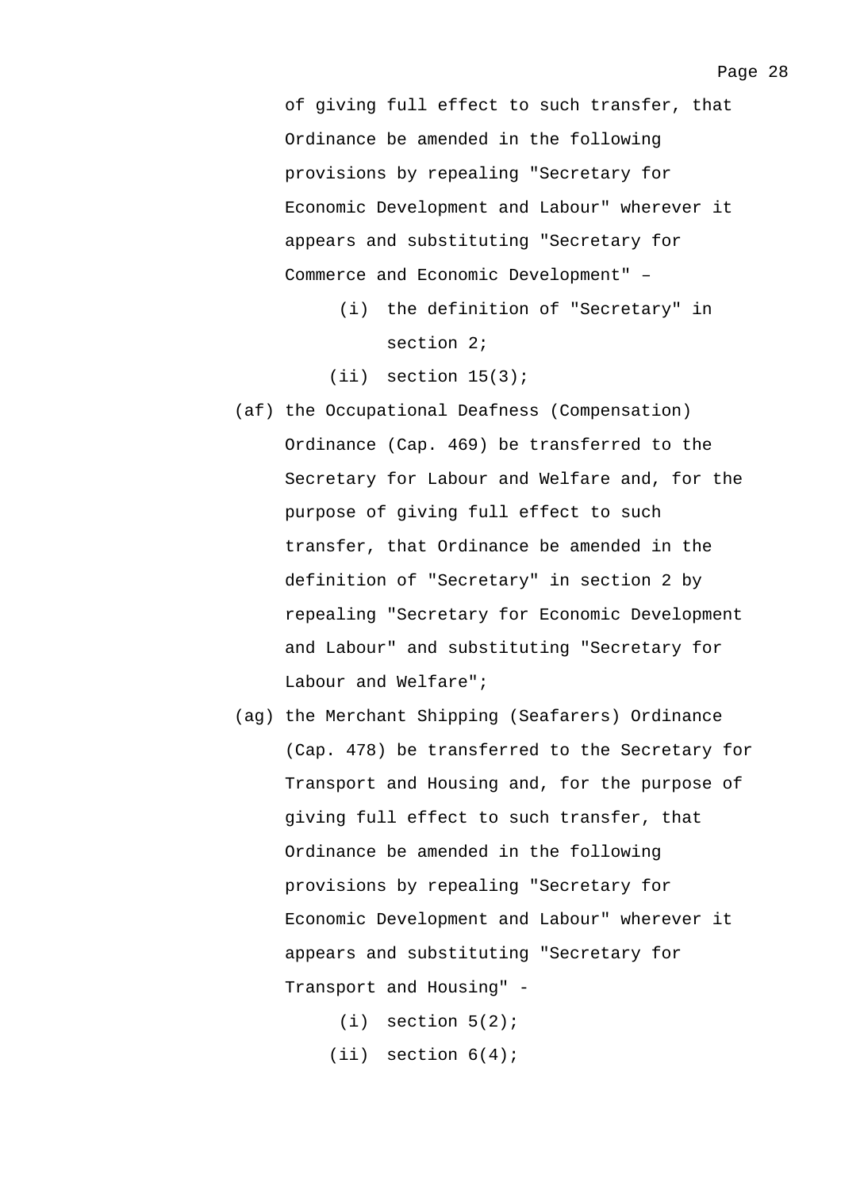of giving full effect to such transfer, that Ordinance be amended in the following provisions by repealing "Secretary for Economic Development and Labour" wherever it appears and substituting "Secretary for Commerce and Economic Development" –

  (i) the definition of "Secretary" in section 2;

  (ii) section 15(3);

(af) the Occupational Deafness (Compensation) Ordinance (Cap. 469) be transferred to the Secretary for Labour and Welfare and, for the purpose of giving full effect to such transfer, that Ordinance be amended in the definition of "Secretary" in section 2 by repealing "Secretary for Economic Development and Labour" and substituting "Secretary for Labour and Welfare";

(ag) the Merchant Shipping (Seafarers) Ordinance (Cap. 478) be transferred to the Secretary for Transport and Housing and, for the purpose of giving full effect to such transfer, that Ordinance be amended in the following provisions by repealing "Secretary for Economic Development and Labour" wherever it appears and substituting "Secretary for Transport and Housing" -

  (i) section 5(2);

  (ii) section 6(4);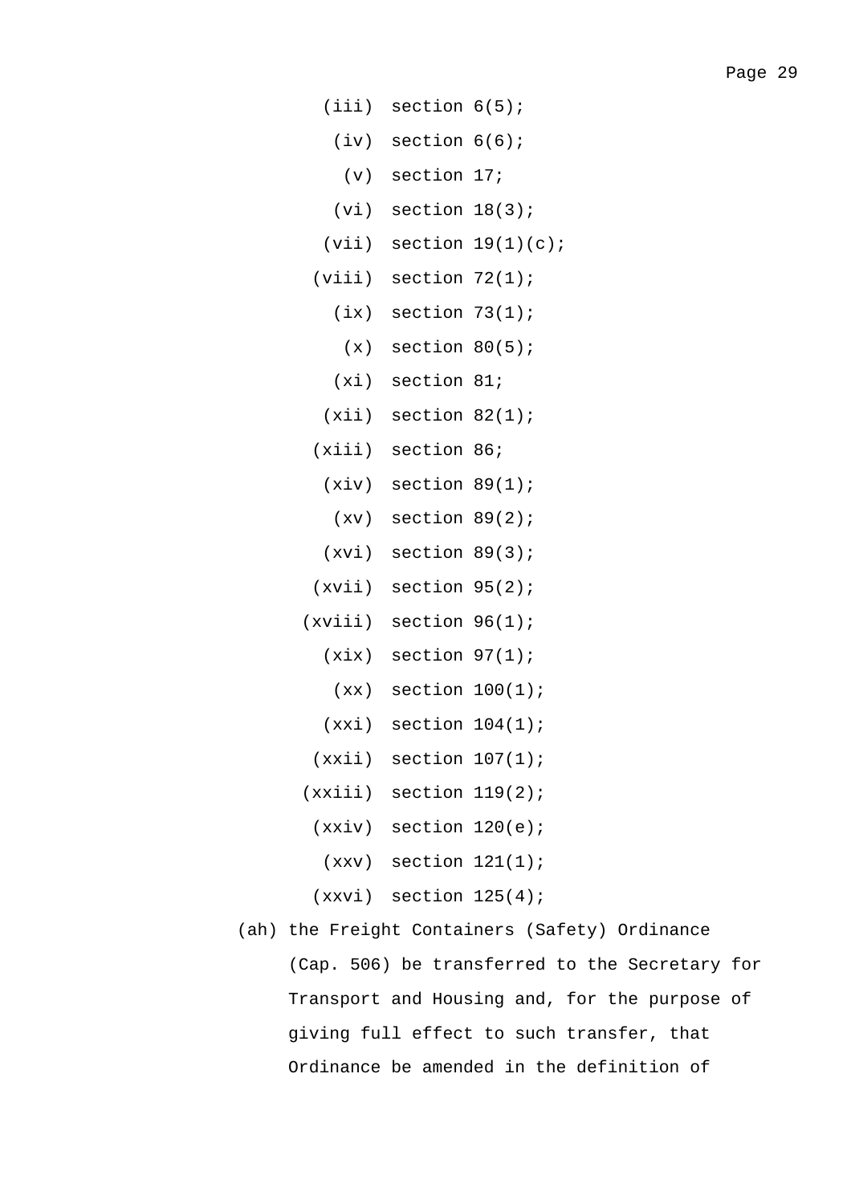(iii) section 6(5);

(iv) section 6(6);

(v) section 17;

(vi) section 18(3);

(vii) section 19(1)(c);

(viii) section 72(1);

(ix) section 73(1);

(x) section 80(5);

(xi) section 81;

(xii) section 82(1);

(xiii) section 86;

(xiv) section 89(1);

(xv) section 89(2);

(xvi) section 89(3);

(xvii) section 95(2);

(xviii) section 96(1);

(xix) section 97(1);

(xx) section 100(1);

(xxi) section 104(1);

(xxii) section 107(1);

(xxiii) section 119(2);

(xxiv) section 120(e);

(xxv) section 121(1);

(xxvi) section 125(4);

(ah) the Freight Containers (Safety) Ordinance (Cap. 506) be transferred to the Secretary for Transport and Housing and, for the purpose of giving full effect to such transfer, that Ordinance be amended in the definition of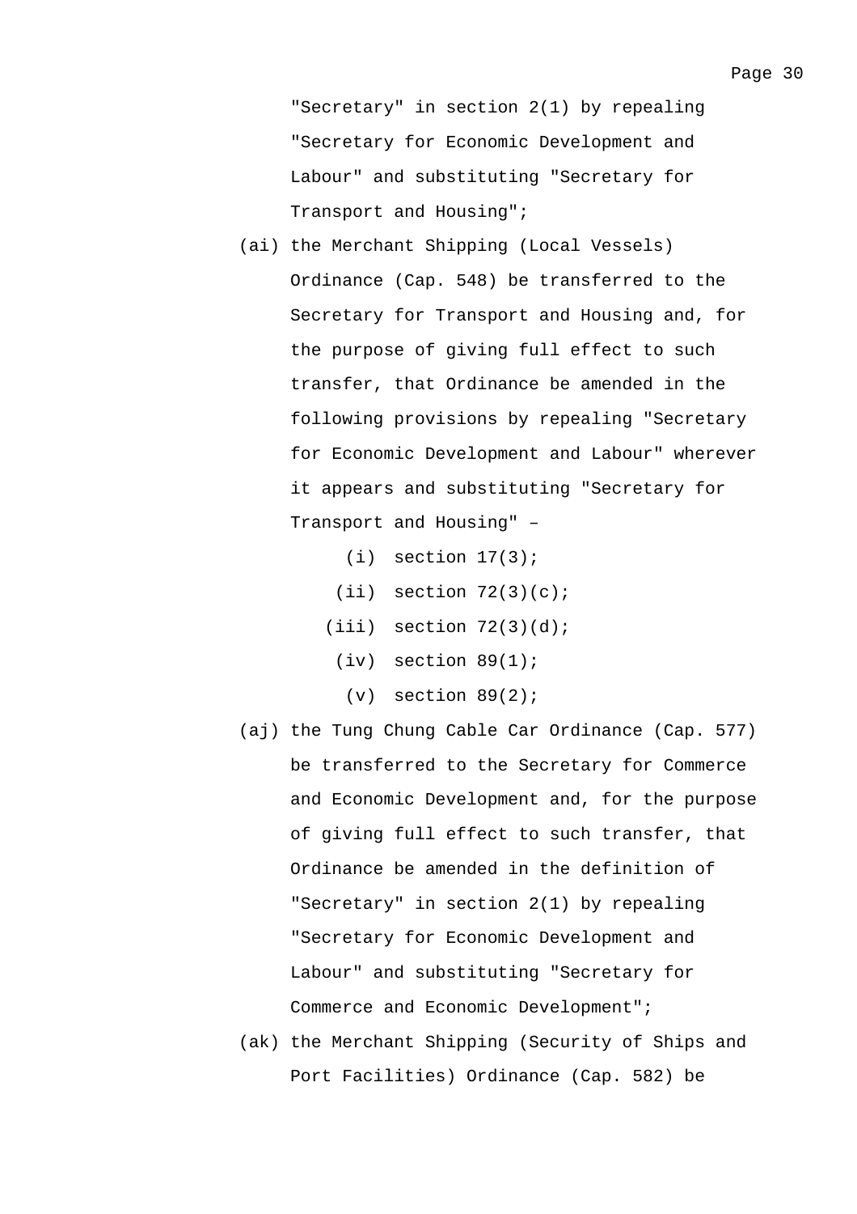"Secretary" in section 2(1) by repealing "Secretary for Economic Development and Labour" and substituting "Secretary for Transport and Housing";

(ai) the Merchant Shipping (Local Vessels) Ordinance (Cap. 548) be transferred to the Secretary for Transport and Housing and, for the purpose of giving full effect to such transfer, that Ordinance be amended in the following provisions by repealing "Secretary for Economic Development and Labour" wherever it appears and substituting "Secretary for Transport and Housing" –

  (i) section 17(3);

  (ii) section 72(3)(c);

  (iii) section 72(3)(d);

  (iv) section 89(1);

  (v) section 89(2);

(aj) the Tung Chung Cable Car Ordinance (Cap. 577) be transferred to the Secretary for Commerce and Economic Development and, for the purpose of giving full effect to such transfer, that Ordinance be amended in the definition of "Secretary" in section 2(1) by repealing "Secretary for Economic Development and Labour" and substituting "Secretary for Commerce and Economic Development";

(ak) the Merchant Shipping (Security of Ships and Port Facilities) Ordinance (Cap. 582) be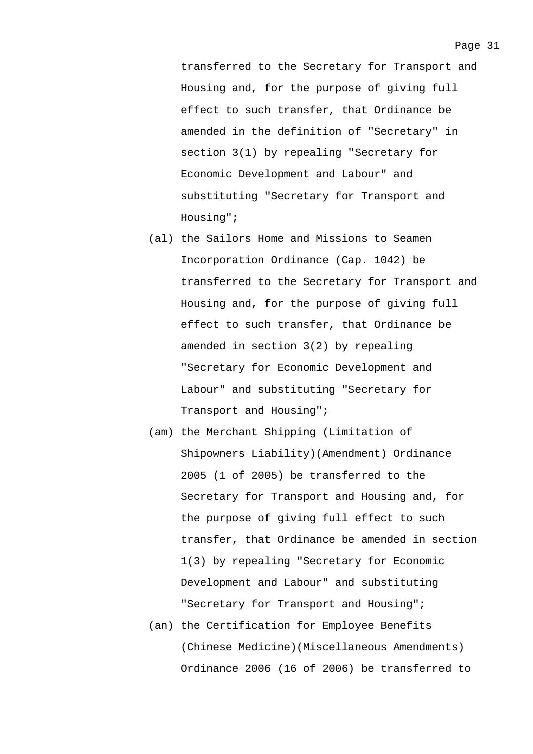transferred to the Secretary for Transport and Housing and, for the purpose of giving full effect to such transfer, that Ordinance be amended in the definition of "Secretary" in section 3(1) by repealing "Secretary for Economic Development and Labour" and substituting "Secretary for Transport and Housing";

(al) the Sailors Home and Missions to Seamen Incorporation Ordinance (Cap. 1042) be transferred to the Secretary for Transport and Housing and, for the purpose of giving full effect to such transfer, that Ordinance be amended in section 3(2) by repealing "Secretary for Economic Development and Labour" and substituting "Secretary for Transport and Housing";

(am) the Merchant Shipping (Limitation of Shipowners Liability)(Amendment) Ordinance 2005 (1 of 2005) be transferred to the Secretary for Transport and Housing and, for the purpose of giving full effect to such transfer, that Ordinance be amended in section 1(3) by repealing "Secretary for Economic Development and Labour" and substituting "Secretary for Transport and Housing";

(an) the Certification for Employee Benefits (Chinese Medicine)(Miscellaneous Amendments) Ordinance 2006 (16 of 2006) be transferred to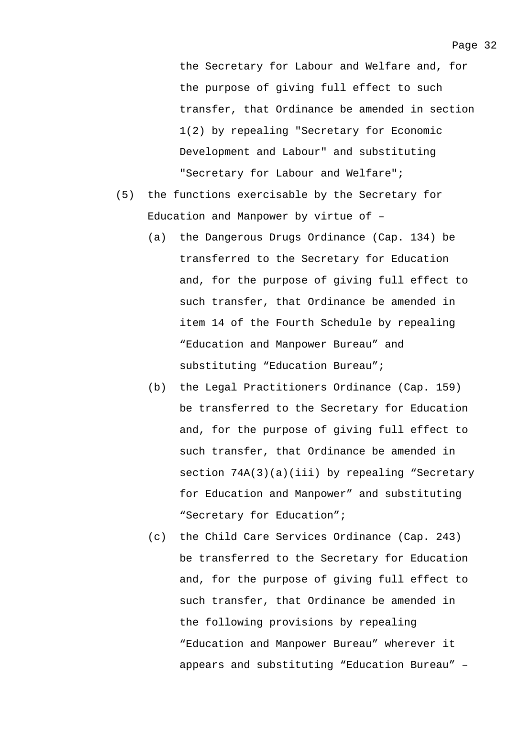the Secretary for Labour and Welfare and, for the purpose of giving full effect to such transfer, that Ordinance be amended in section 1(2) by repealing "Secretary for Economic Development and Labour" and substituting "Secretary for Labour and Welfare";

(5) the functions exercisable by the Secretary for Education and Manpower by virtue of –

  (a) the Dangerous Drugs Ordinance (Cap. 134) be transferred to the Secretary for Education and, for the purpose of giving full effect to such transfer, that Ordinance be amended in item 14 of the Fourth Schedule by repealing “Education and Manpower Bureau” and substituting “Education Bureau”;

  (b) the Legal Practitioners Ordinance (Cap. 159) be transferred to the Secretary for Education and, for the purpose of giving full effect to such transfer, that Ordinance be amended in section 74A(3)(a)(iii) by repealing “Secretary for Education and Manpower” and substituting “Secretary for Education”;

  (c) the Child Care Services Ordinance (Cap. 243) be transferred to the Secretary for Education and, for the purpose of giving full effect to such transfer, that Ordinance be amended in the following provisions by repealing “Education and Manpower Bureau” wherever it appears and substituting “Education Bureau” –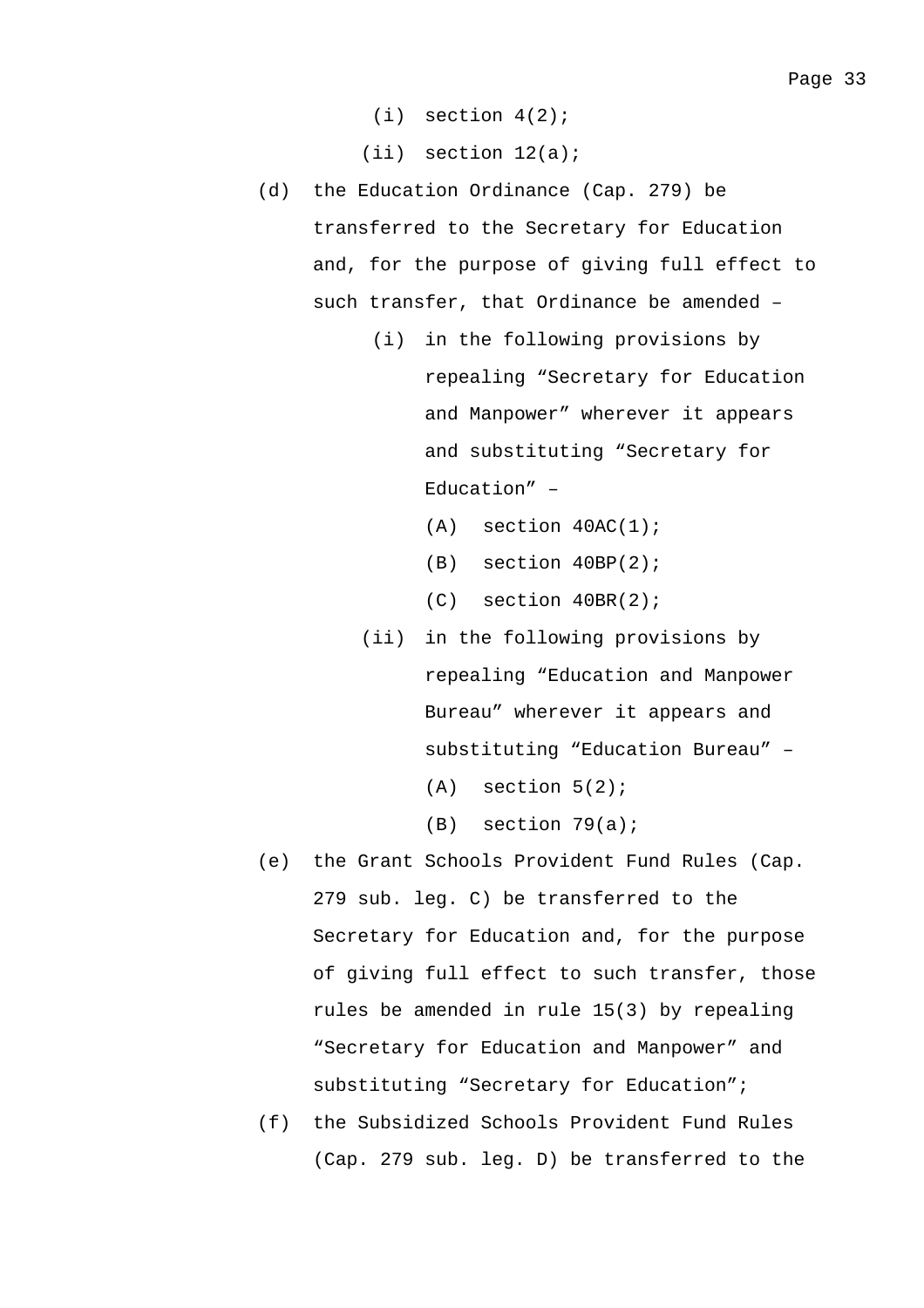(i) section 4(2);

(ii) section 12(a);

(d) the Education Ordinance (Cap. 279) be transferred to the Secretary for Education and, for the purpose of giving full effect to such transfer, that Ordinance be amended –

(i) in the following provisions by repealing “Secretary for Education and Manpower” wherever it appears and substituting “Secretary for Education” –

(A) section 40AC(1);

(B) section 40BP(2);

(C) section 40BR(2);

(ii) in the following provisions by repealing “Education and Manpower Bureau” wherever it appears and substituting “Education Bureau” –

(A) section 5(2);

(B) section 79(a);

(e) the Grant Schools Provident Fund Rules (Cap. 279 sub. leg. C) be transferred to the Secretary for Education and, for the purpose of giving full effect to such transfer, those rules be amended in rule 15(3) by repealing “Secretary for Education and Manpower” and substituting “Secretary for Education”;

(f) the Subsidized Schools Provident Fund Rules (Cap. 279 sub. leg. D) be transferred to the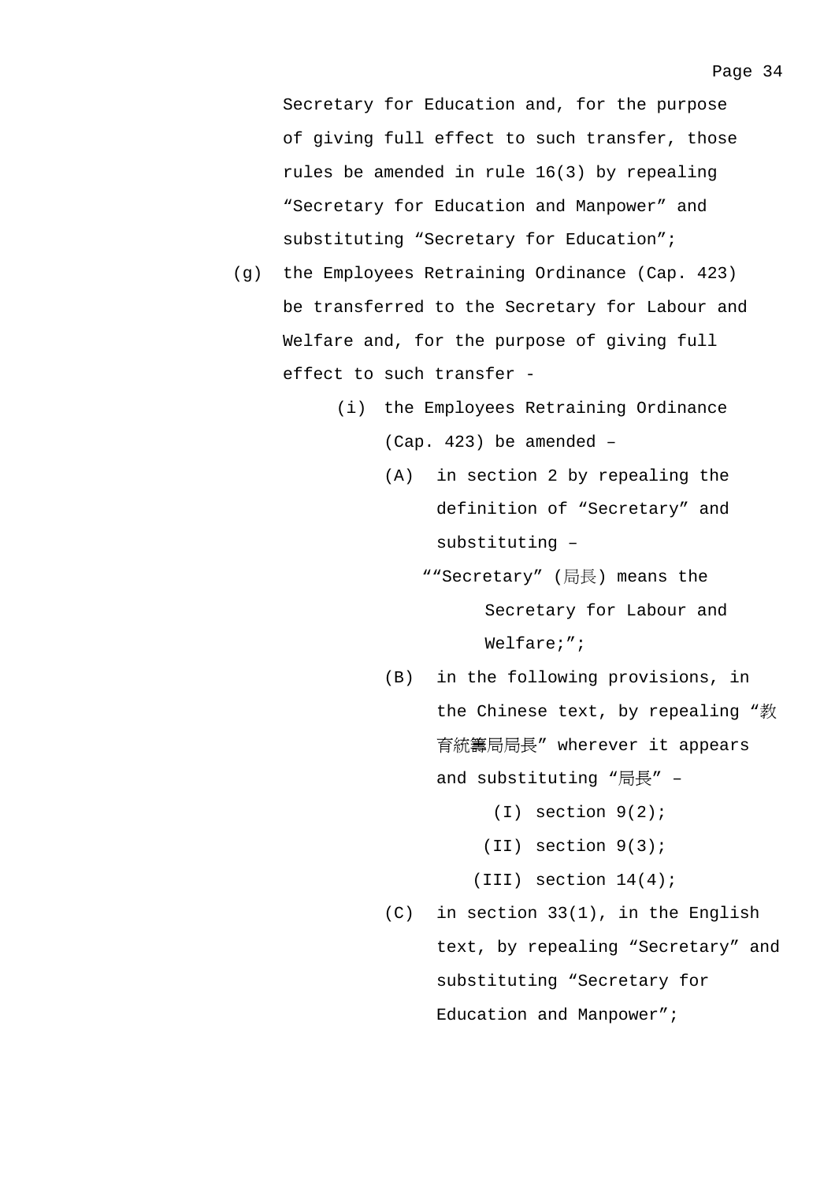Secretary for Education and, for the purpose of giving full effect to such transfer, those rules be amended in rule 16(3) by repealing “Secretary for Education and Manpower” and substituting “Secretary for Education”;

(g) the Employees Retraining Ordinance (Cap. 423) be transferred to the Secretary for Labour and Welfare and, for the purpose of giving full effect to such transfer -

  (i) the Employees Retraining Ordinance (Cap. 423) be amended –

    (A) in section 2 by repealing the definition of “Secretary” and substituting –

      ““Secretary” (局長) means the Secretary for Labour and Welfare;”;

    (B) in the following provisions, in the Chinese text, by repealing “教育統籌局局長” wherever it appears and substituting “局長” –

      (I) section 9(2);

      (II) section 9(3);

      (III) section 14(4);

    (C) in section 33(1), in the English text, by repealing “Secretary” and substituting “Secretary for Education and Manpower”;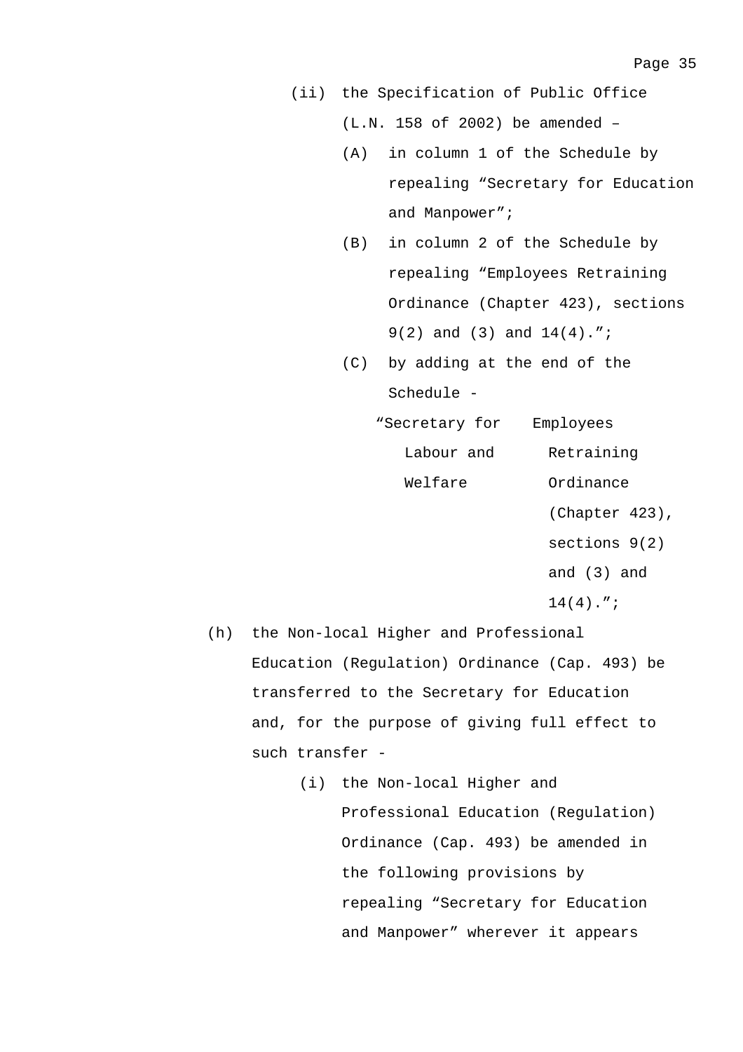(ii) the Specification of Public Office (L.N. 158 of 2002) be amended –

(A) in column 1 of the Schedule by repealing "Secretary for Education and Manpower";

(B) in column 2 of the Schedule by repealing "Employees Retraining Ordinance (Chapter 423), sections 9(2) and (3) and 14(4).";

(C) by adding at the end of the Schedule -

| | |
|---|---|
| "Secretary for Labour and Welfare | Employees Retraining Ordinance (Chapter 423), sections 9(2) and (3) and 14(4)."; |

(h) the Non-local Higher and Professional Education (Regulation) Ordinance (Cap. 493) be transferred to the Secretary for Education and, for the purpose of giving full effect to such transfer -

(i) the Non-local Higher and Professional Education (Regulation) Ordinance (Cap. 493) be amended in the following provisions by repealing "Secretary for Education and Manpower" wherever it appears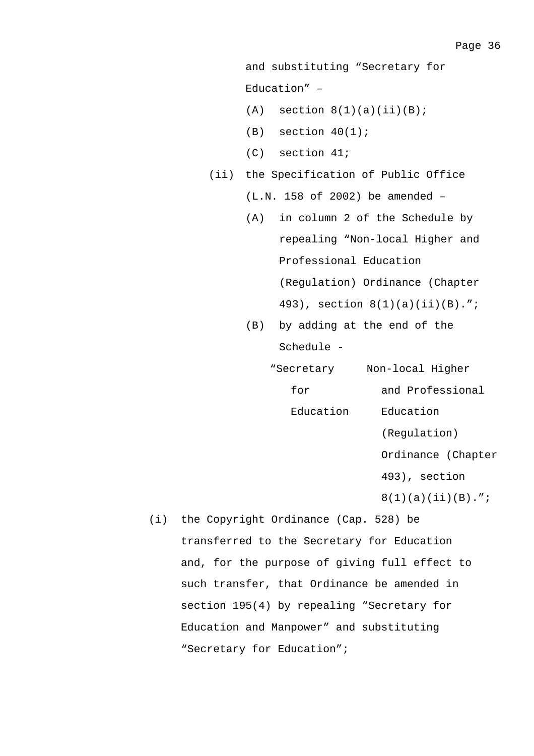and substituting "Secretary for Education" –

(A) section 8(1)(a)(ii)(B);

(B) section 40(1);

(C) section 41;

(ii) the Specification of Public Office (L.N. 158 of 2002) be amended –

(A) in column 2 of the Schedule by repealing "Non-local Higher and Professional Education (Regulation) Ordinance (Chapter 493), section 8(1)(a)(ii)(B).";

(B) by adding at the end of the Schedule -

| | |
|---|---|
| "Secretary for Education | Non-local Higher and Professional Education (Regulation) Ordinance (Chapter 493), section 8(1)(a)(ii)(B)."; |

(i) the Copyright Ordinance (Cap. 528) be transferred to the Secretary for Education and, for the purpose of giving full effect to such transfer, that Ordinance be amended in section 195(4) by repealing "Secretary for Education and Manpower" and substituting "Secretary for Education";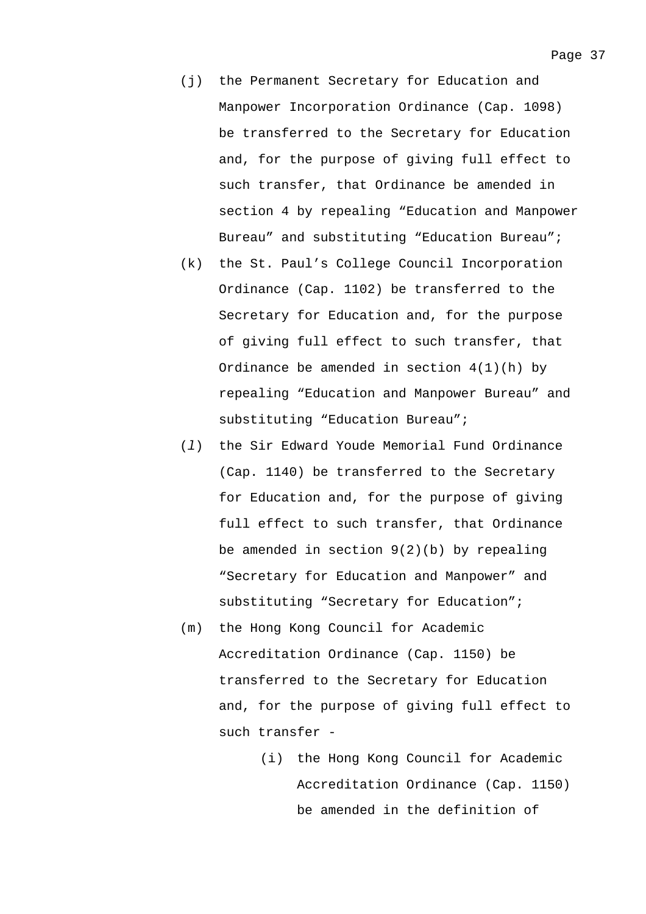(j) the Permanent Secretary for Education and Manpower Incorporation Ordinance (Cap. 1098) be transferred to the Secretary for Education and, for the purpose of giving full effect to such transfer, that Ordinance be amended in section 4 by repealing “Education and Manpower Bureau” and substituting “Education Bureau”;

(k) the St. Paul’s College Council Incorporation Ordinance (Cap. 1102) be transferred to the Secretary for Education and, for the purpose of giving full effect to such transfer, that Ordinance be amended in section 4(1)(h) by repealing “Education and Manpower Bureau” and substituting “Education Bureau”;

(*l*) the Sir Edward Youde Memorial Fund Ordinance (Cap. 1140) be transferred to the Secretary for Education and, for the purpose of giving full effect to such transfer, that Ordinance be amended in section 9(2)(b) by repealing “Secretary for Education and Manpower” and substituting “Secretary for Education”;

(m) the Hong Kong Council for Academic Accreditation Ordinance (Cap. 1150) be transferred to the Secretary for Education and, for the purpose of giving full effect to such transfer -

  (i) the Hong Kong Council for Academic Accreditation Ordinance (Cap. 1150) be amended in the definition of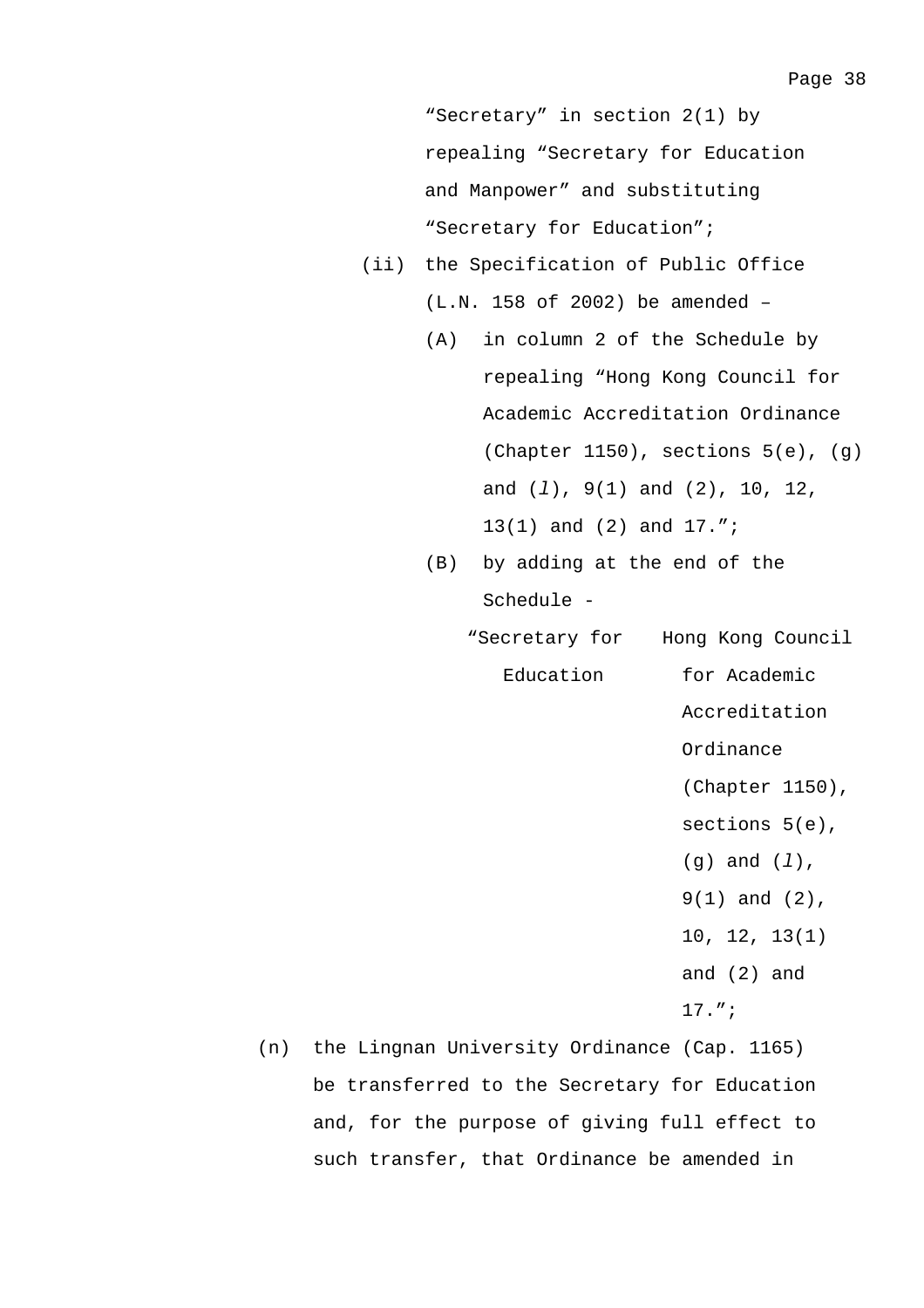"Secretary" in section 2(1) by repealing "Secretary for Education and Manpower" and substituting "Secretary for Education";

(ii) the Specification of Public Office (L.N. 158 of 2002) be amended –

(A) in column 2 of the Schedule by repealing "Hong Kong Council for Academic Accreditation Ordinance (Chapter 1150), sections 5(e), (g) and (*l*), 9(1) and (2), 10, 12, 13(1) and (2) and 17.";

(B) by adding at the end of the Schedule -

| "Secretary for Education | Hong Kong Council for Academic Accreditation Ordinance (Chapter 1150), sections 5(e), (g) and (*l*), 9(1) and (2), 10, 12, 13(1) and (2) and 17."; |
|---|---|

(n) the Lingnan University Ordinance (Cap. 1165) be transferred to the Secretary for Education and, for the purpose of giving full effect to such transfer, that Ordinance be amended in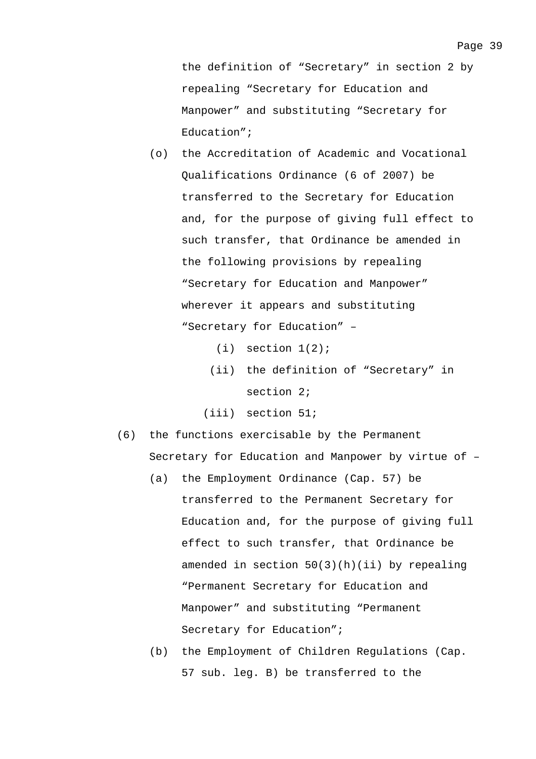the definition of “Secretary” in section 2 by repealing “Secretary for Education and Manpower” and substituting “Secretary for Education”;

(o) the Accreditation of Academic and Vocational Qualifications Ordinance (6 of 2007) be transferred to the Secretary for Education and, for the purpose of giving full effect to such transfer, that Ordinance be amended in the following provisions by repealing “Secretary for Education and Manpower” wherever it appears and substituting “Secretary for Education” –

  (i) section 1(2);

  (ii) the definition of “Secretary” in section 2;

  (iii) section 51;

(6) the functions exercisable by the Permanent Secretary for Education and Manpower by virtue of –

(a) the Employment Ordinance (Cap. 57) be transferred to the Permanent Secretary for Education and, for the purpose of giving full effect to such transfer, that Ordinance be amended in section 50(3)(h)(ii) by repealing “Permanent Secretary for Education and Manpower” and substituting “Permanent Secretary for Education”;

(b) the Employment of Children Regulations (Cap. 57 sub. leg. B) be transferred to the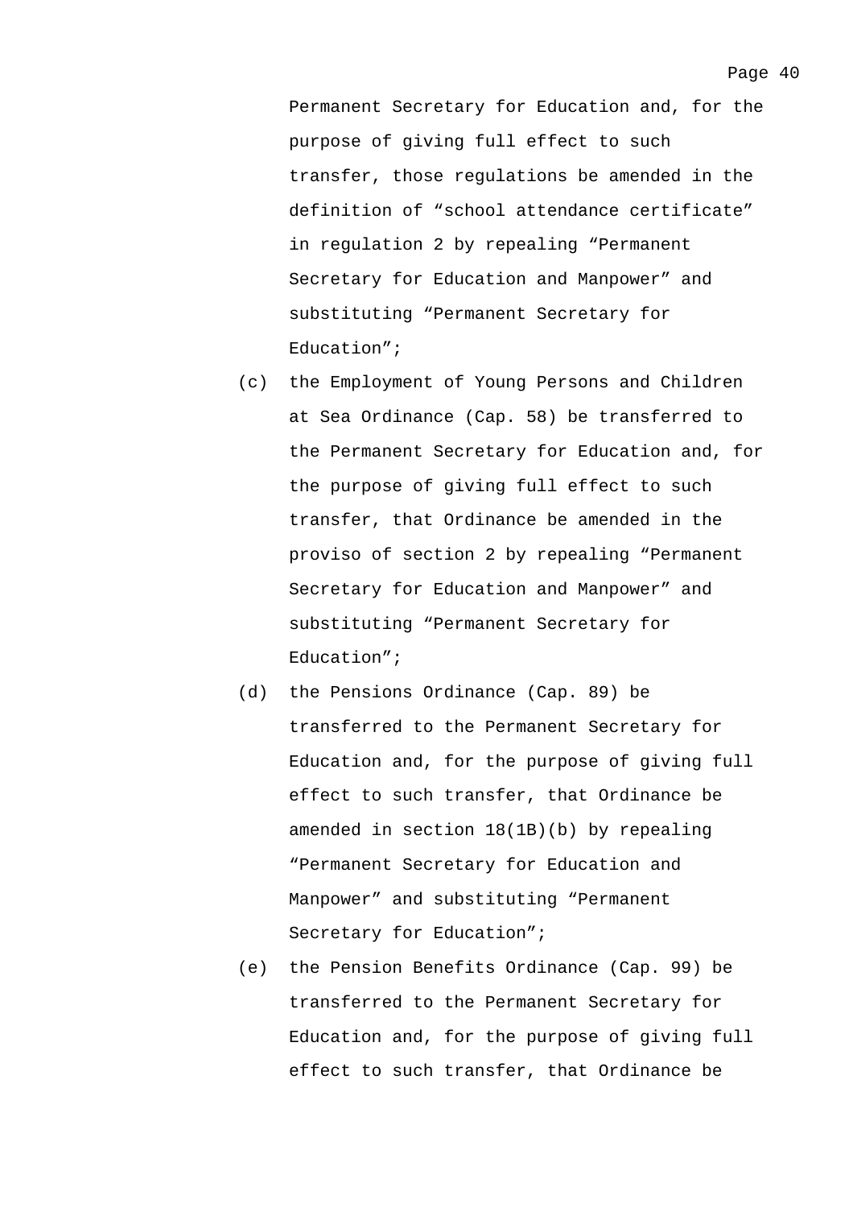Permanent Secretary for Education and, for the purpose of giving full effect to such transfer, those regulations be amended in the definition of “school attendance certificate” in regulation 2 by repealing “Permanent Secretary for Education and Manpower” and substituting “Permanent Secretary for Education”;

(c) the Employment of Young Persons and Children at Sea Ordinance (Cap. 58) be transferred to the Permanent Secretary for Education and, for the purpose of giving full effect to such transfer, that Ordinance be amended in the proviso of section 2 by repealing “Permanent Secretary for Education and Manpower” and substituting “Permanent Secretary for Education”;

(d) the Pensions Ordinance (Cap. 89) be transferred to the Permanent Secretary for Education and, for the purpose of giving full effect to such transfer, that Ordinance be amended in section 18(1B)(b) by repealing “Permanent Secretary for Education and Manpower” and substituting “Permanent Secretary for Education”;

(e) the Pension Benefits Ordinance (Cap. 99) be transferred to the Permanent Secretary for Education and, for the purpose of giving full effect to such transfer, that Ordinance be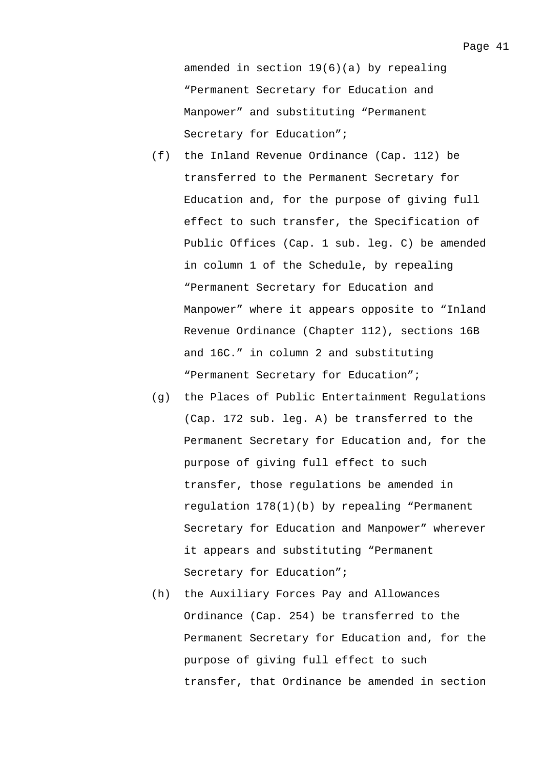amended in section 19(6)(a) by repealing "Permanent Secretary for Education and Manpower" and substituting "Permanent Secretary for Education";

(f) the Inland Revenue Ordinance (Cap. 112) be transferred to the Permanent Secretary for Education and, for the purpose of giving full effect to such transfer, the Specification of Public Offices (Cap. 1 sub. leg. C) be amended in column 1 of the Schedule, by repealing "Permanent Secretary for Education and Manpower" where it appears opposite to "Inland Revenue Ordinance (Chapter 112), sections 16B and 16C." in column 2 and substituting "Permanent Secretary for Education";

(g) the Places of Public Entertainment Regulations (Cap. 172 sub. leg. A) be transferred to the Permanent Secretary for Education and, for the purpose of giving full effect to such transfer, those regulations be amended in regulation 178(1)(b) by repealing "Permanent Secretary for Education and Manpower" wherever it appears and substituting "Permanent Secretary for Education";

(h) the Auxiliary Forces Pay and Allowances Ordinance (Cap. 254) be transferred to the Permanent Secretary for Education and, for the purpose of giving full effect to such transfer, that Ordinance be amended in section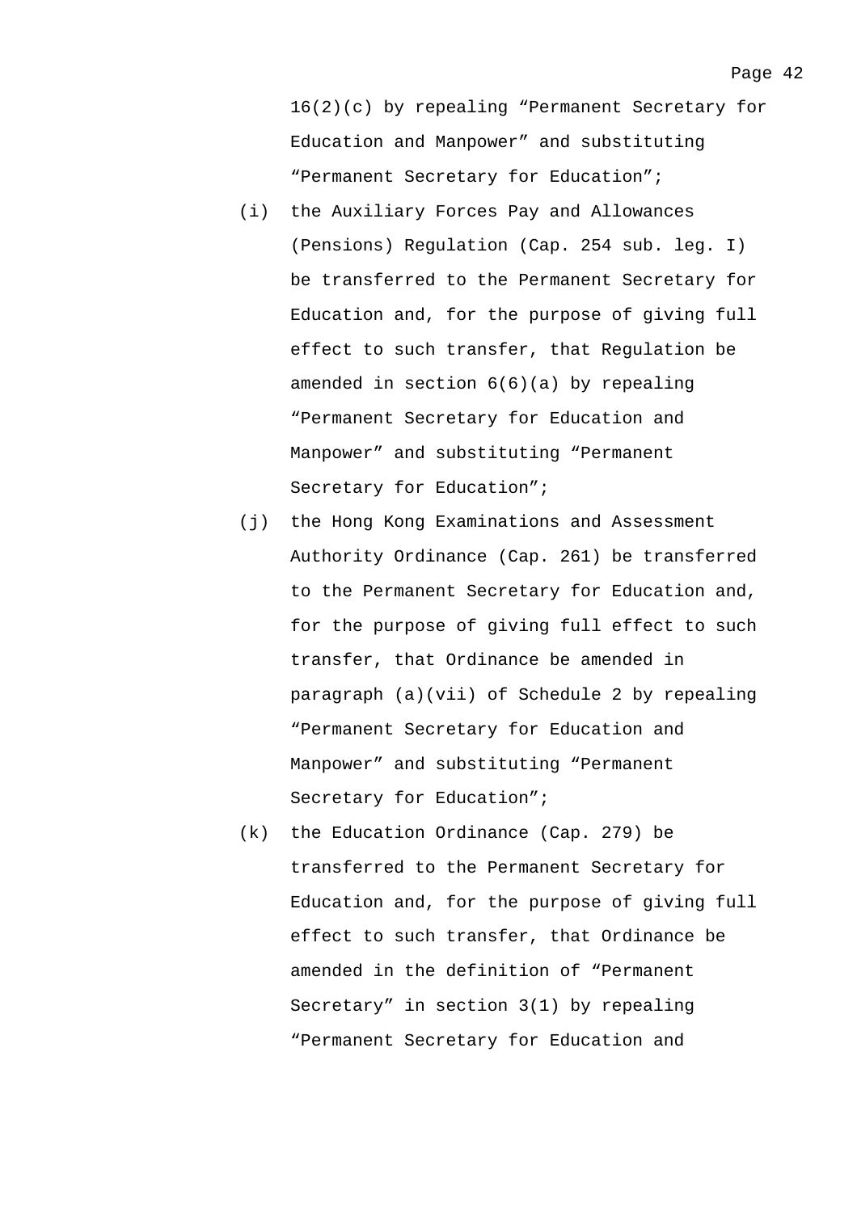16(2)(c) by repealing “Permanent Secretary for Education and Manpower” and substituting “Permanent Secretary for Education”;

(i) the Auxiliary Forces Pay and Allowances (Pensions) Regulation (Cap. 254 sub. leg. I) be transferred to the Permanent Secretary for Education and, for the purpose of giving full effect to such transfer, that Regulation be amended in section 6(6)(a) by repealing “Permanent Secretary for Education and Manpower” and substituting “Permanent Secretary for Education”;

(j) the Hong Kong Examinations and Assessment Authority Ordinance (Cap. 261) be transferred to the Permanent Secretary for Education and, for the purpose of giving full effect to such transfer, that Ordinance be amended in paragraph (a)(vii) of Schedule 2 by repealing “Permanent Secretary for Education and Manpower” and substituting “Permanent Secretary for Education”;

(k) the Education Ordinance (Cap. 279) be transferred to the Permanent Secretary for Education and, for the purpose of giving full effect to such transfer, that Ordinance be amended in the definition of “Permanent Secretary” in section 3(1) by repealing “Permanent Secretary for Education and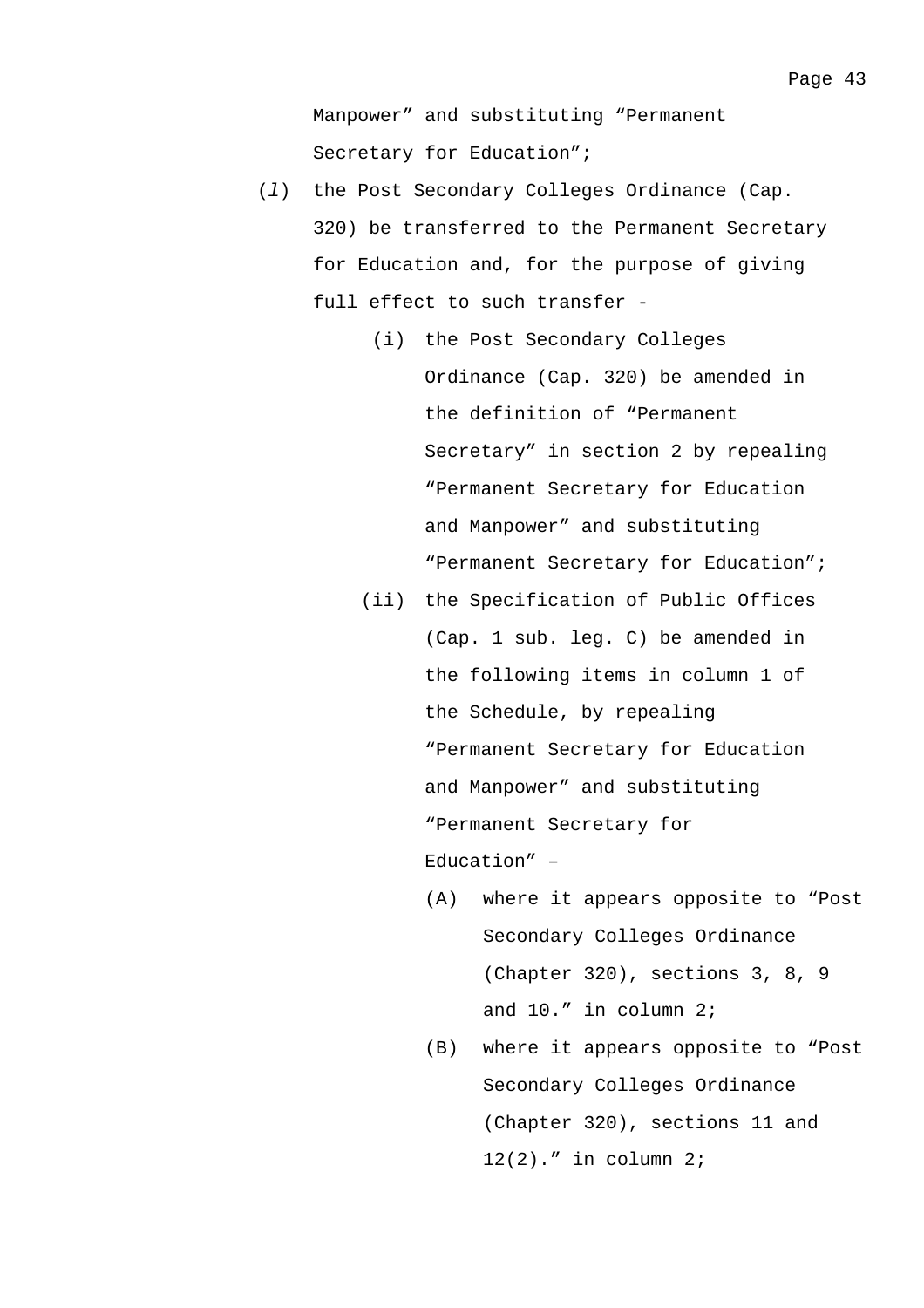Manpower” and substituting “Permanent Secretary for Education”;

(*l*) the Post Secondary Colleges Ordinance (Cap. 320) be transferred to the Permanent Secretary for Education and, for the purpose of giving full effect to such transfer -

(i) the Post Secondary Colleges Ordinance (Cap. 320) be amended in the definition of “Permanent Secretary” in section 2 by repealing “Permanent Secretary for Education and Manpower” and substituting “Permanent Secretary for Education”;

(ii) the Specification of Public Offices (Cap. 1 sub. leg. C) be amended in the following items in column 1 of the Schedule, by repealing “Permanent Secretary for Education and Manpower” and substituting “Permanent Secretary for Education” –

(A) where it appears opposite to “Post Secondary Colleges Ordinance (Chapter 320), sections 3, 8, 9 and 10.” in column 2;

(B) where it appears opposite to “Post Secondary Colleges Ordinance (Chapter 320), sections 11 and 12(2).” in column 2;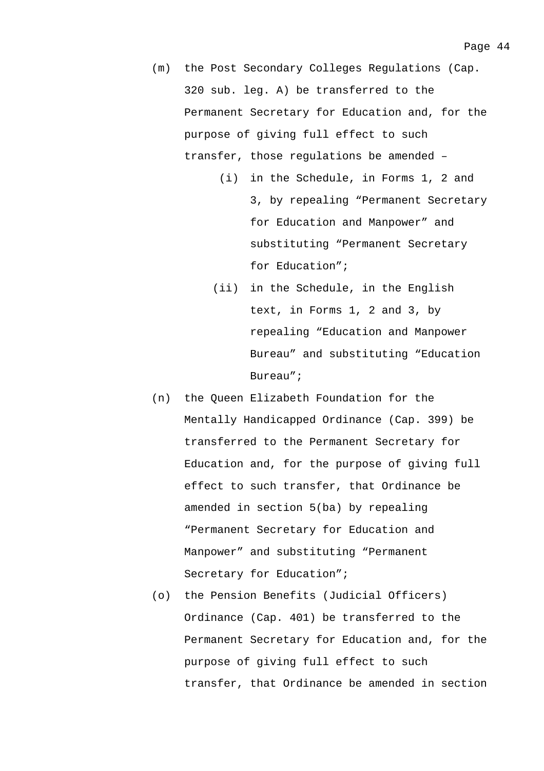(m) the Post Secondary Colleges Regulations (Cap. 320 sub. leg. A) be transferred to the Permanent Secretary for Education and, for the purpose of giving full effect to such transfer, those regulations be amended –

    (i) in the Schedule, in Forms 1, 2 and 3, by repealing “Permanent Secretary for Education and Manpower” and substituting “Permanent Secretary for Education”;

    (ii) in the Schedule, in the English text, in Forms 1, 2 and 3, by repealing “Education and Manpower Bureau” and substituting “Education Bureau”;

(n) the Queen Elizabeth Foundation for the Mentally Handicapped Ordinance (Cap. 399) be transferred to the Permanent Secretary for Education and, for the purpose of giving full effect to such transfer, that Ordinance be amended in section 5(ba) by repealing “Permanent Secretary for Education and Manpower” and substituting “Permanent Secretary for Education”;

(o) the Pension Benefits (Judicial Officers) Ordinance (Cap. 401) be transferred to the Permanent Secretary for Education and, for the purpose of giving full effect to such transfer, that Ordinance be amended in section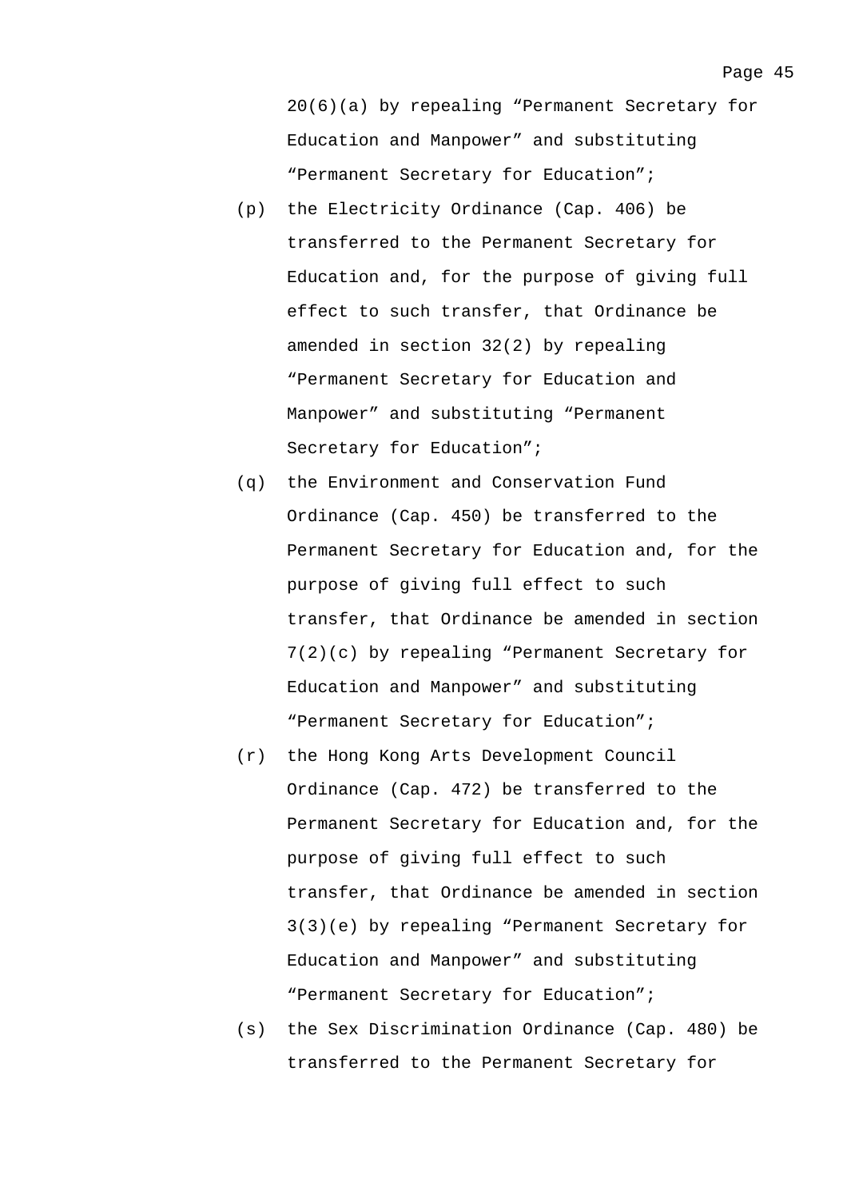20(6)(a) by repealing “Permanent Secretary for Education and Manpower” and substituting “Permanent Secretary for Education”;

(p) the Electricity Ordinance (Cap. 406) be transferred to the Permanent Secretary for Education and, for the purpose of giving full effect to such transfer, that Ordinance be amended in section 32(2) by repealing “Permanent Secretary for Education and Manpower” and substituting “Permanent Secretary for Education”;

(q) the Environment and Conservation Fund Ordinance (Cap. 450) be transferred to the Permanent Secretary for Education and, for the purpose of giving full effect to such transfer, that Ordinance be amended in section 7(2)(c) by repealing “Permanent Secretary for Education and Manpower” and substituting “Permanent Secretary for Education”;

(r) the Hong Kong Arts Development Council Ordinance (Cap. 472) be transferred to the Permanent Secretary for Education and, for the purpose of giving full effect to such transfer, that Ordinance be amended in section 3(3)(e) by repealing “Permanent Secretary for Education and Manpower” and substituting “Permanent Secretary for Education”;

(s) the Sex Discrimination Ordinance (Cap. 480) be transferred to the Permanent Secretary for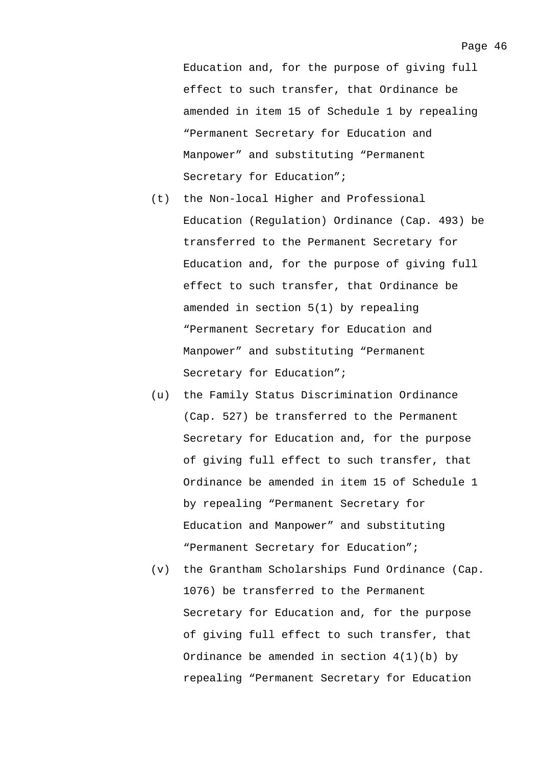Education and, for the purpose of giving full effect to such transfer, that Ordinance be amended in item 15 of Schedule 1 by repealing "Permanent Secretary for Education and Manpower" and substituting "Permanent Secretary for Education";

(t) the Non-local Higher and Professional Education (Regulation) Ordinance (Cap. 493) be transferred to the Permanent Secretary for Education and, for the purpose of giving full effect to such transfer, that Ordinance be amended in section 5(1) by repealing "Permanent Secretary for Education and Manpower" and substituting "Permanent Secretary for Education";

(u) the Family Status Discrimination Ordinance (Cap. 527) be transferred to the Permanent Secretary for Education and, for the purpose of giving full effect to such transfer, that Ordinance be amended in item 15 of Schedule 1 by repealing "Permanent Secretary for Education and Manpower" and substituting "Permanent Secretary for Education";

(v) the Grantham Scholarships Fund Ordinance (Cap. 1076) be transferred to the Permanent Secretary for Education and, for the purpose of giving full effect to such transfer, that Ordinance be amended in section 4(1)(b) by repealing "Permanent Secretary for Education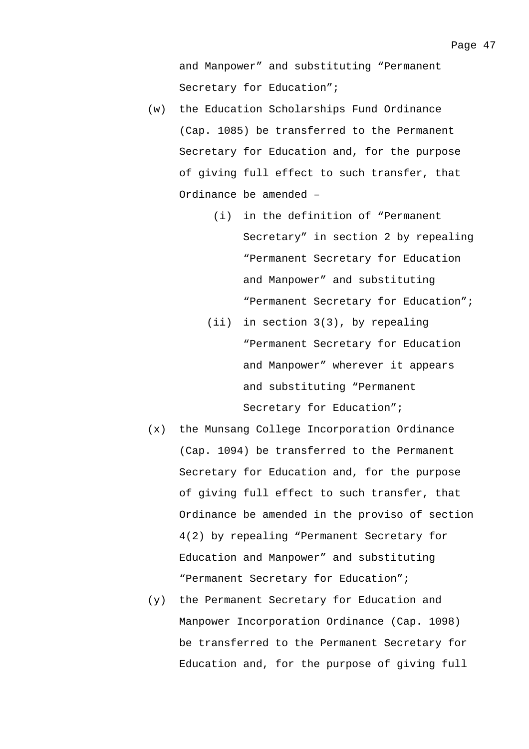and Manpower" and substituting "Permanent Secretary for Education";

(w) the Education Scholarships Fund Ordinance (Cap. 1085) be transferred to the Permanent Secretary for Education and, for the purpose of giving full effect to such transfer, that Ordinance be amended –

   (i) in the definition of "Permanent Secretary" in section 2 by repealing "Permanent Secretary for Education and Manpower" and substituting "Permanent Secretary for Education";

   (ii) in section 3(3), by repealing "Permanent Secretary for Education and Manpower" wherever it appears and substituting "Permanent Secretary for Education";

(x) the Munsang College Incorporation Ordinance (Cap. 1094) be transferred to the Permanent Secretary for Education and, for the purpose of giving full effect to such transfer, that Ordinance be amended in the proviso of section 4(2) by repealing "Permanent Secretary for Education and Manpower" and substituting "Permanent Secretary for Education";

(y) the Permanent Secretary for Education and Manpower Incorporation Ordinance (Cap. 1098) be transferred to the Permanent Secretary for Education and, for the purpose of giving full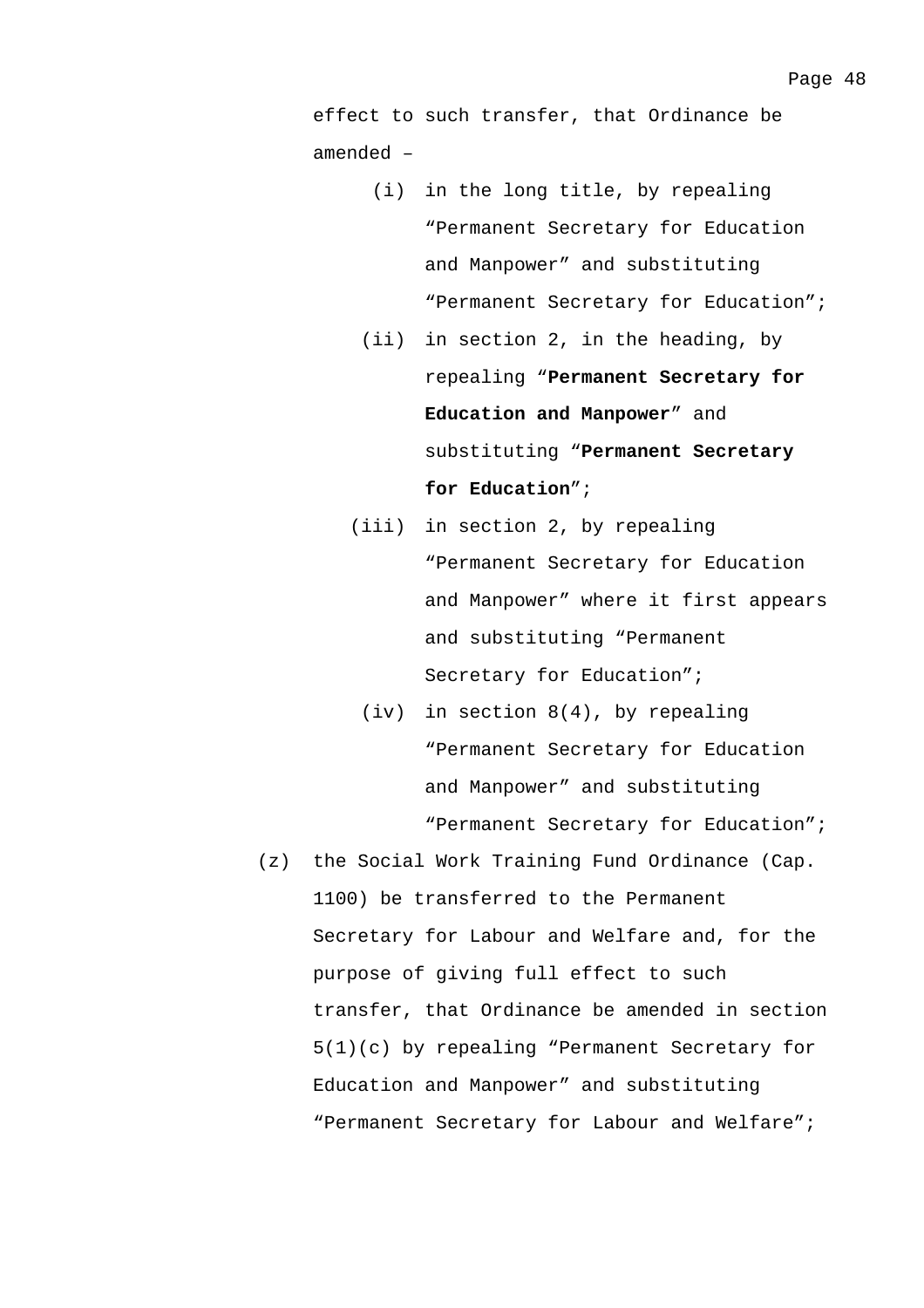effect to such transfer, that Ordinance be amended –

(i) in the long title, by repealing "Permanent Secretary for Education and Manpower" and substituting "Permanent Secretary for Education";

(ii) in section 2, in the heading, by repealing "**Permanent Secretary for Education and Manpower**" and substituting "**Permanent Secretary for Education**";

(iii) in section 2, by repealing "Permanent Secretary for Education and Manpower" where it first appears and substituting "Permanent Secretary for Education";

(iv) in section 8(4), by repealing "Permanent Secretary for Education and Manpower" and substituting "Permanent Secretary for Education";

(z) the Social Work Training Fund Ordinance (Cap. 1100) be transferred to the Permanent Secretary for Labour and Welfare and, for the purpose of giving full effect to such transfer, that Ordinance be amended in section 5(1)(c) by repealing "Permanent Secretary for Education and Manpower" and substituting "Permanent Secretary for Labour and Welfare";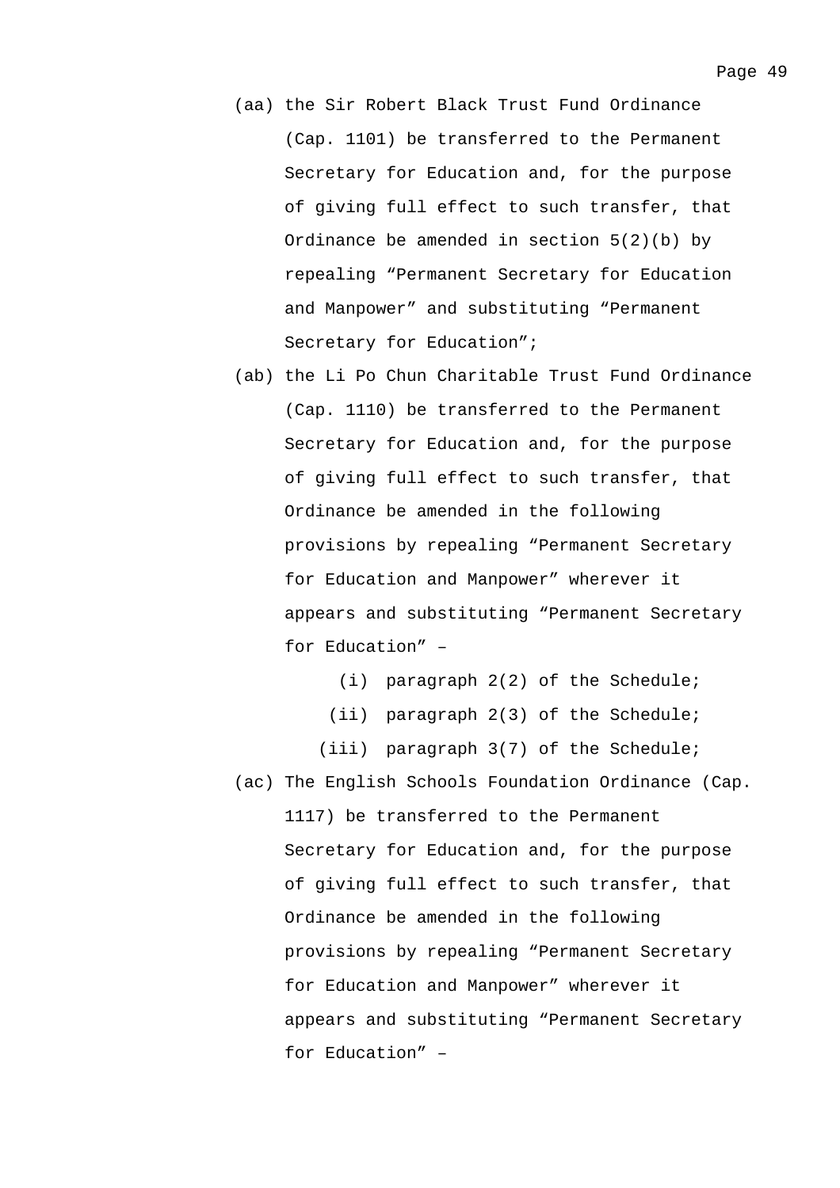(aa) the Sir Robert Black Trust Fund Ordinance (Cap. 1101) be transferred to the Permanent Secretary for Education and, for the purpose of giving full effect to such transfer, that Ordinance be amended in section 5(2)(b) by repealing "Permanent Secretary for Education and Manpower" and substituting "Permanent Secretary for Education";

(ab) the Li Po Chun Charitable Trust Fund Ordinance (Cap. 1110) be transferred to the Permanent Secretary for Education and, for the purpose of giving full effect to such transfer, that Ordinance be amended in the following provisions by repealing "Permanent Secretary for Education and Manpower" wherever it appears and substituting "Permanent Secretary for Education" –

  - (i) paragraph 2(2) of the Schedule;
  - (ii) paragraph 2(3) of the Schedule;
  - (iii) paragraph 3(7) of the Schedule;

(ac) The English Schools Foundation Ordinance (Cap. 1117) be transferred to the Permanent Secretary for Education and, for the purpose of giving full effect to such transfer, that Ordinance be amended in the following provisions by repealing "Permanent Secretary for Education and Manpower" wherever it appears and substituting "Permanent Secretary for Education" –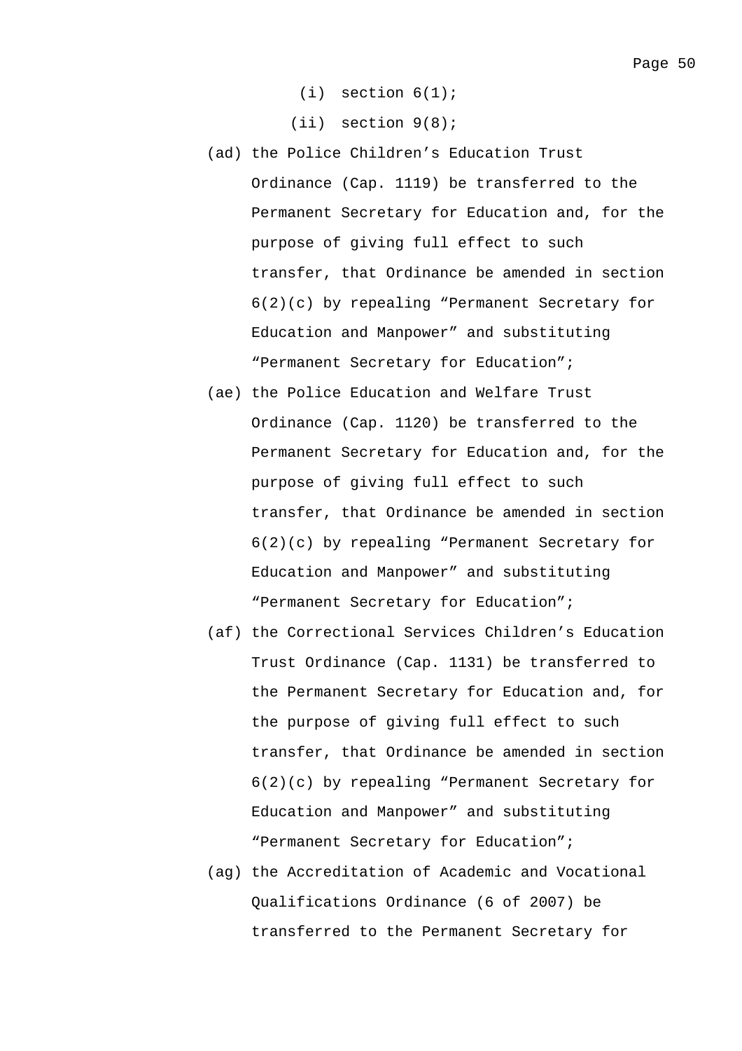(i) section 6(1);

(ii) section 9(8);

(ad) the Police Children's Education Trust Ordinance (Cap. 1119) be transferred to the Permanent Secretary for Education and, for the purpose of giving full effect to such transfer, that Ordinance be amended in section 6(2)(c) by repealing "Permanent Secretary for Education and Manpower" and substituting "Permanent Secretary for Education";

(ae) the Police Education and Welfare Trust Ordinance (Cap. 1120) be transferred to the Permanent Secretary for Education and, for the purpose of giving full effect to such transfer, that Ordinance be amended in section 6(2)(c) by repealing "Permanent Secretary for Education and Manpower" and substituting "Permanent Secretary for Education";

(af) the Correctional Services Children's Education Trust Ordinance (Cap. 1131) be transferred to the Permanent Secretary for Education and, for the purpose of giving full effect to such transfer, that Ordinance be amended in section 6(2)(c) by repealing "Permanent Secretary for Education and Manpower" and substituting "Permanent Secretary for Education";

(ag) the Accreditation of Academic and Vocational Qualifications Ordinance (6 of 2007) be transferred to the Permanent Secretary for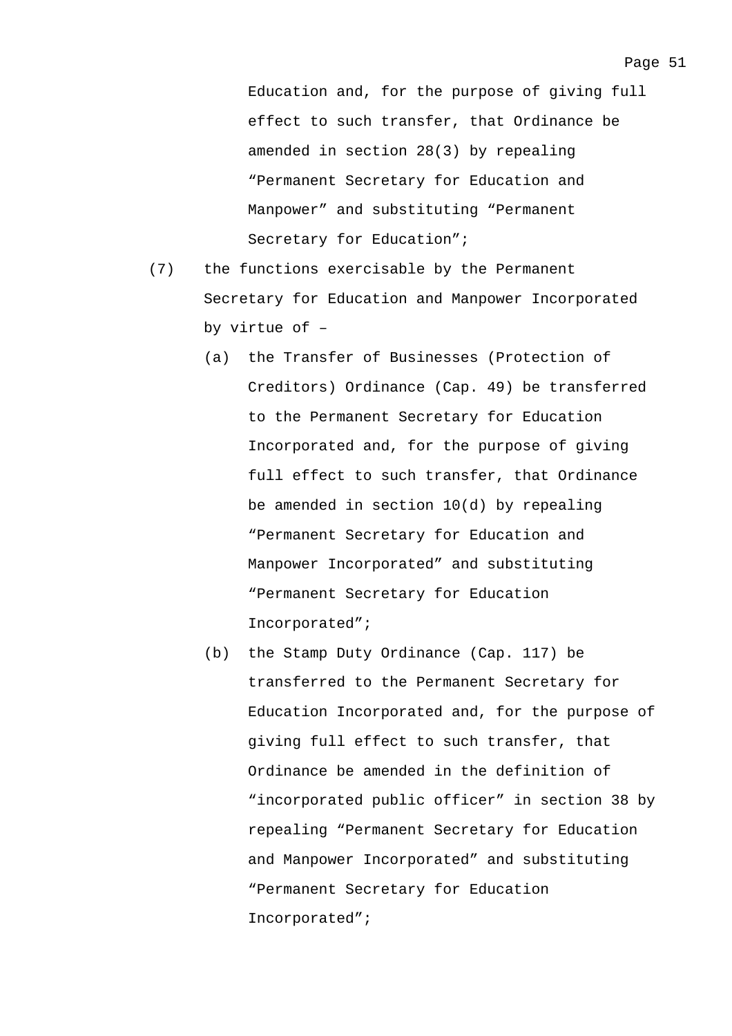Education and, for the purpose of giving full effect to such transfer, that Ordinance be amended in section 28(3) by repealing “Permanent Secretary for Education and Manpower” and substituting “Permanent Secretary for Education”;

(7) the functions exercisable by the Permanent Secretary for Education and Manpower Incorporated by virtue of –

(a) the Transfer of Businesses (Protection of Creditors) Ordinance (Cap. 49) be transferred to the Permanent Secretary for Education Incorporated and, for the purpose of giving full effect to such transfer, that Ordinance be amended in section 10(d) by repealing “Permanent Secretary for Education and Manpower Incorporated” and substituting “Permanent Secretary for Education Incorporated”;

(b) the Stamp Duty Ordinance (Cap. 117) be transferred to the Permanent Secretary for Education Incorporated and, for the purpose of giving full effect to such transfer, that Ordinance be amended in the definition of “incorporated public officer” in section 38 by repealing “Permanent Secretary for Education and Manpower Incorporated” and substituting “Permanent Secretary for Education Incorporated”;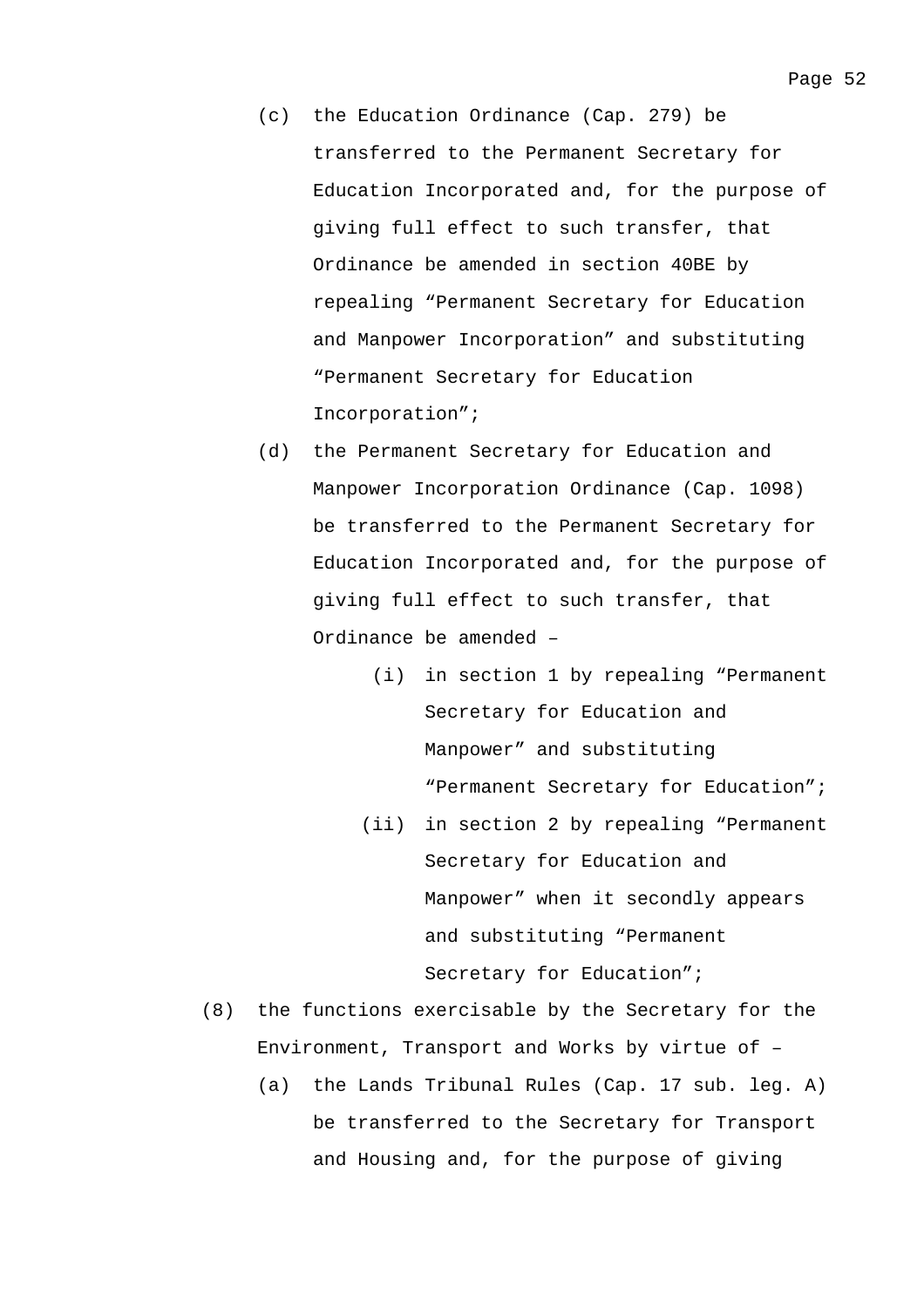(c) the Education Ordinance (Cap. 279) be transferred to the Permanent Secretary for Education Incorporated and, for the purpose of giving full effect to such transfer, that Ordinance be amended in section 40BE by repealing “Permanent Secretary for Education and Manpower Incorporation” and substituting “Permanent Secretary for Education Incorporation”;

(d) the Permanent Secretary for Education and Manpower Incorporation Ordinance (Cap. 1098) be transferred to the Permanent Secretary for Education Incorporated and, for the purpose of giving full effect to such transfer, that Ordinance be amended –

(i) in section 1 by repealing “Permanent Secretary for Education and Manpower” and substituting “Permanent Secretary for Education”;

(ii) in section 2 by repealing “Permanent Secretary for Education and Manpower” when it secondly appears and substituting “Permanent Secretary for Education”;

(8) the functions exercisable by the Secretary for the Environment, Transport and Works by virtue of –

(a) the Lands Tribunal Rules (Cap. 17 sub. leg. A) be transferred to the Secretary for Transport and Housing and, for the purpose of giving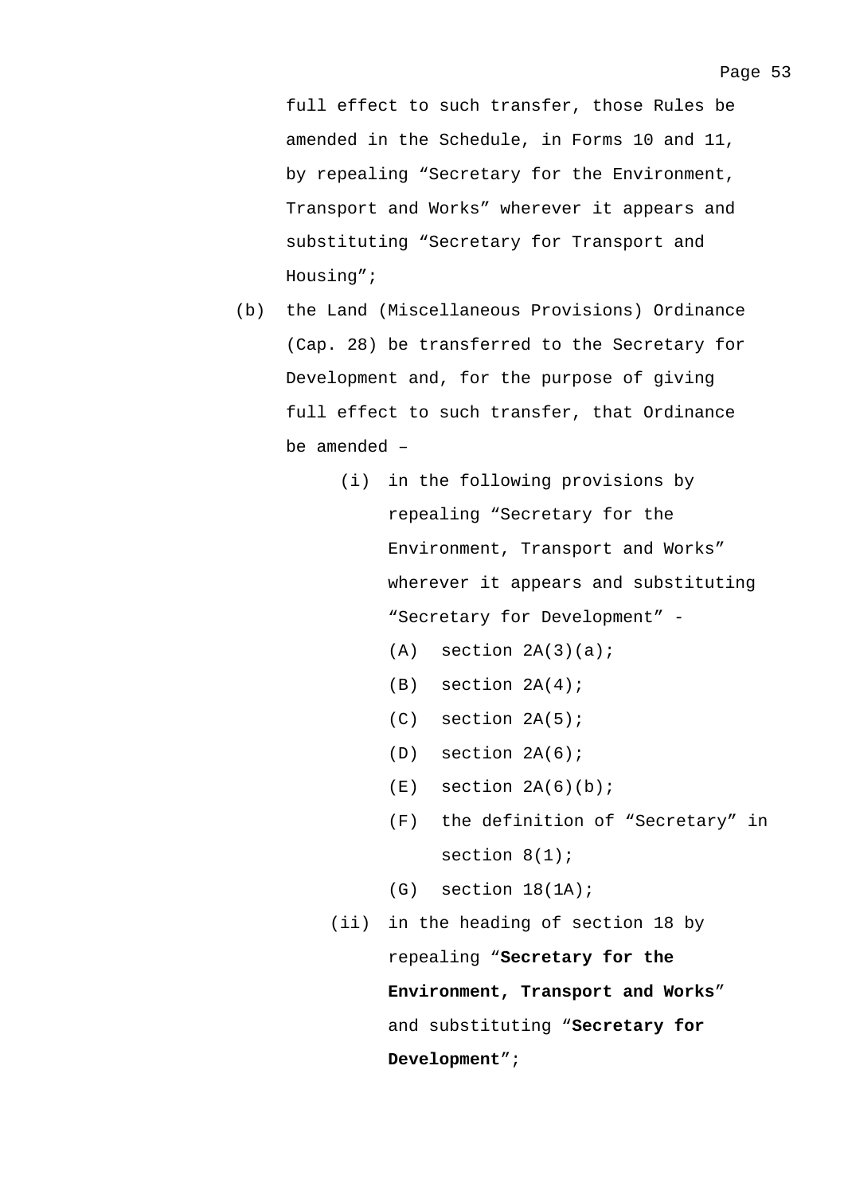full effect to such transfer, those Rules be amended in the Schedule, in Forms 10 and 11, by repealing “Secretary for the Environment, Transport and Works” wherever it appears and substituting “Secretary for Transport and Housing”;

(b) the Land (Miscellaneous Provisions) Ordinance (Cap. 28) be transferred to the Secretary for Development and, for the purpose of giving full effect to such transfer, that Ordinance be amended –

   (i) in the following provisions by repealing “Secretary for the Environment, Transport and Works” wherever it appears and substituting “Secretary for Development” -

      (A) section 2A(3)(a);

      (B) section 2A(4);

      (C) section 2A(5);

      (D) section 2A(6);

      (E) section 2A(6)(b);

      (F) the definition of “Secretary” in section 8(1);

      (G) section 18(1A);

   (ii) in the heading of section 18 by repealing “**Secretary for the Environment, Transport and Works**” and substituting “**Secretary for Development**”;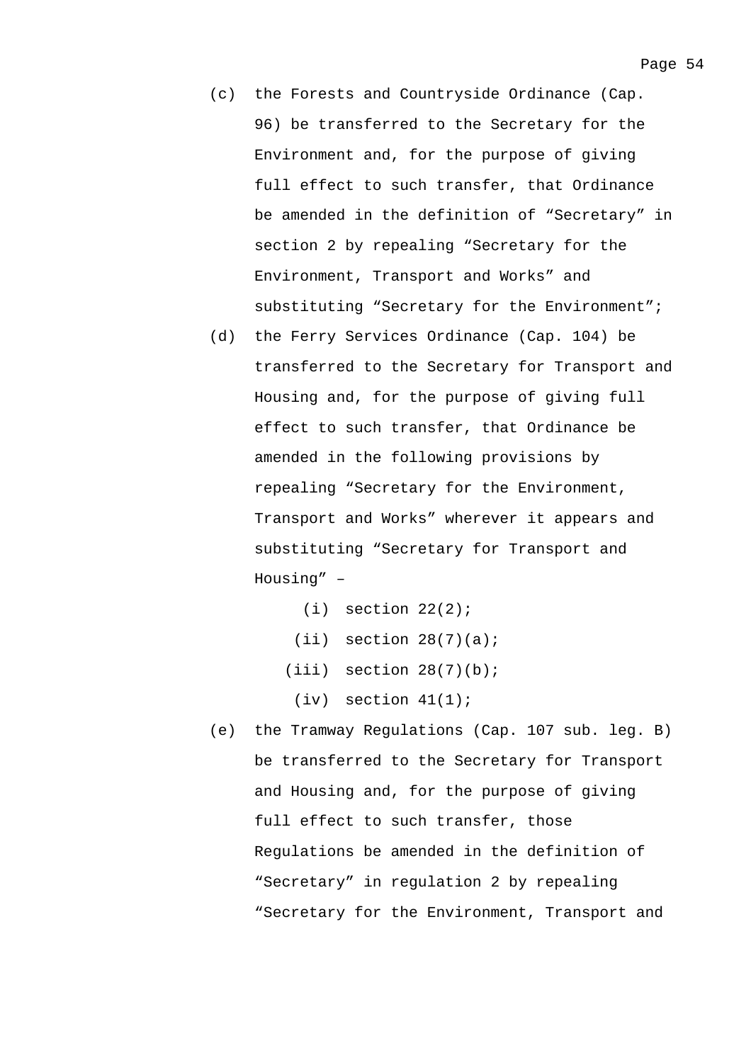(c) the Forests and Countryside Ordinance (Cap. 96) be transferred to the Secretary for the Environment and, for the purpose of giving full effect to such transfer, that Ordinance be amended in the definition of “Secretary” in section 2 by repealing “Secretary for the Environment, Transport and Works” and substituting “Secretary for the Environment”;

(d) the Ferry Services Ordinance (Cap. 104) be transferred to the Secretary for Transport and Housing and, for the purpose of giving full effect to such transfer, that Ordinance be amended in the following provisions by repealing “Secretary for the Environment, Transport and Works” wherever it appears and substituting “Secretary for Transport and Housing” –

   (i) section 22(2);

   (ii) section 28(7)(a);

   (iii) section 28(7)(b);

   (iv) section 41(1);

(e) the Tramway Regulations (Cap. 107 sub. leg. B) be transferred to the Secretary for Transport and Housing and, for the purpose of giving full effect to such transfer, those Regulations be amended in the definition of “Secretary” in regulation 2 by repealing “Secretary for the Environment, Transport and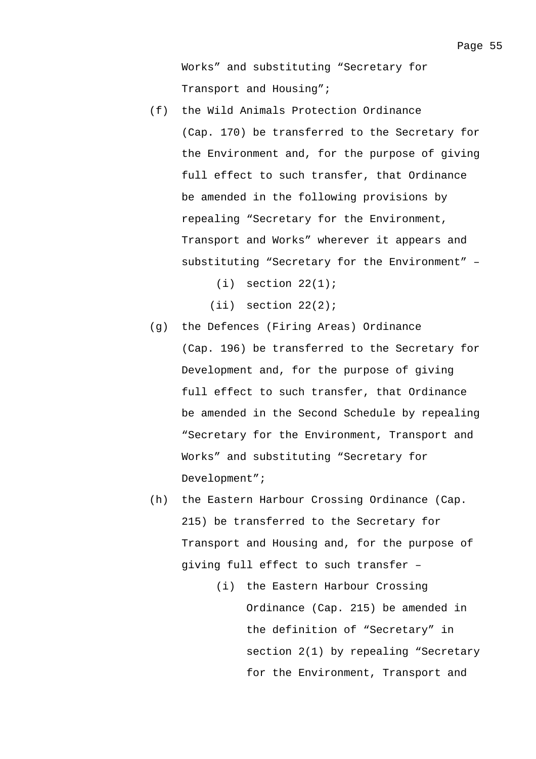Works" and substituting "Secretary for Transport and Housing";

(f) the Wild Animals Protection Ordinance (Cap. 170) be transferred to the Secretary for the Environment and, for the purpose of giving full effect to such transfer, that Ordinance be amended in the following provisions by repealing "Secretary for the Environment, Transport and Works" wherever it appears and substituting "Secretary for the Environment" –

  (i) section 22(1);

  (ii) section 22(2);

(g) the Defences (Firing Areas) Ordinance (Cap. 196) be transferred to the Secretary for Development and, for the purpose of giving full effect to such transfer, that Ordinance be amended in the Second Schedule by repealing "Secretary for the Environment, Transport and Works" and substituting "Secretary for Development";

(h) the Eastern Harbour Crossing Ordinance (Cap. 215) be transferred to the Secretary for Transport and Housing and, for the purpose of giving full effect to such transfer –

  (i) the Eastern Harbour Crossing Ordinance (Cap. 215) be amended in the definition of "Secretary" in section 2(1) by repealing "Secretary for the Environment, Transport and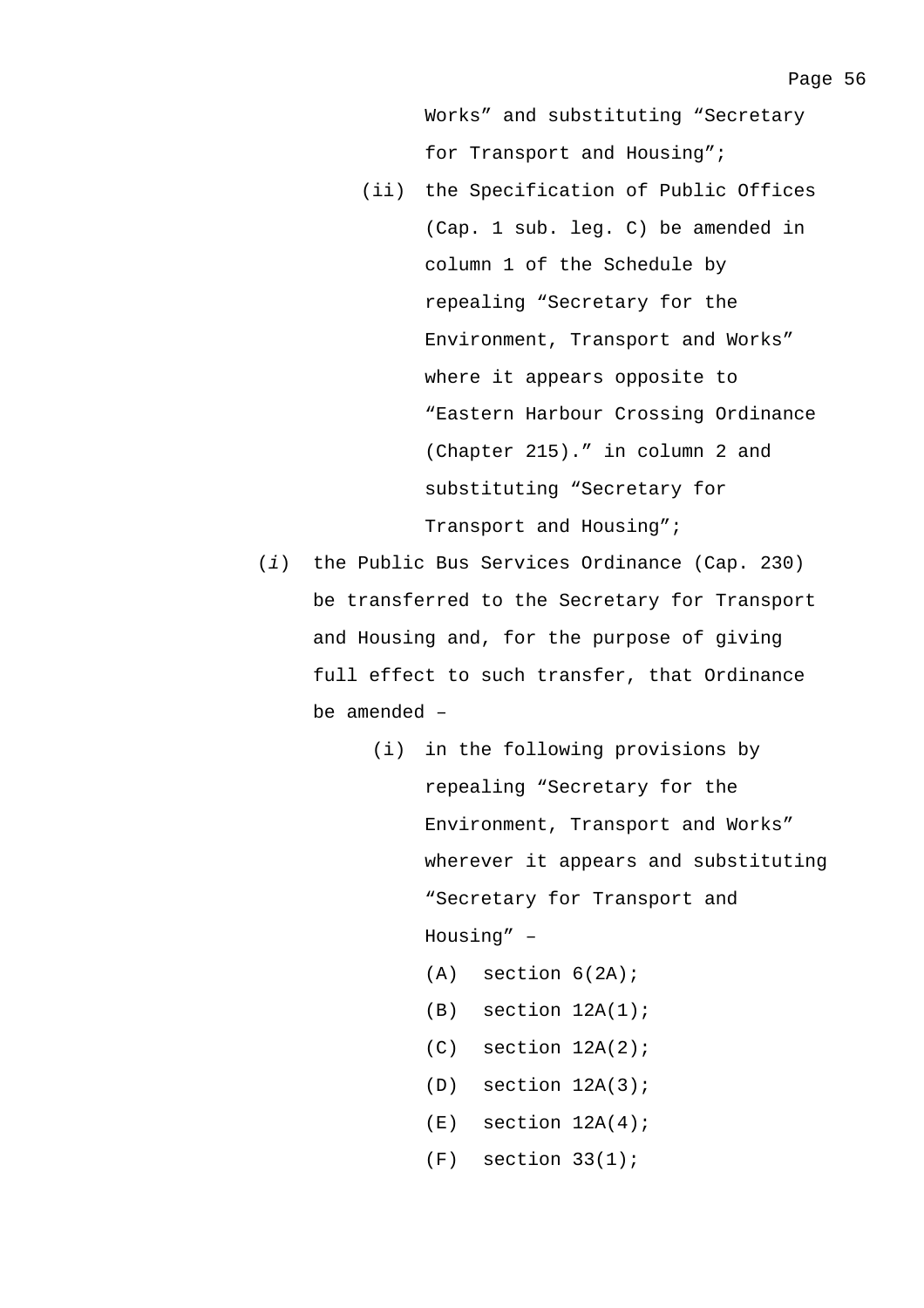Works" and substituting "Secretary for Transport and Housing";

(ii) the Specification of Public Offices (Cap. 1 sub. leg. C) be amended in column 1 of the Schedule by repealing "Secretary for the Environment, Transport and Works" where it appears opposite to "Eastern Harbour Crossing Ordinance (Chapter 215)." in column 2 and substituting "Secretary for Transport and Housing";

(*i*) the Public Bus Services Ordinance (Cap. 230) be transferred to the Secretary for Transport and Housing and, for the purpose of giving full effect to such transfer, that Ordinance be amended –

(i) in the following provisions by repealing "Secretary for the Environment, Transport and Works" wherever it appears and substituting "Secretary for Transport and Housing" –

(A) section 6(2A);

(B) section 12A(1);

(C) section 12A(2);

(D) section 12A(3);

(E) section 12A(4);

(F) section 33(1);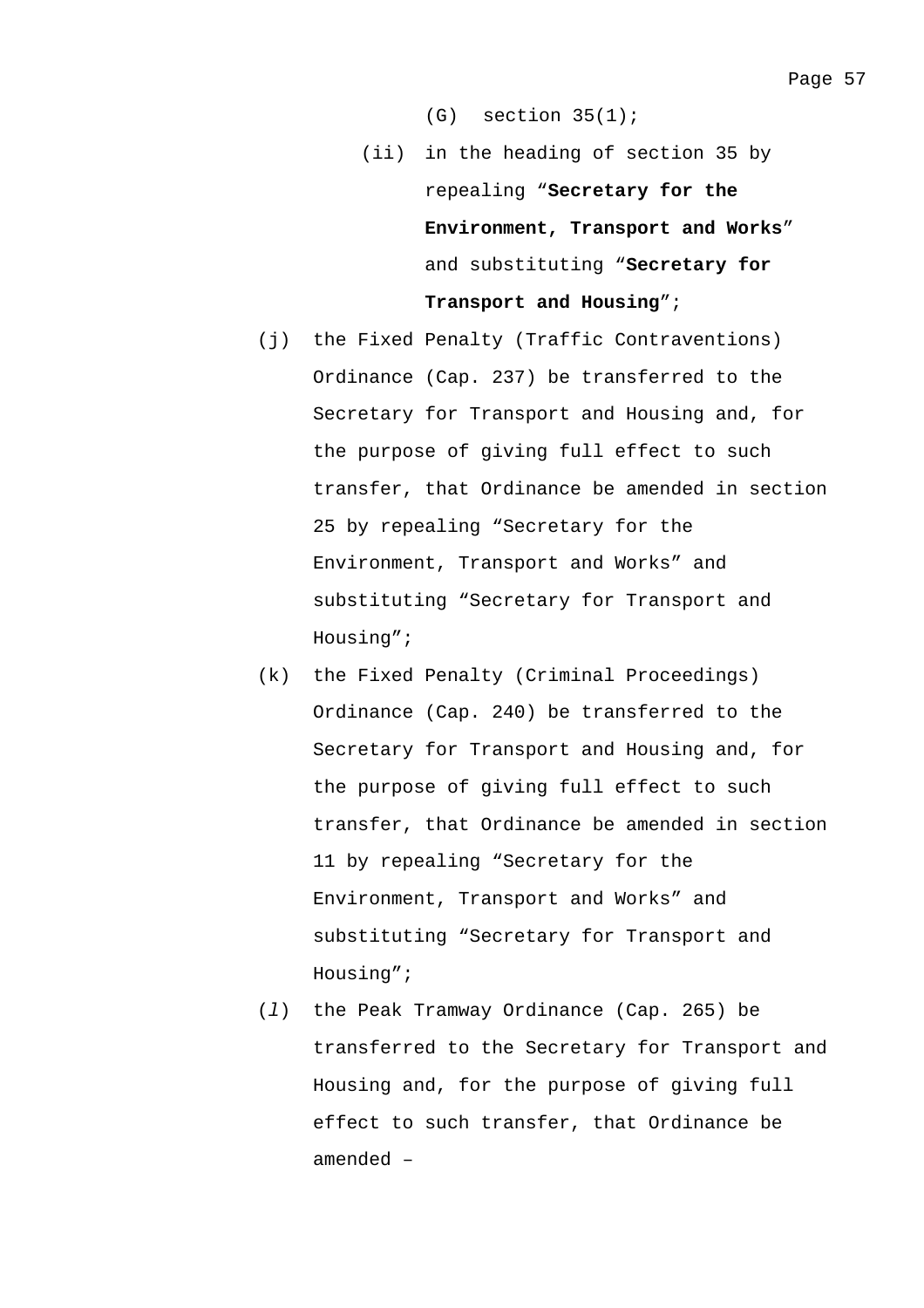(G) section 35(1);

(ii) in the heading of section 35 by repealing "**Secretary for the Environment, Transport and Works**" and substituting "**Secretary for Transport and Housing**";

(j) the Fixed Penalty (Traffic Contraventions) Ordinance (Cap. 237) be transferred to the Secretary for Transport and Housing and, for the purpose of giving full effect to such transfer, that Ordinance be amended in section 25 by repealing "Secretary for the Environment, Transport and Works" and substituting "Secretary for Transport and Housing";

(k) the Fixed Penalty (Criminal Proceedings) Ordinance (Cap. 240) be transferred to the Secretary for Transport and Housing and, for the purpose of giving full effect to such transfer, that Ordinance be amended in section 11 by repealing "Secretary for the Environment, Transport and Works" and substituting "Secretary for Transport and Housing";

(*l*) the Peak Tramway Ordinance (Cap. 265) be transferred to the Secretary for Transport and Housing and, for the purpose of giving full effect to such transfer, that Ordinance be amended –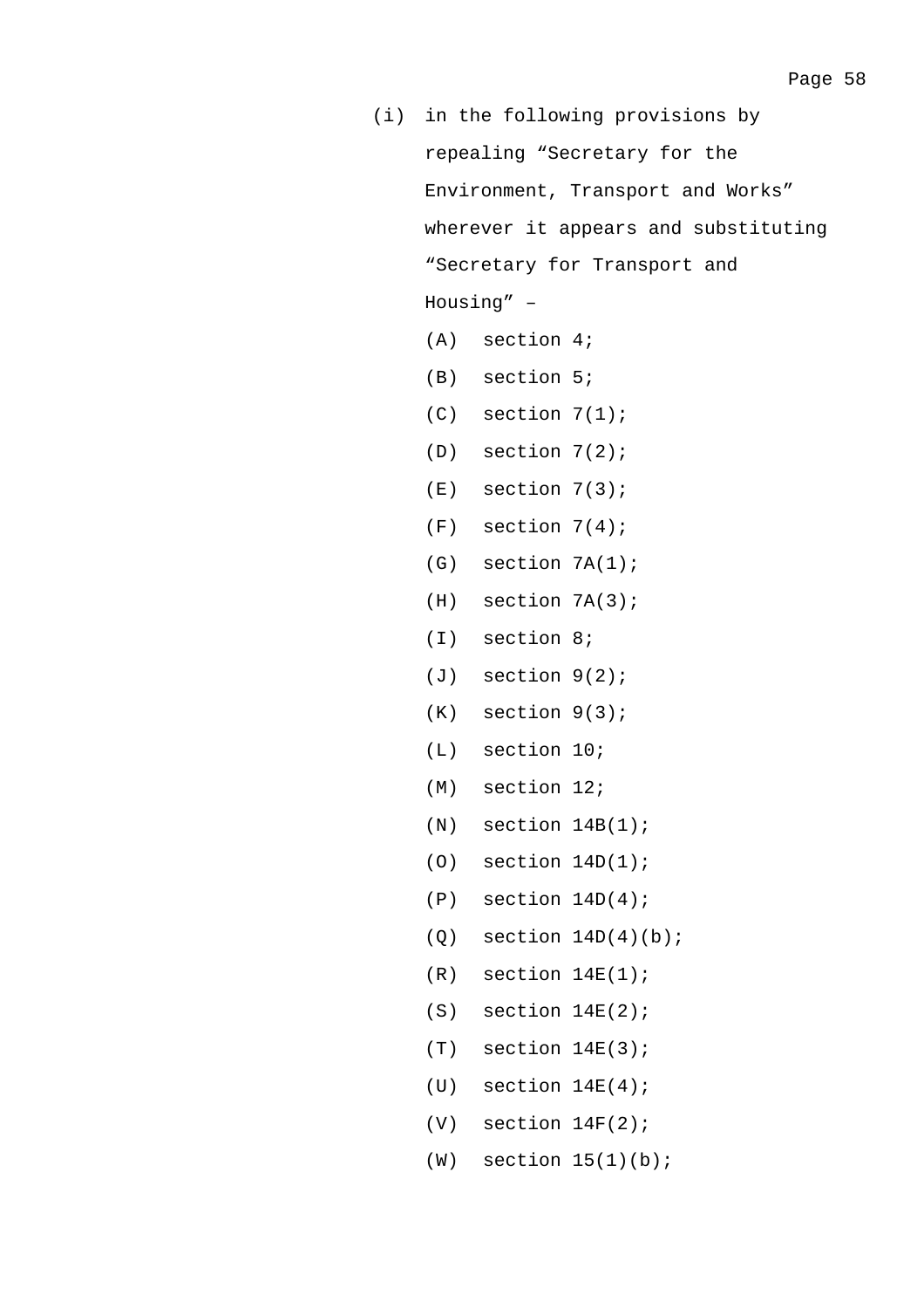(i) in the following provisions by repealing “Secretary for the Environment, Transport and Works” wherever it appears and substituting “Secretary for Transport and Housing” –

(A) section 4;

(B) section 5;

(C) section 7(1);

(D) section 7(2);

(E) section 7(3);

(F) section 7(4);

(G) section 7A(1);

(H) section 7A(3);

(I) section 8;

(J) section 9(2);

(K) section 9(3);

(L) section 10;

(M) section 12;

(N) section 14B(1);

(O) section 14D(1);

(P) section 14D(4);

(Q) section 14D(4)(b);

(R) section 14E(1);

(S) section 14E(2);

(T) section 14E(3);

(U) section 14E(4);

(V) section 14F(2);

(W) section 15(1)(b);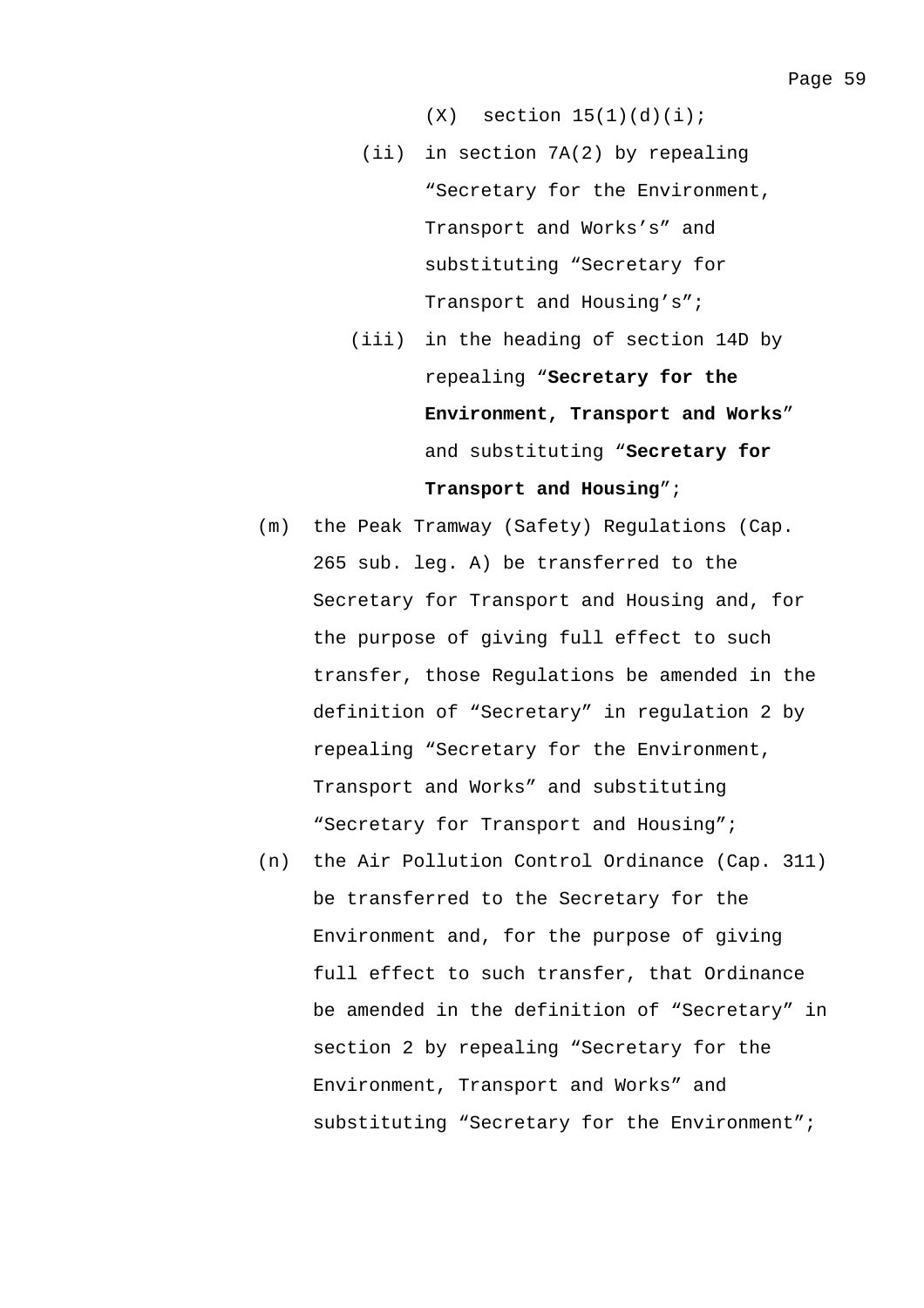(X) section 15(1)(d)(i);

(ii) in section 7A(2) by repealing "Secretary for the Environment, Transport and Works's" and substituting "Secretary for Transport and Housing's";

(iii) in the heading of section 14D by repealing "**Secretary for the Environment, Transport and Works**" and substituting "**Secretary for Transport and Housing**";

(m) the Peak Tramway (Safety) Regulations (Cap. 265 sub. leg. A) be transferred to the Secretary for Transport and Housing and, for the purpose of giving full effect to such transfer, those Regulations be amended in the definition of "Secretary" in regulation 2 by repealing "Secretary for the Environment, Transport and Works" and substituting "Secretary for Transport and Housing";

(n) the Air Pollution Control Ordinance (Cap. 311) be transferred to the Secretary for the Environment and, for the purpose of giving full effect to such transfer, that Ordinance be amended in the definition of "Secretary" in section 2 by repealing "Secretary for the Environment, Transport and Works" and substituting "Secretary for the Environment";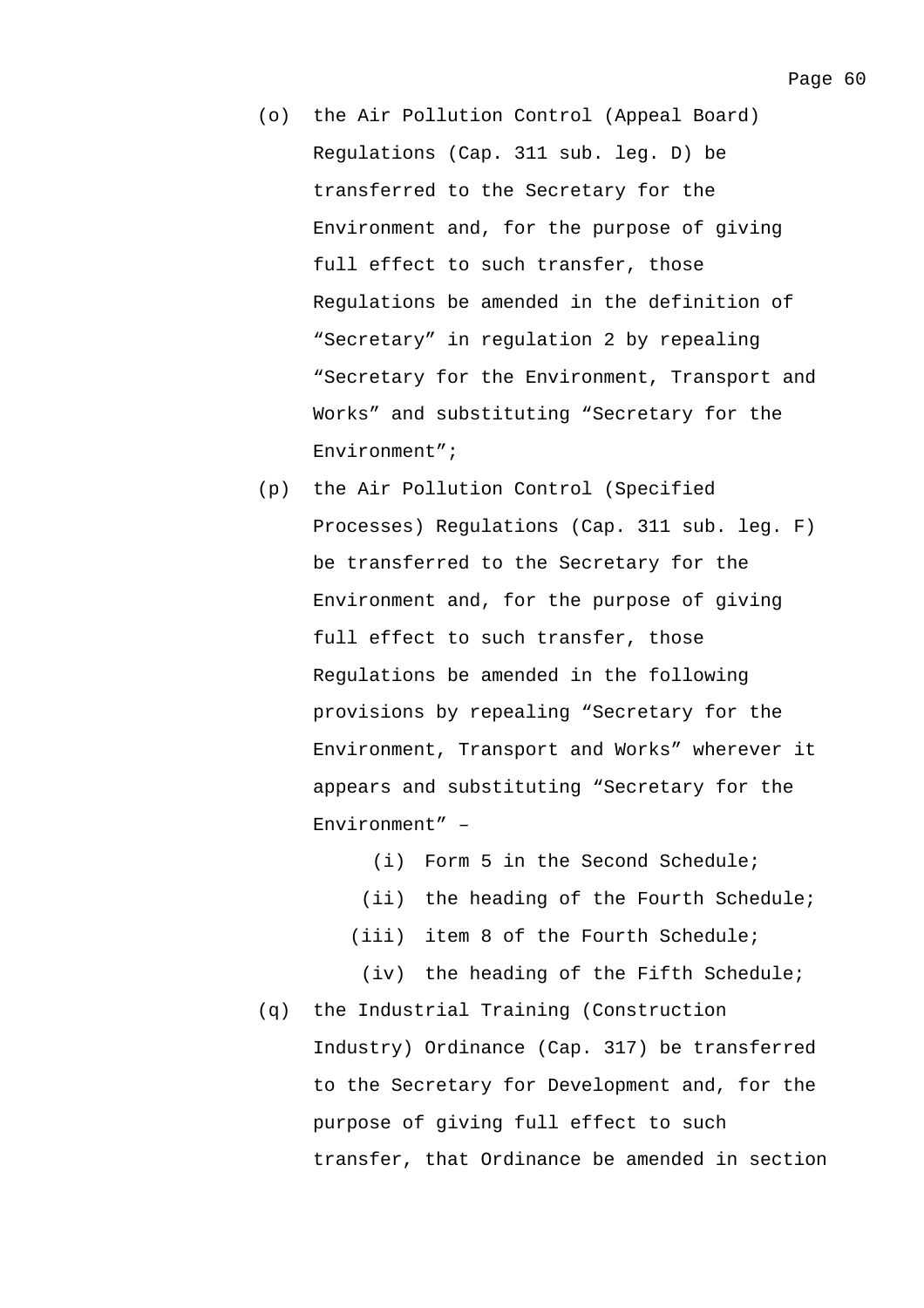(o) the Air Pollution Control (Appeal Board) Regulations (Cap. 311 sub. leg. D) be transferred to the Secretary for the Environment and, for the purpose of giving full effect to such transfer, those Regulations be amended in the definition of "Secretary" in regulation 2 by repealing "Secretary for the Environment, Transport and Works" and substituting "Secretary for the Environment";

(p) the Air Pollution Control (Specified Processes) Regulations (Cap. 311 sub. leg. F) be transferred to the Secretary for the Environment and, for the purpose of giving full effect to such transfer, those Regulations be amended in the following provisions by repealing "Secretary for the Environment, Transport and Works" wherever it appears and substituting "Secretary for the Environment" –

    (i) Form 5 in the Second Schedule;
    (ii) the heading of the Fourth Schedule;
    (iii) item 8 of the Fourth Schedule;
    (iv) the heading of the Fifth Schedule;

(q) the Industrial Training (Construction Industry) Ordinance (Cap. 317) be transferred to the Secretary for Development and, for the purpose of giving full effect to such transfer, that Ordinance be amended in section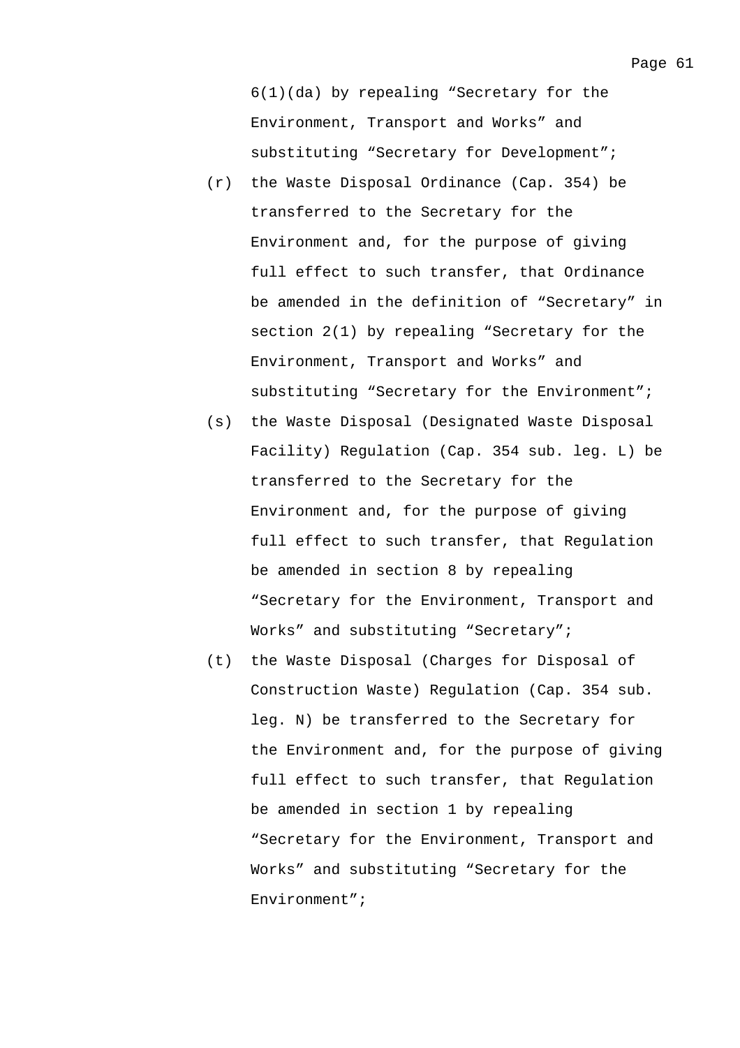6(1)(da) by repealing “Secretary for the Environment, Transport and Works” and substituting “Secretary for Development”;

(r) the Waste Disposal Ordinance (Cap. 354) be transferred to the Secretary for the Environment and, for the purpose of giving full effect to such transfer, that Ordinance be amended in the definition of “Secretary” in section 2(1) by repealing “Secretary for the Environment, Transport and Works” and substituting “Secretary for the Environment”;

(s) the Waste Disposal (Designated Waste Disposal Facility) Regulation (Cap. 354 sub. leg. L) be transferred to the Secretary for the Environment and, for the purpose of giving full effect to such transfer, that Regulation be amended in section 8 by repealing “Secretary for the Environment, Transport and Works” and substituting “Secretary”;

(t) the Waste Disposal (Charges for Disposal of Construction Waste) Regulation (Cap. 354 sub. leg. N) be transferred to the Secretary for the Environment and, for the purpose of giving full effect to such transfer, that Regulation be amended in section 1 by repealing “Secretary for the Environment, Transport and Works” and substituting “Secretary for the Environment”;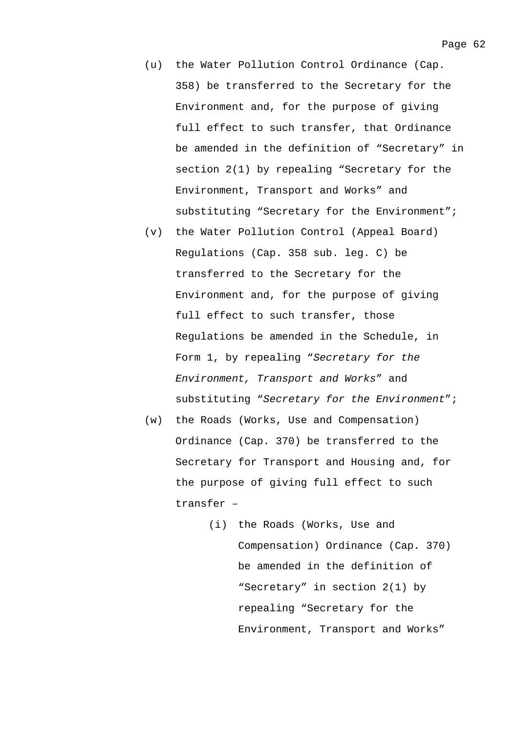(u) the Water Pollution Control Ordinance (Cap. 358) be transferred to the Secretary for the Environment and, for the purpose of giving full effect to such transfer, that Ordinance be amended in the definition of “Secretary” in section 2(1) by repealing “Secretary for the Environment, Transport and Works” and substituting “Secretary for the Environment”;

(v) the Water Pollution Control (Appeal Board) Regulations (Cap. 358 sub. leg. C) be transferred to the Secretary for the Environment and, for the purpose of giving full effect to such transfer, those Regulations be amended in the Schedule, in Form 1, by repealing “*Secretary for the Environment, Transport and Works*” and substituting “*Secretary for the Environment*”;

(w) the Roads (Works, Use and Compensation) Ordinance (Cap. 370) be transferred to the Secretary for Transport and Housing and, for the purpose of giving full effect to such transfer –

  (i) the Roads (Works, Use and Compensation) Ordinance (Cap. 370) be amended in the definition of “Secretary” in section 2(1) by repealing “Secretary for the Environment, Transport and Works”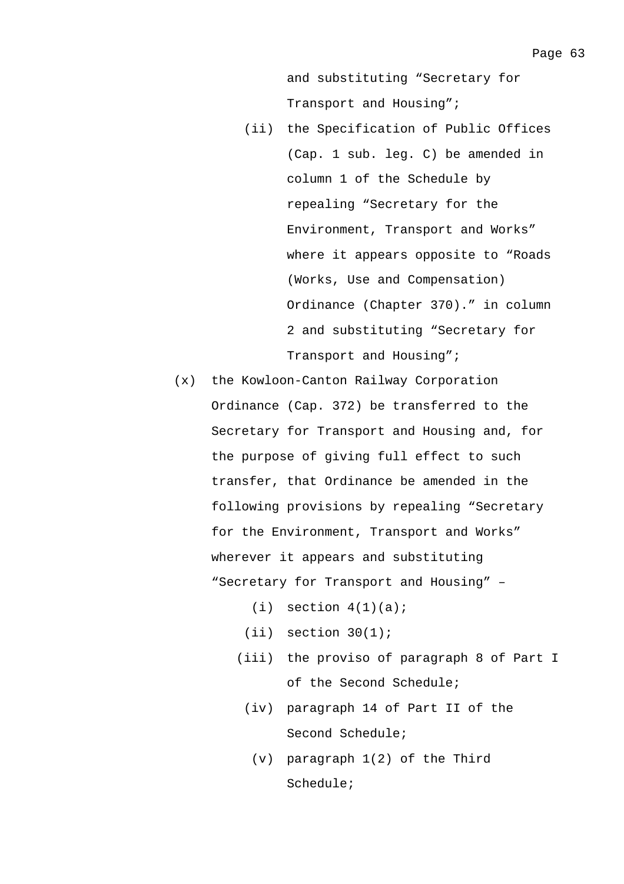and substituting "Secretary for Transport and Housing";

(ii) the Specification of Public Offices (Cap. 1 sub. leg. C) be amended in column 1 of the Schedule by repealing "Secretary for the Environment, Transport and Works" where it appears opposite to "Roads (Works, Use and Compensation) Ordinance (Chapter 370)." in column 2 and substituting "Secretary for Transport and Housing";

(x) the Kowloon-Canton Railway Corporation Ordinance (Cap. 372) be transferred to the Secretary for Transport and Housing and, for the purpose of giving full effect to such transfer, that Ordinance be amended in the following provisions by repealing "Secretary for the Environment, Transport and Works" wherever it appears and substituting "Secretary for Transport and Housing" –

(i) section 4(1)(a);

(ii) section 30(1);

(iii) the proviso of paragraph 8 of Part I of the Second Schedule;

(iv) paragraph 14 of Part II of the Second Schedule;

(v) paragraph 1(2) of the Third Schedule;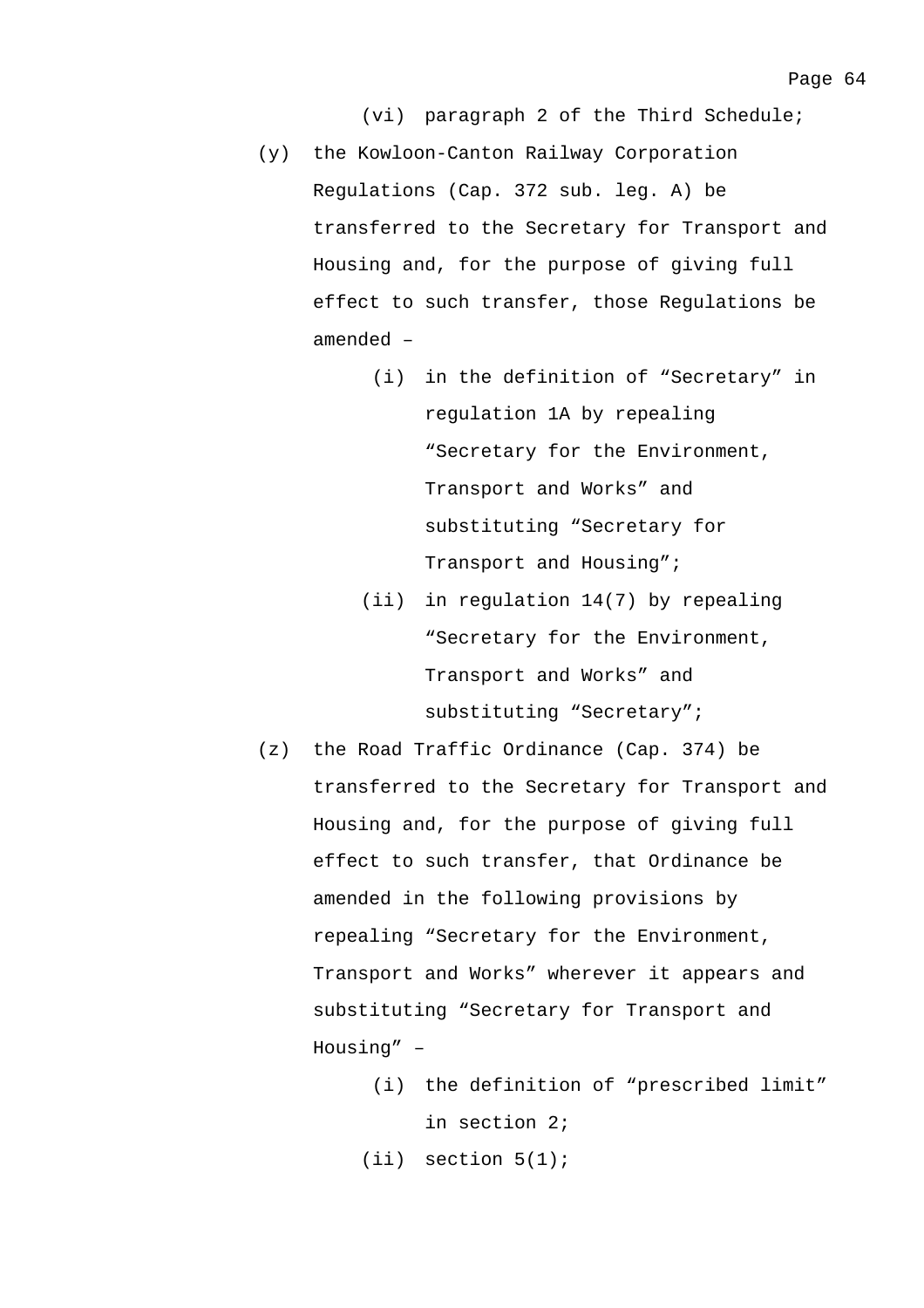(vi) paragraph 2 of the Third Schedule;

(y) the Kowloon-Canton Railway Corporation Regulations (Cap. 372 sub. leg. A) be transferred to the Secretary for Transport and Housing and, for the purpose of giving full effect to such transfer, those Regulations be amended –

  (i) in the definition of “Secretary” in regulation 1A by repealing “Secretary for the Environment, Transport and Works” and substituting “Secretary for Transport and Housing”;

  (ii) in regulation 14(7) by repealing “Secretary for the Environment, Transport and Works” and substituting “Secretary”;

(z) the Road Traffic Ordinance (Cap. 374) be transferred to the Secretary for Transport and Housing and, for the purpose of giving full effect to such transfer, that Ordinance be amended in the following provisions by repealing “Secretary for the Environment, Transport and Works” wherever it appears and substituting “Secretary for Transport and Housing” –

  (i) the definition of “prescribed limit” in section 2;

  (ii) section 5(1);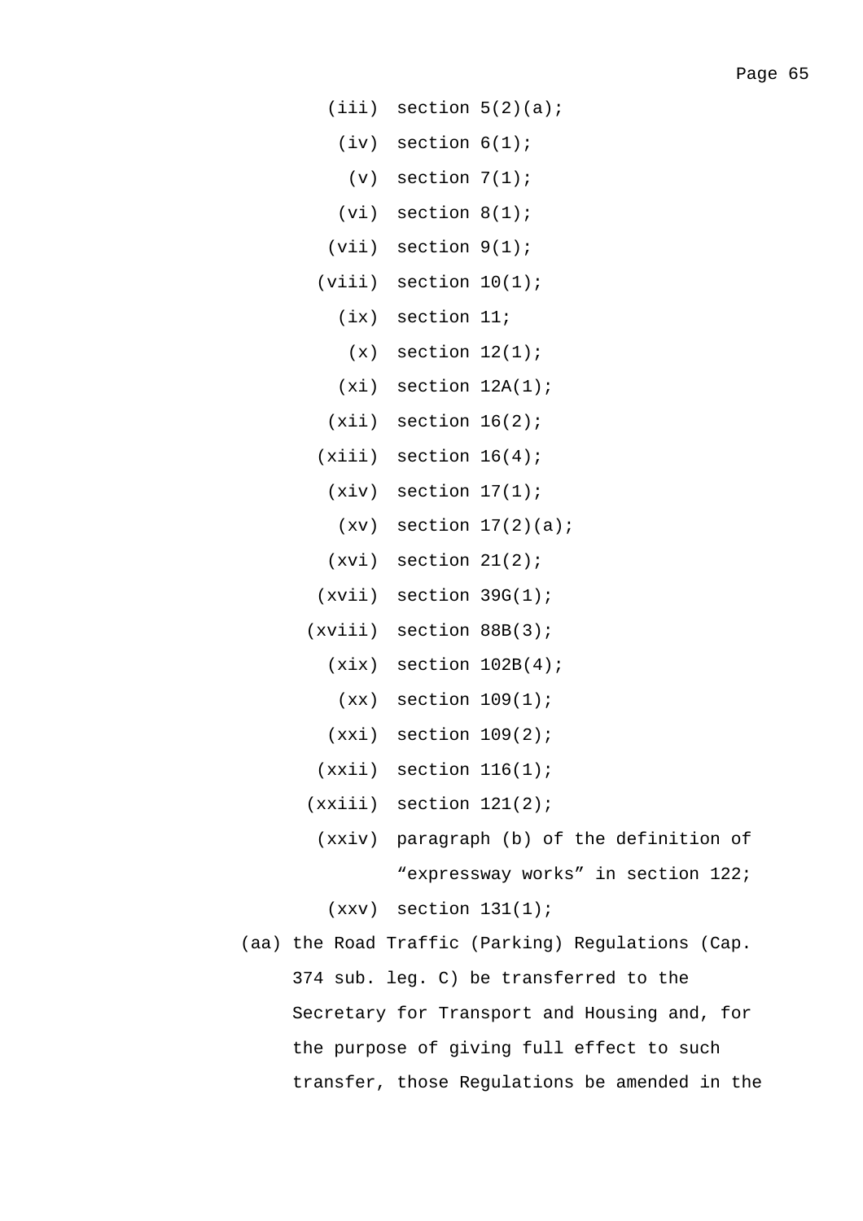(iii) section 5(2)(a);

(iv) section 6(1);

(v) section 7(1);

(vi) section 8(1);

(vii) section 9(1);

(viii) section 10(1);

(ix) section 11;

(x) section 12(1);

(xi) section 12A(1);

(xii) section 16(2);

(xiii) section 16(4);

(xiv) section 17(1);

(xv) section 17(2)(a);

(xvi) section 21(2);

(xvii) section 39G(1);

(xviii) section 88B(3);

(xix) section 102B(4);

(xx) section 109(1);

(xxi) section 109(2);

(xxii) section 116(1);

(xxiii) section 121(2);

(xxiv) paragraph (b) of the definition of "expressway works" in section 122;

(xxv) section 131(1);

(aa) the Road Traffic (Parking) Regulations (Cap. 374 sub. leg. C) be transferred to the Secretary for Transport and Housing and, for the purpose of giving full effect to such transfer, those Regulations be amended in the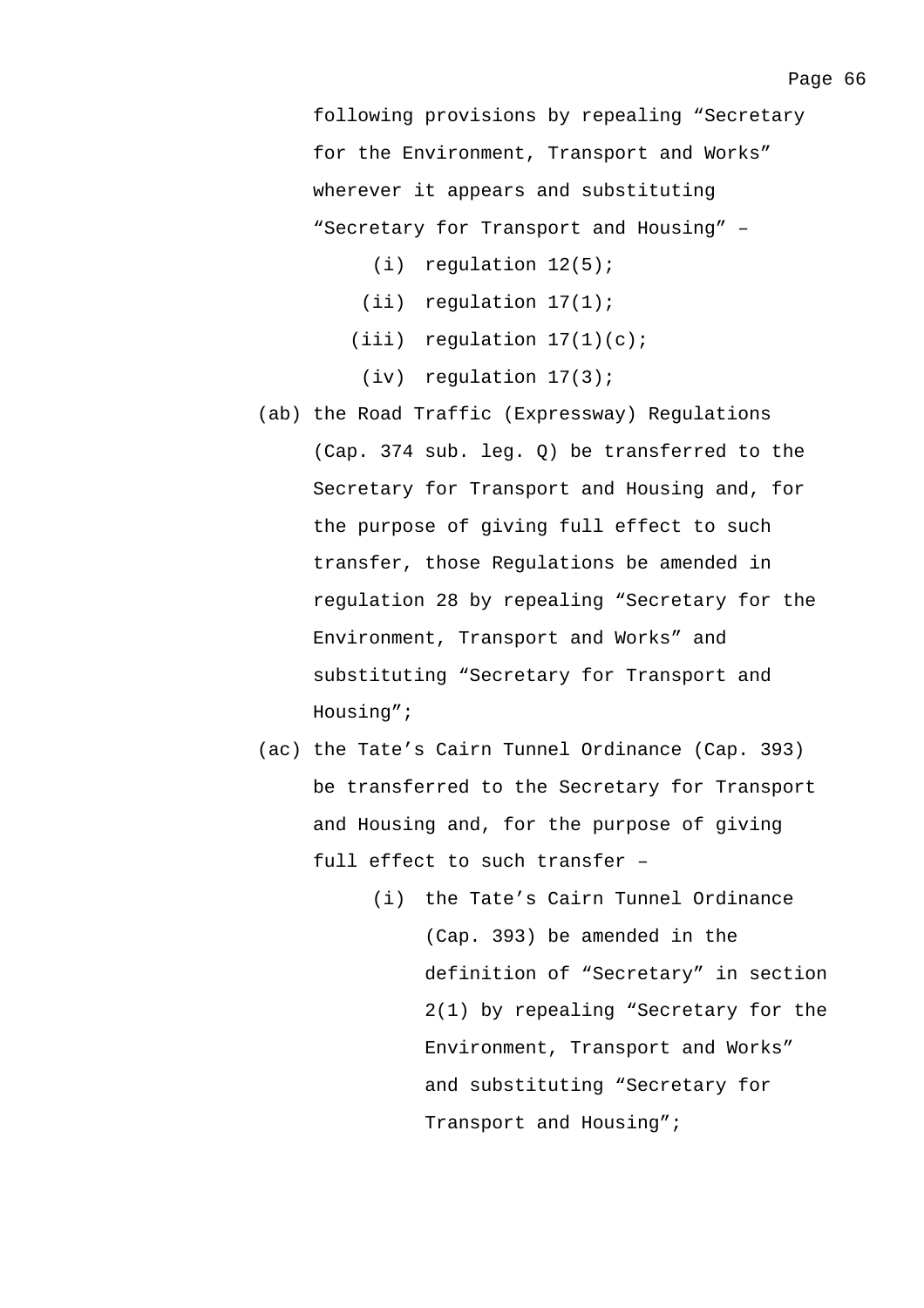following provisions by repealing "Secretary for the Environment, Transport and Works" wherever it appears and substituting "Secretary for Transport and Housing" –

- (i) regulation 12(5);
- (ii) regulation 17(1);
- (iii) regulation 17(1)(c);
- (iv) regulation 17(3);

(ab) the Road Traffic (Expressway) Regulations (Cap. 374 sub. leg. Q) be transferred to the Secretary for Transport and Housing and, for the purpose of giving full effect to such transfer, those Regulations be amended in regulation 28 by repealing "Secretary for the Environment, Transport and Works" and substituting "Secretary for Transport and Housing";

(ac) the Tate's Cairn Tunnel Ordinance (Cap. 393) be transferred to the Secretary for Transport and Housing and, for the purpose of giving full effect to such transfer –

- (i) the Tate's Cairn Tunnel Ordinance (Cap. 393) be amended in the definition of "Secretary" in section 2(1) by repealing "Secretary for the Environment, Transport and Works" and substituting "Secretary for Transport and Housing";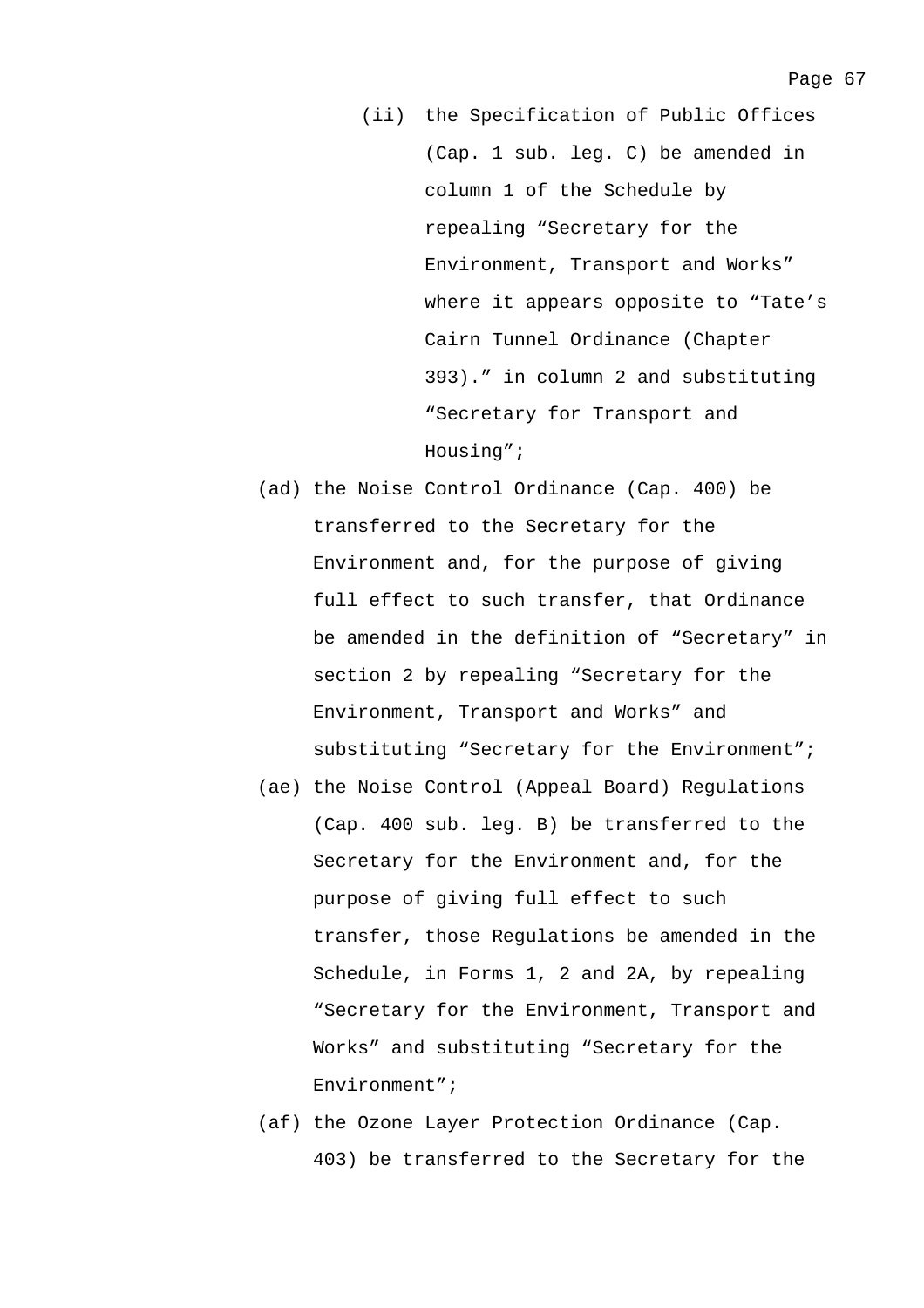(ii) the Specification of Public Offices (Cap. 1 sub. leg. C) be amended in column 1 of the Schedule by repealing “Secretary for the Environment, Transport and Works” where it appears opposite to “Tate’s Cairn Tunnel Ordinance (Chapter 393).” in column 2 and substituting “Secretary for Transport and Housing”;

(ad) the Noise Control Ordinance (Cap. 400) be transferred to the Secretary for the Environment and, for the purpose of giving full effect to such transfer, that Ordinance be amended in the definition of “Secretary” in section 2 by repealing “Secretary for the Environment, Transport and Works” and substituting “Secretary for the Environment”;

(ae) the Noise Control (Appeal Board) Regulations (Cap. 400 sub. leg. B) be transferred to the Secretary for the Environment and, for the purpose of giving full effect to such transfer, those Regulations be amended in the Schedule, in Forms 1, 2 and 2A, by repealing “Secretary for the Environment, Transport and Works” and substituting “Secretary for the Environment”;

(af) the Ozone Layer Protection Ordinance (Cap. 403) be transferred to the Secretary for the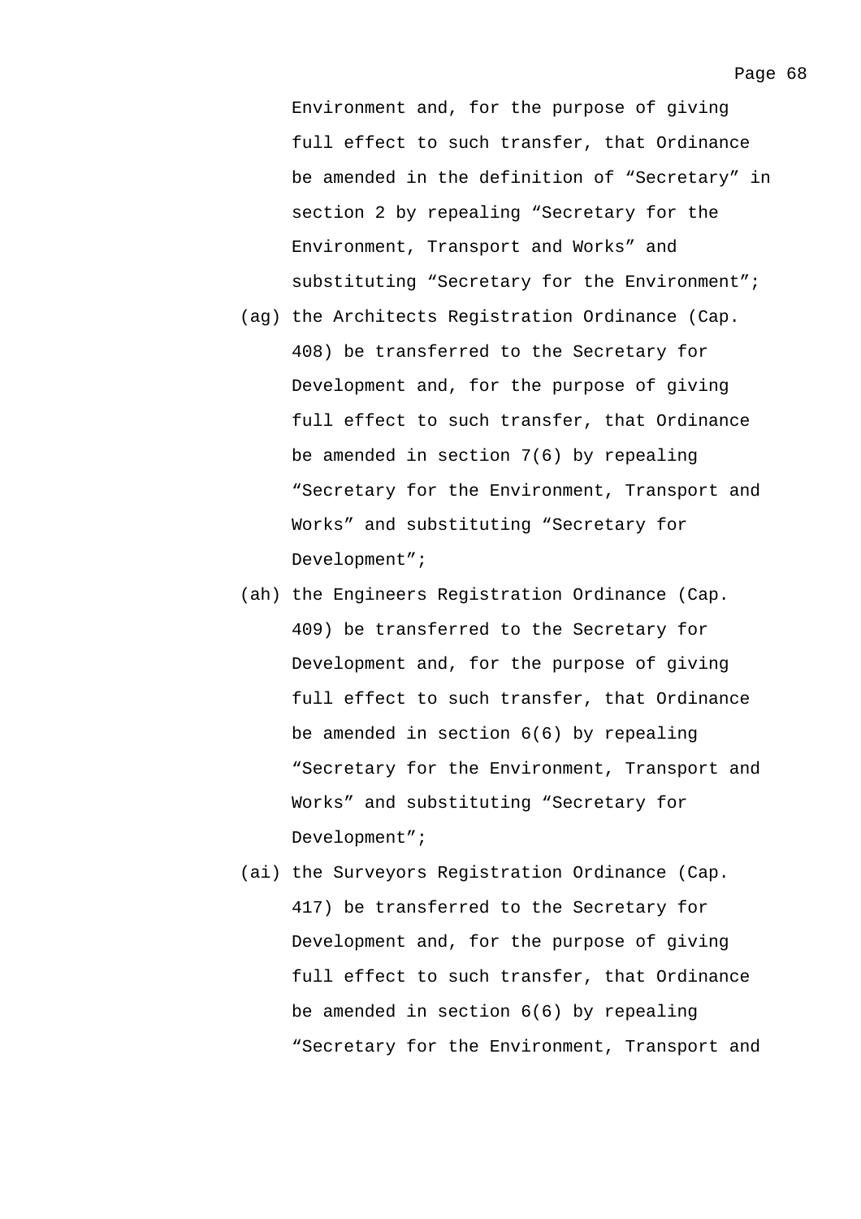Environment and, for the purpose of giving full effect to such transfer, that Ordinance be amended in the definition of “Secretary” in section 2 by repealing “Secretary for the Environment, Transport and Works” and substituting “Secretary for the Environment”;

(ag) the Architects Registration Ordinance (Cap. 408) be transferred to the Secretary for Development and, for the purpose of giving full effect to such transfer, that Ordinance be amended in section 7(6) by repealing “Secretary for the Environment, Transport and Works” and substituting “Secretary for Development”;

(ah) the Engineers Registration Ordinance (Cap. 409) be transferred to the Secretary for Development and, for the purpose of giving full effect to such transfer, that Ordinance be amended in section 6(6) by repealing “Secretary for the Environment, Transport and Works” and substituting “Secretary for Development”;

(ai) the Surveyors Registration Ordinance (Cap. 417) be transferred to the Secretary for Development and, for the purpose of giving full effect to such transfer, that Ordinance be amended in section 6(6) by repealing “Secretary for the Environment, Transport and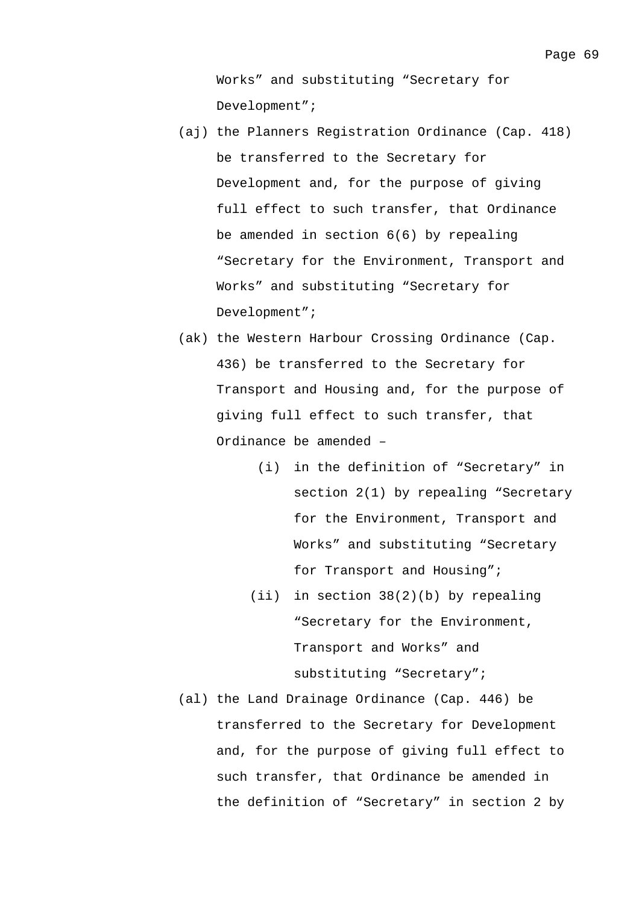Works" and substituting "Secretary for Development";

(aj) the Planners Registration Ordinance (Cap. 418) be transferred to the Secretary for Development and, for the purpose of giving full effect to such transfer, that Ordinance be amended in section 6(6) by repealing "Secretary for the Environment, Transport and Works" and substituting "Secretary for Development";

(ak) the Western Harbour Crossing Ordinance (Cap. 436) be transferred to the Secretary for Transport and Housing and, for the purpose of giving full effect to such transfer, that Ordinance be amended –

  (i) in the definition of "Secretary" in section 2(1) by repealing "Secretary for the Environment, Transport and Works" and substituting "Secretary for Transport and Housing";

  (ii) in section 38(2)(b) by repealing "Secretary for the Environment, Transport and Works" and substituting "Secretary";

(al) the Land Drainage Ordinance (Cap. 446) be transferred to the Secretary for Development and, for the purpose of giving full effect to such transfer, that Ordinance be amended in the definition of "Secretary" in section 2 by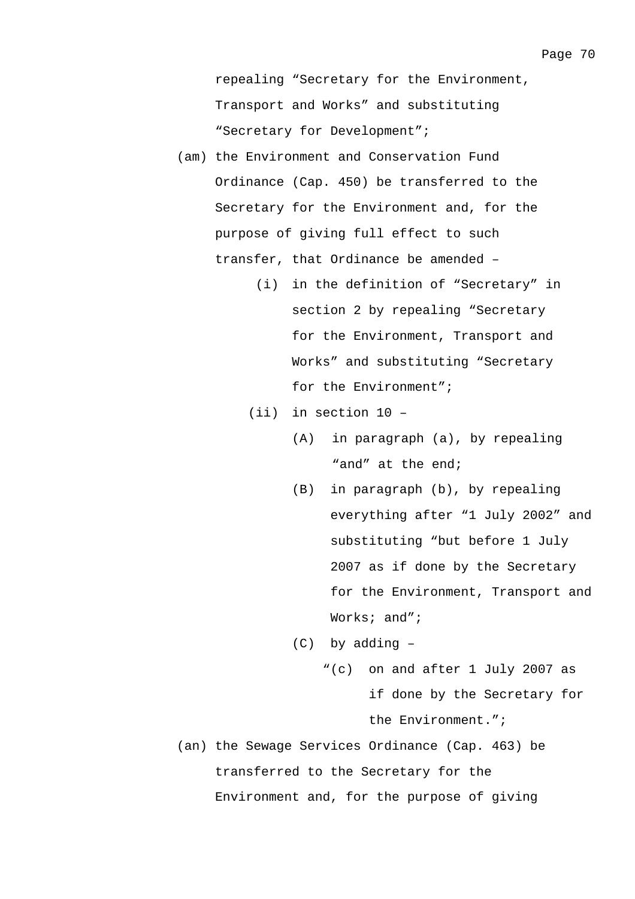repealing “Secretary for the Environment, Transport and Works” and substituting “Secretary for Development”;

(am) the Environment and Conservation Fund Ordinance (Cap. 450) be transferred to the Secretary for the Environment and, for the purpose of giving full effect to such transfer, that Ordinance be amended –

- (i) in the definition of “Secretary” in section 2 by repealing “Secretary for the Environment, Transport and Works” and substituting “Secretary for the Environment”;
- (ii) in section 10 –
  - (A) in paragraph (a), by repealing “and” at the end;
  - (B) in paragraph (b), by repealing everything after “1 July 2002” and substituting “but before 1 July 2007 as if done by the Secretary for the Environment, Transport and Works; and”;
  - (C) by adding –
    - “(c) on and after 1 July 2007 as if done by the Secretary for the Environment.”;

(an) the Sewage Services Ordinance (Cap. 463) be transferred to the Secretary for the Environment and, for the purpose of giving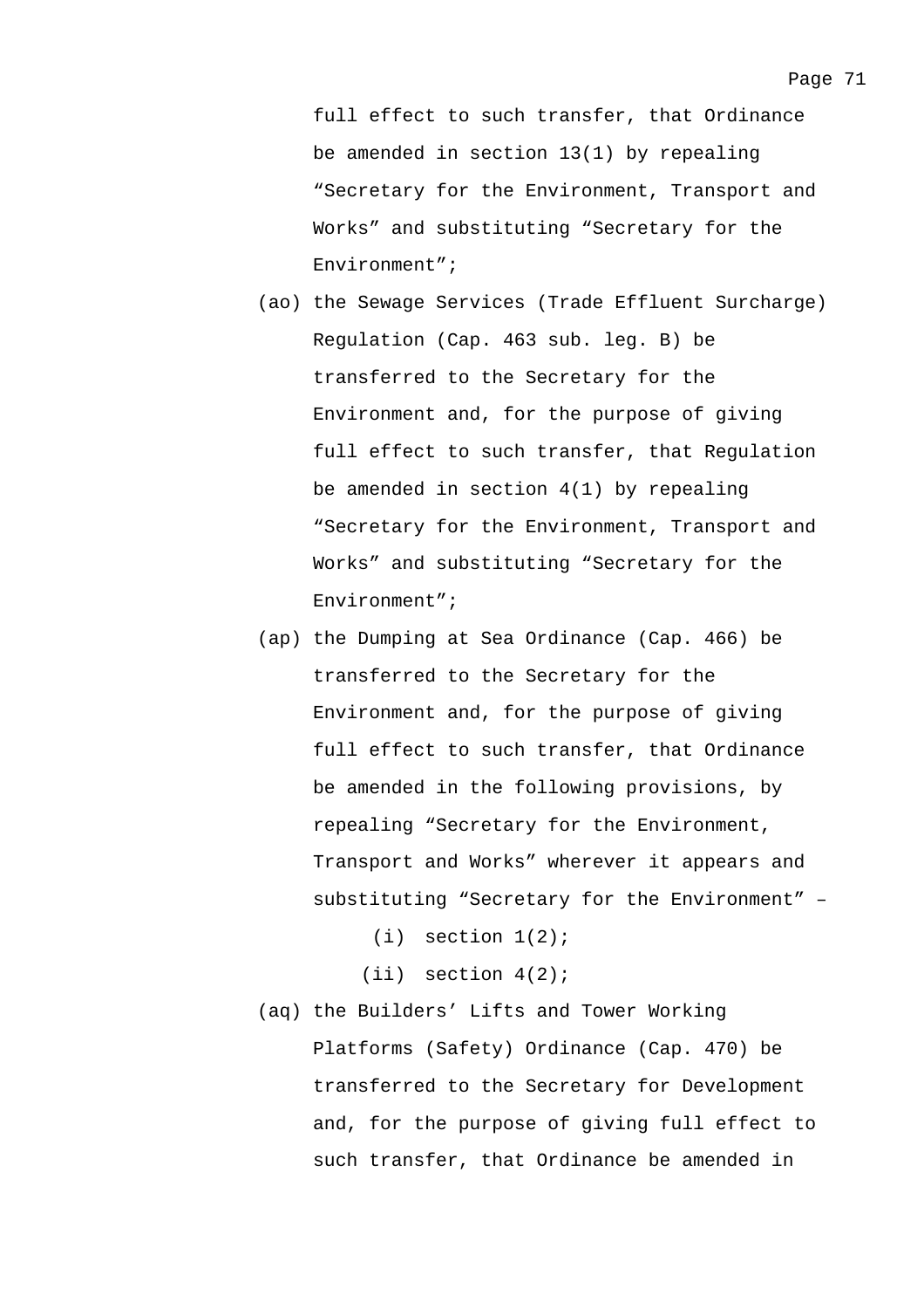full effect to such transfer, that Ordinance be amended in section 13(1) by repealing "Secretary for the Environment, Transport and Works" and substituting "Secretary for the Environment";

(ao) the Sewage Services (Trade Effluent Surcharge) Regulation (Cap. 463 sub. leg. B) be transferred to the Secretary for the Environment and, for the purpose of giving full effect to such transfer, that Regulation be amended in section 4(1) by repealing "Secretary for the Environment, Transport and Works" and substituting "Secretary for the Environment";

(ap) the Dumping at Sea Ordinance (Cap. 466) be transferred to the Secretary for the Environment and, for the purpose of giving full effect to such transfer, that Ordinance be amended in the following provisions, by repealing "Secretary for the Environment, Transport and Works" wherever it appears and substituting "Secretary for the Environment" –

(i) section 1(2);

(ii) section 4(2);

(aq) the Builders' Lifts and Tower Working Platforms (Safety) Ordinance (Cap. 470) be transferred to the Secretary for Development and, for the purpose of giving full effect to such transfer, that Ordinance be amended in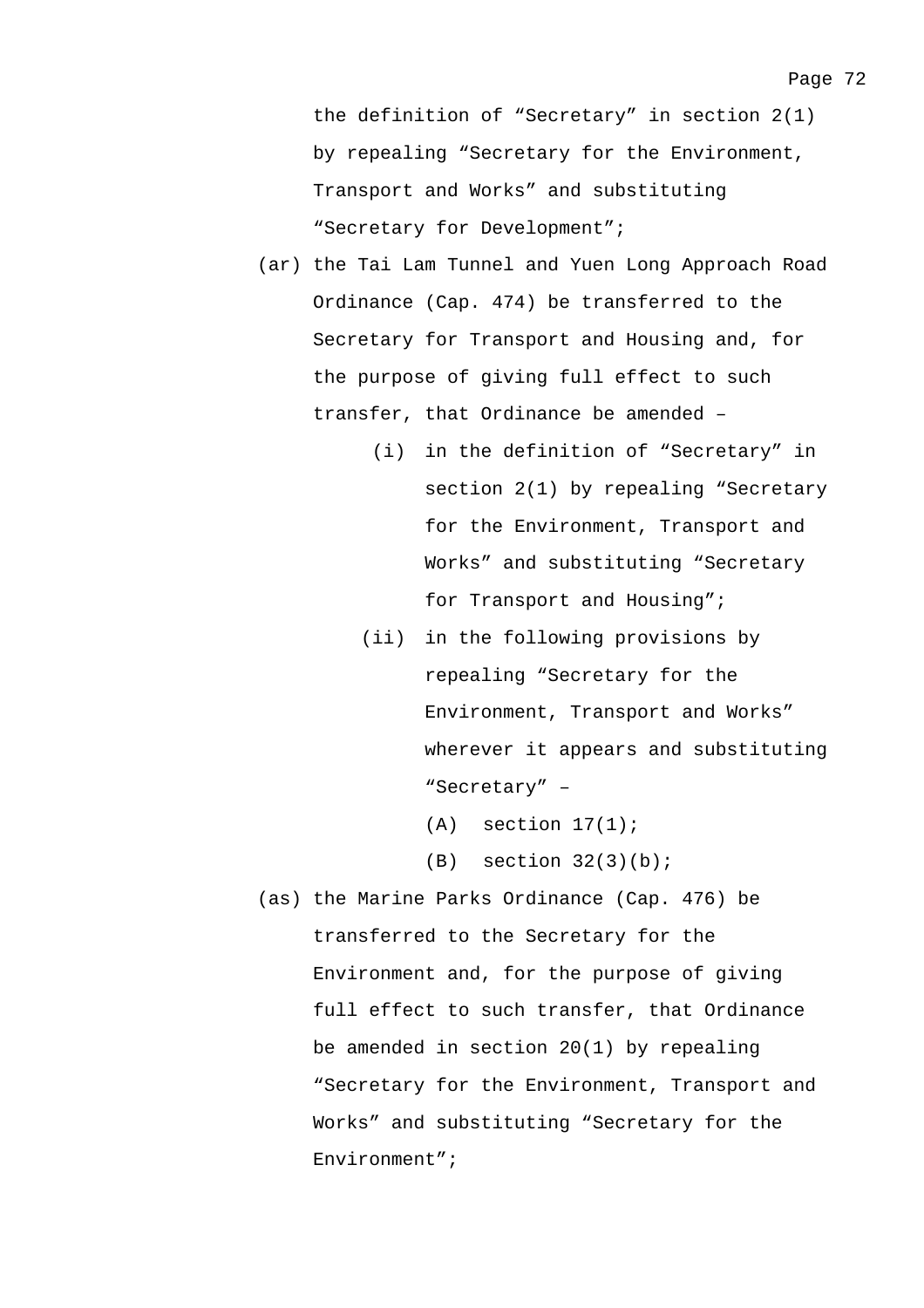the definition of “Secretary” in section 2(1) by repealing “Secretary for the Environment, Transport and Works” and substituting “Secretary for Development”;

(ar) the Tai Lam Tunnel and Yuen Long Approach Road Ordinance (Cap. 474) be transferred to the Secretary for Transport and Housing and, for the purpose of giving full effect to such transfer, that Ordinance be amended –

 (i) in the definition of “Secretary” in section 2(1) by repealing “Secretary for the Environment, Transport and Works” and substituting “Secretary for Transport and Housing”;

 (ii) in the following provisions by repealing “Secretary for the Environment, Transport and Works” wherever it appears and substituting “Secretary” –

  (A) section 17(1);

  (B) section 32(3)(b);

(as) the Marine Parks Ordinance (Cap. 476) be transferred to the Secretary for the Environment and, for the purpose of giving full effect to such transfer, that Ordinance be amended in section 20(1) by repealing “Secretary for the Environment, Transport and Works” and substituting “Secretary for the Environment”;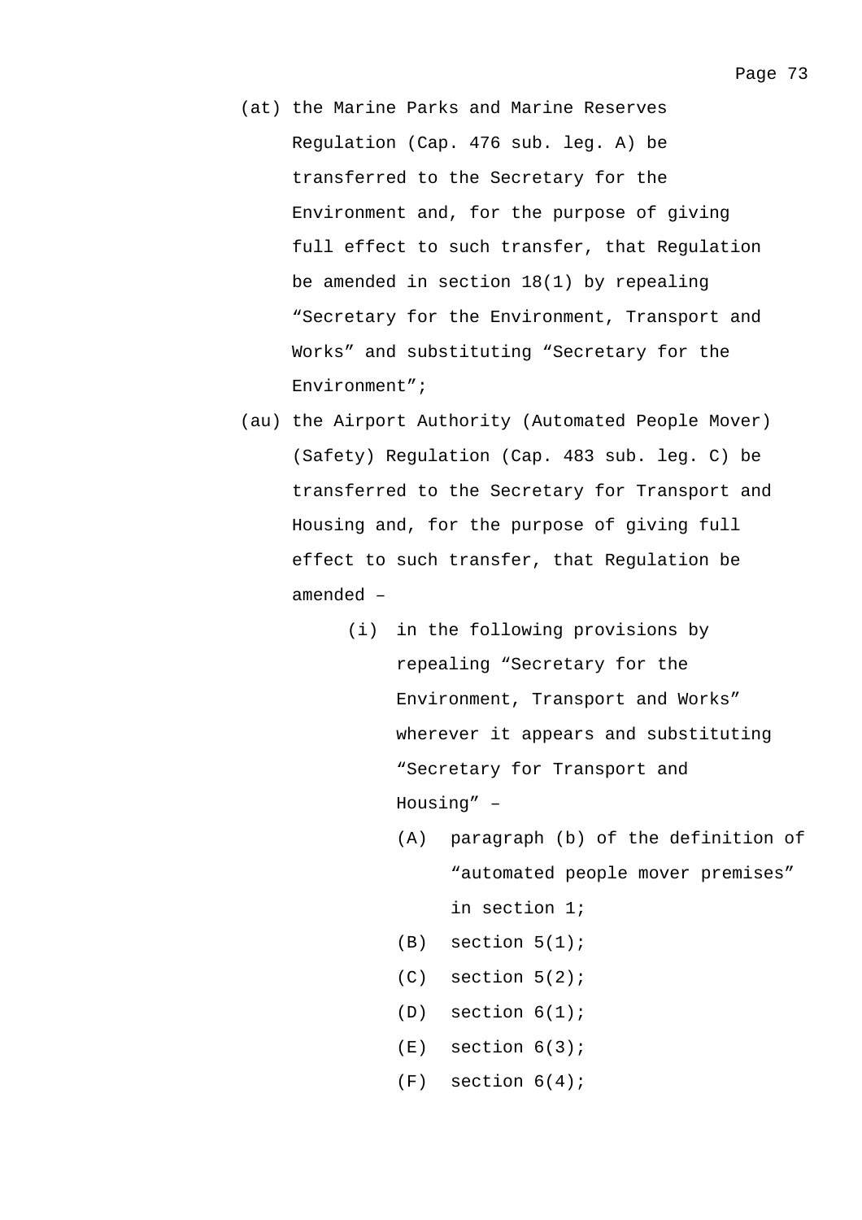(at) the Marine Parks and Marine Reserves Regulation (Cap. 476 sub. leg. A) be transferred to the Secretary for the Environment and, for the purpose of giving full effect to such transfer, that Regulation be amended in section 18(1) by repealing “Secretary for the Environment, Transport and Works” and substituting “Secretary for the Environment”;

(au) the Airport Authority (Automated People Mover) (Safety) Regulation (Cap. 483 sub. leg. C) be transferred to the Secretary for Transport and Housing and, for the purpose of giving full effect to such transfer, that Regulation be amended –

  (i) in the following provisions by repealing “Secretary for the Environment, Transport and Works” wherever it appears and substituting “Secretary for Transport and Housing” –

    (A) paragraph (b) of the definition of “automated people mover premises” in section 1;

    (B) section 5(1);

    (C) section 5(2);

    (D) section 6(1);

    (E) section 6(3);

    (F) section 6(4);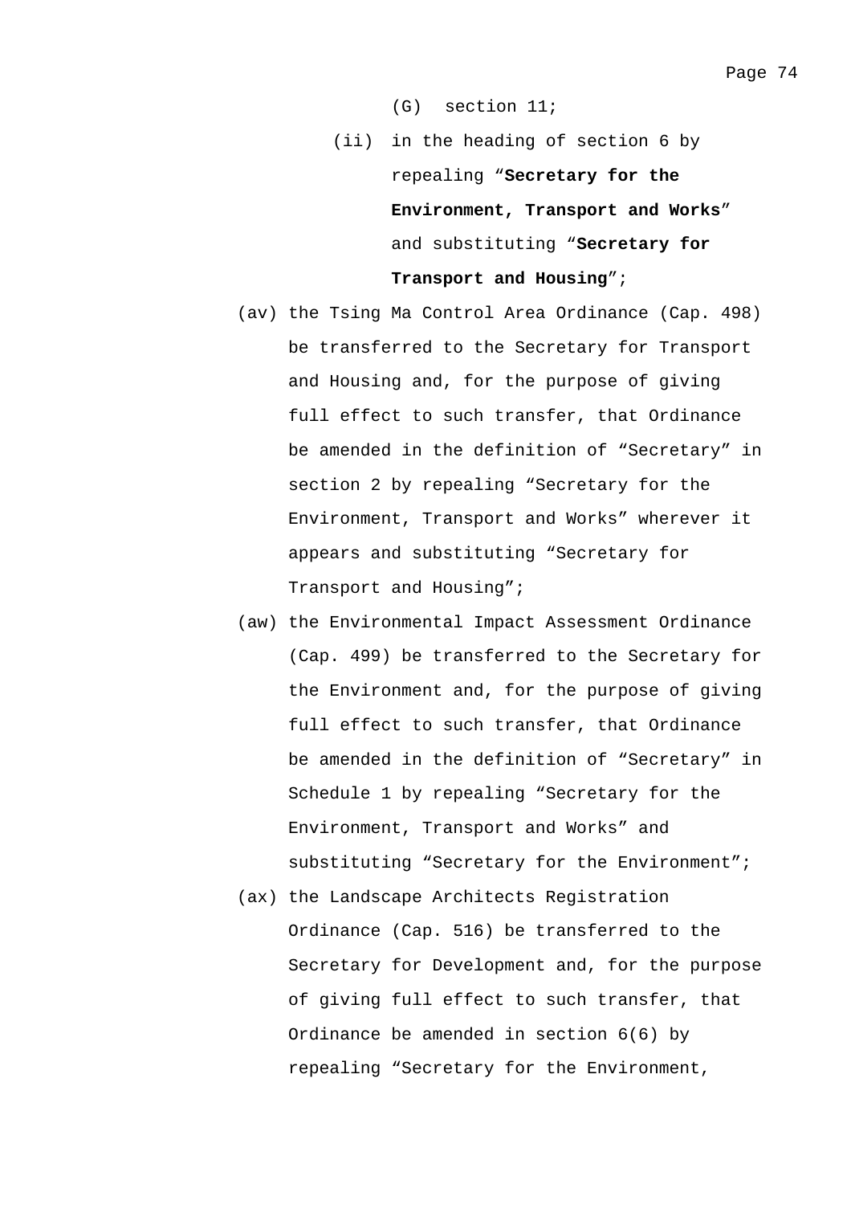(G) section 11;

(ii) in the heading of section 6 by repealing "**Secretary for the Environment, Transport and Works**" and substituting "**Secretary for Transport and Housing**";

(av) the Tsing Ma Control Area Ordinance (Cap. 498) be transferred to the Secretary for Transport and Housing and, for the purpose of giving full effect to such transfer, that Ordinance be amended in the definition of "Secretary" in section 2 by repealing "Secretary for the Environment, Transport and Works" wherever it appears and substituting "Secretary for Transport and Housing";

(aw) the Environmental Impact Assessment Ordinance (Cap. 499) be transferred to the Secretary for the Environment and, for the purpose of giving full effect to such transfer, that Ordinance be amended in the definition of "Secretary" in Schedule 1 by repealing "Secretary for the Environment, Transport and Works" and substituting "Secretary for the Environment";

(ax) the Landscape Architects Registration Ordinance (Cap. 516) be transferred to the Secretary for Development and, for the purpose of giving full effect to such transfer, that Ordinance be amended in section 6(6) by repealing "Secretary for the Environment,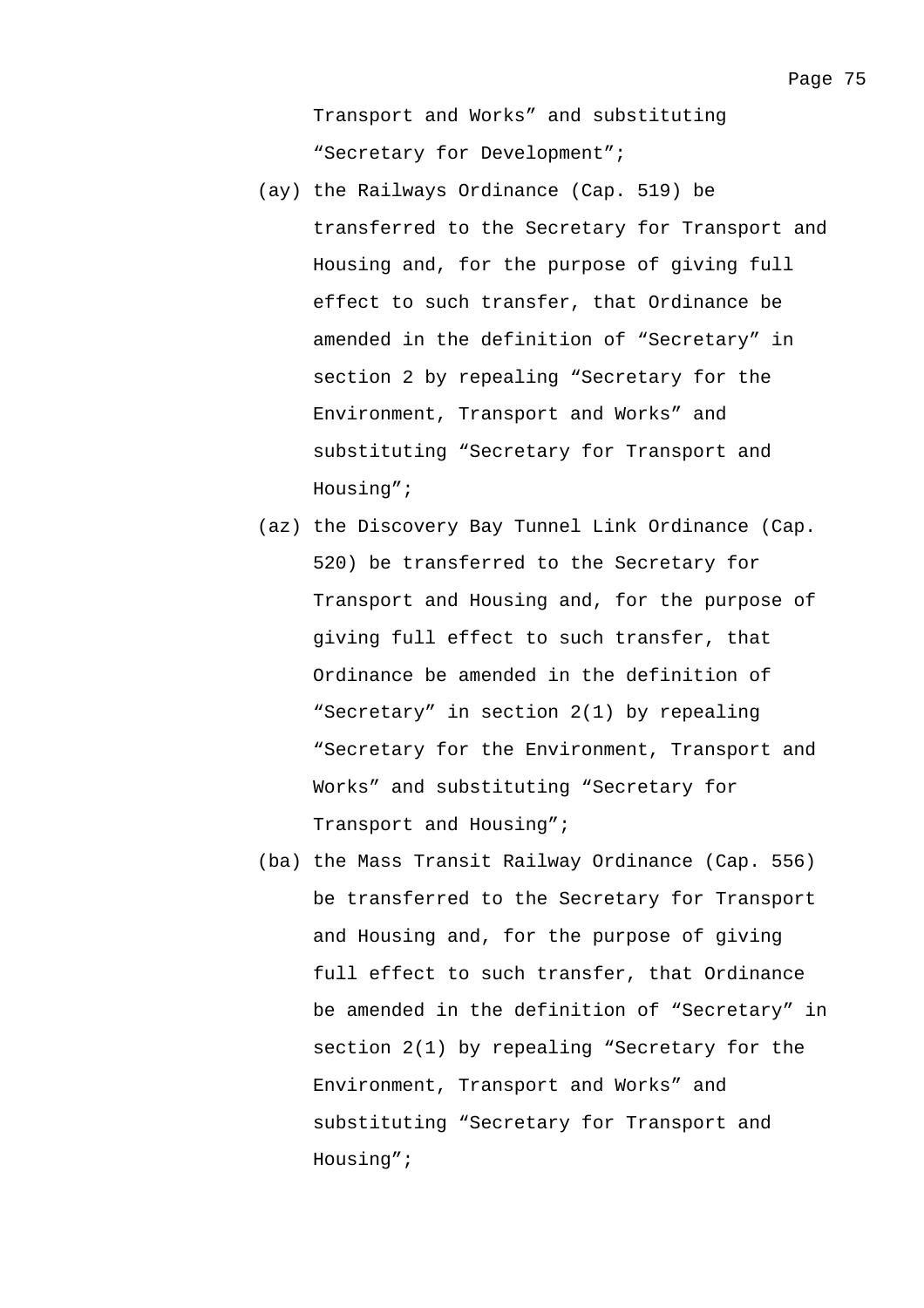Transport and Works" and substituting "Secretary for Development";

(ay) the Railways Ordinance (Cap. 519) be transferred to the Secretary for Transport and Housing and, for the purpose of giving full effect to such transfer, that Ordinance be amended in the definition of "Secretary" in section 2 by repealing "Secretary for the Environment, Transport and Works" and substituting "Secretary for Transport and Housing";

(az) the Discovery Bay Tunnel Link Ordinance (Cap. 520) be transferred to the Secretary for Transport and Housing and, for the purpose of giving full effect to such transfer, that Ordinance be amended in the definition of "Secretary" in section 2(1) by repealing "Secretary for the Environment, Transport and Works" and substituting "Secretary for Transport and Housing";

(ba) the Mass Transit Railway Ordinance (Cap. 556) be transferred to the Secretary for Transport and Housing and, for the purpose of giving full effect to such transfer, that Ordinance be amended in the definition of "Secretary" in section 2(1) by repealing "Secretary for the Environment, Transport and Works" and substituting "Secretary for Transport and Housing";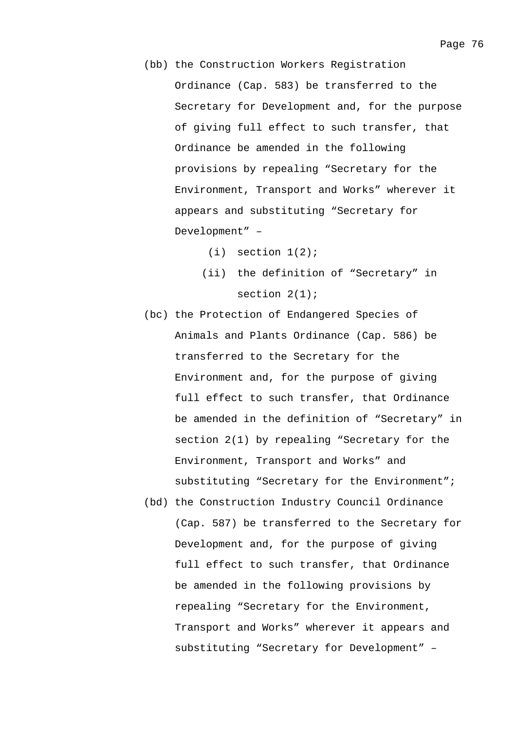(bb) the Construction Workers Registration Ordinance (Cap. 583) be transferred to the Secretary for Development and, for the purpose of giving full effect to such transfer, that Ordinance be amended in the following provisions by repealing “Secretary for the Environment, Transport and Works” wherever it appears and substituting “Secretary for Development” –

 (i) section 1(2);

 (ii) the definition of “Secretary” in section 2(1);

(bc) the Protection of Endangered Species of Animals and Plants Ordinance (Cap. 586) be transferred to the Secretary for the Environment and, for the purpose of giving full effect to such transfer, that Ordinance be amended in the definition of “Secretary” in section 2(1) by repealing “Secretary for the Environment, Transport and Works” and substituting “Secretary for the Environment”;

(bd) the Construction Industry Council Ordinance (Cap. 587) be transferred to the Secretary for Development and, for the purpose of giving full effect to such transfer, that Ordinance be amended in the following provisions by repealing “Secretary for the Environment, Transport and Works” wherever it appears and substituting “Secretary for Development” –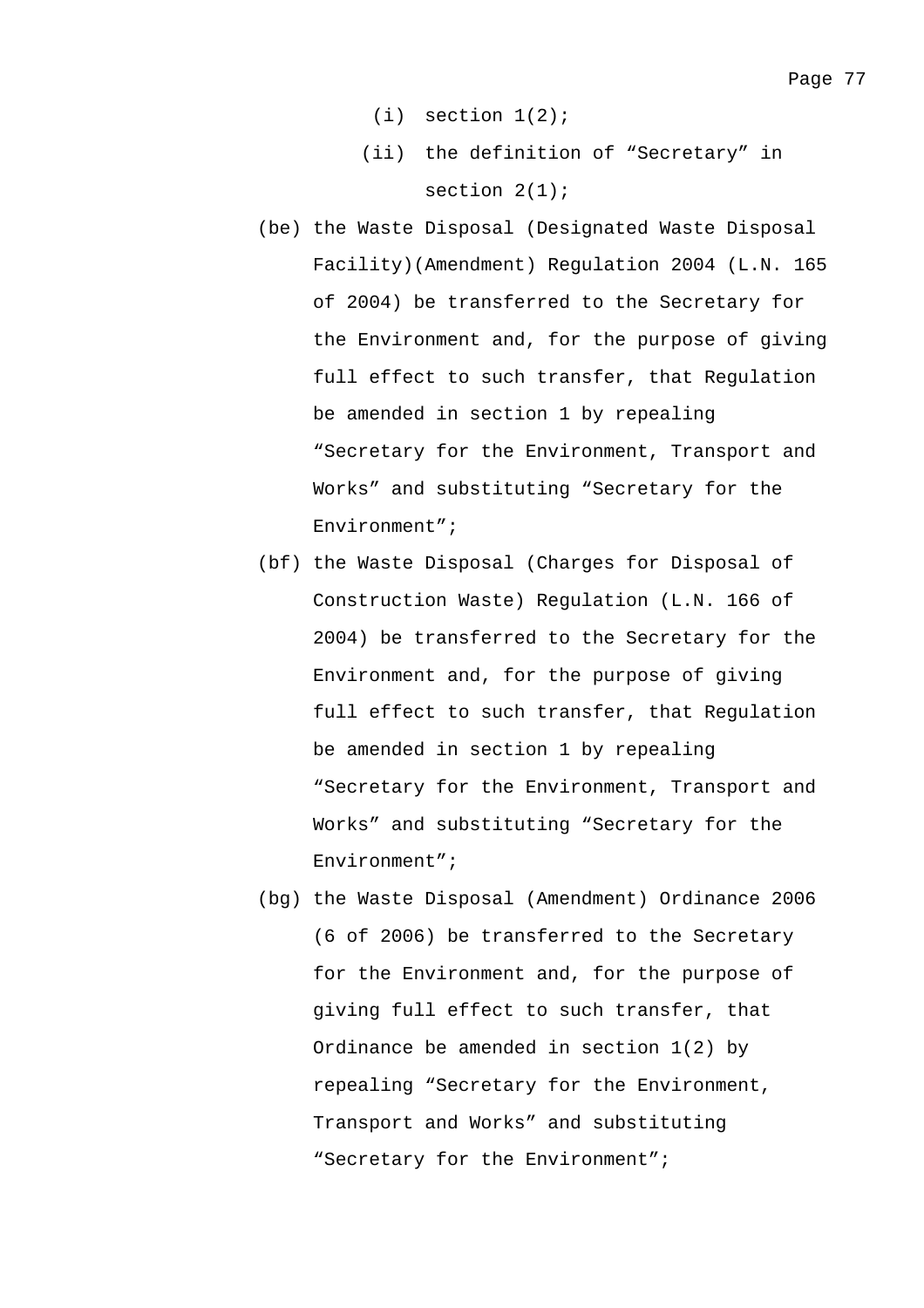(i) section 1(2);

(ii) the definition of "Secretary" in section 2(1);

(be) the Waste Disposal (Designated Waste Disposal Facility)(Amendment) Regulation 2004 (L.N. 165 of 2004) be transferred to the Secretary for the Environment and, for the purpose of giving full effect to such transfer, that Regulation be amended in section 1 by repealing "Secretary for the Environment, Transport and Works" and substituting "Secretary for the Environment";

(bf) the Waste Disposal (Charges for Disposal of Construction Waste) Regulation (L.N. 166 of 2004) be transferred to the Secretary for the Environment and, for the purpose of giving full effect to such transfer, that Regulation be amended in section 1 by repealing "Secretary for the Environment, Transport and Works" and substituting "Secretary for the Environment";

(bg) the Waste Disposal (Amendment) Ordinance 2006 (6 of 2006) be transferred to the Secretary for the Environment and, for the purpose of giving full effect to such transfer, that Ordinance be amended in section 1(2) by repealing "Secretary for the Environment, Transport and Works" and substituting "Secretary for the Environment";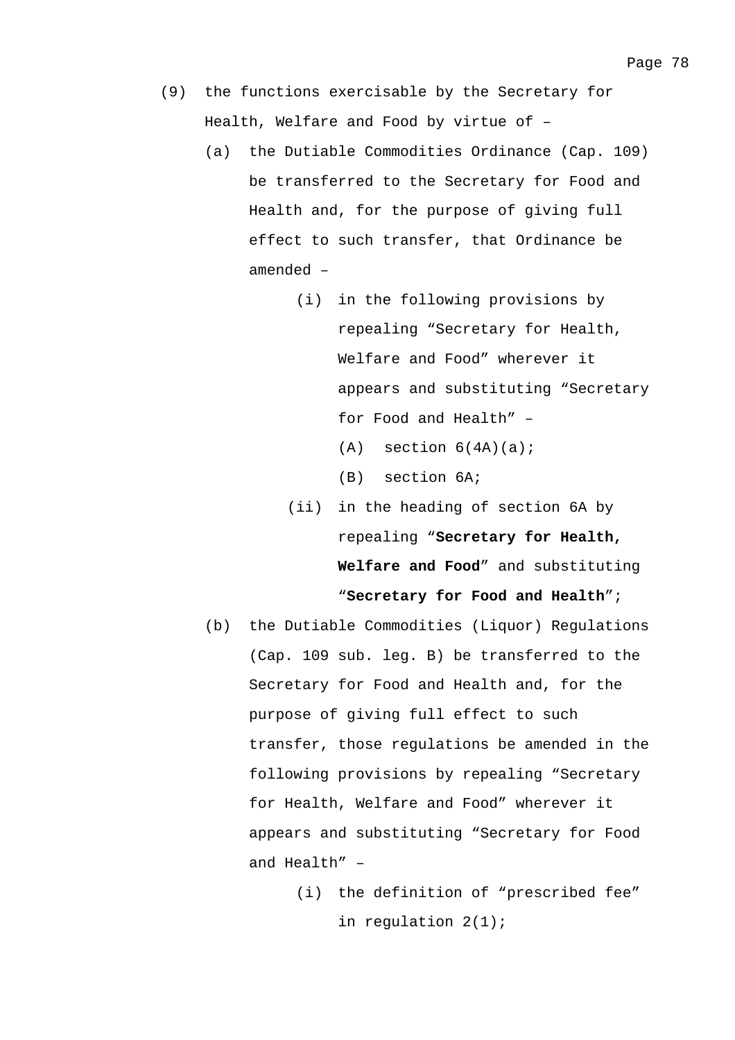(9) the functions exercisable by the Secretary for Health, Welfare and Food by virtue of –

   (a) the Dutiable Commodities Ordinance (Cap. 109) be transferred to the Secretary for Food and Health and, for the purpose of giving full effect to such transfer, that Ordinance be amended –

      (i) in the following provisions by repealing “Secretary for Health, Welfare and Food” wherever it appears and substituting “Secretary for Food and Health” –

         (A) section 6(4A)(a);

         (B) section 6A;

      (ii) in the heading of section 6A by repealing “**Secretary for Health, Welfare and Food**” and substituting “**Secretary for Food and Health**”;

   (b) the Dutiable Commodities (Liquor) Regulations (Cap. 109 sub. leg. B) be transferred to the Secretary for Food and Health and, for the purpose of giving full effect to such transfer, those regulations be amended in the following provisions by repealing “Secretary for Health, Welfare and Food” wherever it appears and substituting “Secretary for Food and Health” –

      (i) the definition of “prescribed fee” in regulation 2(1);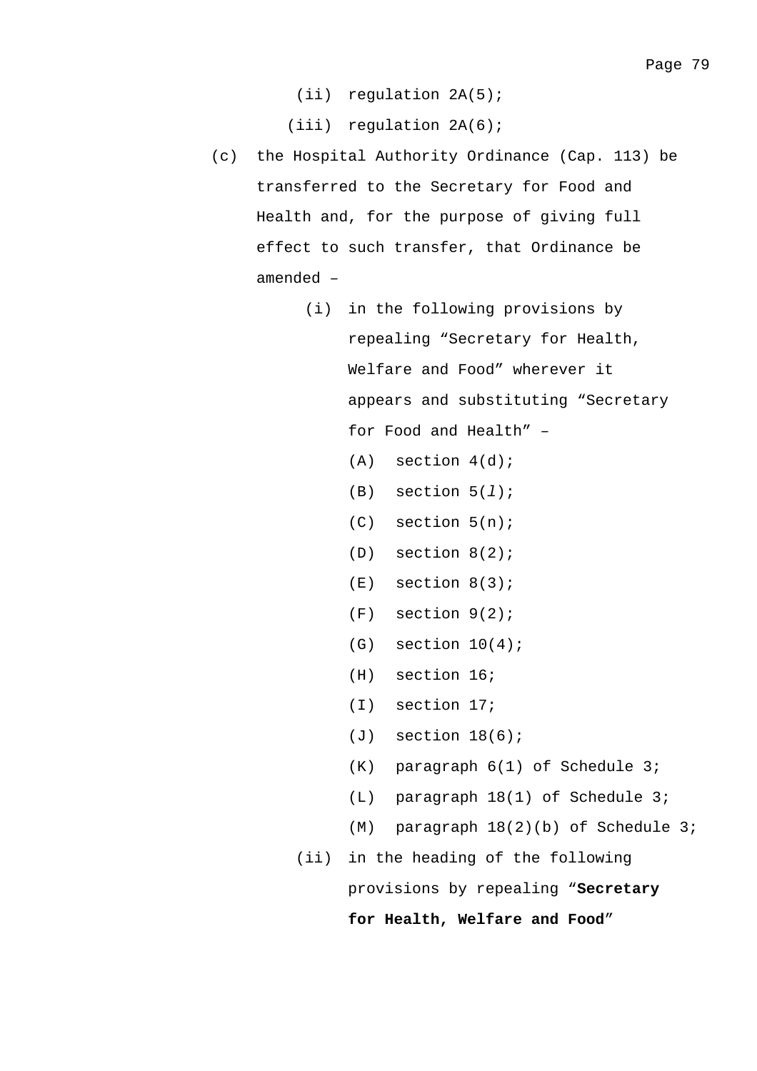(ii) regulation 2A(5);

(iii) regulation 2A(6);

(c) the Hospital Authority Ordinance (Cap. 113) be transferred to the Secretary for Food and Health and, for the purpose of giving full effect to such transfer, that Ordinance be amended –

(i) in the following provisions by repealing "Secretary for Health, Welfare and Food" wherever it appears and substituting "Secretary for Food and Health" –

(A) section 4(d);

(B) section 5(*l*);

(C) section 5(n);

(D) section 8(2);

(E) section 8(3);

(F) section 9(2);

(G) section 10(4);

(H) section 16;

(I) section 17;

(J) section 18(6);

(K) paragraph 6(1) of Schedule 3;

(L) paragraph 18(1) of Schedule 3;

(M) paragraph 18(2)(b) of Schedule 3;

(ii) in the heading of the following provisions by repealing "**Secretary for Health, Welfare and Food**"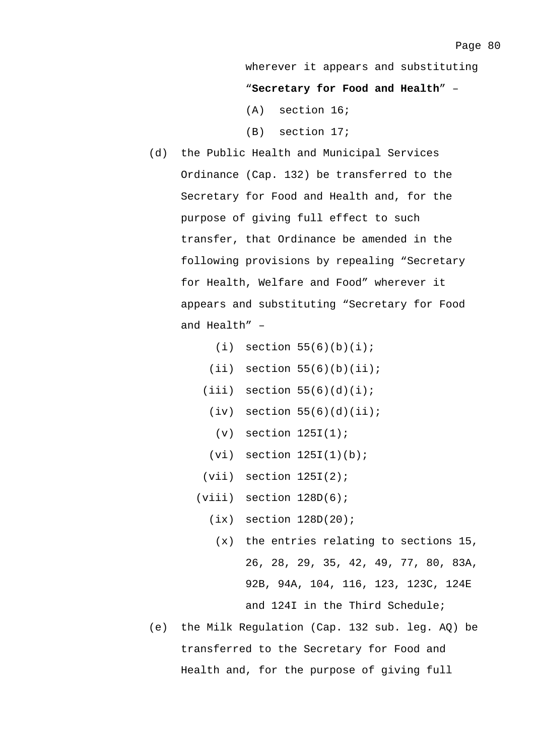wherever it appears and substituting "**Secretary for Food and Health**" –

(A) section 16;

(B) section 17;

(d) the Public Health and Municipal Services Ordinance (Cap. 132) be transferred to the Secretary for Food and Health and, for the purpose of giving full effect to such transfer, that Ordinance be amended in the following provisions by repealing "Secretary for Health, Welfare and Food" wherever it appears and substituting "Secretary for Food and Health" –

(i) section 55(6)(b)(i);

(ii) section 55(6)(b)(ii);

(iii) section 55(6)(d)(i);

(iv) section 55(6)(d)(ii);

(v) section 125I(1);

(vi) section 125I(1)(b);

(vii) section 125I(2);

(viii) section 128D(6);

(ix) section 128D(20);

(x) the entries relating to sections 15, 26, 28, 29, 35, 42, 49, 77, 80, 83A, 92B, 94A, 104, 116, 123, 123C, 124E and 124I in the Third Schedule;

(e) the Milk Regulation (Cap. 132 sub. leg. AQ) be transferred to the Secretary for Food and Health and, for the purpose of giving full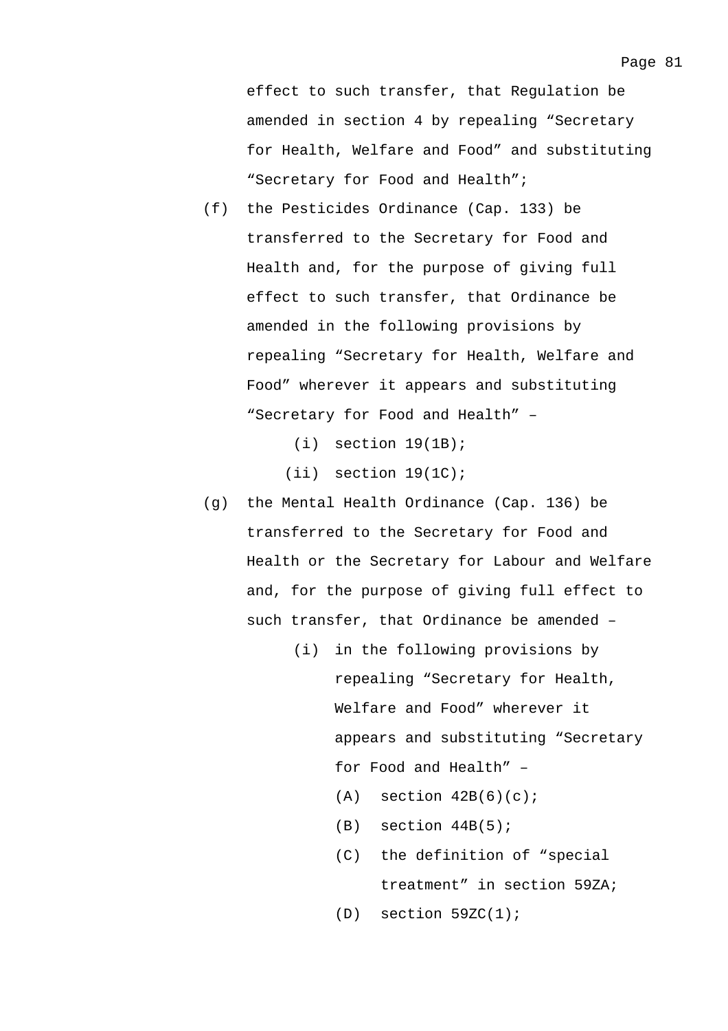effect to such transfer, that Regulation be amended in section 4 by repealing “Secretary for Health, Welfare and Food” and substituting “Secretary for Food and Health”;

(f) the Pesticides Ordinance (Cap. 133) be transferred to the Secretary for Food and Health and, for the purpose of giving full effect to such transfer, that Ordinance be amended in the following provisions by repealing “Secretary for Health, Welfare and Food” wherever it appears and substituting “Secretary for Food and Health” –

  (i) section 19(1B);

  (ii) section 19(1C);

(g) the Mental Health Ordinance (Cap. 136) be transferred to the Secretary for Food and Health or the Secretary for Labour and Welfare and, for the purpose of giving full effect to such transfer, that Ordinance be amended –

  (i) in the following provisions by repealing “Secretary for Health, Welfare and Food” wherever it appears and substituting “Secretary for Food and Health” –

    (A) section 42B(6)(c);

    (B) section 44B(5);

    (C) the definition of “special treatment” in section 59ZA;

    (D) section 59ZC(1);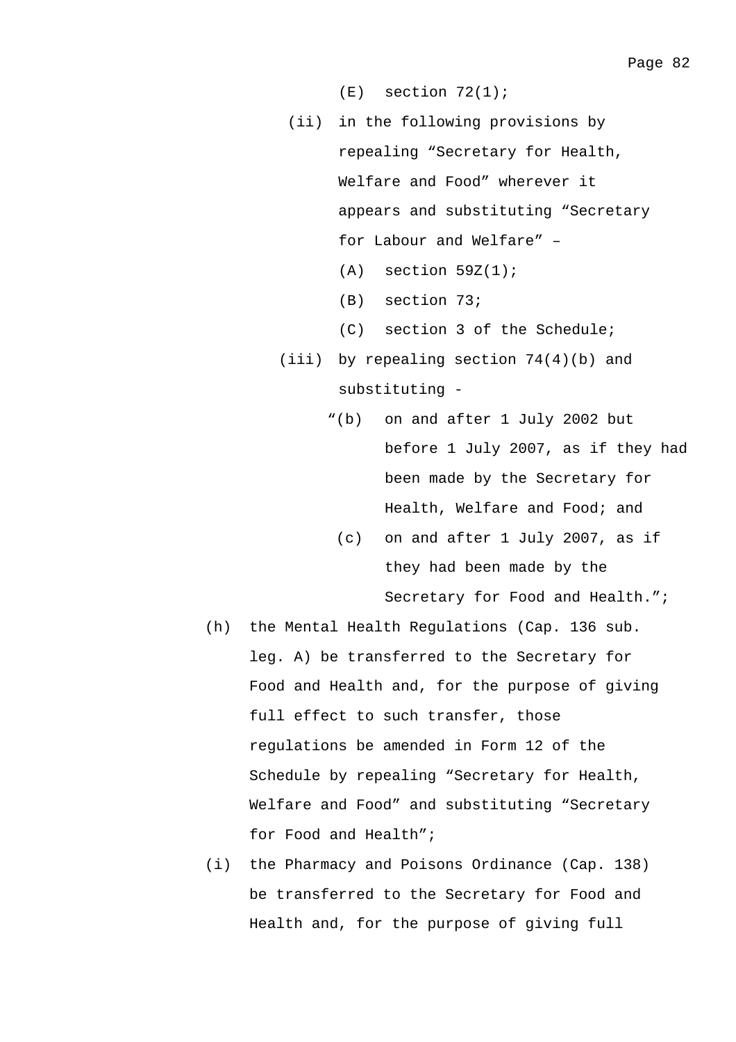(E) section 72(1);

(ii) in the following provisions by repealing "Secretary for Health, Welfare and Food" wherever it appears and substituting "Secretary for Labour and Welfare" –

(A) section 59Z(1);

(B) section 73;

(C) section 3 of the Schedule;

(iii) by repealing section 74(4)(b) and substituting -

"(b) on and after 1 July 2002 but before 1 July 2007, as if they had been made by the Secretary for Health, Welfare and Food; and

(c) on and after 1 July 2007, as if they had been made by the Secretary for Food and Health.";

(h) the Mental Health Regulations (Cap. 136 sub. leg. A) be transferred to the Secretary for Food and Health and, for the purpose of giving full effect to such transfer, those regulations be amended in Form 12 of the Schedule by repealing "Secretary for Health, Welfare and Food" and substituting "Secretary for Food and Health";

(i) the Pharmacy and Poisons Ordinance (Cap. 138) be transferred to the Secretary for Food and Health and, for the purpose of giving full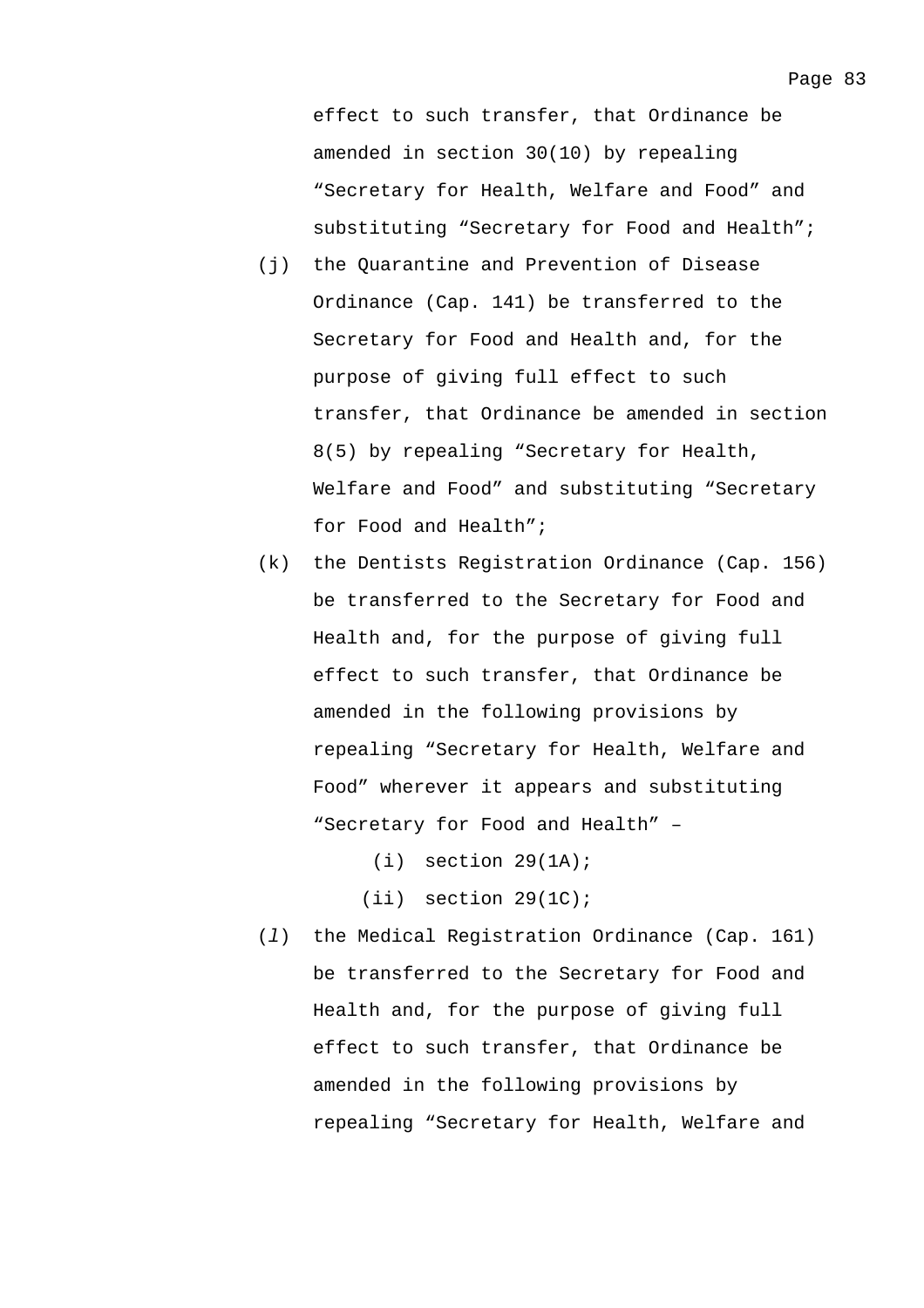effect to such transfer, that Ordinance be amended in section 30(10) by repealing “Secretary for Health, Welfare and Food” and substituting “Secretary for Food and Health”;

(j) the Quarantine and Prevention of Disease Ordinance (Cap. 141) be transferred to the Secretary for Food and Health and, for the purpose of giving full effect to such transfer, that Ordinance be amended in section 8(5) by repealing “Secretary for Health, Welfare and Food” and substituting “Secretary for Food and Health”;

(k) the Dentists Registration Ordinance (Cap. 156) be transferred to the Secretary for Food and Health and, for the purpose of giving full effect to such transfer, that Ordinance be amended in the following provisions by repealing “Secretary for Health, Welfare and Food” wherever it appears and substituting “Secretary for Food and Health” –

(i) section 29(1A);

(ii) section 29(1C);

(*l*) the Medical Registration Ordinance (Cap. 161) be transferred to the Secretary for Food and Health and, for the purpose of giving full effect to such transfer, that Ordinance be amended in the following provisions by repealing “Secretary for Health, Welfare and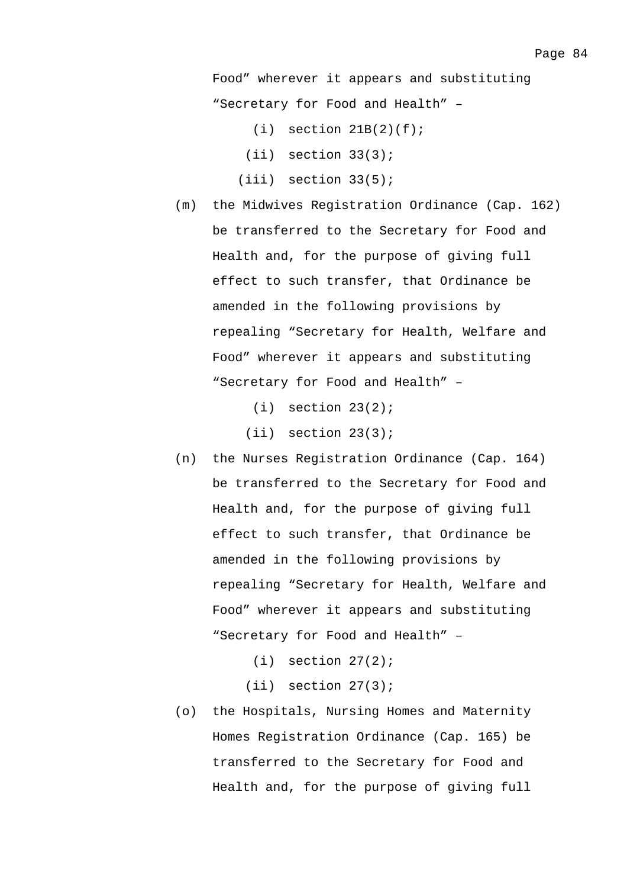Food" wherever it appears and substituting "Secretary for Food and Health" –

(i) section 21B(2)(f);

(ii) section 33(3);

(iii) section 33(5);

(m) the Midwives Registration Ordinance (Cap. 162) be transferred to the Secretary for Food and Health and, for the purpose of giving full effect to such transfer, that Ordinance be amended in the following provisions by repealing "Secretary for Health, Welfare and Food" wherever it appears and substituting "Secretary for Food and Health" –

(i) section 23(2);

(ii) section 23(3);

(n) the Nurses Registration Ordinance (Cap. 164) be transferred to the Secretary for Food and Health and, for the purpose of giving full effect to such transfer, that Ordinance be amended in the following provisions by repealing "Secretary for Health, Welfare and Food" wherever it appears and substituting "Secretary for Food and Health" –

(i) section 27(2);

(ii) section 27(3);

(o) the Hospitals, Nursing Homes and Maternity Homes Registration Ordinance (Cap. 165) be transferred to the Secretary for Food and Health and, for the purpose of giving full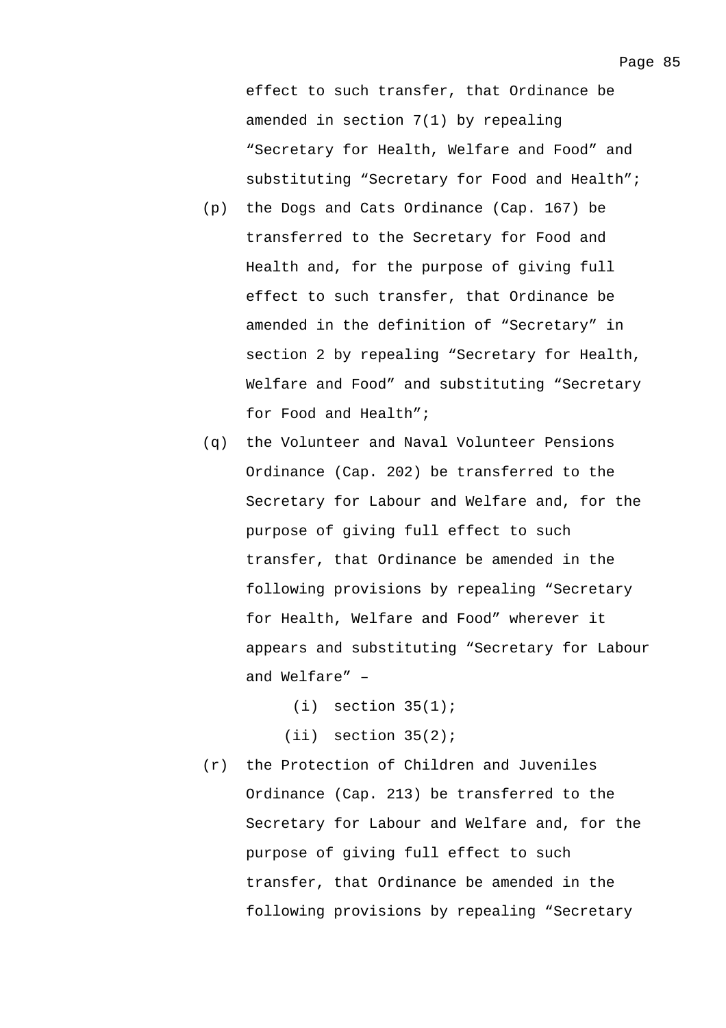effect to such transfer, that Ordinance be amended in section 7(1) by repealing "Secretary for Health, Welfare and Food" and substituting "Secretary for Food and Health";

(p) the Dogs and Cats Ordinance (Cap. 167) be transferred to the Secretary for Food and Health and, for the purpose of giving full effect to such transfer, that Ordinance be amended in the definition of "Secretary" in section 2 by repealing "Secretary for Health, Welfare and Food" and substituting "Secretary for Food and Health";

(q) the Volunteer and Naval Volunteer Pensions Ordinance (Cap. 202) be transferred to the Secretary for Labour and Welfare and, for the purpose of giving full effect to such transfer, that Ordinance be amended in the following provisions by repealing "Secretary for Health, Welfare and Food" wherever it appears and substituting "Secretary for Labour and Welfare" –

   (i) section 35(1);

   (ii) section 35(2);

(r) the Protection of Children and Juveniles Ordinance (Cap. 213) be transferred to the Secretary for Labour and Welfare and, for the purpose of giving full effect to such transfer, that Ordinance be amended in the following provisions by repealing "Secretary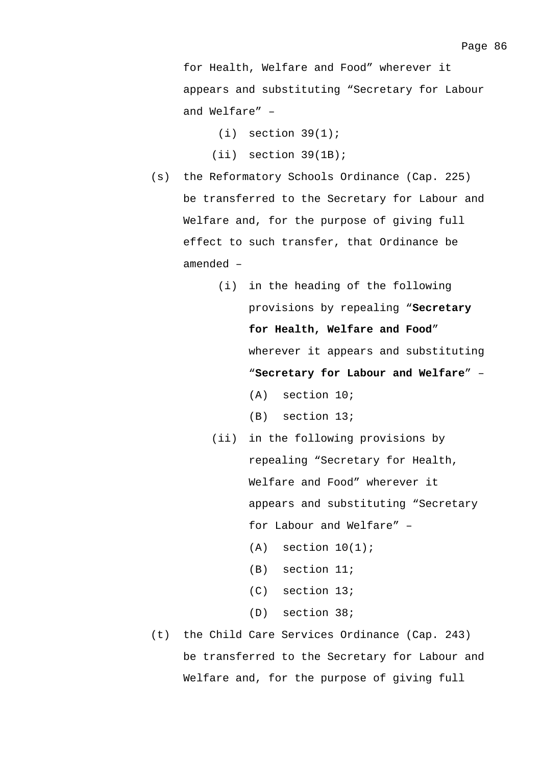for Health, Welfare and Food" wherever it appears and substituting "Secretary for Labour and Welfare" –

(i) section 39(1);

(ii) section 39(1B);

(s) the Reformatory Schools Ordinance (Cap. 225) be transferred to the Secretary for Labour and Welfare and, for the purpose of giving full effect to such transfer, that Ordinance be amended –

(i) in the heading of the following provisions by repealing "**Secretary for Health, Welfare and Food**" wherever it appears and substituting "**Secretary for Labour and Welfare**" –

(A) section 10;

(B) section 13;

(ii) in the following provisions by repealing "Secretary for Health, Welfare and Food" wherever it appears and substituting "Secretary for Labour and Welfare" –

(A) section 10(1);

(B) section 11;

(C) section 13;

(D) section 38;

(t) the Child Care Services Ordinance (Cap. 243) be transferred to the Secretary for Labour and Welfare and, for the purpose of giving full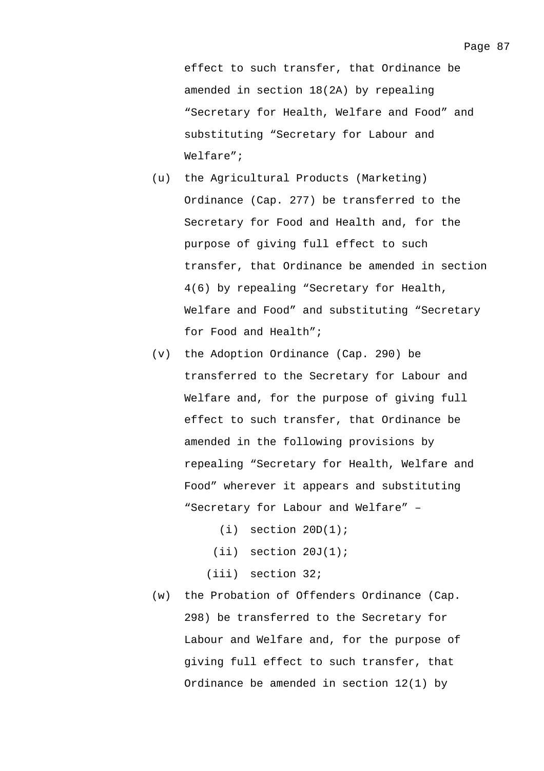effect to such transfer, that Ordinance be amended in section 18(2A) by repealing "Secretary for Health, Welfare and Food" and substituting "Secretary for Labour and Welfare";

(u) the Agricultural Products (Marketing) Ordinance (Cap. 277) be transferred to the Secretary for Food and Health and, for the purpose of giving full effect to such transfer, that Ordinance be amended in section 4(6) by repealing "Secretary for Health, Welfare and Food" and substituting "Secretary for Food and Health";

(v) the Adoption Ordinance (Cap. 290) be transferred to the Secretary for Labour and Welfare and, for the purpose of giving full effect to such transfer, that Ordinance be amended in the following provisions by repealing "Secretary for Health, Welfare and Food" wherever it appears and substituting "Secretary for Labour and Welfare" –

    (i) section 20D(1);

    (ii) section 20J(1);

    (iii) section 32;

(w) the Probation of Offenders Ordinance (Cap. 298) be transferred to the Secretary for Labour and Welfare and, for the purpose of giving full effect to such transfer, that Ordinance be amended in section 12(1) by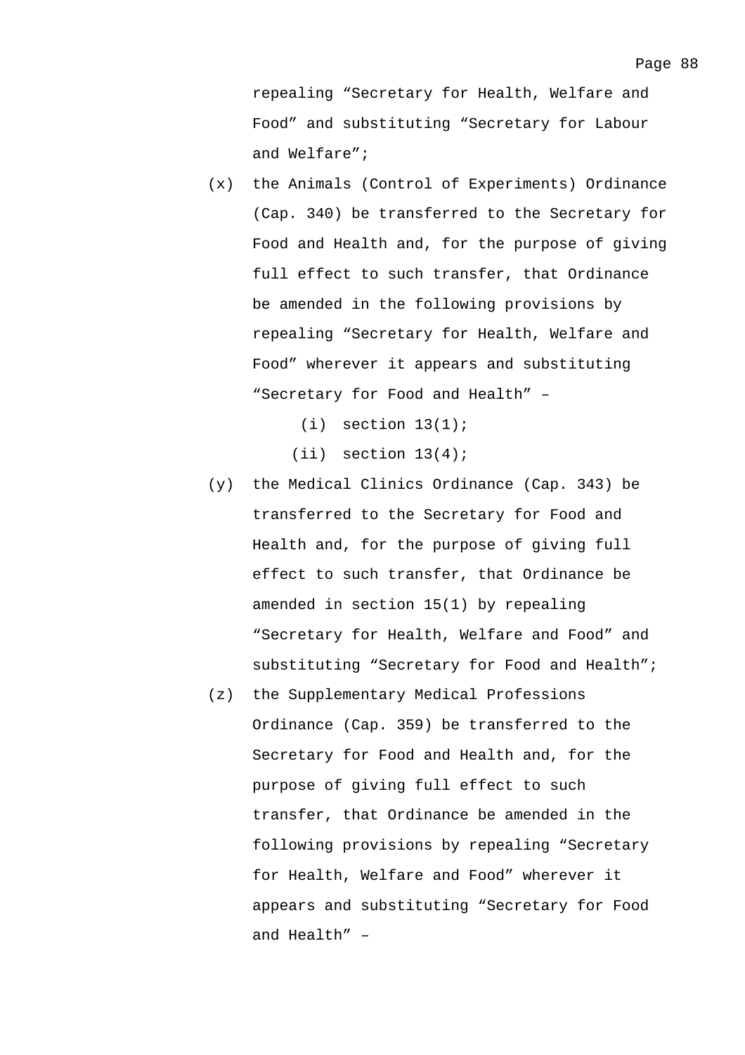repealing "Secretary for Health, Welfare and Food" and substituting "Secretary for Labour and Welfare";

(x) the Animals (Control of Experiments) Ordinance (Cap. 340) be transferred to the Secretary for Food and Health and, for the purpose of giving full effect to such transfer, that Ordinance be amended in the following provisions by repealing "Secretary for Health, Welfare and Food" wherever it appears and substituting "Secretary for Food and Health" –

  (i) section 13(1);

  (ii) section 13(4);

(y) the Medical Clinics Ordinance (Cap. 343) be transferred to the Secretary for Food and Health and, for the purpose of giving full effect to such transfer, that Ordinance be amended in section 15(1) by repealing "Secretary for Health, Welfare and Food" and substituting "Secretary for Food and Health";

(z) the Supplementary Medical Professions Ordinance (Cap. 359) be transferred to the Secretary for Food and Health and, for the purpose of giving full effect to such transfer, that Ordinance be amended in the following provisions by repealing "Secretary for Health, Welfare and Food" wherever it appears and substituting "Secretary for Food and Health" –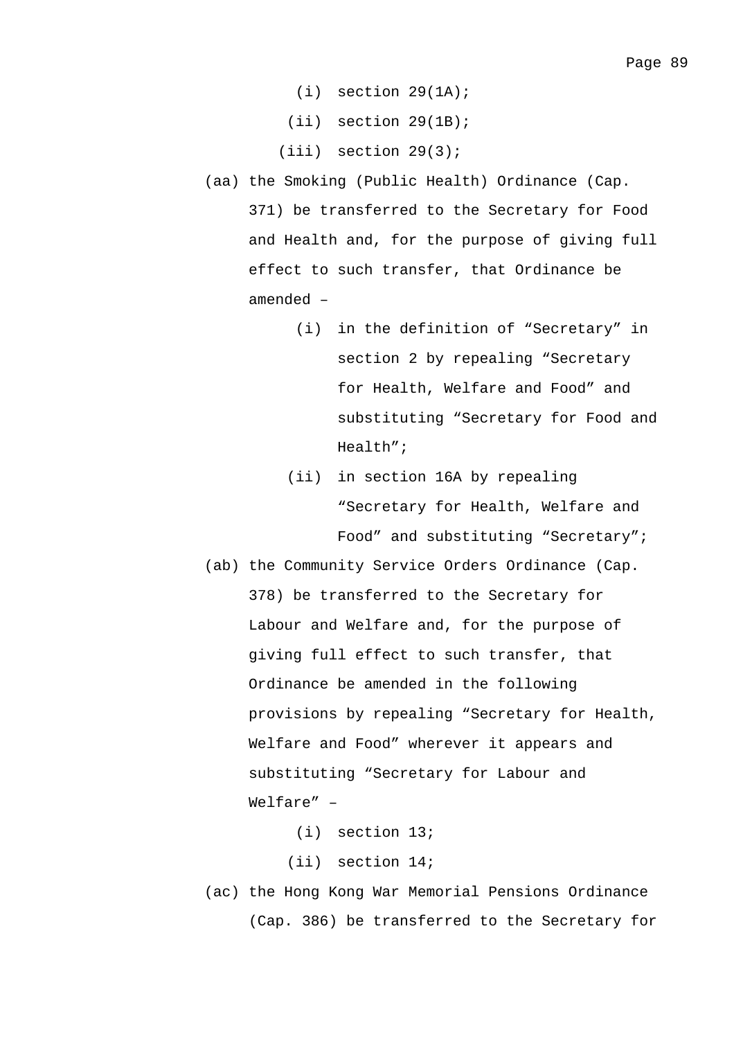(i) section 29(1A);

(ii) section 29(1B);

(iii) section 29(3);

(aa) the Smoking (Public Health) Ordinance (Cap. 371) be transferred to the Secretary for Food and Health and, for the purpose of giving full effect to such transfer, that Ordinance be amended –

(i) in the definition of "Secretary" in section 2 by repealing "Secretary for Health, Welfare and Food" and substituting "Secretary for Food and Health";

(ii) in section 16A by repealing "Secretary for Health, Welfare and Food" and substituting "Secretary";

(ab) the Community Service Orders Ordinance (Cap. 378) be transferred to the Secretary for Labour and Welfare and, for the purpose of giving full effect to such transfer, that Ordinance be amended in the following provisions by repealing "Secretary for Health, Welfare and Food" wherever it appears and substituting "Secretary for Labour and Welfare" –

(i) section 13;

(ii) section 14;

(ac) the Hong Kong War Memorial Pensions Ordinance (Cap. 386) be transferred to the Secretary for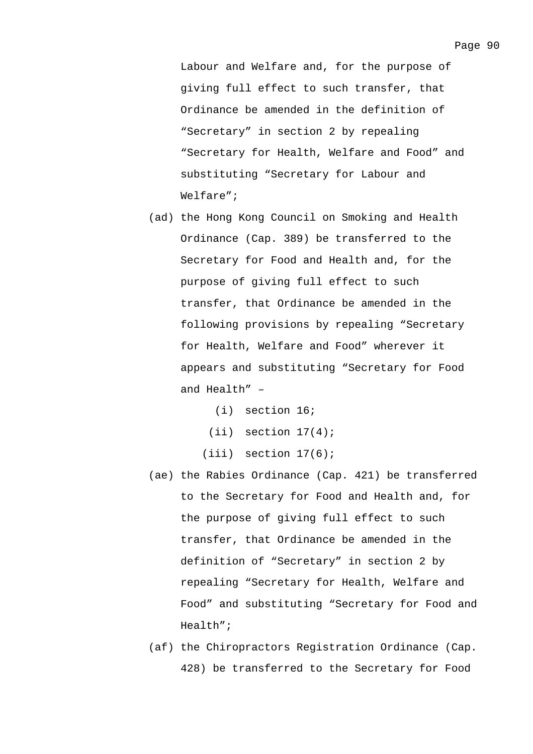Labour and Welfare and, for the purpose of giving full effect to such transfer, that Ordinance be amended in the definition of "Secretary" in section 2 by repealing "Secretary for Health, Welfare and Food" and substituting "Secretary for Labour and Welfare";

(ad) the Hong Kong Council on Smoking and Health Ordinance (Cap. 389) be transferred to the Secretary for Food and Health and, for the purpose of giving full effect to such transfer, that Ordinance be amended in the following provisions by repealing "Secretary for Health, Welfare and Food" wherever it appears and substituting "Secretary for Food and Health" –

   (i) section 16;

   (ii) section 17(4);

   (iii) section 17(6);

(ae) the Rabies Ordinance (Cap. 421) be transferred to the Secretary for Food and Health and, for the purpose of giving full effect to such transfer, that Ordinance be amended in the definition of "Secretary" in section 2 by repealing "Secretary for Health, Welfare and Food" and substituting "Secretary for Food and Health";

(af) the Chiropractors Registration Ordinance (Cap. 428) be transferred to the Secretary for Food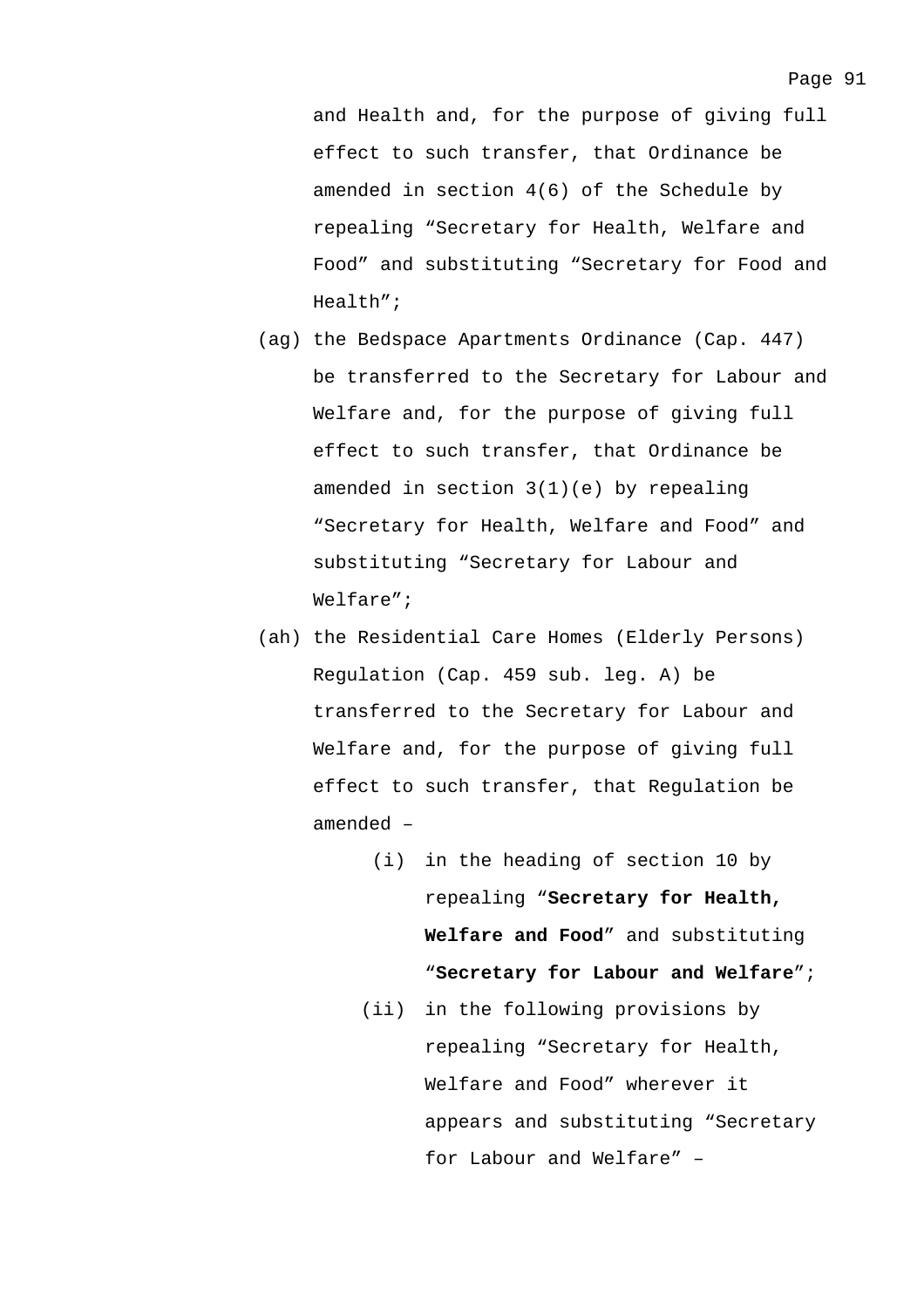and Health and, for the purpose of giving full effect to such transfer, that Ordinance be amended in section 4(6) of the Schedule by repealing “Secretary for Health, Welfare and Food” and substituting “Secretary for Food and Health”;

(ag) the Bedspace Apartments Ordinance (Cap. 447) be transferred to the Secretary for Labour and Welfare and, for the purpose of giving full effect to such transfer, that Ordinance be amended in section 3(1)(e) by repealing “Secretary for Health, Welfare and Food” and substituting “Secretary for Labour and Welfare”;

(ah) the Residential Care Homes (Elderly Persons) Regulation (Cap. 459 sub. leg. A) be transferred to the Secretary for Labour and Welfare and, for the purpose of giving full effect to such transfer, that Regulation be amended –

  (i) in the heading of section 10 by repealing “**Secretary for Health, Welfare and Food**” and substituting “**Secretary for Labour and Welfare**”;

  (ii) in the following provisions by repealing “Secretary for Health, Welfare and Food” wherever it appears and substituting “Secretary for Labour and Welfare” –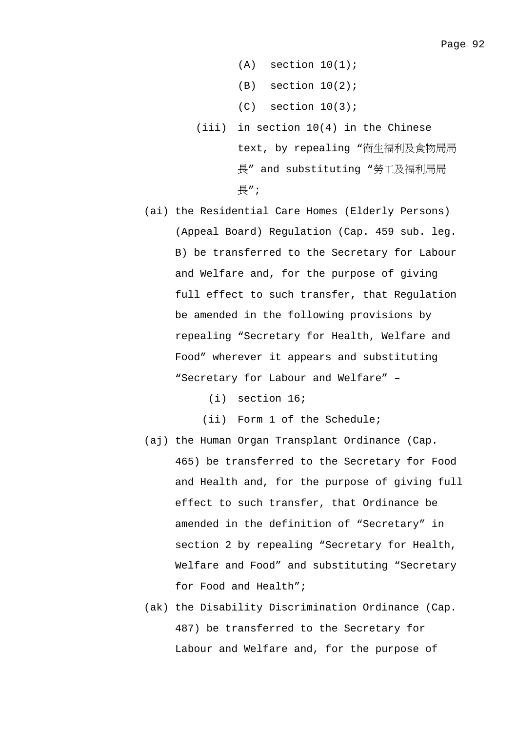(A) section 10(1);

(B) section 10(2);

(C) section 10(3);

(iii) in section 10(4) in the Chinese text, by repealing “衞生福利及食物局局長” and substituting “勞工及福利局局長”;

(ai) the Residential Care Homes (Elderly Persons) (Appeal Board) Regulation (Cap. 459 sub. leg. B) be transferred to the Secretary for Labour and Welfare and, for the purpose of giving full effect to such transfer, that Regulation be amended in the following provisions by repealing “Secretary for Health, Welfare and Food” wherever it appears and substituting “Secretary for Labour and Welfare” –

(i) section 16;

(ii) Form 1 of the Schedule;

(aj) the Human Organ Transplant Ordinance (Cap. 465) be transferred to the Secretary for Food and Health and, for the purpose of giving full effect to such transfer, that Ordinance be amended in the definition of “Secretary” in section 2 by repealing “Secretary for Health, Welfare and Food” and substituting “Secretary for Food and Health”;

(ak) the Disability Discrimination Ordinance (Cap. 487) be transferred to the Secretary for Labour and Welfare and, for the purpose of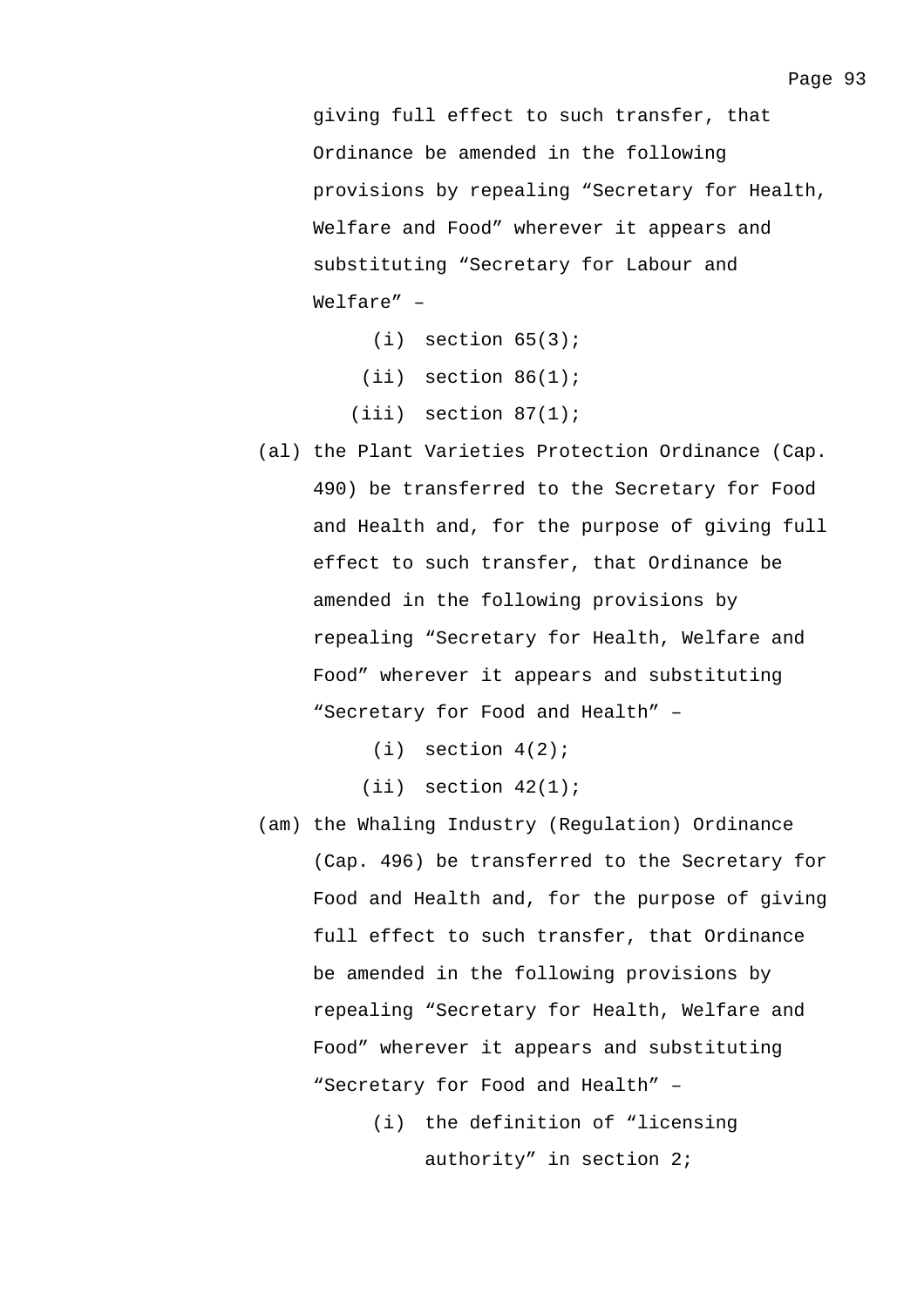giving full effect to such transfer, that Ordinance be amended in the following provisions by repealing “Secretary for Health, Welfare and Food” wherever it appears and substituting “Secretary for Labour and Welfare” –

(i) section 65(3);

(ii) section 86(1);

(iii) section 87(1);

(al) the Plant Varieties Protection Ordinance (Cap. 490) be transferred to the Secretary for Food and Health and, for the purpose of giving full effect to such transfer, that Ordinance be amended in the following provisions by repealing “Secretary for Health, Welfare and Food” wherever it appears and substituting “Secretary for Food and Health” –

(i) section 4(2);

(ii) section 42(1);

(am) the Whaling Industry (Regulation) Ordinance (Cap. 496) be transferred to the Secretary for Food and Health and, for the purpose of giving full effect to such transfer, that Ordinance be amended in the following provisions by repealing “Secretary for Health, Welfare and Food” wherever it appears and substituting “Secretary for Food and Health” –

(i) the definition of “licensing authority” in section 2;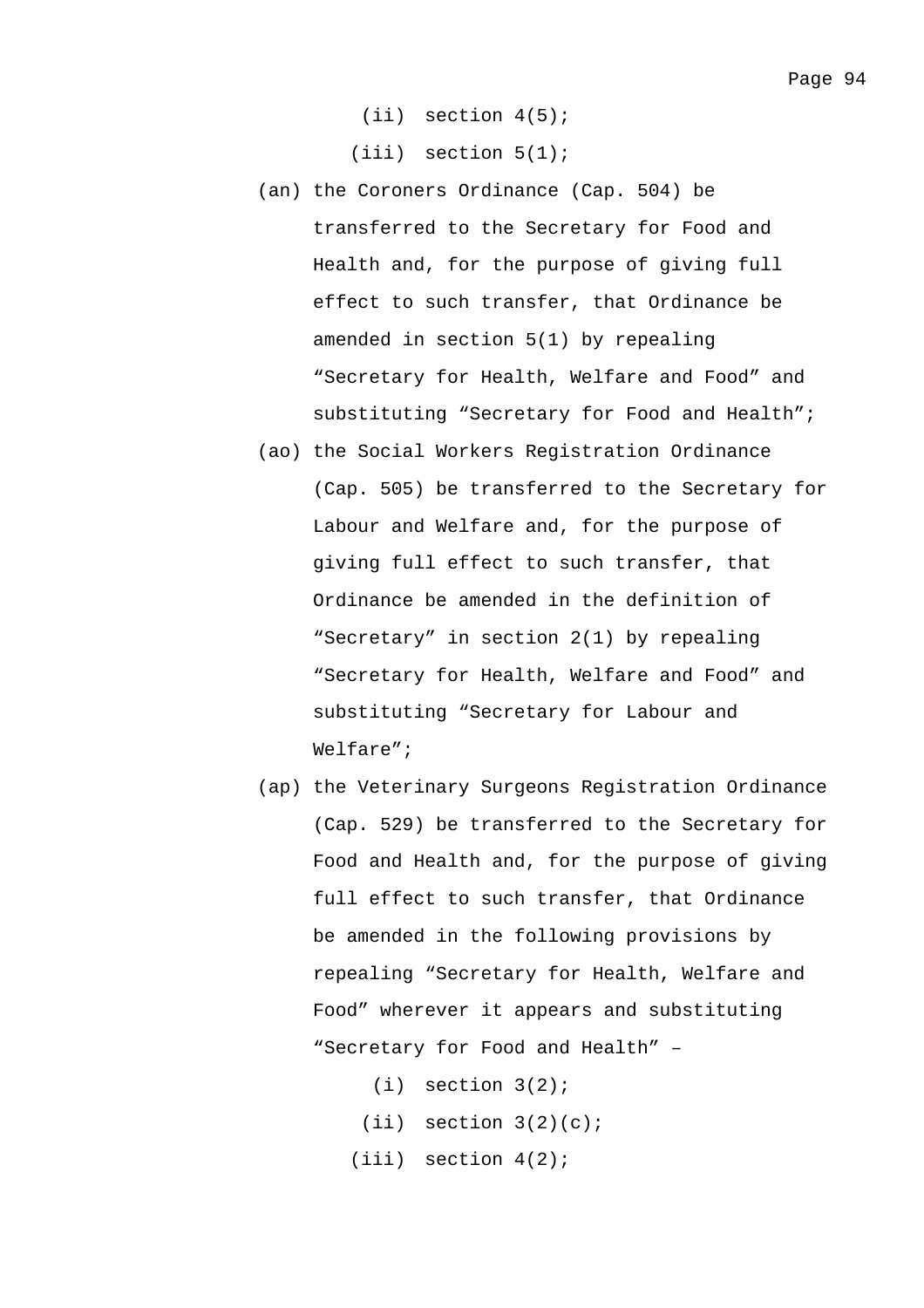(ii) section 4(5);

(iii) section 5(1);

(an) the Coroners Ordinance (Cap. 504) be transferred to the Secretary for Food and Health and, for the purpose of giving full effect to such transfer, that Ordinance be amended in section 5(1) by repealing "Secretary for Health, Welfare and Food" and substituting "Secretary for Food and Health";

(ao) the Social Workers Registration Ordinance (Cap. 505) be transferred to the Secretary for Labour and Welfare and, for the purpose of giving full effect to such transfer, that Ordinance be amended in the definition of "Secretary" in section 2(1) by repealing "Secretary for Health, Welfare and Food" and substituting "Secretary for Labour and Welfare";

(ap) the Veterinary Surgeons Registration Ordinance (Cap. 529) be transferred to the Secretary for Food and Health and, for the purpose of giving full effect to such transfer, that Ordinance be amended in the following provisions by repealing "Secretary for Health, Welfare and Food" wherever it appears and substituting "Secretary for Food and Health" –

(i) section 3(2);

(ii) section 3(2)(c);

(iii) section 4(2);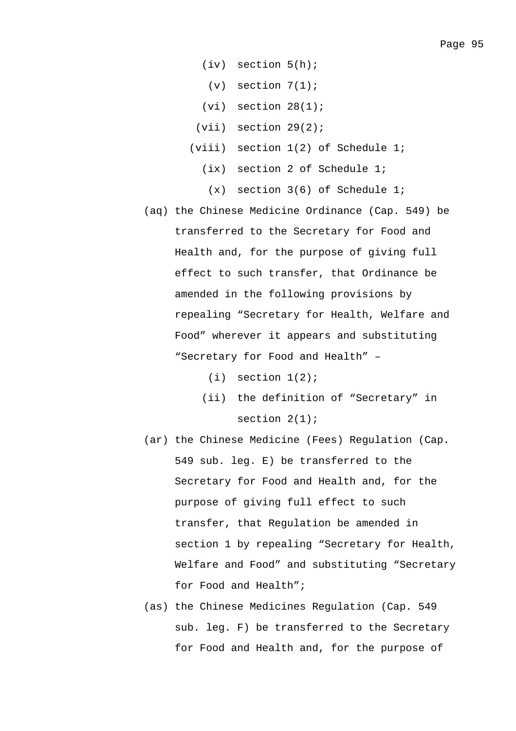(iv) section 5(h);

(v) section 7(1);

(vi) section 28(1);

(vii) section 29(2);

(viii) section 1(2) of Schedule 1;

(ix) section 2 of Schedule 1;

(x) section 3(6) of Schedule 1;

(aq) the Chinese Medicine Ordinance (Cap. 549) be transferred to the Secretary for Food and Health and, for the purpose of giving full effect to such transfer, that Ordinance be amended in the following provisions by repealing “Secretary for Health, Welfare and Food” wherever it appears and substituting “Secretary for Food and Health” –

(i) section 1(2);

(ii) the definition of “Secretary” in section 2(1);

(ar) the Chinese Medicine (Fees) Regulation (Cap. 549 sub. leg. E) be transferred to the Secretary for Food and Health and, for the purpose of giving full effect to such transfer, that Regulation be amended in section 1 by repealing “Secretary for Health, Welfare and Food” and substituting “Secretary for Food and Health”;

(as) the Chinese Medicines Regulation (Cap. 549 sub. leg. F) be transferred to the Secretary for Food and Health and, for the purpose of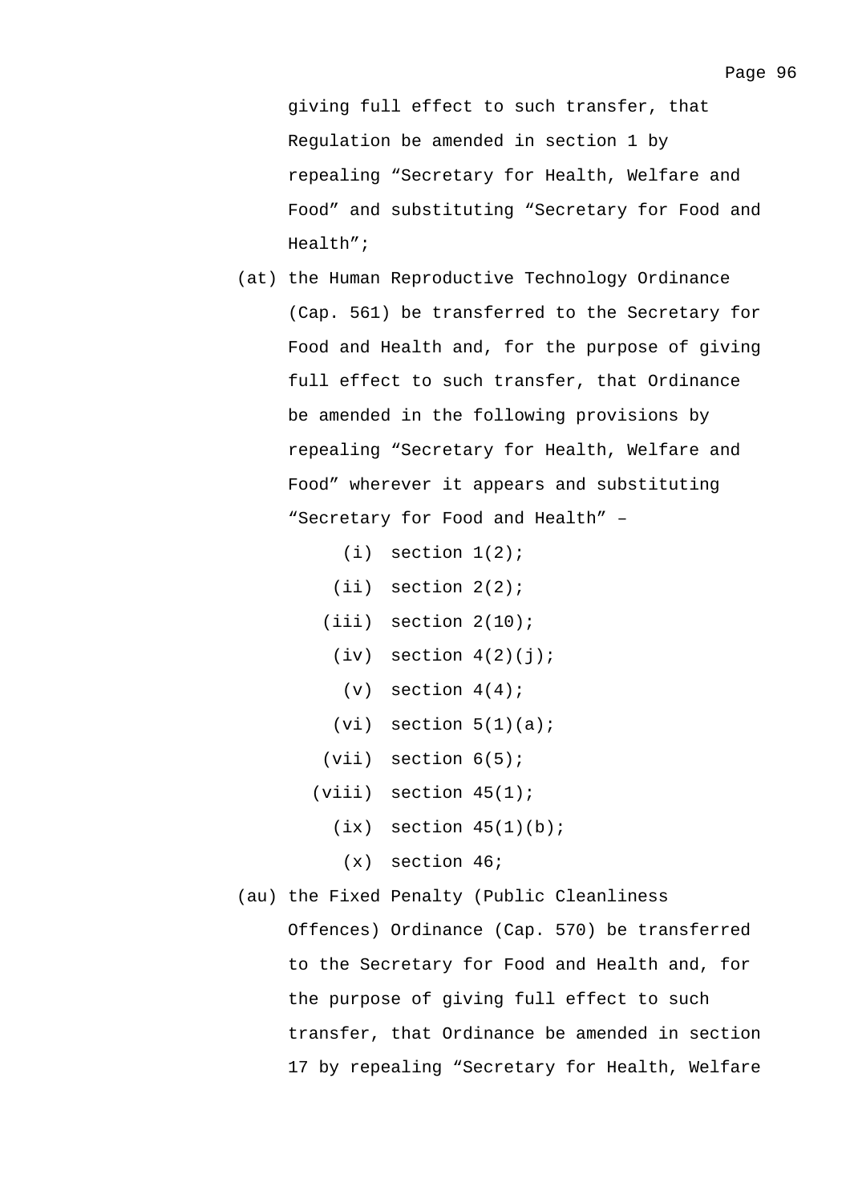giving full effect to such transfer, that Regulation be amended in section 1 by repealing "Secretary for Health, Welfare and Food" and substituting "Secretary for Food and Health";

(at) the Human Reproductive Technology Ordinance (Cap. 561) be transferred to the Secretary for Food and Health and, for the purpose of giving full effect to such transfer, that Ordinance be amended in the following provisions by repealing "Secretary for Health, Welfare and Food" wherever it appears and substituting "Secretary for Food and Health" –

   (i) section 1(2);
   (ii) section 2(2);
   (iii) section 2(10);
   (iv) section 4(2)(j);
   (v) section 4(4);
   (vi) section 5(1)(a);
   (vii) section 6(5);
   (viii) section 45(1);
   (ix) section 45(1)(b);
   (x) section 46;

(au) the Fixed Penalty (Public Cleanliness Offences) Ordinance (Cap. 570) be transferred to the Secretary for Food and Health and, for the purpose of giving full effect to such transfer, that Ordinance be amended in section 17 by repealing "Secretary for Health, Welfare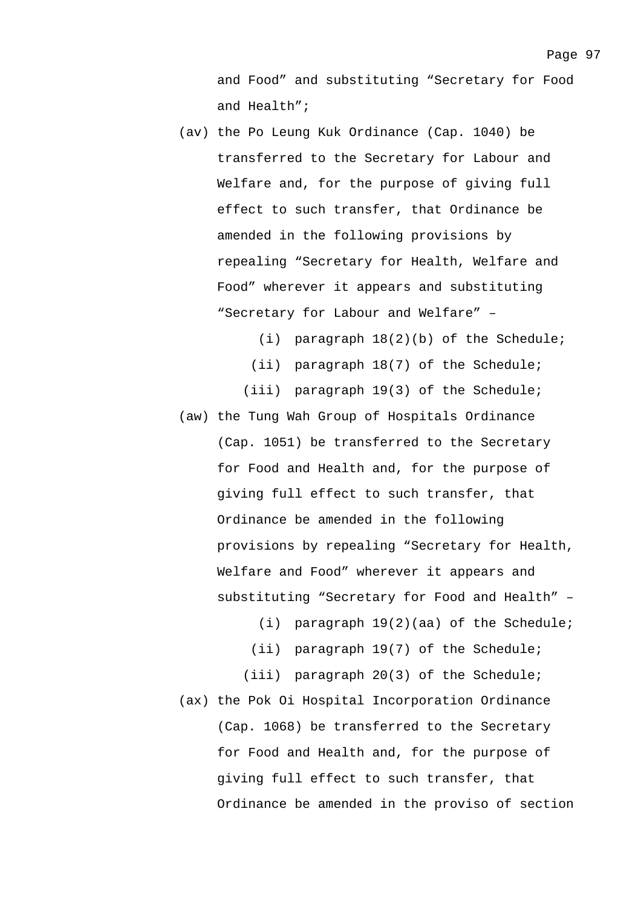and Food" and substituting "Secretary for Food and Health";

(av) the Po Leung Kuk Ordinance (Cap. 1040) be transferred to the Secretary for Labour and Welfare and, for the purpose of giving full effect to such transfer, that Ordinance be amended in the following provisions by repealing "Secretary for Health, Welfare and Food" wherever it appears and substituting "Secretary for Labour and Welfare" –

  (i) paragraph 18(2)(b) of the Schedule;

  (ii) paragraph 18(7) of the Schedule;

  (iii) paragraph 19(3) of the Schedule;

(aw) the Tung Wah Group of Hospitals Ordinance (Cap. 1051) be transferred to the Secretary for Food and Health and, for the purpose of giving full effect to such transfer, that Ordinance be amended in the following provisions by repealing "Secretary for Health, Welfare and Food" wherever it appears and substituting "Secretary for Food and Health" –

  (i) paragraph 19(2)(aa) of the Schedule;

  (ii) paragraph 19(7) of the Schedule;

  (iii) paragraph 20(3) of the Schedule;

(ax) the Pok Oi Hospital Incorporation Ordinance (Cap. 1068) be transferred to the Secretary for Food and Health and, for the purpose of giving full effect to such transfer, that Ordinance be amended in the proviso of section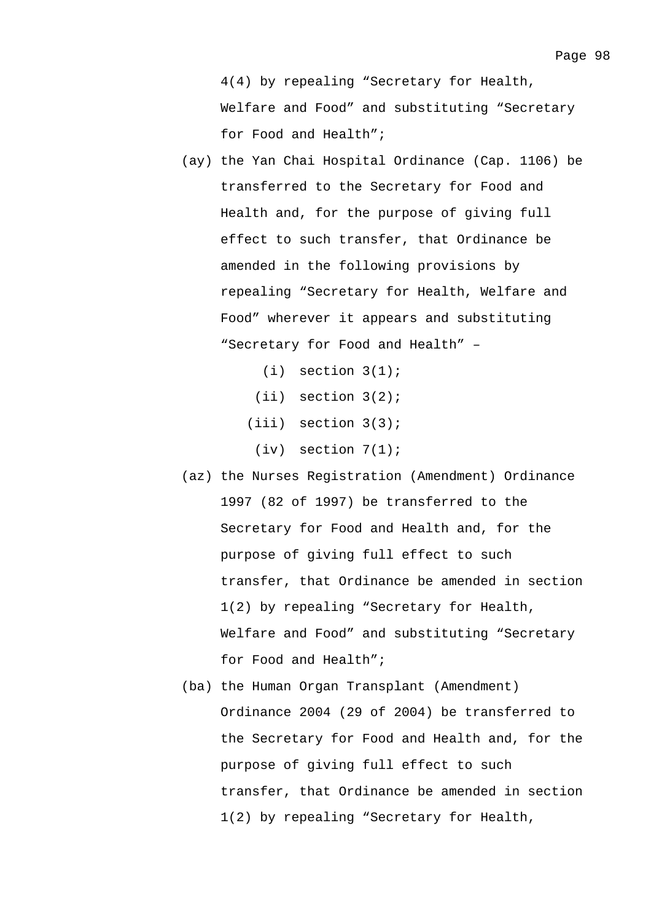4(4) by repealing “Secretary for Health, Welfare and Food” and substituting “Secretary for Food and Health”;

(ay) the Yan Chai Hospital Ordinance (Cap. 1106) be transferred to the Secretary for Food and Health and, for the purpose of giving full effect to such transfer, that Ordinance be amended in the following provisions by repealing “Secretary for Health, Welfare and Food” wherever it appears and substituting “Secretary for Food and Health” –

- (i) section 3(1);
- (ii) section 3(2);
- (iii) section 3(3);
- (iv) section 7(1);

(az) the Nurses Registration (Amendment) Ordinance 1997 (82 of 1997) be transferred to the Secretary for Food and Health and, for the purpose of giving full effect to such transfer, that Ordinance be amended in section 1(2) by repealing “Secretary for Health, Welfare and Food” and substituting “Secretary for Food and Health”;

(ba) the Human Organ Transplant (Amendment) Ordinance 2004 (29 of 2004) be transferred to the Secretary for Food and Health and, for the purpose of giving full effect to such transfer, that Ordinance be amended in section 1(2) by repealing “Secretary for Health,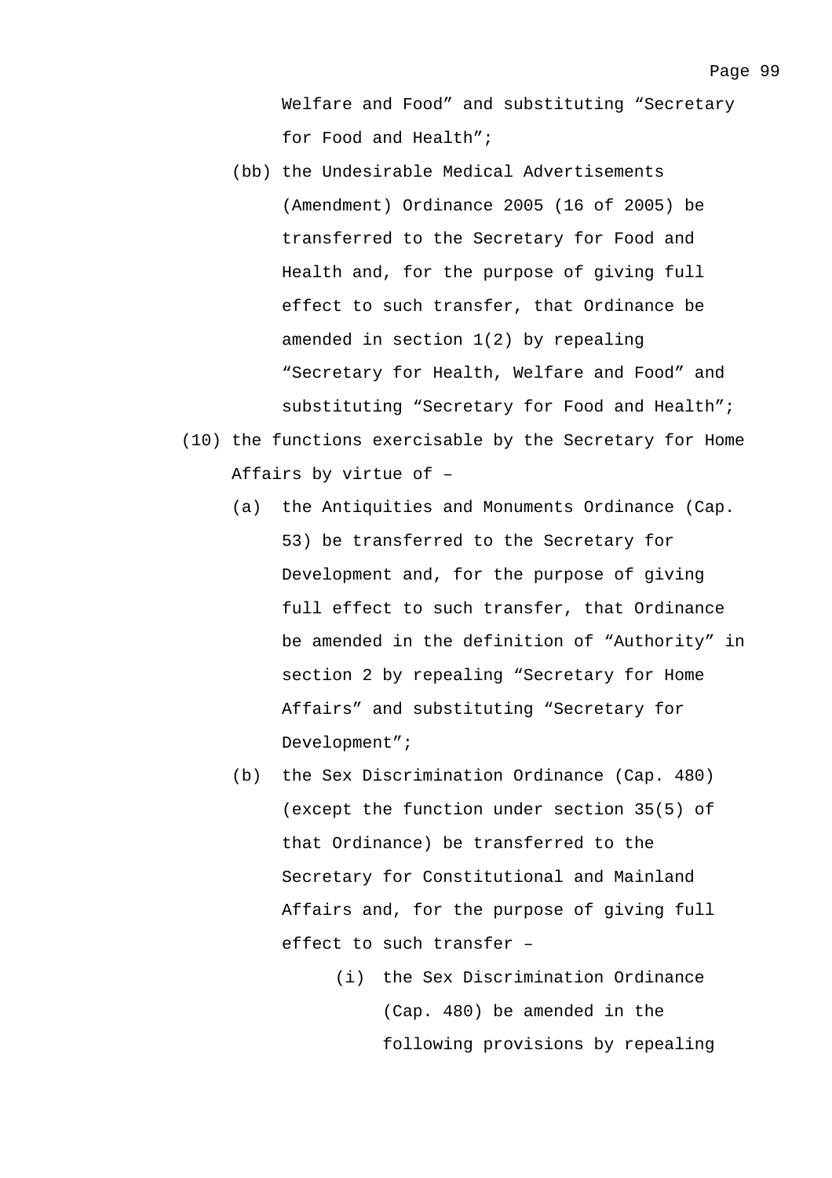Welfare and Food" and substituting "Secretary for Food and Health";

(bb) the Undesirable Medical Advertisements (Amendment) Ordinance 2005 (16 of 2005) be transferred to the Secretary for Food and Health and, for the purpose of giving full effect to such transfer, that Ordinance be amended in section 1(2) by repealing "Secretary for Health, Welfare and Food" and substituting "Secretary for Food and Health";

(10) the functions exercisable by the Secretary for Home Affairs by virtue of –

(a) the Antiquities and Monuments Ordinance (Cap. 53) be transferred to the Secretary for Development and, for the purpose of giving full effect to such transfer, that Ordinance be amended in the definition of "Authority" in section 2 by repealing "Secretary for Home Affairs" and substituting "Secretary for Development";

(b) the Sex Discrimination Ordinance (Cap. 480) (except the function under section 35(5) of that Ordinance) be transferred to the Secretary for Constitutional and Mainland Affairs and, for the purpose of giving full effect to such transfer –

(i) the Sex Discrimination Ordinance (Cap. 480) be amended in the following provisions by repealing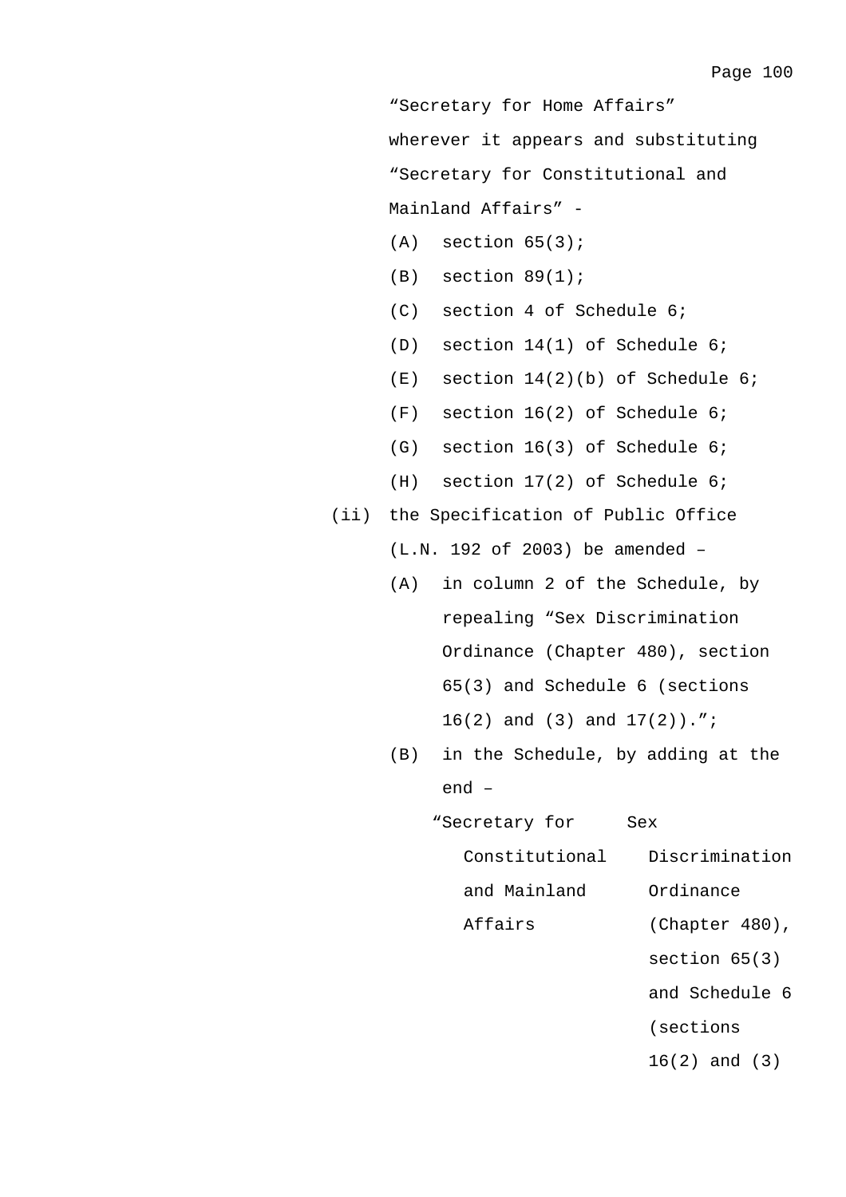"Secretary for Home Affairs" wherever it appears and substituting "Secretary for Constitutional and Mainland Affairs" -

- (A) section 65(3);
- (B) section 89(1);
- (C) section 4 of Schedule 6;
- (D) section 14(1) of Schedule 6;
- (E) section 14(2)(b) of Schedule 6;
- (F) section 16(2) of Schedule 6;
- (G) section 16(3) of Schedule 6;
- (H) section 17(2) of Schedule 6;

(ii) the Specification of Public Office (L.N. 192 of 2003) be amended –

- (A) in column 2 of the Schedule, by repealing "Sex Discrimination Ordinance (Chapter 480), section 65(3) and Schedule 6 (sections 16(2) and (3) and 17(2)).";
- (B) in the Schedule, by adding at the end –

| | |
|---|---|
| "Secretary for Constitutional and Mainland Affairs | Sex Discrimination Ordinance (Chapter 480), section 65(3) and Schedule 6 (sections 16(2) and (3) |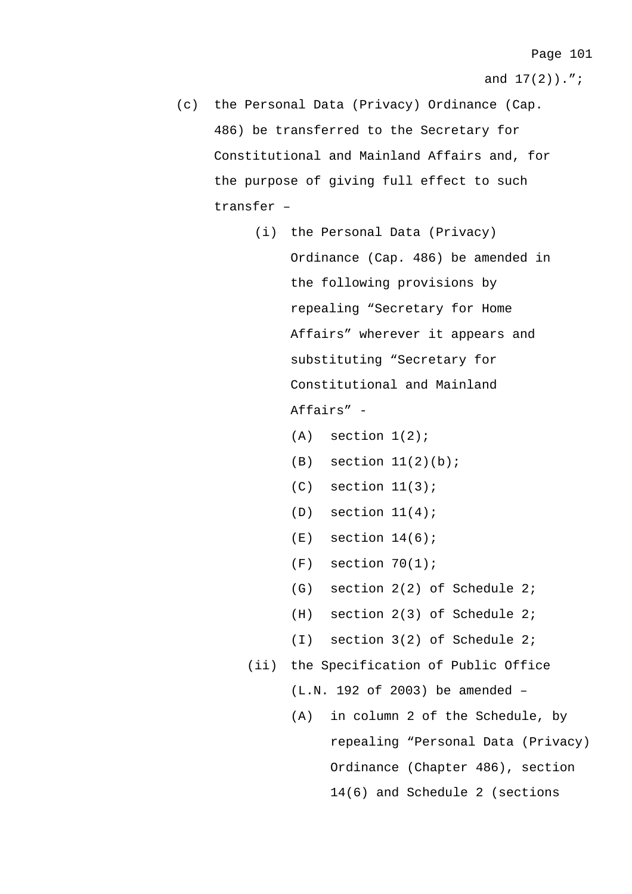and 17(2)).";

(c) the Personal Data (Privacy) Ordinance (Cap. 486) be transferred to the Secretary for Constitutional and Mainland Affairs and, for the purpose of giving full effect to such transfer –

 (i) the Personal Data (Privacy) Ordinance (Cap. 486) be amended in the following provisions by repealing "Secretary for Home Affairs" wherever it appears and substituting "Secretary for Constitutional and Mainland Affairs" -

  (A) section 1(2);

  (B) section 11(2)(b);

  (C) section 11(3);

  (D) section 11(4);

  (E) section 14(6);

  (F) section 70(1);

  (G) section 2(2) of Schedule 2;

  (H) section 2(3) of Schedule 2;

  (I) section 3(2) of Schedule 2;

 (ii) the Specification of Public Office (L.N. 192 of 2003) be amended –

  (A) in column 2 of the Schedule, by repealing "Personal Data (Privacy) Ordinance (Chapter 486), section 14(6) and Schedule 2 (sections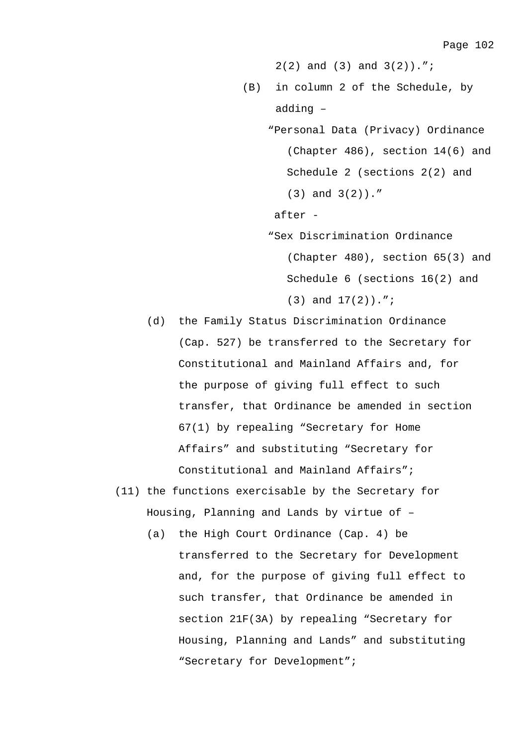2(2) and (3) and 3(2)).";

(B) in column 2 of the Schedule, by adding –

"Personal Data (Privacy) Ordinance (Chapter 486), section 14(6) and Schedule 2 (sections 2(2) and (3) and 3(2))."

after -

"Sex Discrimination Ordinance (Chapter 480), section 65(3) and Schedule 6 (sections 16(2) and (3) and 17(2)).";

(d) the Family Status Discrimination Ordinance (Cap. 527) be transferred to the Secretary for Constitutional and Mainland Affairs and, for the purpose of giving full effect to such transfer, that Ordinance be amended in section 67(1) by repealing "Secretary for Home Affairs" and substituting "Secretary for Constitutional and Mainland Affairs";

(11) the functions exercisable by the Secretary for Housing, Planning and Lands by virtue of –

(a) the High Court Ordinance (Cap. 4) be transferred to the Secretary for Development and, for the purpose of giving full effect to such transfer, that Ordinance be amended in section 21F(3A) by repealing "Secretary for Housing, Planning and Lands" and substituting "Secretary for Development";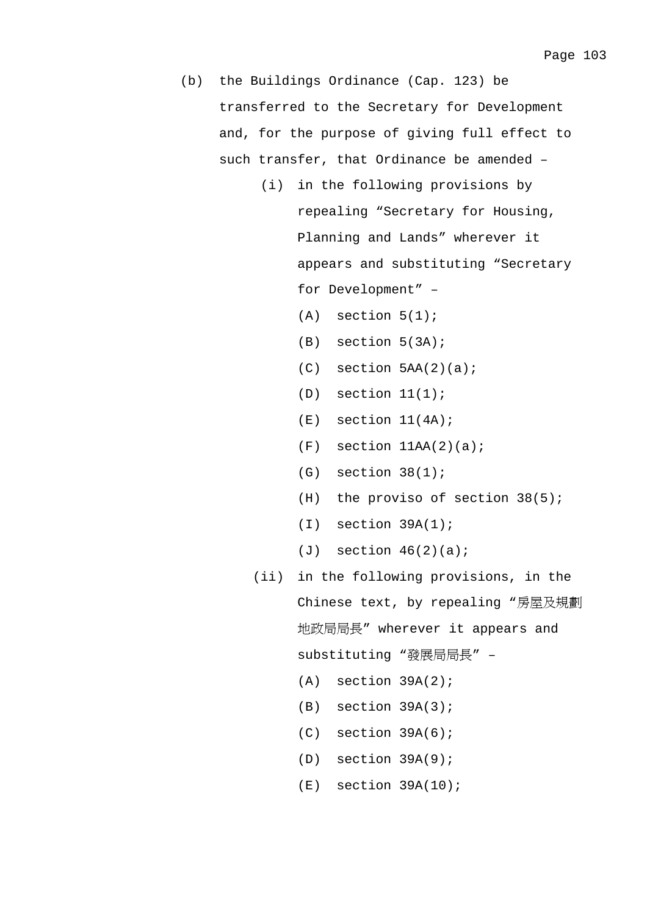(b) the Buildings Ordinance (Cap. 123) be transferred to the Secretary for Development and, for the purpose of giving full effect to such transfer, that Ordinance be amended –

    (i) in the following provisions by repealing “Secretary for Housing, Planning and Lands” wherever it appears and substituting “Secretary for Development” –

        (A) section 5(1);

        (B) section 5(3A);

        (C) section 5AA(2)(a);

        (D) section 11(1);

        (E) section 11(4A);

        (F) section 11AA(2)(a);

        (G) section 38(1);

        (H) the proviso of section 38(5);

        (I) section 39A(1);

        (J) section 46(2)(a);

    (ii) in the following provisions, in the Chinese text, by repealing “房屋及規劃地政局局長” wherever it appears and substituting “發展局局長” –

        (A) section 39A(2);

        (B) section 39A(3);

        (C) section 39A(6);

        (D) section 39A(9);

        (E) section 39A(10);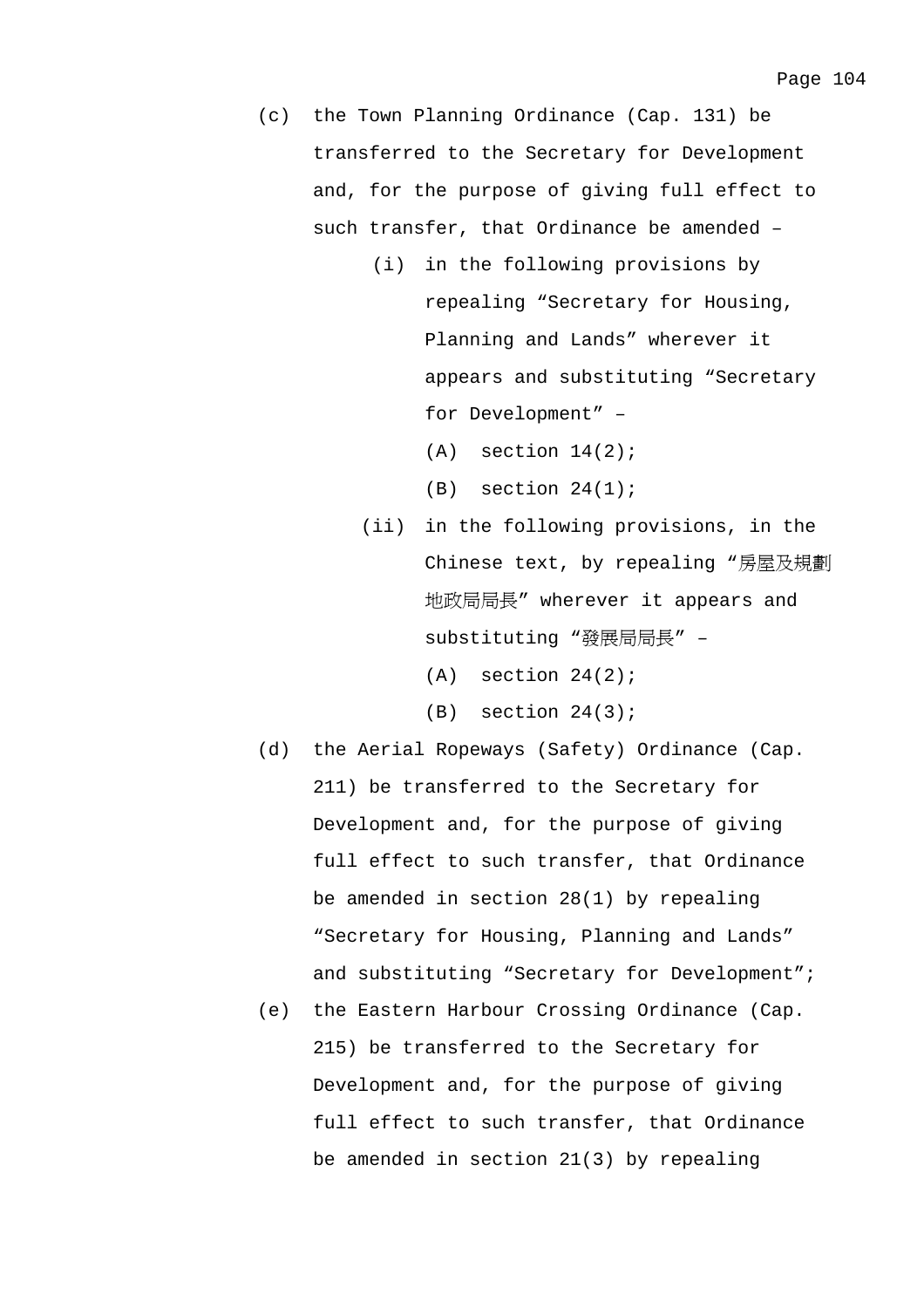(c) the Town Planning Ordinance (Cap. 131) be transferred to the Secretary for Development and, for the purpose of giving full effect to such transfer, that Ordinance be amended –

   (i) in the following provisions by repealing “Secretary for Housing, Planning and Lands” wherever it appears and substituting “Secretary for Development” –

      (A) section 14(2);

      (B) section 24(1);

   (ii) in the following provisions, in the Chinese text, by repealing “房屋及規劃地政局局長” wherever it appears and substituting “發展局局長” –

      (A) section 24(2);

      (B) section 24(3);

(d) the Aerial Ropeways (Safety) Ordinance (Cap. 211) be transferred to the Secretary for Development and, for the purpose of giving full effect to such transfer, that Ordinance be amended in section 28(1) by repealing “Secretary for Housing, Planning and Lands” and substituting “Secretary for Development”;

(e) the Eastern Harbour Crossing Ordinance (Cap. 215) be transferred to the Secretary for Development and, for the purpose of giving full effect to such transfer, that Ordinance be amended in section 21(3) by repealing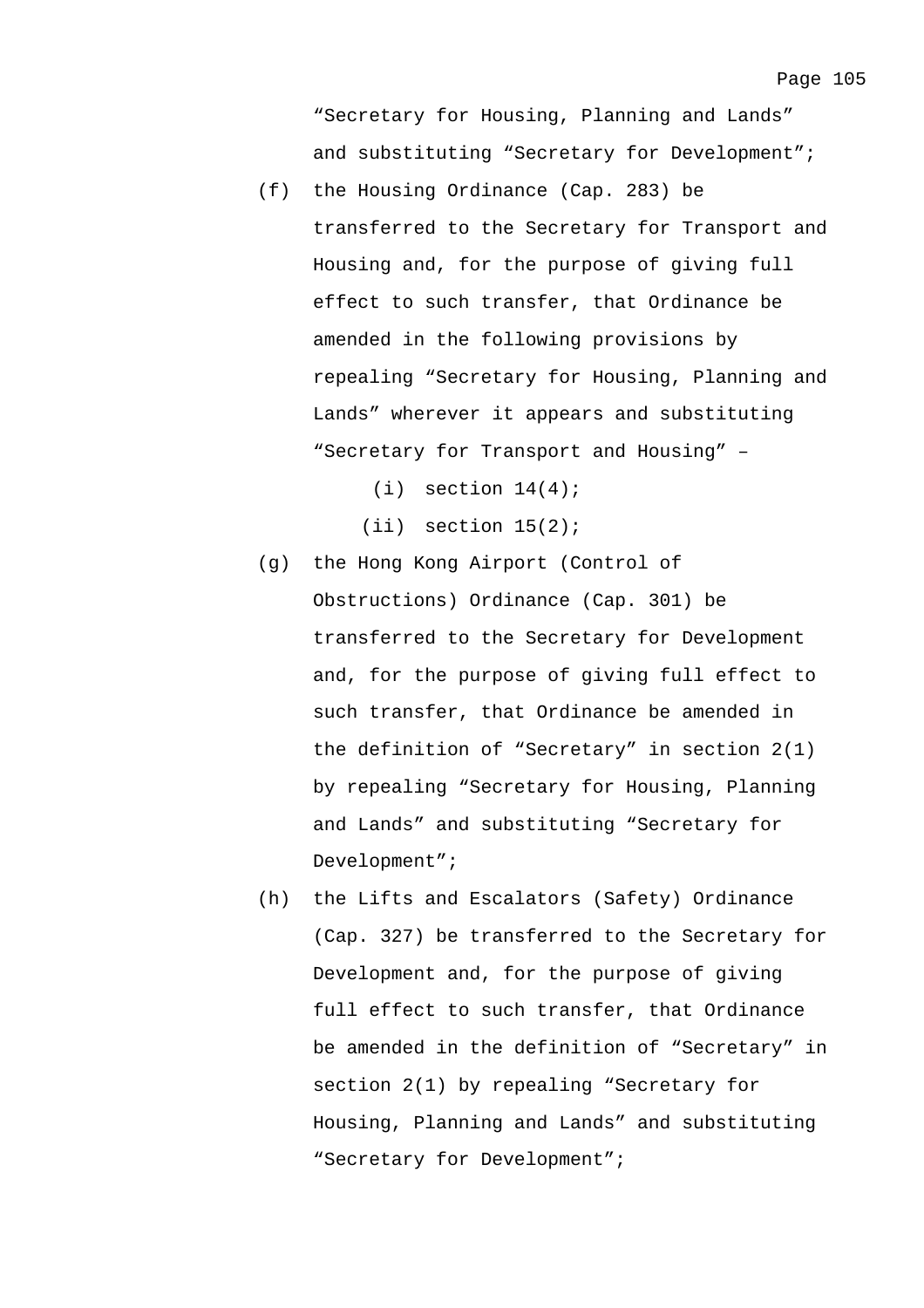"Secretary for Housing, Planning and Lands" and substituting "Secretary for Development";

(f) the Housing Ordinance (Cap. 283) be transferred to the Secretary for Transport and Housing and, for the purpose of giving full effect to such transfer, that Ordinance be amended in the following provisions by repealing "Secretary for Housing, Planning and Lands" wherever it appears and substituting "Secretary for Transport and Housing" –

   (i) section 14(4);

   (ii) section 15(2);

(g) the Hong Kong Airport (Control of Obstructions) Ordinance (Cap. 301) be transferred to the Secretary for Development and, for the purpose of giving full effect to such transfer, that Ordinance be amended in the definition of "Secretary" in section 2(1) by repealing "Secretary for Housing, Planning and Lands" and substituting "Secretary for Development";

(h) the Lifts and Escalators (Safety) Ordinance (Cap. 327) be transferred to the Secretary for Development and, for the purpose of giving full effect to such transfer, that Ordinance be amended in the definition of "Secretary" in section 2(1) by repealing "Secretary for Housing, Planning and Lands" and substituting "Secretary for Development";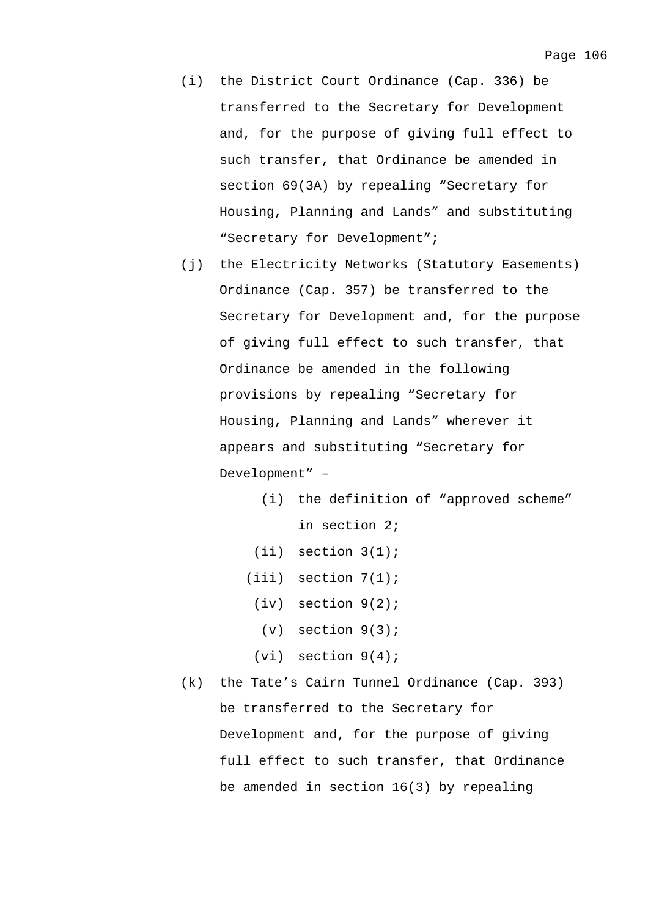(i) the District Court Ordinance (Cap. 336) be transferred to the Secretary for Development and, for the purpose of giving full effect to such transfer, that Ordinance be amended in section 69(3A) by repealing “Secretary for Housing, Planning and Lands” and substituting “Secretary for Development”;

(j) the Electricity Networks (Statutory Easements) Ordinance (Cap. 357) be transferred to the Secretary for Development and, for the purpose of giving full effect to such transfer, that Ordinance be amended in the following provisions by repealing “Secretary for Housing, Planning and Lands” wherever it appears and substituting “Secretary for Development” –

   (i) the definition of “approved scheme” in section 2;

   (ii) section 3(1);

   (iii) section 7(1);

   (iv) section 9(2);

   (v) section 9(3);

   (vi) section 9(4);

(k) the Tate’s Cairn Tunnel Ordinance (Cap. 393) be transferred to the Secretary for Development and, for the purpose of giving full effect to such transfer, that Ordinance be amended in section 16(3) by repealing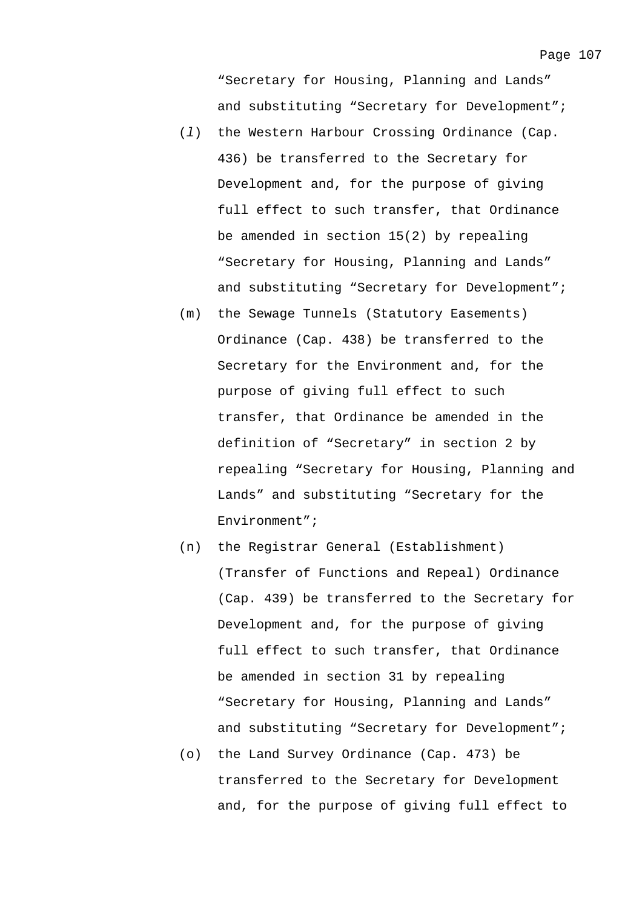"Secretary for Housing, Planning and Lands" and substituting "Secretary for Development";

(*l*) the Western Harbour Crossing Ordinance (Cap. 436) be transferred to the Secretary for Development and, for the purpose of giving full effect to such transfer, that Ordinance be amended in section 15(2) by repealing "Secretary for Housing, Planning and Lands" and substituting "Secretary for Development";

(m) the Sewage Tunnels (Statutory Easements) Ordinance (Cap. 438) be transferred to the Secretary for the Environment and, for the purpose of giving full effect to such transfer, that Ordinance be amended in the definition of "Secretary" in section 2 by repealing "Secretary for Housing, Planning and Lands" and substituting "Secretary for the Environment";

(n) the Registrar General (Establishment) (Transfer of Functions and Repeal) Ordinance (Cap. 439) be transferred to the Secretary for Development and, for the purpose of giving full effect to such transfer, that Ordinance be amended in section 31 by repealing "Secretary for Housing, Planning and Lands" and substituting "Secretary for Development";

(o) the Land Survey Ordinance (Cap. 473) be transferred to the Secretary for Development and, for the purpose of giving full effect to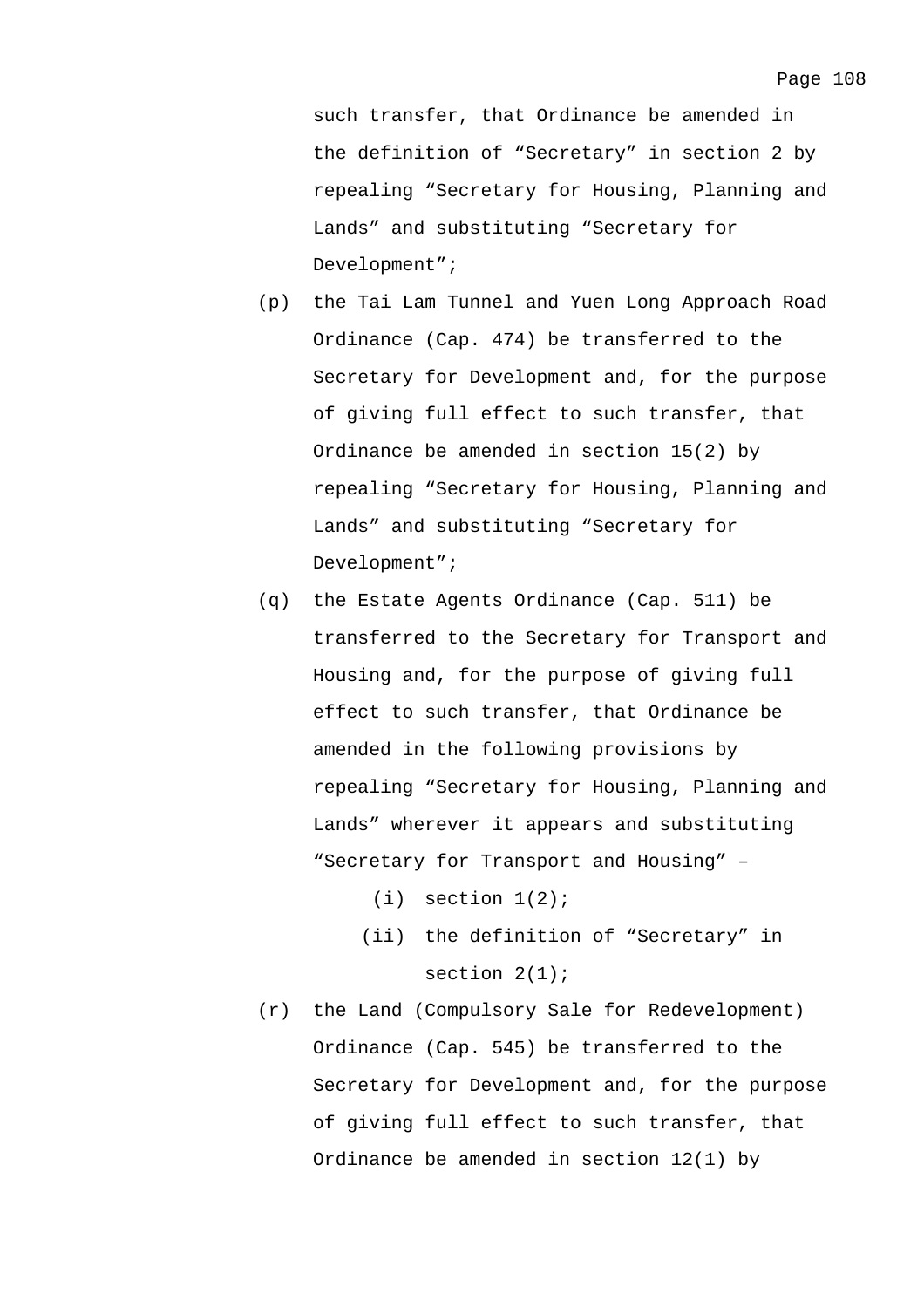such transfer, that Ordinance be amended in the definition of “Secretary” in section 2 by repealing “Secretary for Housing, Planning and Lands” and substituting “Secretary for Development”;

(p) the Tai Lam Tunnel and Yuen Long Approach Road Ordinance (Cap. 474) be transferred to the Secretary for Development and, for the purpose of giving full effect to such transfer, that Ordinance be amended in section 15(2) by repealing “Secretary for Housing, Planning and Lands” and substituting “Secretary for Development”;

(q) the Estate Agents Ordinance (Cap. 511) be transferred to the Secretary for Transport and Housing and, for the purpose of giving full effect to such transfer, that Ordinance be amended in the following provisions by repealing “Secretary for Housing, Planning and Lands” wherever it appears and substituting “Secretary for Transport and Housing” –

   (i) section 1(2);

   (ii) the definition of “Secretary” in section 2(1);

(r) the Land (Compulsory Sale for Redevelopment) Ordinance (Cap. 545) be transferred to the Secretary for Development and, for the purpose of giving full effect to such transfer, that Ordinance be amended in section 12(1) by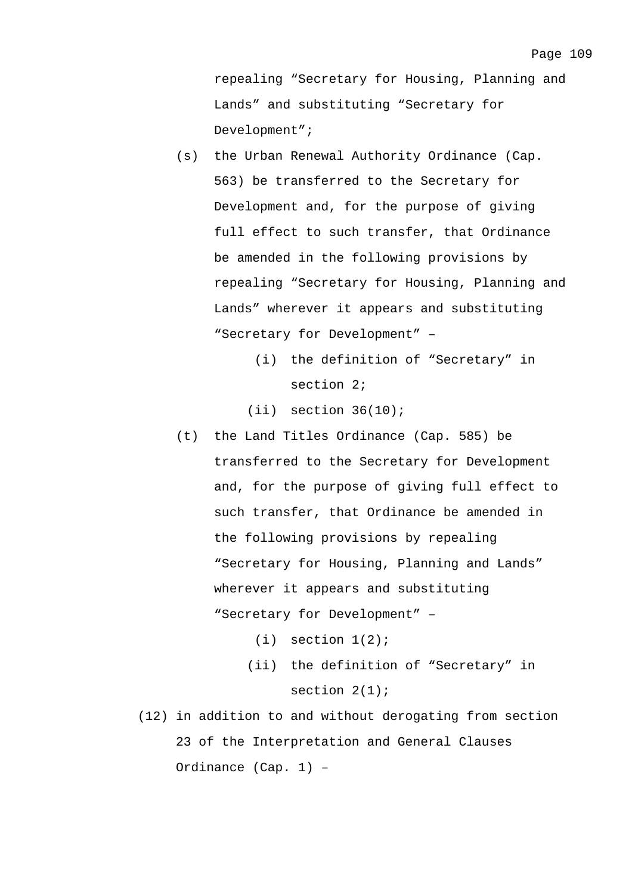repealing "Secretary for Housing, Planning and Lands" and substituting "Secretary for Development";

(s) the Urban Renewal Authority Ordinance (Cap. 563) be transferred to the Secretary for Development and, for the purpose of giving full effect to such transfer, that Ordinance be amended in the following provisions by repealing "Secretary for Housing, Planning and Lands" wherever it appears and substituting "Secretary for Development" –

  (i) the definition of "Secretary" in section 2;

  (ii) section 36(10);

(t) the Land Titles Ordinance (Cap. 585) be transferred to the Secretary for Development and, for the purpose of giving full effect to such transfer, that Ordinance be amended in the following provisions by repealing "Secretary for Housing, Planning and Lands" wherever it appears and substituting "Secretary for Development" –

  (i) section 1(2);

  (ii) the definition of "Secretary" in section 2(1);

(12) in addition to and without derogating from section 23 of the Interpretation and General Clauses Ordinance (Cap. 1) –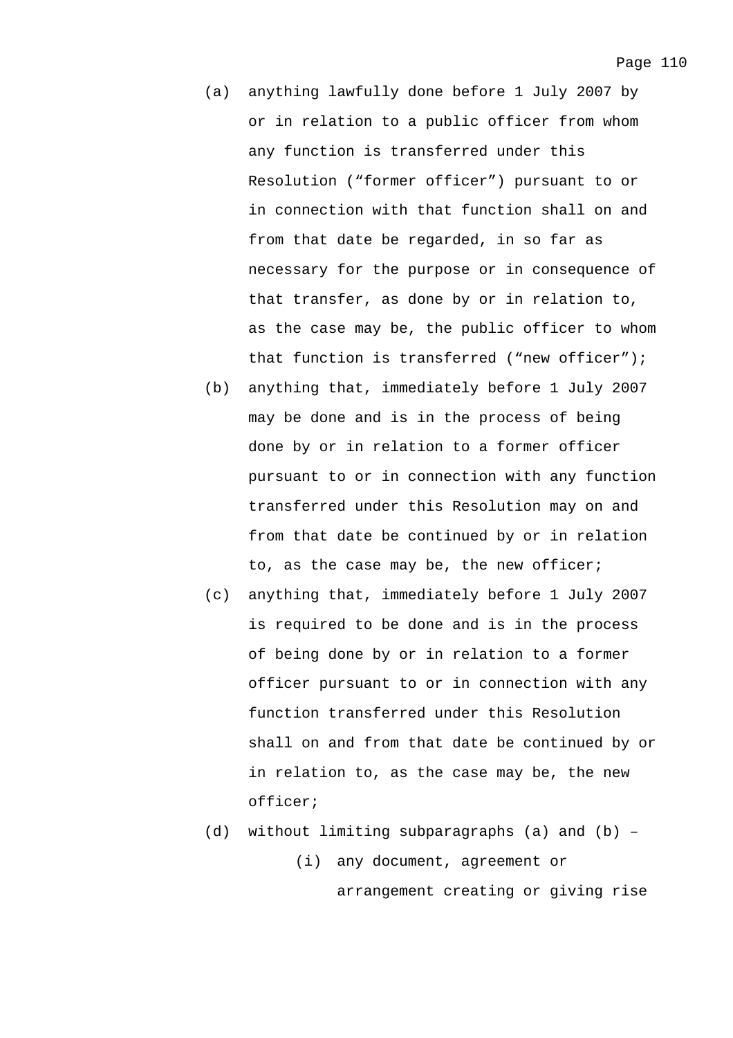(a) anything lawfully done before 1 July 2007 by or in relation to a public officer from whom any function is transferred under this Resolution ("former officer") pursuant to or in connection with that function shall on and from that date be regarded, in so far as necessary for the purpose or in consequence of that transfer, as done by or in relation to, as the case may be, the public officer to whom that function is transferred ("new officer");

(b) anything that, immediately before 1 July 2007 may be done and is in the process of being done by or in relation to a former officer pursuant to or in connection with any function transferred under this Resolution may on and from that date be continued by or in relation to, as the case may be, the new officer;

(c) anything that, immediately before 1 July 2007 is required to be done and is in the process of being done by or in relation to a former officer pursuant to or in connection with any function transferred under this Resolution shall on and from that date be continued by or in relation to, as the case may be, the new officer;

(d) without limiting subparagraphs (a) and (b) –

    (i) any document, agreement or arrangement creating or giving rise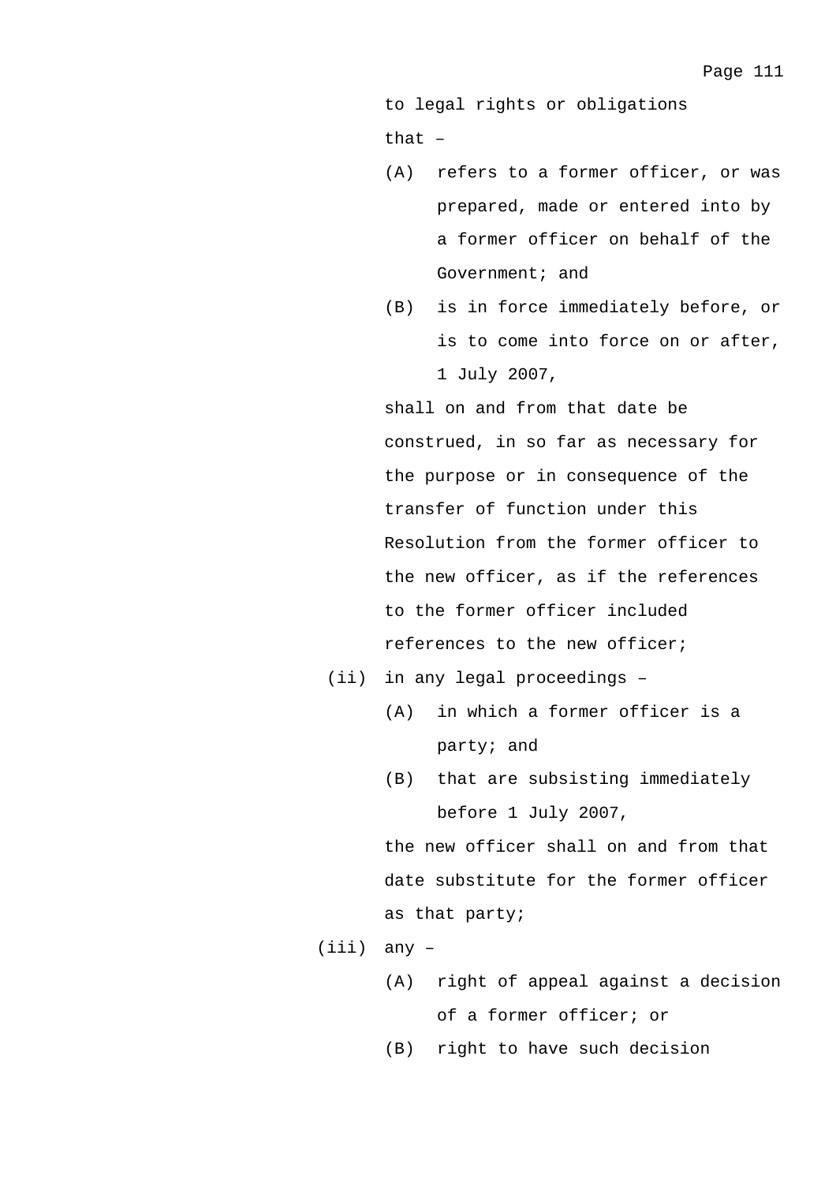to legal rights or obligations that –

(A) refers to a former officer, or was prepared, made or entered into by a former officer on behalf of the Government; and

(B) is in force immediately before, or is to come into force on or after, 1 July 2007,

shall on and from that date be construed, in so far as necessary for the purpose or in consequence of the transfer of function under this Resolution from the former officer to the new officer, as if the references to the former officer included references to the new officer;

(ii) in any legal proceedings –

(A) in which a former officer is a party; and

(B) that are subsisting immediately before 1 July 2007,

the new officer shall on and from that date substitute for the former officer as that party;

(iii) any –

(A) right of appeal against a decision of a former officer; or

(B) right to have such decision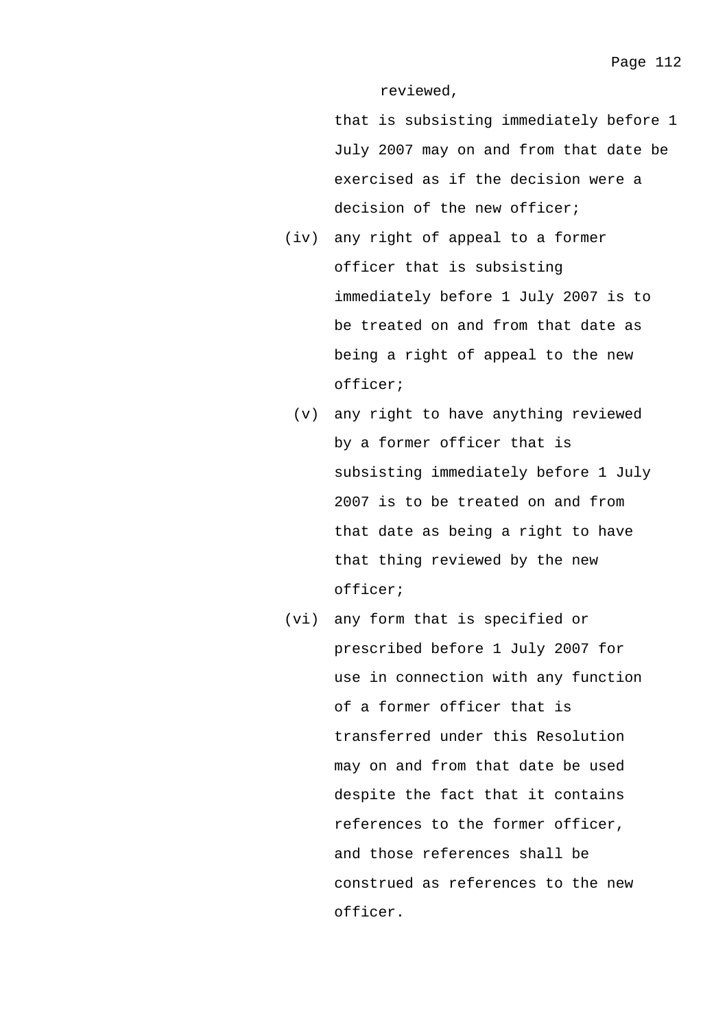reviewed,

that is subsisting immediately before 1 July 2007 may on and from that date be exercised as if the decision were a decision of the new officer;

(iv) any right of appeal to a former officer that is subsisting immediately before 1 July 2007 is to be treated on and from that date as being a right of appeal to the new officer;

(v) any right to have anything reviewed by a former officer that is subsisting immediately before 1 July 2007 is to be treated on and from that date as being a right to have that thing reviewed by the new officer;

(vi) any form that is specified or prescribed before 1 July 2007 for use in connection with any function of a former officer that is transferred under this Resolution may on and from that date be used despite the fact that it contains references to the former officer, and those references shall be construed as references to the new officer.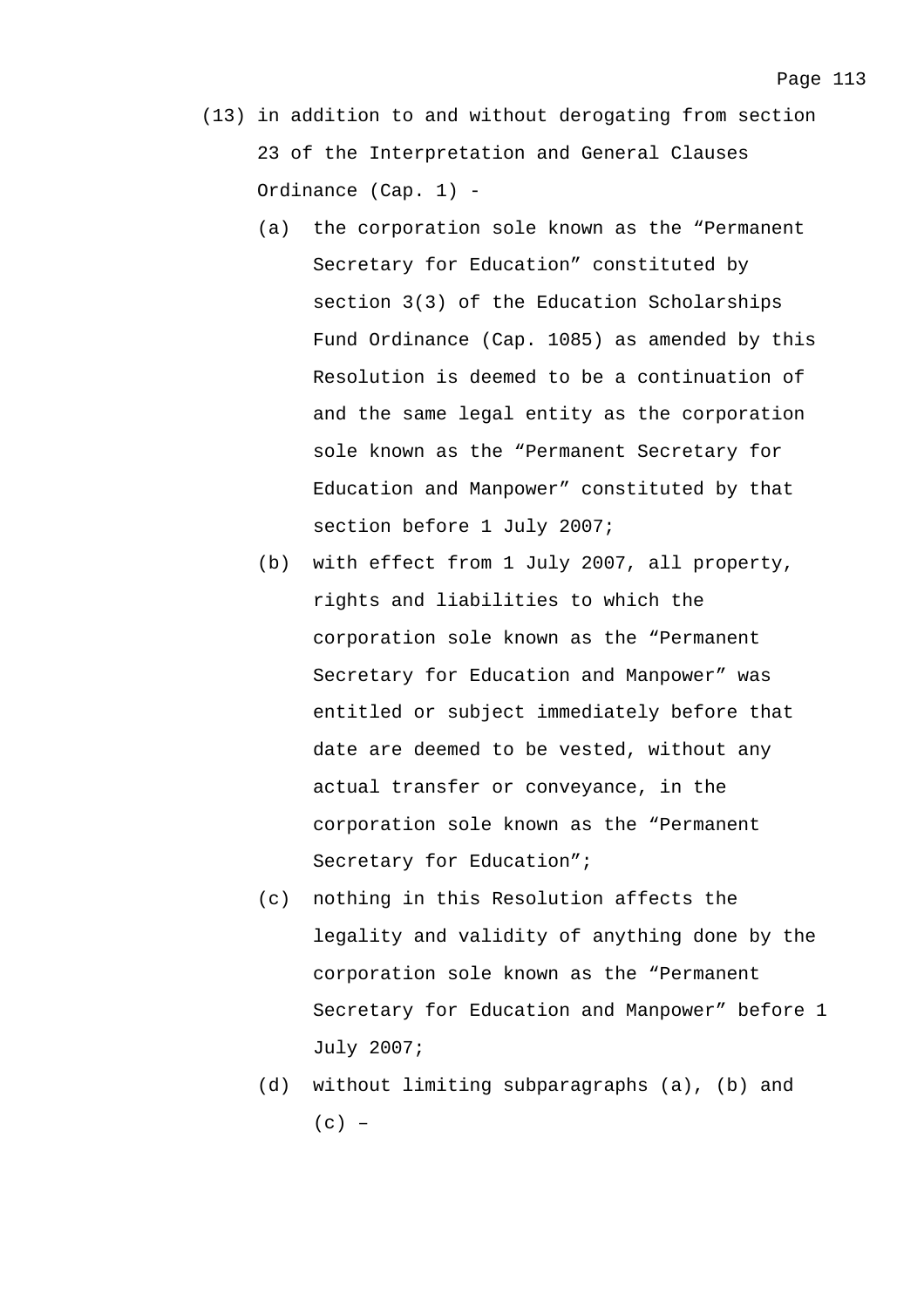(13) in addition to and without derogating from section 23 of the Interpretation and General Clauses Ordinance (Cap. 1) -

   (a) the corporation sole known as the "Permanent Secretary for Education" constituted by section 3(3) of the Education Scholarships Fund Ordinance (Cap. 1085) as amended by this Resolution is deemed to be a continuation of and the same legal entity as the corporation sole known as the "Permanent Secretary for Education and Manpower" constituted by that section before 1 July 2007;

   (b) with effect from 1 July 2007, all property, rights and liabilities to which the corporation sole known as the "Permanent Secretary for Education and Manpower" was entitled or subject immediately before that date are deemed to be vested, without any actual transfer or conveyance, in the corporation sole known as the "Permanent Secretary for Education";

   (c) nothing in this Resolution affects the legality and validity of anything done by the corporation sole known as the "Permanent Secretary for Education and Manpower" before 1 July 2007;

   (d) without limiting subparagraphs (a), (b) and (c) –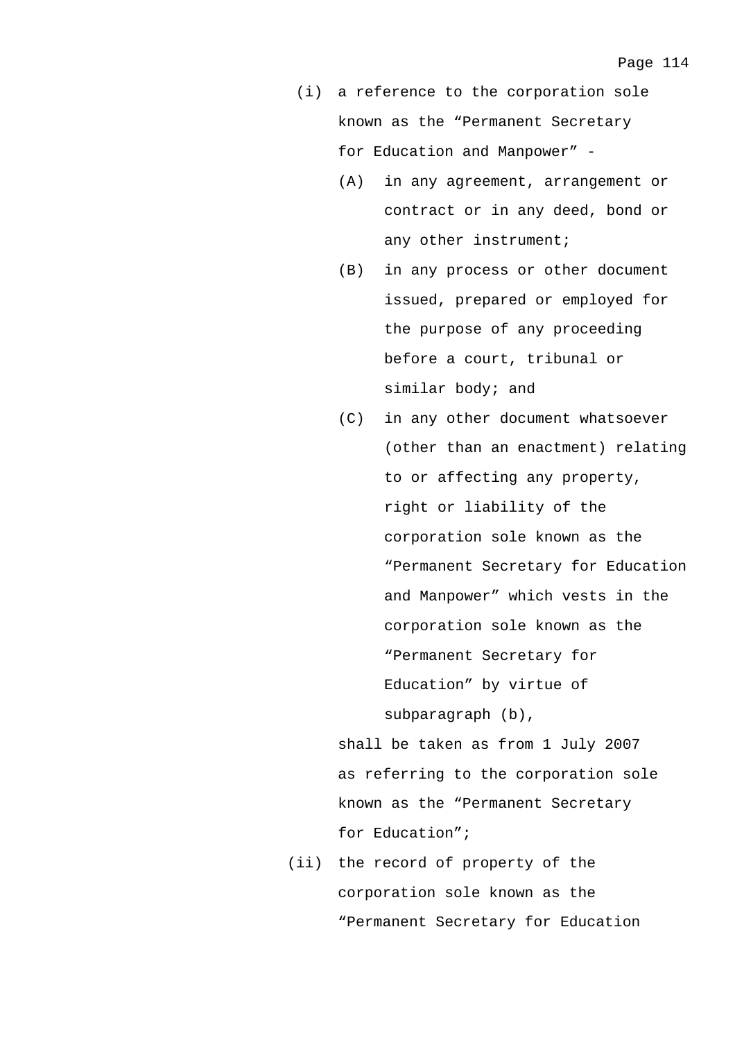(i) a reference to the corporation sole known as the “Permanent Secretary for Education and Manpower” -

   (A) in any agreement, arrangement or contract or in any deed, bond or any other instrument;

   (B) in any process or other document issued, prepared or employed for the purpose of any proceeding before a court, tribunal or similar body; and

   (C) in any other document whatsoever (other than an enactment) relating to or affecting any property, right or liability of the corporation sole known as the “Permanent Secretary for Education and Manpower” which vests in the corporation sole known as the “Permanent Secretary for Education” by virtue of subparagraph (b),

   shall be taken as from 1 July 2007 as referring to the corporation sole known as the “Permanent Secretary for Education”;

(ii) the record of property of the corporation sole known as the “Permanent Secretary for Education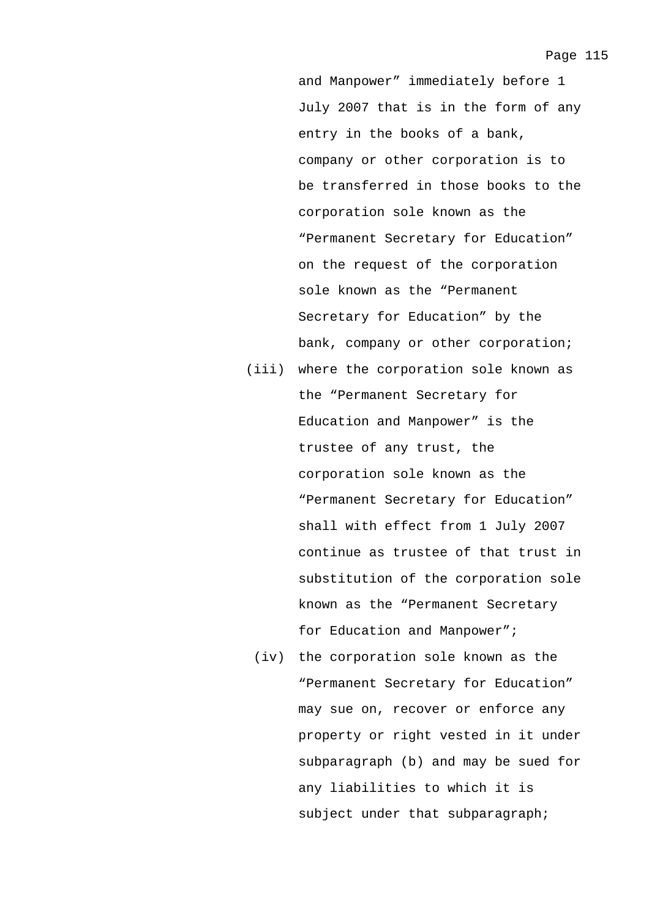and Manpower” immediately before 1 July 2007 that is in the form of any entry in the books of a bank, company or other corporation is to be transferred in those books to the corporation sole known as the “Permanent Secretary for Education” on the request of the corporation sole known as the “Permanent Secretary for Education” by the bank, company or other corporation;

(iii) where the corporation sole known as the “Permanent Secretary for Education and Manpower” is the trustee of any trust, the corporation sole known as the “Permanent Secretary for Education” shall with effect from 1 July 2007 continue as trustee of that trust in substitution of the corporation sole known as the “Permanent Secretary for Education and Manpower”;

(iv) the corporation sole known as the “Permanent Secretary for Education” may sue on, recover or enforce any property or right vested in it under subparagraph (b) and may be sued for any liabilities to which it is subject under that subparagraph;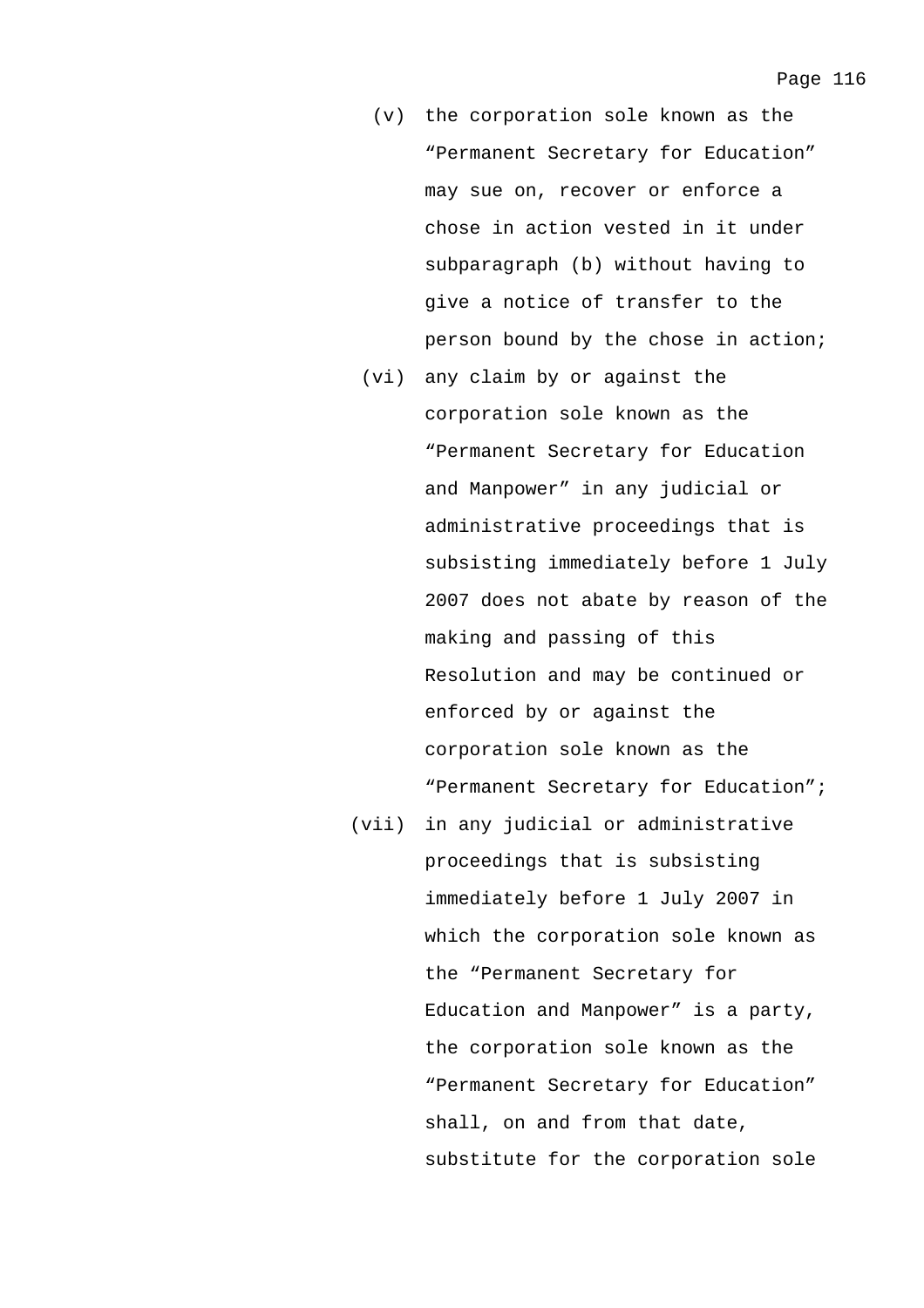(v) the corporation sole known as the "Permanent Secretary for Education" may sue on, recover or enforce a chose in action vested in it under subparagraph (b) without having to give a notice of transfer to the person bound by the chose in action;

(vi) any claim by or against the corporation sole known as the "Permanent Secretary for Education and Manpower" in any judicial or administrative proceedings that is subsisting immediately before 1 July 2007 does not abate by reason of the making and passing of this Resolution and may be continued or enforced by or against the corporation sole known as the "Permanent Secretary for Education";

(vii) in any judicial or administrative proceedings that is subsisting immediately before 1 July 2007 in which the corporation sole known as the "Permanent Secretary for Education and Manpower" is a party, the corporation sole known as the "Permanent Secretary for Education" shall, on and from that date, substitute for the corporation sole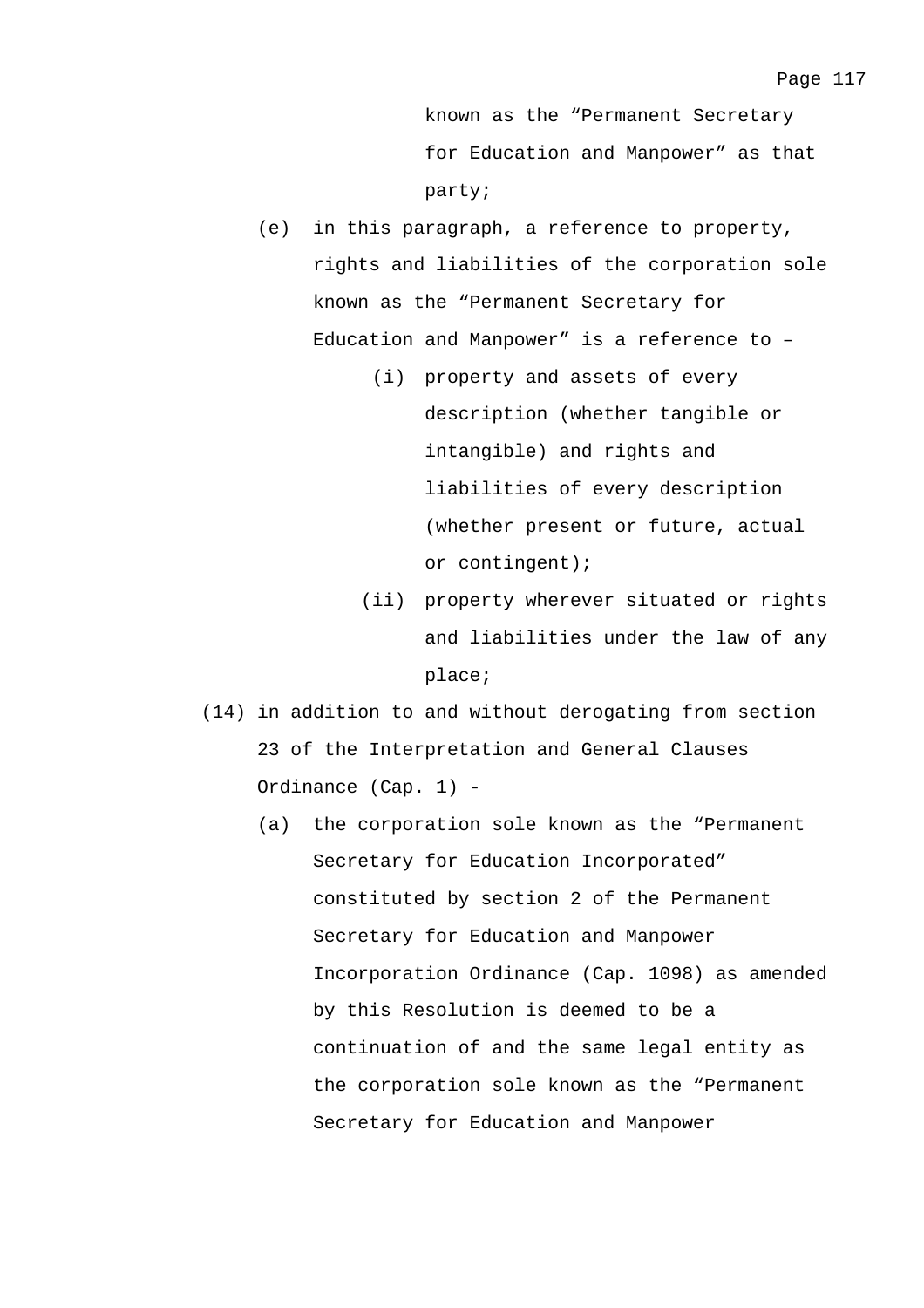known as the "Permanent Secretary for Education and Manpower" as that party;

(e) in this paragraph, a reference to property, rights and liabilities of the corporation sole known as the "Permanent Secretary for Education and Manpower" is a reference to –

  (i) property and assets of every description (whether tangible or intangible) and rights and liabilities of every description (whether present or future, actual or contingent);

  (ii) property wherever situated or rights and liabilities under the law of any place;

(14) in addition to and without derogating from section 23 of the Interpretation and General Clauses Ordinance (Cap. 1) -

(a) the corporation sole known as the "Permanent Secretary for Education Incorporated" constituted by section 2 of the Permanent Secretary for Education and Manpower Incorporation Ordinance (Cap. 1098) as amended by this Resolution is deemed to be a continuation of and the same legal entity as the corporation sole known as the "Permanent Secretary for Education and Manpower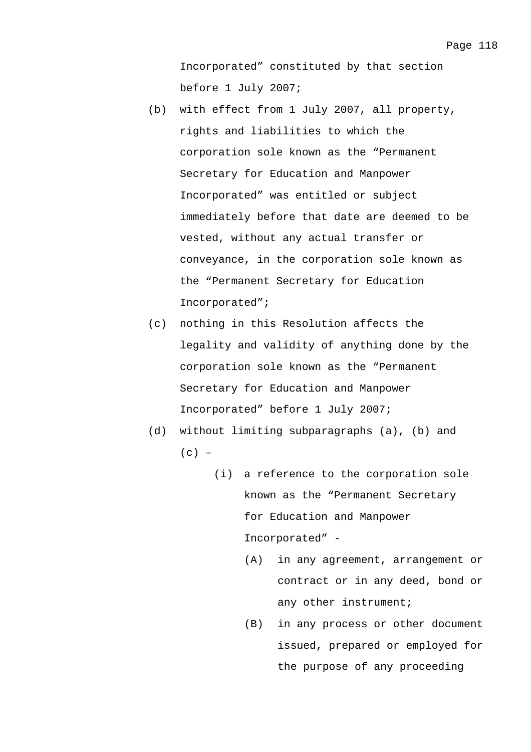Incorporated” constituted by that section before 1 July 2007;

(b) with effect from 1 July 2007, all property, rights and liabilities to which the corporation sole known as the “Permanent Secretary for Education and Manpower Incorporated” was entitled or subject immediately before that date are deemed to be vested, without any actual transfer or conveyance, in the corporation sole known as the “Permanent Secretary for Education Incorporated”;

(c) nothing in this Resolution affects the legality and validity of anything done by the corporation sole known as the “Permanent Secretary for Education and Manpower Incorporated” before 1 July 2007;

(d) without limiting subparagraphs (a), (b) and (c) –

  (i) a reference to the corporation sole known as the “Permanent Secretary for Education and Manpower Incorporated” -

    (A) in any agreement, arrangement or contract or in any deed, bond or any other instrument;

    (B) in any process or other document issued, prepared or employed for the purpose of any proceeding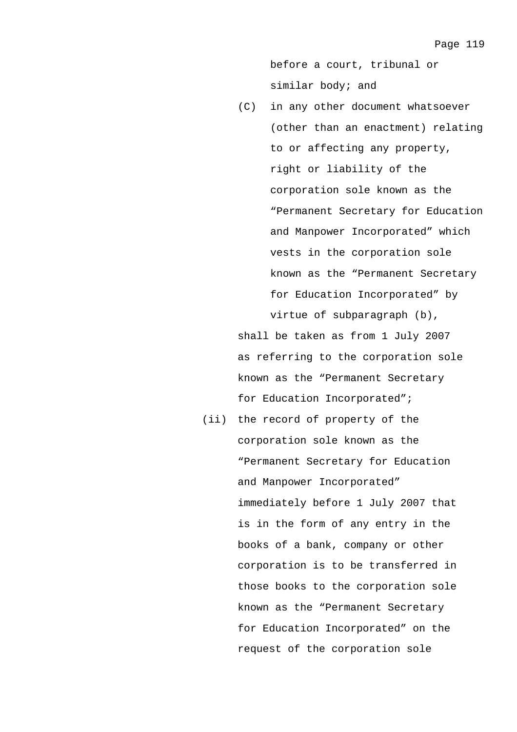before a court, tribunal or similar body; and

(C) in any other document whatsoever (other than an enactment) relating to or affecting any property, right or liability of the corporation sole known as the "Permanent Secretary for Education and Manpower Incorporated" which vests in the corporation sole known as the "Permanent Secretary for Education Incorporated" by virtue of subparagraph (b),

shall be taken as from 1 July 2007 as referring to the corporation sole known as the "Permanent Secretary for Education Incorporated";

(ii) the record of property of the corporation sole known as the "Permanent Secretary for Education and Manpower Incorporated" immediately before 1 July 2007 that is in the form of any entry in the books of a bank, company or other corporation is to be transferred in those books to the corporation sole known as the "Permanent Secretary for Education Incorporated" on the request of the corporation sole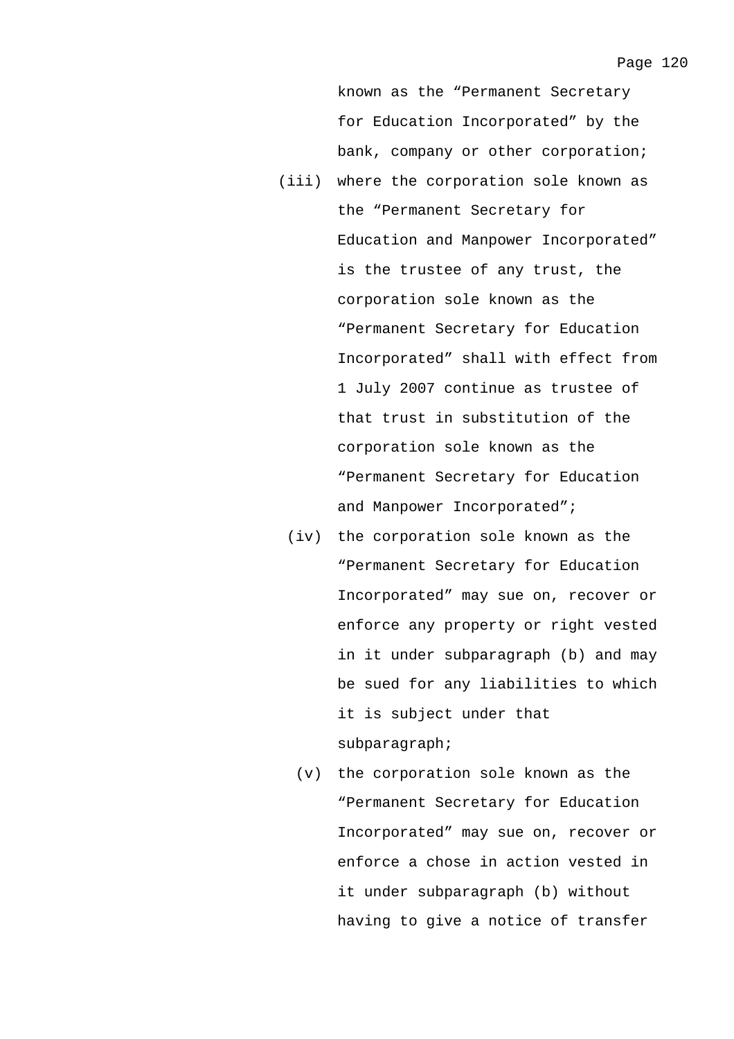known as the “Permanent Secretary for Education Incorporated” by the bank, company or other corporation;

(iii) where the corporation sole known as the “Permanent Secretary for Education and Manpower Incorporated” is the trustee of any trust, the corporation sole known as the “Permanent Secretary for Education Incorporated” shall with effect from 1 July 2007 continue as trustee of that trust in substitution of the corporation sole known as the “Permanent Secretary for Education and Manpower Incorporated”;

(iv) the corporation sole known as the “Permanent Secretary for Education Incorporated” may sue on, recover or enforce any property or right vested in it under subparagraph (b) and may be sued for any liabilities to which it is subject under that subparagraph;

(v) the corporation sole known as the “Permanent Secretary for Education Incorporated” may sue on, recover or enforce a chose in action vested in it under subparagraph (b) without having to give a notice of transfer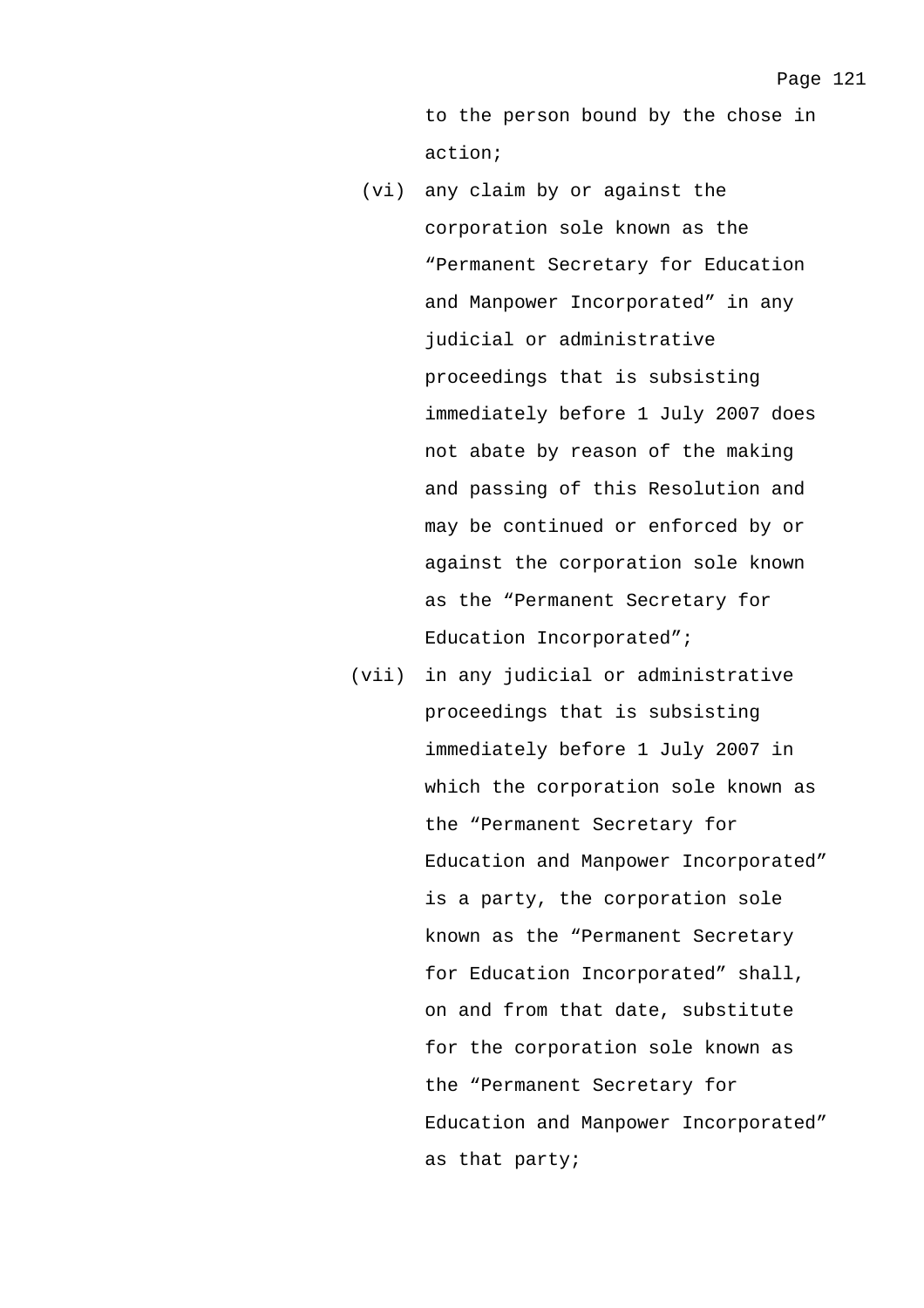to the person bound by the chose in action;

(vi) any claim by or against the corporation sole known as the “Permanent Secretary for Education and Manpower Incorporated” in any judicial or administrative proceedings that is subsisting immediately before 1 July 2007 does not abate by reason of the making and passing of this Resolution and may be continued or enforced by or against the corporation sole known as the “Permanent Secretary for Education Incorporated”;

(vii) in any judicial or administrative proceedings that is subsisting immediately before 1 July 2007 in which the corporation sole known as the “Permanent Secretary for Education and Manpower Incorporated” is a party, the corporation sole known as the “Permanent Secretary for Education Incorporated” shall, on and from that date, substitute for the corporation sole known as the “Permanent Secretary for Education and Manpower Incorporated” as that party;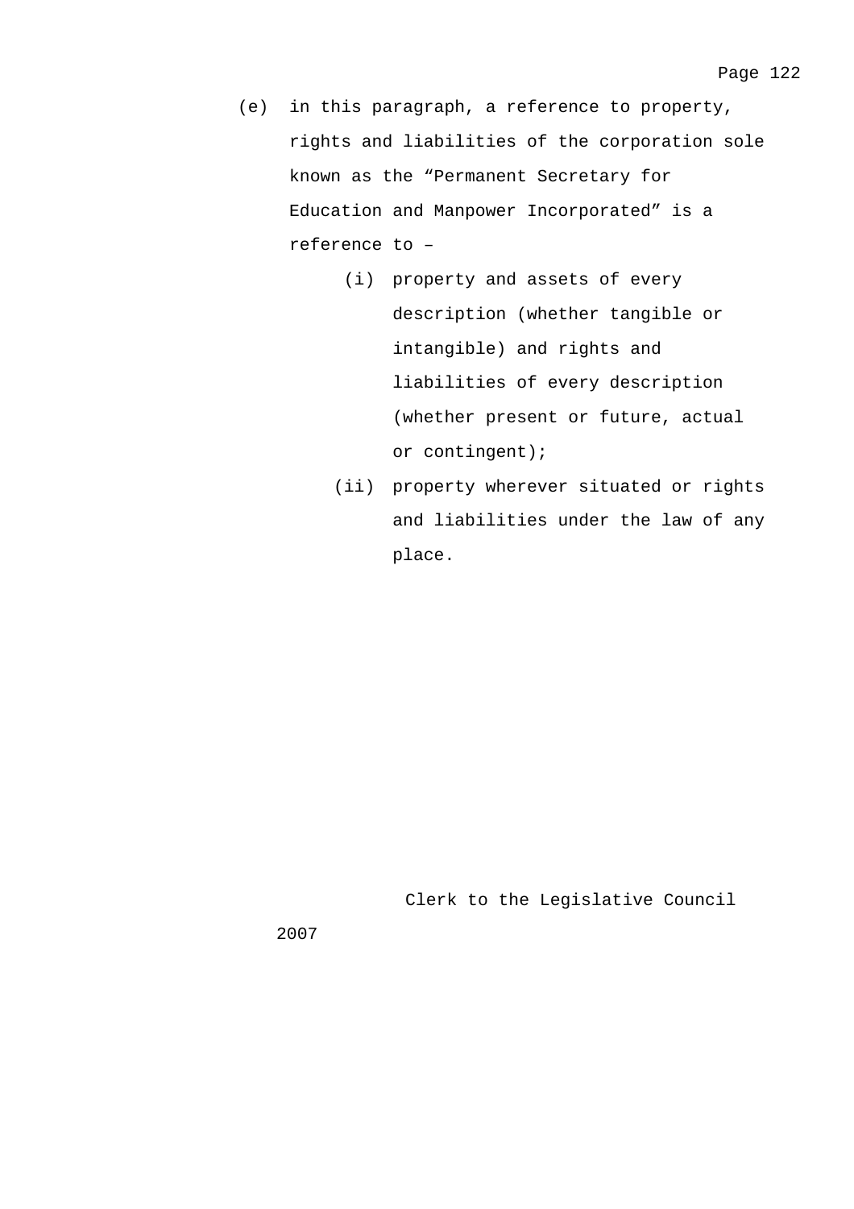(e) in this paragraph, a reference to property, rights and liabilities of the corporation sole known as the "Permanent Secretary for Education and Manpower Incorporated" is a reference to –

  (i) property and assets of every description (whether tangible or intangible) and rights and liabilities of every description (whether present or future, actual or contingent);

  (ii) property wherever situated or rights and liabilities under the law of any place.

Clerk to the Legislative Council

2007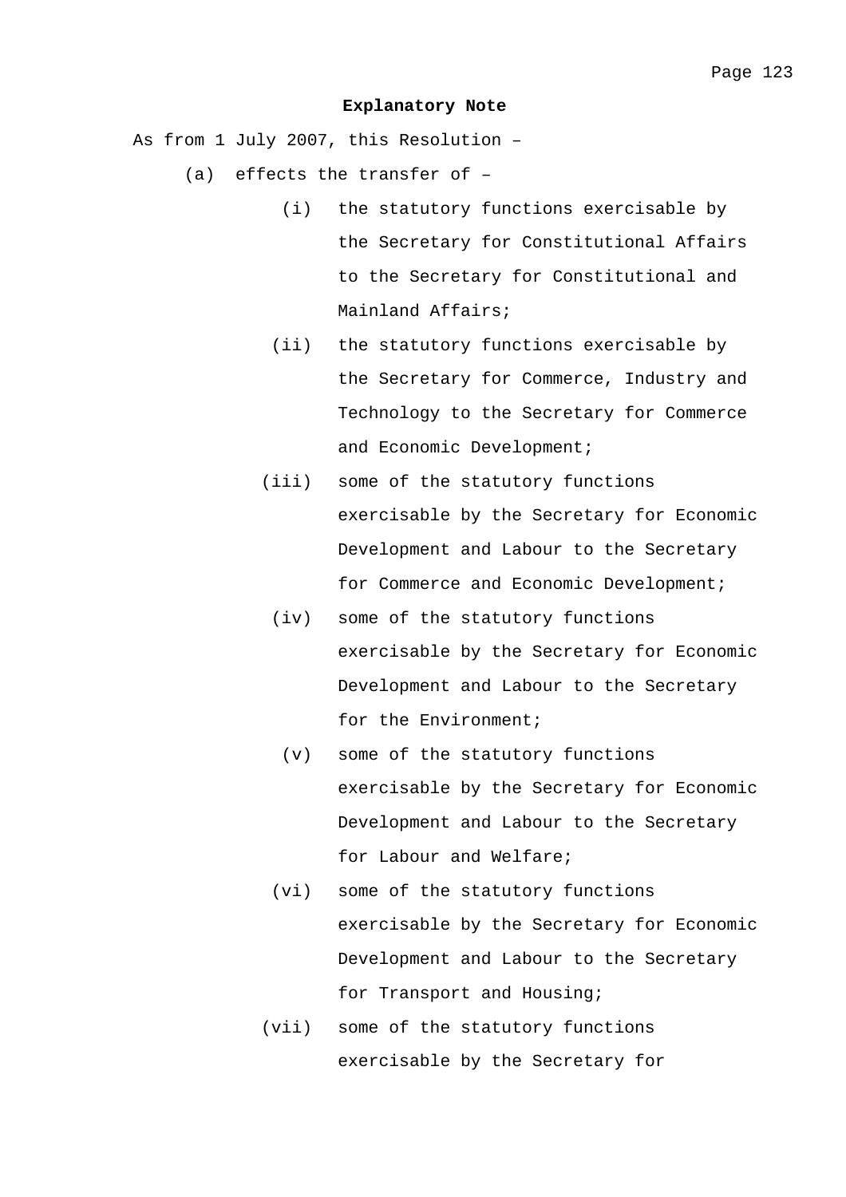**Explanatory Note**

As from 1 July 2007, this Resolution –

(a) effects the transfer of –

  (i) the statutory functions exercisable by the Secretary for Constitutional Affairs to the Secretary for Constitutional and Mainland Affairs;

  (ii) the statutory functions exercisable by the Secretary for Commerce, Industry and Technology to the Secretary for Commerce and Economic Development;

  (iii) some of the statutory functions exercisable by the Secretary for Economic Development and Labour to the Secretary for Commerce and Economic Development;

  (iv) some of the statutory functions exercisable by the Secretary for Economic Development and Labour to the Secretary for the Environment;

  (v) some of the statutory functions exercisable by the Secretary for Economic Development and Labour to the Secretary for Labour and Welfare;

  (vi) some of the statutory functions exercisable by the Secretary for Economic Development and Labour to the Secretary for Transport and Housing;

  (vii) some of the statutory functions exercisable by the Secretary for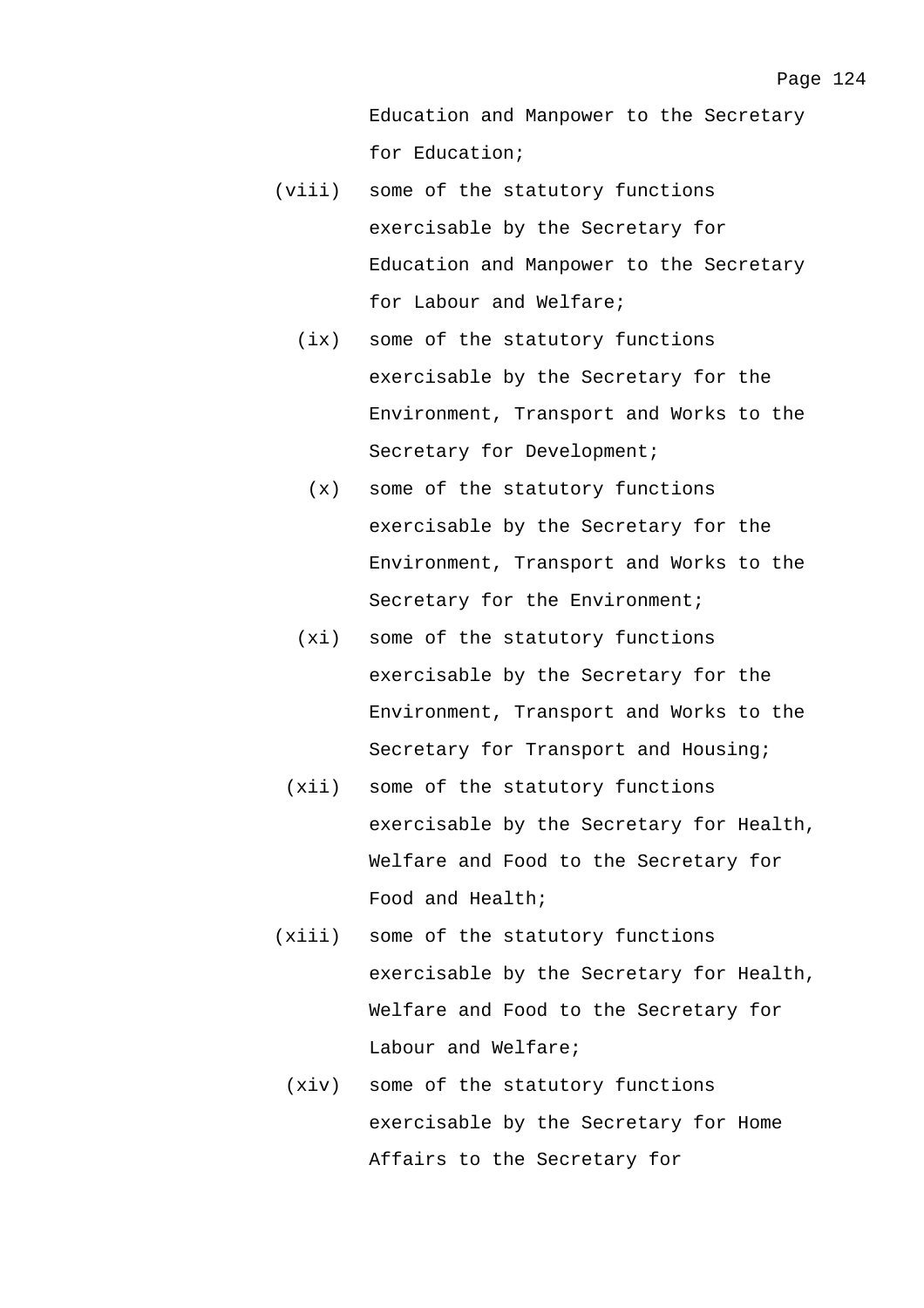Education and Manpower to the Secretary for Education;

(viii) some of the statutory functions exercisable by the Secretary for Education and Manpower to the Secretary for Labour and Welfare;

(ix) some of the statutory functions exercisable by the Secretary for the Environment, Transport and Works to the Secretary for Development;

(x) some of the statutory functions exercisable by the Secretary for the Environment, Transport and Works to the Secretary for the Environment;

(xi) some of the statutory functions exercisable by the Secretary for the Environment, Transport and Works to the Secretary for Transport and Housing;

(xii) some of the statutory functions exercisable by the Secretary for Health, Welfare and Food to the Secretary for Food and Health;

(xiii) some of the statutory functions exercisable by the Secretary for Health, Welfare and Food to the Secretary for Labour and Welfare;

(xiv) some of the statutory functions exercisable by the Secretary for Home Affairs to the Secretary for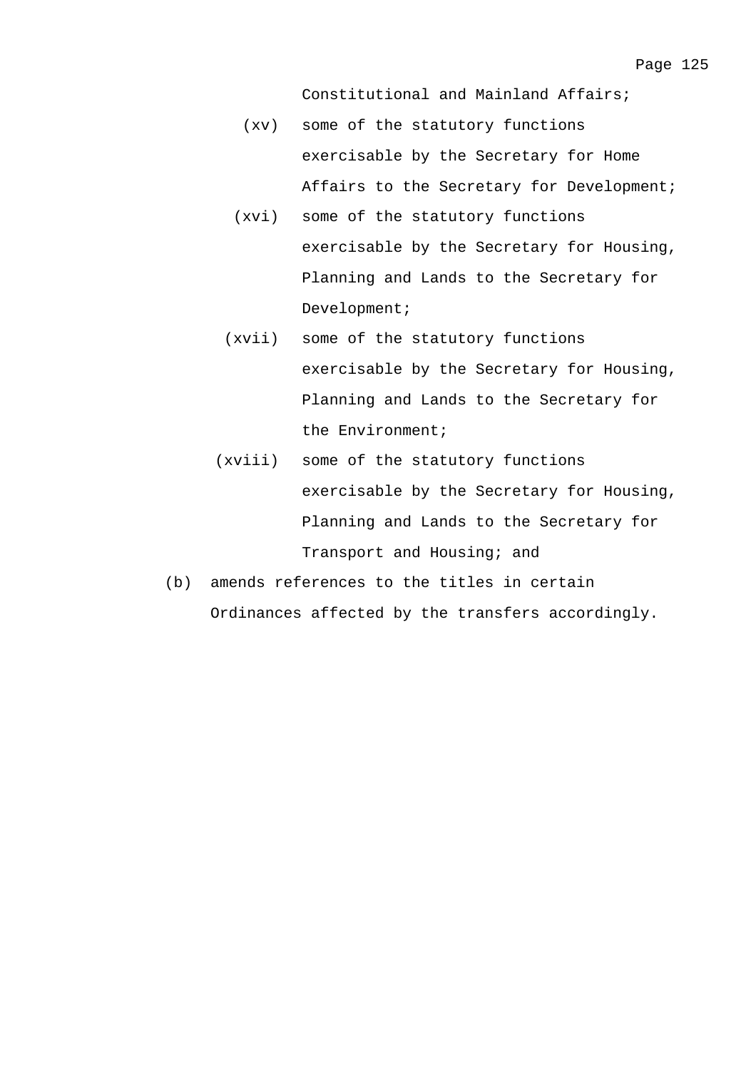Constitutional and Mainland Affairs;

- (xv) some of the statutory functions exercisable by the Secretary for Home Affairs to the Secretary for Development;
- (xvi) some of the statutory functions exercisable by the Secretary for Housing, Planning and Lands to the Secretary for Development;
- (xvii) some of the statutory functions exercisable by the Secretary for Housing, Planning and Lands to the Secretary for the Environment;
- (xviii) some of the statutory functions exercisable by the Secretary for Housing, Planning and Lands to the Secretary for Transport and Housing; and

(b) amends references to the titles in certain Ordinances affected by the transfers accordingly.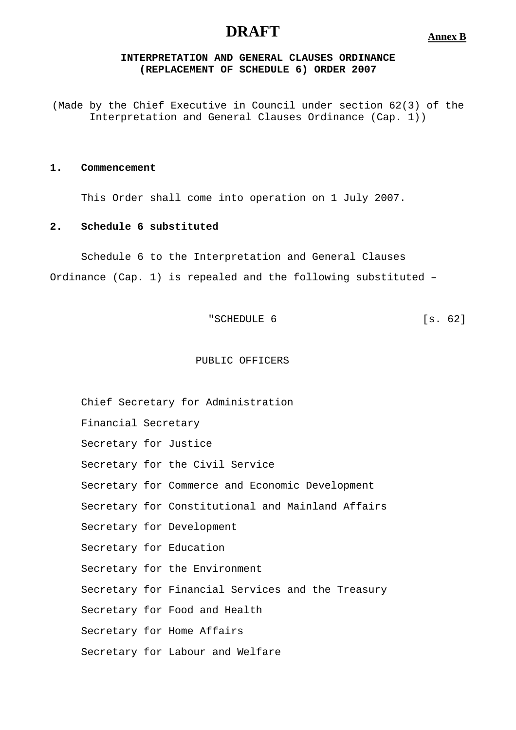# DRAFT

**Annex B**

**INTERPRETATION AND GENERAL CLAUSES ORDINANCE (REPLACEMENT OF SCHEDULE 6) ORDER 2007**

(Made by the Chief Executive in Council under section 62(3) of the Interpretation and General Clauses Ordinance (Cap. 1))

**1. Commencement**

This Order shall come into operation on 1 July 2007.

**2. Schedule 6 substituted**

Schedule 6 to the Interpretation and General Clauses Ordinance (Cap. 1) is repealed and the following substituted –

"SCHEDULE 6 [s. 62]

PUBLIC OFFICERS

Chief Secretary for Administration

Financial Secretary

Secretary for Justice

Secretary for the Civil Service

Secretary for Commerce and Economic Development

Secretary for Constitutional and Mainland Affairs

Secretary for Development

Secretary for Education

Secretary for the Environment

Secretary for Financial Services and the Treasury

Secretary for Food and Health

Secretary for Home Affairs

Secretary for Labour and Welfare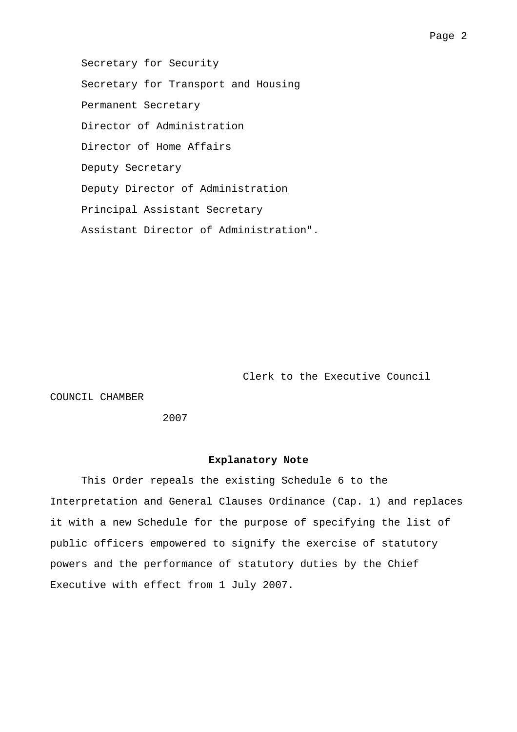Secretary for Security

Secretary for Transport and Housing

Permanent Secretary

Director of Administration

Director of Home Affairs

Deputy Secretary

Deputy Director of Administration

Principal Assistant Secretary

Assistant Director of Administration".

Clerk to the Executive Council

COUNCIL CHAMBER

2007

**Explanatory Note**

This Order repeals the existing Schedule 6 to the Interpretation and General Clauses Ordinance (Cap. 1) and replaces it with a new Schedule for the purpose of specifying the list of public officers empowered to signify the exercise of statutory powers and the performance of statutory duties by the Chief Executive with effect from 1 July 2007.